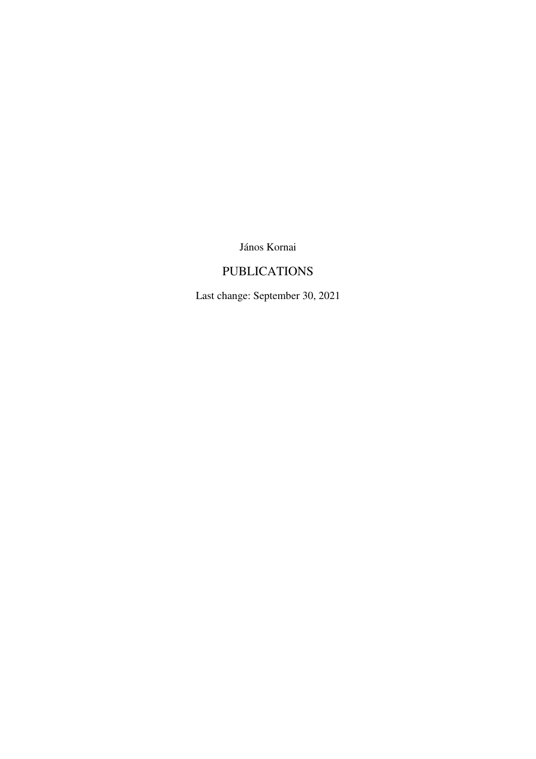János Kornai

# PUBLICATIONS

Last change: September 30, 2021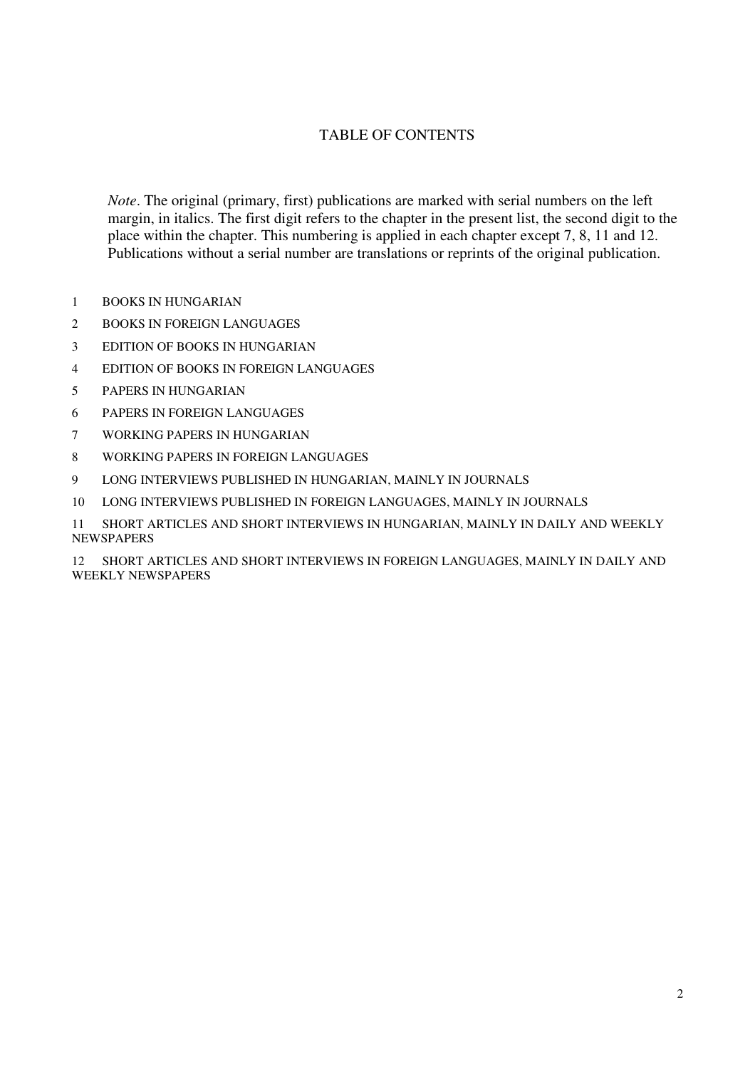# TABLE OF CONTENTS

*Note*. The original (primary, first) publications are marked with serial numbers on the left margin, in italics. The first digit refers to the chapter in the present list, the second digit to the place within the chapter. This numbering is applied in each chapter except 7, 8, 11 and 12. Publications without a serial number are translations or reprints of the original publication.

1 BOOKS IN HUNGARIAN

2 BOOKS IN FOREIGN LANGUAGES

3 EDITION OF BOOKS IN HUNGARIAN

4 EDITION OF BOOKS IN FOREIGN LANGUAGES

5 PAPERS IN HUNGARIAN

6 PAPERS IN FOREIGN LANGUAGES

7 WORKING PAPERS IN HUNGARIAN

8 WORKING PAPERS IN FOREIGN LANGUAGES

9 LONG INTERVIEWS PUBLISHED IN HUNGARIAN, MAINLY IN JOURNALS

10 LONG INTERVIEWS PUBLISHED IN FOREIGN LANGUAGES, MAINLY IN JOURNALS

11 SHORT ARTICLES AND SHORT INTERVIEWS IN HUNGARIAN, MAINLY IN DAILY AND WEEKLY NEWSPAPERS

12 SHORT ARTICLES AND SHORT INTERVIEWS IN FOREIGN LANGUAGES, MAINLY IN DAILY AND WEEKLY NEWSPAPERS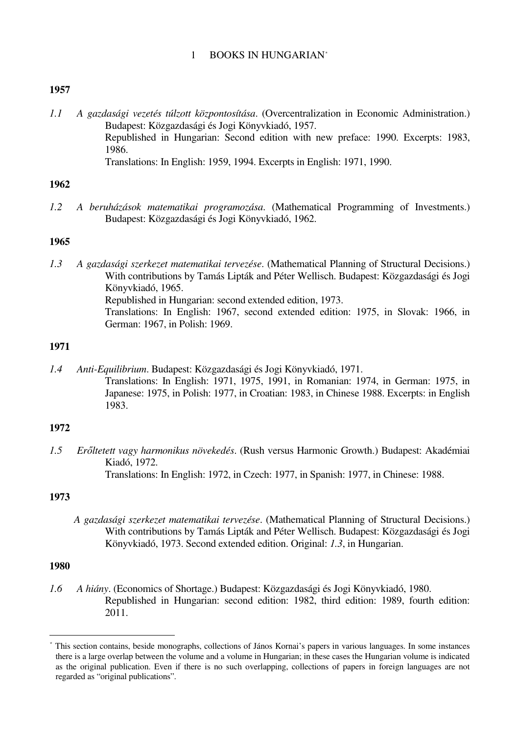# 1 BOOKS IN HUNGARIAN[*]

**1957**

*1.1* *A gazdasági vezetés túlzott központosítása*. (Overcentralization in Economic Administration.) Budapest: Közgazdasági és Jogi Könyvkiadó, 1957.
Republished in Hungarian: Second edition with new preface: 1990. Excerpts: 1983, 1986.
Translations: In English: 1959, 1994. Excerpts in English: 1971, 1990.

**1962**

*1.2* *A beruházások matematikai programozása*. (Mathematical Programming of Investments.) Budapest: Közgazdasági és Jogi Könyvkiadó, 1962.

**1965**

*1.3* *A gazdasági szerkezet matematikai tervezése*. (Mathematical Planning of Structural Decisions.) With contributions by Tamás Lipták and Péter Wellisch. Budapest: Közgazdasági és Jogi Könyvkiadó, 1965.
Republished in Hungarian: second extended edition, 1973.
Translations: In English: 1967, second extended edition: 1975, in Slovak: 1966, in German: 1967, in Polish: 1969.

**1971**

*1.4* *Anti-Equilibrium*. Budapest: Közgazdasági és Jogi Könyvkiadó, 1971.
Translations: In English: 1971, 1975, 1991, in Romanian: 1974, in German: 1975, in Japanese: 1975, in Polish: 1977, in Croatian: 1983, in Chinese 1988. Excerpts: in English 1983.

**1972**

*1.5* *Erőltetett vagy harmonikus növekedés*. (Rush versus Harmonic Growth.) Budapest: Akadémiai Kiadó, 1972.
Translations: In English: 1972, in Czech: 1977, in Spanish: 1977, in Chinese: 1988.

**1973**

*A gazdasági szerkezet matematikai tervezése*. (Mathematical Planning of Structural Decisions.) With contributions by Tamás Lipták and Péter Wellisch. Budapest: Közgazdasági és Jogi Könyvkiadó, 1973. Second extended edition. Original: *1.3*, in Hungarian.

**1980**

*1.6* *A hiány*. (Economics of Shortage.) Budapest: Közgazdasági és Jogi Könyvkiadó, 1980.
Republished in Hungarian: second edition: 1982, third edition: 1989, fourth edition: 2011.

---

[*] This section contains, beside monographs, collections of János Kornai's papers in various languages. In some instances there is a large overlap between the volume and a volume in Hungarian; in these cases the Hungarian volume is indicated as the original publication. Even if there is no such overlapping, collections of papers in foreign languages are not regarded as "original publications".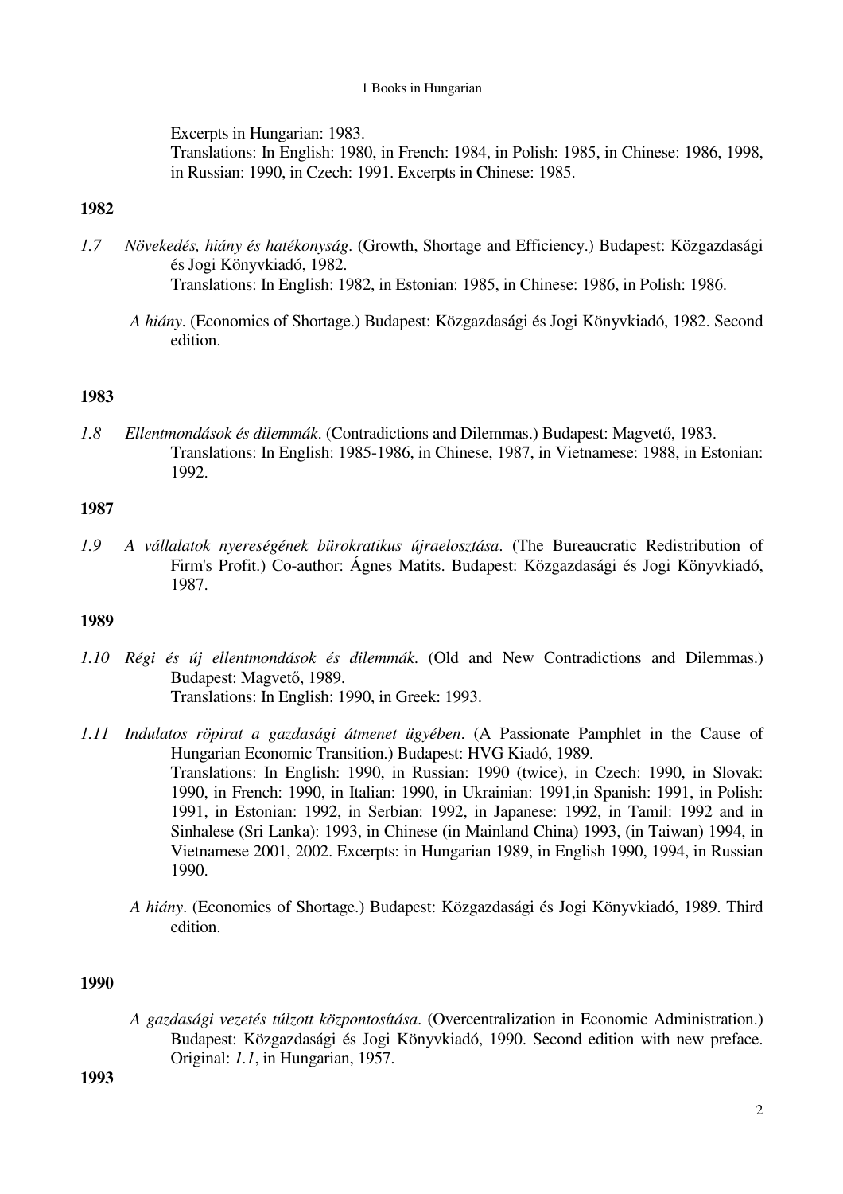Excerpts in Hungarian: 1983.
Translations: In English: 1980, in French: 1984, in Polish: 1985, in Chinese: 1986, 1998, in Russian: 1990, in Czech: 1991. Excerpts in Chinese: 1985.

**1982**

1.7 *Növekedés, hiány és hatékonyság*. (Growth, Shortage and Efficiency.) Budapest: Közgazdasági és Jogi Könyvkiadó, 1982.
Translations: In English: 1982, in Estonian: 1985, in Chinese: 1986, in Polish: 1986.

*A hiány*. (Economics of Shortage.) Budapest: Közgazdasági és Jogi Könyvkiadó, 1982. Second edition.

**1983**

1.8 *Ellentmondások és dilemmák*. (Contradictions and Dilemmas.) Budapest: Magvető, 1983.
Translations: In English: 1985-1986, in Chinese, 1987, in Vietnamese: 1988, in Estonian: 1992.

**1987**

1.9 *A vállalatok nyereségének bürokratikus újraelosztása*. (The Bureaucratic Redistribution of Firm's Profit.) Co-author: Ágnes Matits. Budapest: Közgazdasági és Jogi Könyvkiadó, 1987.

**1989**

1.10 *Régi és új ellentmondások és dilemmák*. (Old and New Contradictions and Dilemmas.) Budapest: Magvető, 1989.
Translations: In English: 1990, in Greek: 1993.

1.11 *Indulatos röpirat a gazdasági átmenet ügyében*. (A Passionate Pamphlet in the Cause of Hungarian Economic Transition.) Budapest: HVG Kiadó, 1989.
Translations: In English: 1990, in Russian: 1990 (twice), in Czech: 1990, in Slovak: 1990, in French: 1990, in Italian: 1990, in Ukrainian: 1991,in Spanish: 1991, in Polish: 1991, in Estonian: 1992, in Serbian: 1992, in Japanese: 1992, in Tamil: 1992 and in Sinhalese (Sri Lanka): 1993, in Chinese (in Mainland China) 1993, (in Taiwan) 1994, in Vietnamese 2001, 2002. Excerpts: in Hungarian 1989, in English 1990, 1994, in Russian 1990.

*A hiány*. (Economics of Shortage.) Budapest: Közgazdasági és Jogi Könyvkiadó, 1989. Third edition.

**1990**

*A gazdasági vezetés túlzott központosítása*. (Overcentralization in Economic Administration.) Budapest: Közgazdasági és Jogi Könyvkiadó, 1990. Second edition with new preface. Original: *1.1*, in Hungarian, 1957.

**1993**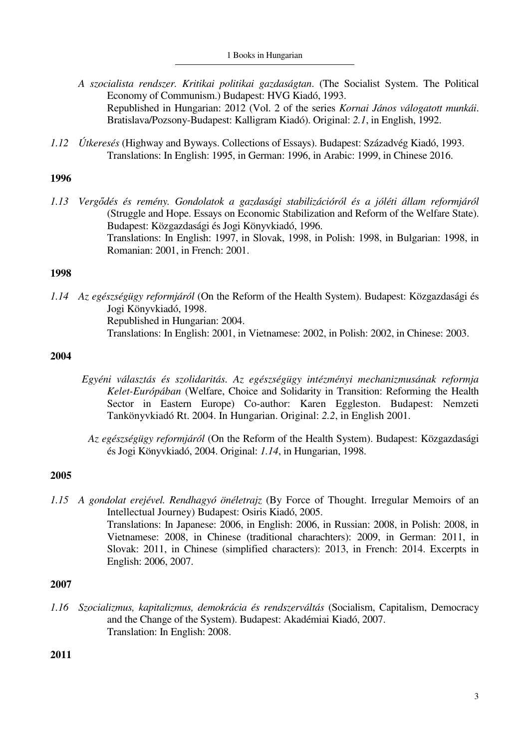*A szocialista rendszer. Kritikai politikai gazdaságtan*. (The Socialist System. The Political Economy of Communism.) Budapest: HVG Kiadó, 1993.
Republished in Hungarian: 2012 (Vol. 2 of the series *Kornai János válogatott munkái*. Bratislava/Pozsony-Budapest: Kalligram Kiadó). Original: *2.1*, in English, 1992.

*1.12* *Útkeresés* (Highway and Byways. Collections of Essays). Budapest: Századvég Kiadó, 1993.
Translations: In English: 1995, in German: 1996, in Arabic: 1999, in Chinese 2016.

**1996**

*1.13* *Vergődés és remény. Gondolatok a gazdasági stabilizációról és a jóléti állam reformjáról* (Struggle and Hope. Essays on Economic Stabilization and Reform of the Welfare State). Budapest: Közgazdasági és Jogi Könyvkiadó, 1996.
Translations: In English: 1997, in Slovak, 1998, in Polish: 1998, in Bulgarian: 1998, in Romanian: 2001, in French: 2001.

**1998**

*1.14* *Az egészségügy reformjáról* (On the Reform of the Health System). Budapest: Közgazdasági és Jogi Könyvkiadó, 1998.
Republished in Hungarian: 2004.
Translations: In English: 2001, in Vietnamese: 2002, in Polish: 2002, in Chinese: 2003.

**2004**

*Egyéni választás és szolidaritás. Az egészségügy intézményi mechanizmusának reformja Kelet-Európában* (Welfare, Choice and Solidarity in Transition: Reforming the Health Sector in Eastern Europe) Co-author: Karen Eggleston. Budapest: Nemzeti Tankönyvkiadó Rt. 2004. In Hungarian. Original: *2.2*, in English 2001.

*Az egészségügy reformjáról* (On the Reform of the Health System). Budapest: Közgazdasági és Jogi Könyvkiadó, 2004. Original: *1.14*, in Hungarian, 1998.

**2005**

*1.15* *A gondolat erejével. Rendhagyó önéletrajz* (By Force of Thought. Irregular Memoirs of an Intellectual Journey) Budapest: Osiris Kiadó, 2005.
Translations: In Japanese: 2006, in English: 2006, in Russian: 2008, in Polish: 2008, in Vietnamese: 2008, in Chinese (traditional charachters): 2009, in German: 2011, in Slovak: 2011, in Chinese (simplified characters): 2013, in French: 2014. Excerpts in English: 2006, 2007.

**2007**

*1.16* *Szocializmus, kapitalizmus, demokrácia és rendszerváltás* (Socialism, Capitalism, Democracy and the Change of the System). Budapest: Akadémiai Kiadó, 2007.
Translation: In English: 2008.

**2011**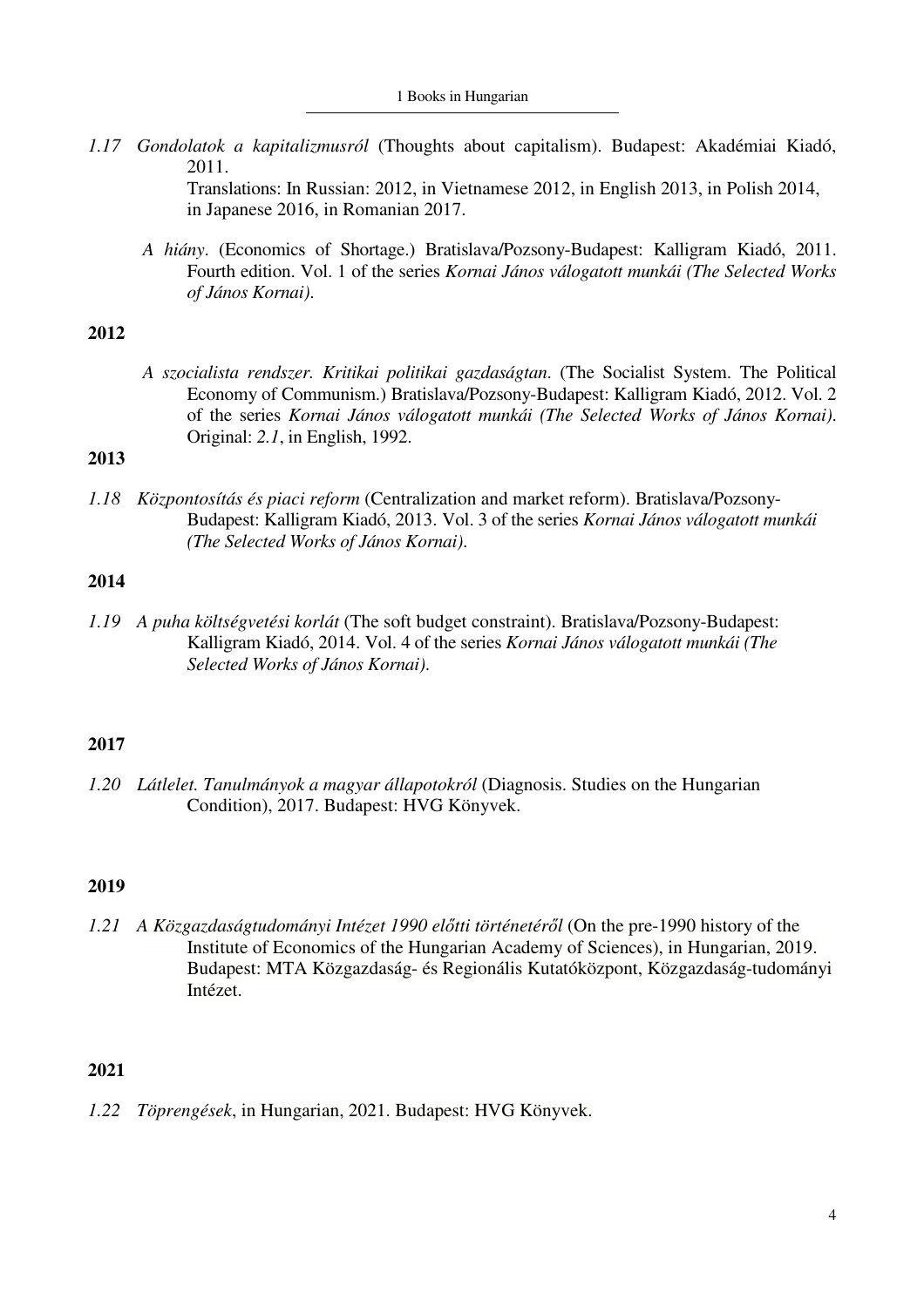*1.17 Gondolatok a kapitalizmusról* (Thoughts about capitalism). Budapest: Akadémiai Kiadó, 2011.
Translations: In Russian: 2012, in Vietnamese 2012, in English 2013, in Polish 2014, in Japanese 2016, in Romanian 2017.

*A hiány*. (Economics of Shortage.) Bratislava/Pozsony-Budapest: Kalligram Kiadó, 2011. Fourth edition. Vol. 1 of the series *Kornai János válogatott munkái (The Selected Works of János Kornai)*.

**2012**

*A szocialista rendszer. Kritikai politikai gazdaságtan*. (The Socialist System. The Political Economy of Communism.) Bratislava/Pozsony-Budapest: Kalligram Kiadó, 2012. Vol. 2 of the series *Kornai János válogatott munkái (The Selected Works of János Kornai)*. Original: *2.1*, in English, 1992.

**2013**

*1.18 Központosítás és piaci reform* (Centralization and market reform). Bratislava/Pozsony-Budapest: Kalligram Kiadó, 2013. Vol. 3 of the series *Kornai János válogatott munkái (The Selected Works of János Kornai)*.

**2014**

*1.19 A puha költségvetési korlát* (The soft budget constraint). Bratislava/Pozsony-Budapest: Kalligram Kiadó, 2014. Vol. 4 of the series *Kornai János válogatott munkái (The Selected Works of János Kornai)*.

**2017**

*1.20 Látlelet. Tanulmányok a magyar állapotokról* (Diagnosis. Studies on the Hungarian Condition), 2017. Budapest: HVG Könyvek.

**2019**

*1.21 A Közgazdaságtudományi Intézet 1990 előtti történetéről* (On the pre-1990 history of the Institute of Economics of the Hungarian Academy of Sciences), in Hungarian, 2019. Budapest: MTA Közgazdaság- és Regionális Kutatóközpont, Közgazdaság-tudományi Intézet.

**2021**

*1.22 Töprengések*, in Hungarian, 2021. Budapest: HVG Könyvek.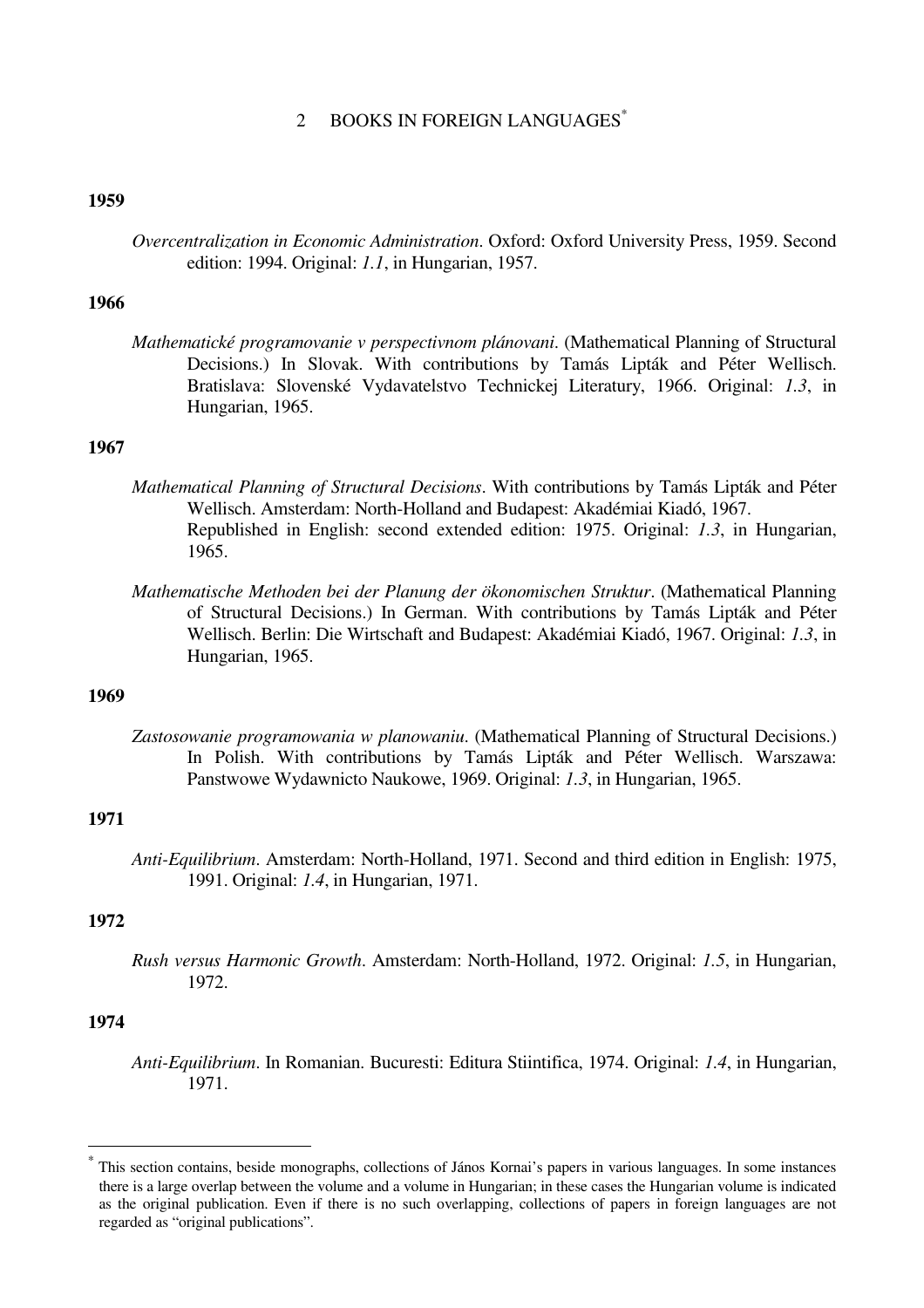## 2 BOOKS IN FOREIGN LANGUAGES[*]

### 1959

*Overcentralization in Economic Administration*. Oxford: Oxford University Press, 1959. Second edition: 1994. Original: *1.1*, in Hungarian, 1957.

### 1966

*Mathematické programovanie v perspectivnom plánovani*. (Mathematical Planning of Structural Decisions.) In Slovak. With contributions by Tamás Lipták and Péter Wellisch. Bratislava: Slovenské Vydavatelstvo Technickej Literatury, 1966. Original: *1.3*, in Hungarian, 1965.

### 1967

*Mathematical Planning of Structural Decisions*. With contributions by Tamás Lipták and Péter Wellisch. Amsterdam: North-Holland and Budapest: Akadémiai Kiadó, 1967.
Republished in English: second extended edition: 1975. Original: *1.3*, in Hungarian, 1965.

*Mathematische Methoden bei der Planung der ökonomischen Struktur*. (Mathematical Planning of Structural Decisions.) In German. With contributions by Tamás Lipták and Péter Wellisch. Berlin: Die Wirtschaft and Budapest: Akadémiai Kiadó, 1967. Original: *1.3*, in Hungarian, 1965.

### 1969

*Zastosowanie programowania w planowaniu*. (Mathematical Planning of Structural Decisions.) In Polish. With contributions by Tamás Lipták and Péter Wellisch. Warszawa: Panstwowe Wydawnicto Naukowe, 1969. Original: *1.3*, in Hungarian, 1965.

### 1971

*Anti-Equilibrium*. Amsterdam: North-Holland, 1971. Second and third edition in English: 1975, 1991. Original: *1.4*, in Hungarian, 1971.

### 1972

*Rush versus Harmonic Growth*. Amsterdam: North-Holland, 1972. Original: *1.5*, in Hungarian, 1972.

### 1974

*Anti-Equilibrium*. In Romanian. Bucuresti: Editura Stiintifica, 1974. Original: *1.4*, in Hungarian, 1971.

---

[*] This section contains, beside monographs, collections of János Kornai's papers in various languages. In some instances there is a large overlap between the volume and a volume in Hungarian; in these cases the Hungarian volume is indicated as the original publication. Even if there is no such overlapping, collections of papers in foreign languages are not regarded as "original publications".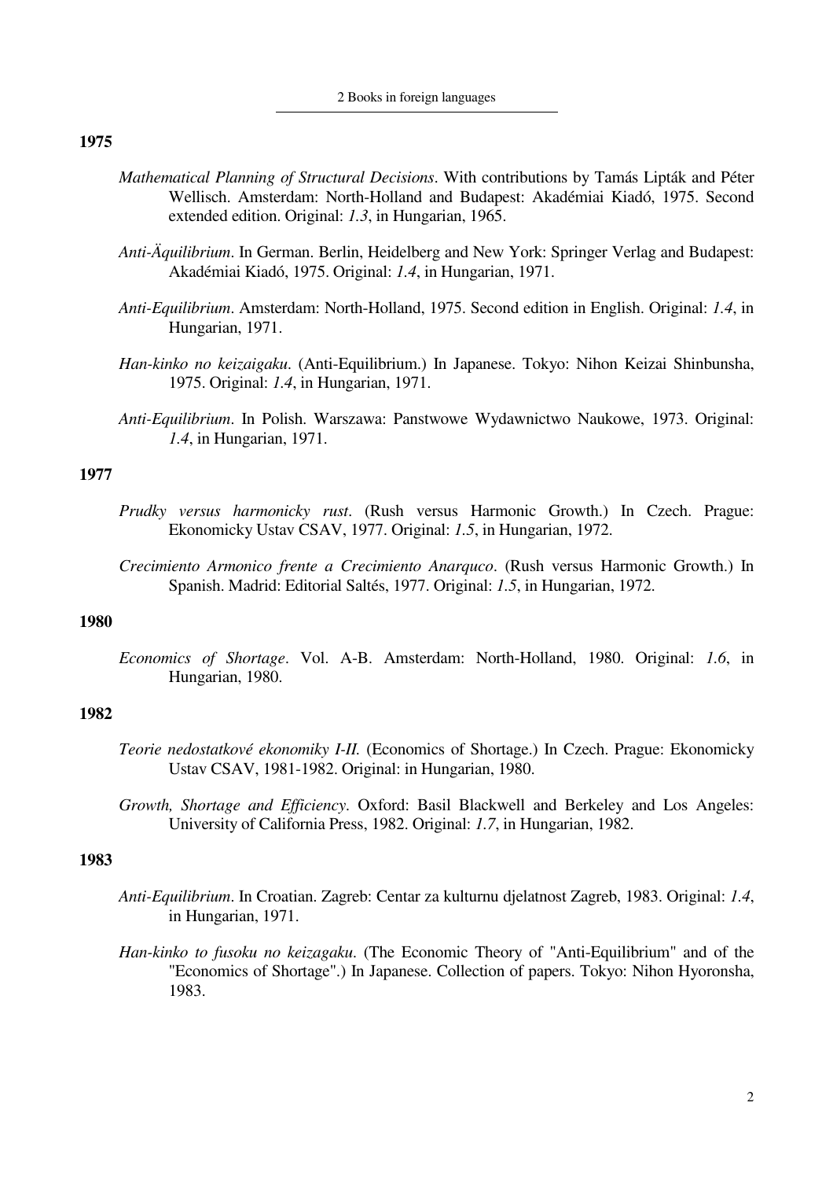**1975**

*Mathematical Planning of Structural Decisions*. With contributions by Tamás Lipták and Péter Wellisch. Amsterdam: North-Holland and Budapest: Akadémiai Kiadó, 1975. Second extended edition. Original: *1.3*, in Hungarian, 1965.

*Anti-Äquilibrium*. In German. Berlin, Heidelberg and New York: Springer Verlag and Budapest: Akadémiai Kiadó, 1975. Original: *1.4*, in Hungarian, 1971.

*Anti-Equilibrium*. Amsterdam: North-Holland, 1975. Second edition in English. Original: *1.4*, in Hungarian, 1971.

*Han-kinko no keizaigaku*. (Anti-Equilibrium.) In Japanese. Tokyo: Nihon Keizai Shinbunsha, 1975. Original: *1.4*, in Hungarian, 1971.

*Anti-Equilibrium*. In Polish. Warszawa: Panstwowe Wydawnictwo Naukowe, 1973. Original: *1.4*, in Hungarian, 1971.

**1977**

*Prudky versus harmonicky rust*. (Rush versus Harmonic Growth.) In Czech. Prague: Ekonomicky Ustav CSAV, 1977. Original: *1.5*, in Hungarian, 1972.

*Crecimiento Armonico frente a Crecimiento Anarquco*. (Rush versus Harmonic Growth.) In Spanish. Madrid: Editorial Saltés, 1977. Original: *1.5*, in Hungarian, 1972.

**1980**

*Economics of Shortage*. Vol. A-B. Amsterdam: North-Holland, 1980. Original: *1.6*, in Hungarian, 1980.

**1982**

*Teorie nedostatkové ekonomiky I-II.* (Economics of Shortage.) In Czech. Prague: Ekonomicky Ustav CSAV, 1981-1982. Original: in Hungarian, 1980.

*Growth, Shortage and Efficiency*. Oxford: Basil Blackwell and Berkeley and Los Angeles: University of California Press, 1982. Original: *1.7*, in Hungarian, 1982.

**1983**

*Anti-Equilibrium*. In Croatian. Zagreb: Centar za kulturnu djelatnost Zagreb, 1983. Original: *1.4*, in Hungarian, 1971.

*Han-kinko to fusoku no keizagaku*. (The Economic Theory of "Anti-Equilibrium" and of the "Economics of Shortage".) In Japanese. Collection of papers. Tokyo: Nihon Hyoronsha, 1983.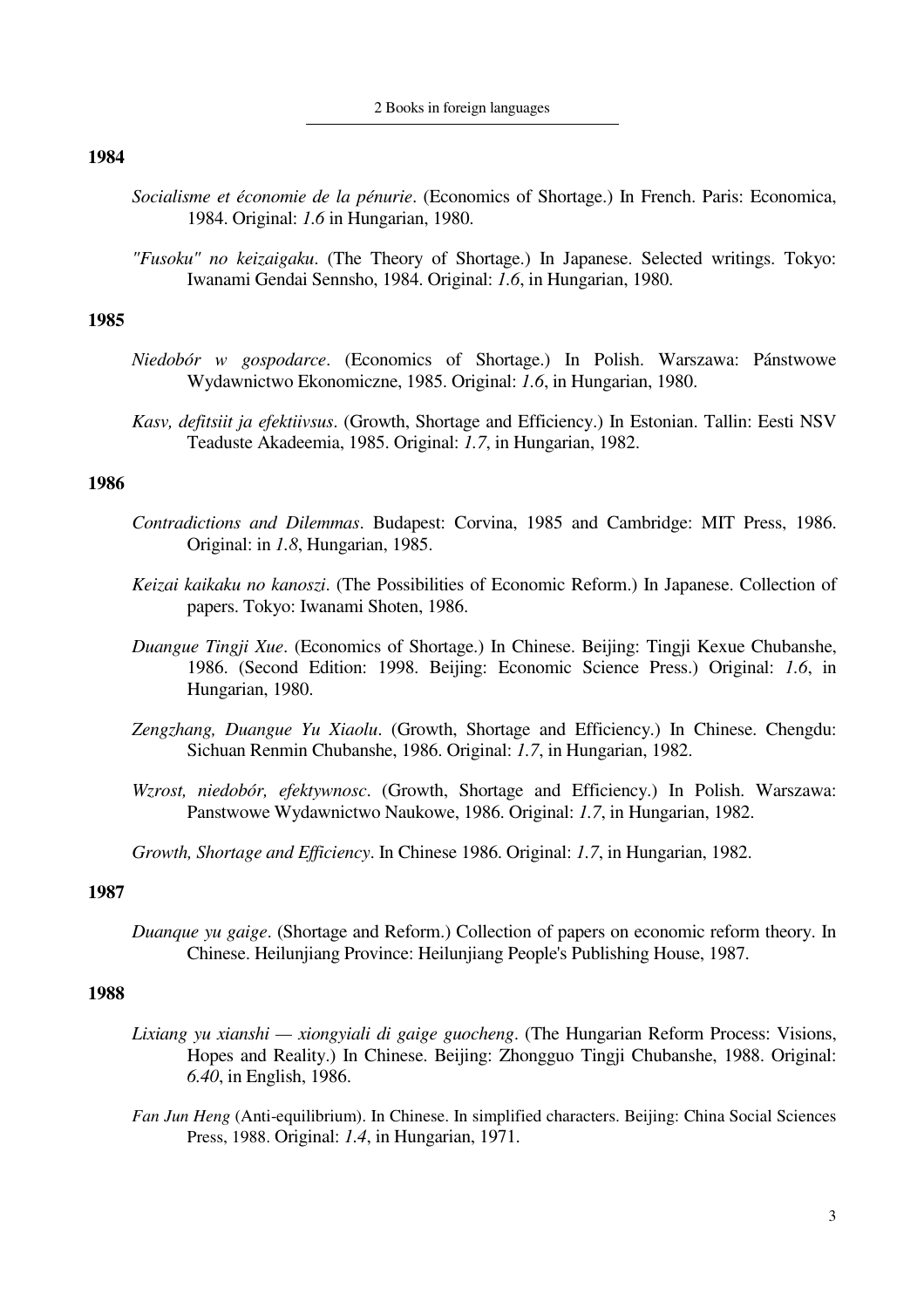### 1984

*Socialisme et économie de la pénurie*. (Economics of Shortage.) In French. Paris: Economica, 1984. Original: *1.6* in Hungarian, 1980.

*"Fusoku" no keizaigaku*. (The Theory of Shortage.) In Japanese. Selected writings. Tokyo: Iwanami Gendai Sennsho, 1984. Original: *1.6*, in Hungarian, 1980.

### 1985

*Niedobór w gospodarce*. (Economics of Shortage.) In Polish. Warszawa: Pánstwowe Wydawnictwo Ekonomiczne, 1985. Original: *1.6*, in Hungarian, 1980.

*Kasv, defitsiit ja efektiivsus*. (Growth, Shortage and Efficiency.) In Estonian. Tallin: Eesti NSV Teaduste Akadeemia, 1985. Original: *1.7*, in Hungarian, 1982.

### 1986

*Contradictions and Dilemmas*. Budapest: Corvina, 1985 and Cambridge: MIT Press, 1986. Original: in *1.8*, Hungarian, 1985.

*Keizai kaikaku no kanoszi*. (The Possibilities of Economic Reform.) In Japanese. Collection of papers. Tokyo: Iwanami Shoten, 1986.

*Duangue Tingji Xue*. (Economics of Shortage.) In Chinese. Beijing: Tingji Kexue Chubanshe, 1986. (Second Edition: 1998. Beijing: Economic Science Press.) Original: *1.6*, in Hungarian, 1980.

*Zengzhang, Duangue Yu Xiaolu*. (Growth, Shortage and Efficiency.) In Chinese. Chengdu: Sichuan Renmin Chubanshe, 1986. Original: *1.7*, in Hungarian, 1982.

*Wzrost, niedobór, efektywnosc*. (Growth, Shortage and Efficiency.) In Polish. Warszawa: Panstwowe Wydawnictwo Naukowe, 1986. Original: *1.7*, in Hungarian, 1982.

*Growth, Shortage and Efficiency*. In Chinese 1986. Original: *1.7*, in Hungarian, 1982.

### 1987

*Duanque yu gaige*. (Shortage and Reform.) Collection of papers on economic reform theory. In Chinese. Heilunjiang Province: Heilunjiang People's Publishing House, 1987.

### 1988

*Lixiang yu xianshi — xiongyiali di gaige guocheng*. (The Hungarian Reform Process: Visions, Hopes and Reality.) In Chinese. Beijing: Zhongguo Tingji Chubanshe, 1988. Original: *6.40*, in English, 1986.

*Fan Jun Heng* (Anti-equilibrium). In Chinese. In simplified characters. Beijing: China Social Sciences Press, 1988. Original: *1.4*, in Hungarian, 1971.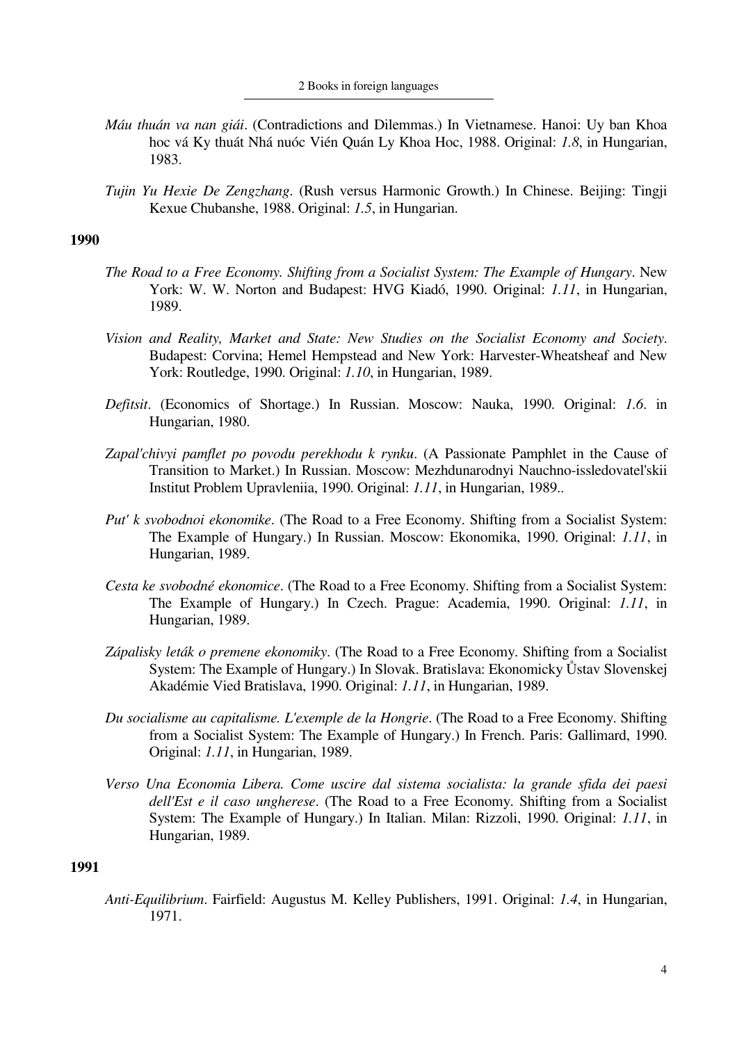*Máu thuán va nan giái*. (Contradictions and Dilemmas.) In Vietnamese. Hanoi: Uy ban Khoa hoc vá Ky thuát Nhá nuóc Vién Quán Ly Khoa Hoc, 1988. Original: *1.8*, in Hungarian, 1983.

*Tujin Yu Hexie De Zengzhang*. (Rush versus Harmonic Growth.) In Chinese. Beijing: Tingji Kexue Chubanshe, 1988. Original: *1.5*, in Hungarian.

**1990**

*The Road to a Free Economy. Shifting from a Socialist System: The Example of Hungary*. New York: W. W. Norton and Budapest: HVG Kiadó, 1990. Original: *1.11*, in Hungarian, 1989.

*Vision and Reality, Market and State: New Studies on the Socialist Economy and Society*. Budapest: Corvina; Hemel Hempstead and New York: Harvester-Wheatsheaf and New York: Routledge, 1990. Original: *1.10*, in Hungarian, 1989.

*Defitsit*. (Economics of Shortage.) In Russian. Moscow: Nauka, 1990. Original: *1.6*. in Hungarian, 1980.

*Zapal'chivyi pamflet po povodu perekhodu k rynku*. (A Passionate Pamphlet in the Cause of Transition to Market.) In Russian. Moscow: Mezhdunarodnyi Nauchno-issledovatel'skii Institut Problem Upravleniia, 1990. Original: *1.11*, in Hungarian, 1989..

*Put' k svobodnoi ekonomike*. (The Road to a Free Economy. Shifting from a Socialist System: The Example of Hungary.) In Russian. Moscow: Ekonomika, 1990. Original: *1.11*, in Hungarian, 1989.

*Cesta ke svobodné ekonomice*. (The Road to a Free Economy. Shifting from a Socialist System: The Example of Hungary.) In Czech. Prague: Academia, 1990. Original: *1.11*, in Hungarian, 1989.

*Zápalisky leták o premene ekonomiky*. (The Road to a Free Economy. Shifting from a Socialist System: The Example of Hungary.) In Slovak. Bratislava: Ekonomicky Ůstav Slovenskej Akadémie Vied Bratislava, 1990. Original: *1.11*, in Hungarian, 1989.

*Du socialisme au capitalisme. L'exemple de la Hongrie*. (The Road to a Free Economy. Shifting from a Socialist System: The Example of Hungary.) In French. Paris: Gallimard, 1990. Original: *1.11*, in Hungarian, 1989.

*Verso Una Economia Libera. Come uscire dal sistema socialista: la grande sfida dei paesi dell'Est e il caso ungherese*. (The Road to a Free Economy. Shifting from a Socialist System: The Example of Hungary.) In Italian. Milan: Rizzoli, 1990. Original: *1.11*, in Hungarian, 1989.

**1991**

*Anti-Equilibrium*. Fairfield: Augustus M. Kelley Publishers, 1991. Original: *1.4*, in Hungarian, 1971.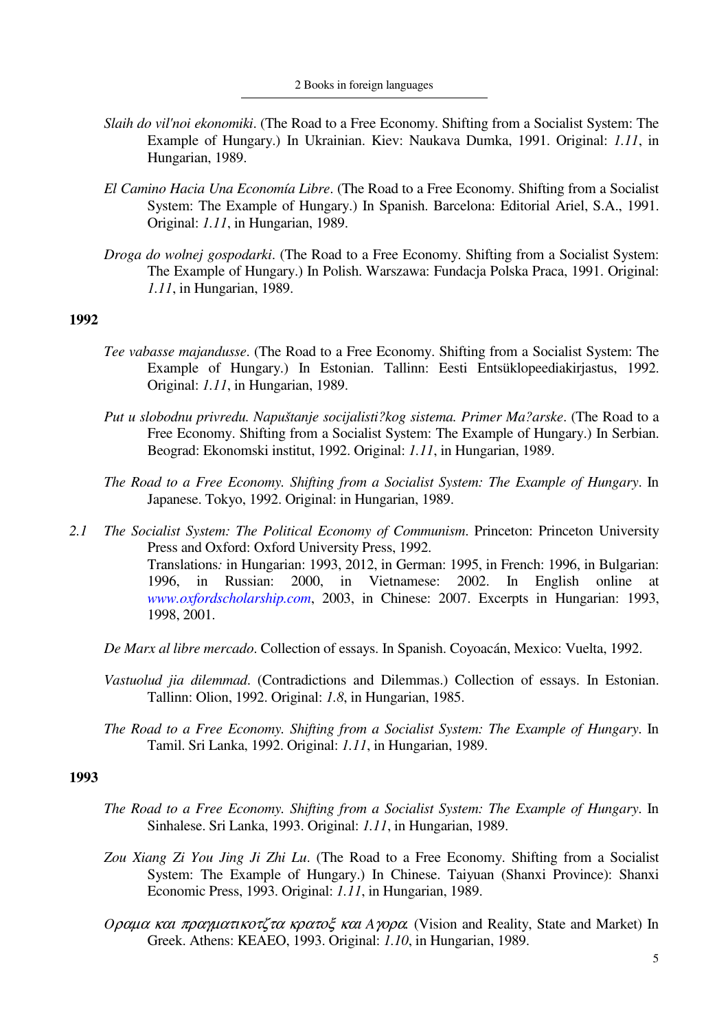*Slaih do vil'noi ekonomiki*. (The Road to a Free Economy. Shifting from a Socialist System: The Example of Hungary.) In Ukrainian. Kiev: Naukava Dumka, 1991. Original: *1.11*, in Hungarian, 1989.

*El Camino Hacia Una Economía Libre*. (The Road to a Free Economy. Shifting from a Socialist System: The Example of Hungary.) In Spanish. Barcelona: Editorial Ariel, S.A., 1991. Original: *1.11*, in Hungarian, 1989.

*Droga do wolnej gospodarki*. (The Road to a Free Economy. Shifting from a Socialist System: The Example of Hungary.) In Polish. Warszawa: Fundacja Polska Praca, 1991. Original: *1.11*, in Hungarian, 1989.

**1992**

*Tee vabasse majandusse*. (The Road to a Free Economy. Shifting from a Socialist System: The Example of Hungary.) In Estonian. Tallinn: Eesti Entsüklopeediakirjastus, 1992. Original: *1.11*, in Hungarian, 1989.

*Put u slobodnu privredu. Napuštanje socijalisti?kog sistema. Primer Ma?arske*. (The Road to a Free Economy. Shifting from a Socialist System: The Example of Hungary.) In Serbian. Beograd: Ekonomski institut, 1992. Original: *1.11*, in Hungarian, 1989.

*The Road to a Free Economy. Shifting from a Socialist System: The Example of Hungary*. In Japanese. Tokyo, 1992. Original: in Hungarian, 1989.

*2.1* *The Socialist System: The Political Economy of Communism*. Princeton: Princeton University Press and Oxford: Oxford University Press, 1992.
Translations: in Hungarian: 1993, 2012, in German: 1995, in French: 1996, in Bulgarian: 1996, in Russian: 2000, in Vietnamese: 2002. In English online at www.oxfordscholarship.com, 2003, in Chinese: 2007. Excerpts in Hungarian: 1993, 1998, 2001.

*De Marx al libre mercado*. Collection of essays. In Spanish. Coyoacán, Mexico: Vuelta, 1992.

*Vastuolud jia dilemmad*. (Contradictions and Dilemmas.) Collection of essays. In Estonian. Tallinn: Olion, 1992. Original: *1.8*, in Hungarian, 1985.

*The Road to a Free Economy. Shifting from a Socialist System: The Example of Hungary*. In Tamil. Sri Lanka, 1992. Original: *1.11*, in Hungarian, 1989.

**1993**

*The Road to a Free Economy. Shifting from a Socialist System: The Example of Hungary*. In Sinhalese. Sri Lanka, 1993. Original: *1.11*, in Hungarian, 1989.

*Zou Xiang Zi You Jing Ji Zhi Lu*. (The Road to a Free Economy. Shifting from a Socialist System: The Example of Hungary.) In Chinese. Taiyuan (Shanxi Province): Shanxi Economic Press, 1993. Original: *1.11*, in Hungarian, 1989.

*Οραμα και πραγματικοτζτα κρατοξ και Αγορα.* (Vision and Reality, State and Market) In Greek. Athens: KEAEO, 1993. Original: *1.10*, in Hungarian, 1989.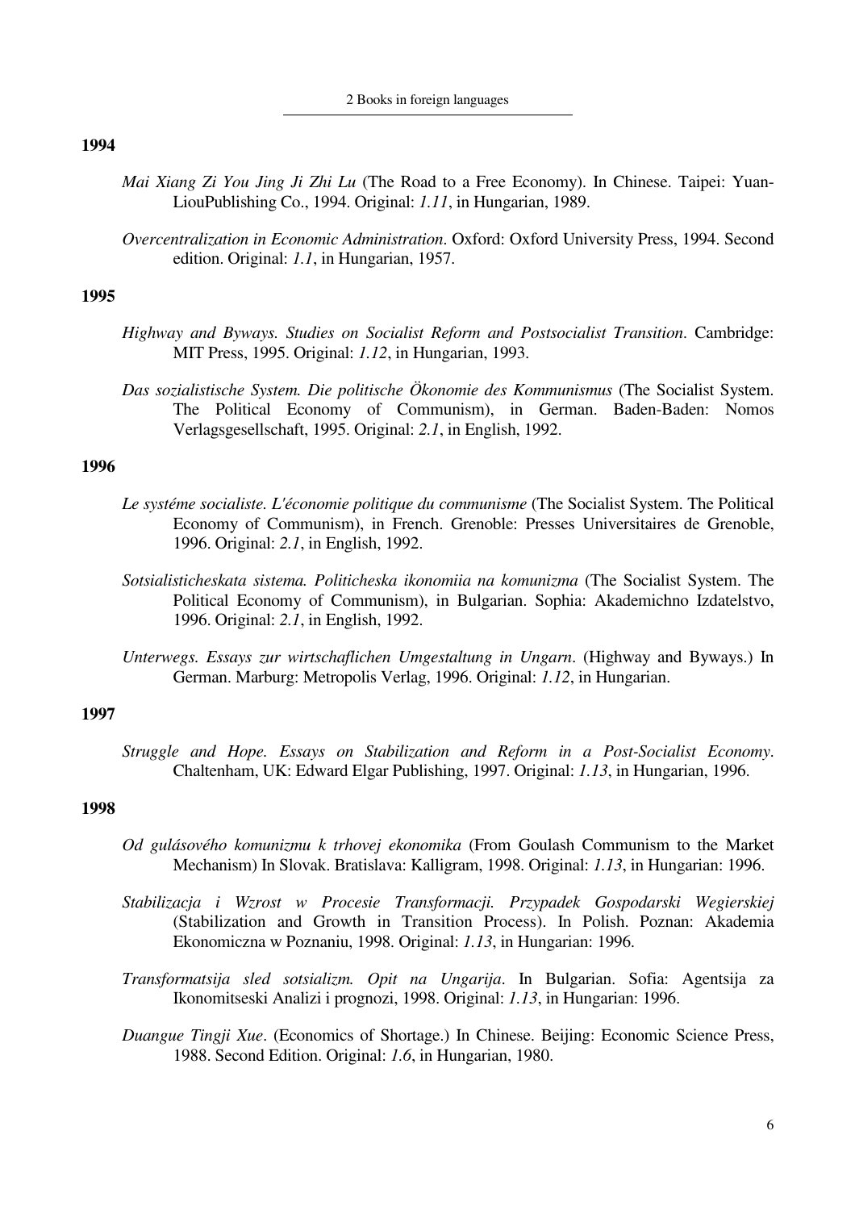**1994**

*Mai Xiang Zi You Jing Ji Zhi Lu* (The Road to a Free Economy). In Chinese. Taipei: Yuan-LiouPublishing Co., 1994. Original: *1.11*, in Hungarian, 1989.

*Overcentralization in Economic Administration*. Oxford: Oxford University Press, 1994. Second edition. Original: *1.1*, in Hungarian, 1957.

**1995**

*Highway and Byways. Studies on Socialist Reform and Postsocialist Transition*. Cambridge: MIT Press, 1995. Original: *1.12*, in Hungarian, 1993.

*Das sozialistische System. Die politische Ökonomie des Kommunismus* (The Socialist System. The Political Economy of Communism), in German. Baden-Baden: Nomos Verlagsgesellschaft, 1995. Original: *2.1*, in English, 1992.

**1996**

*Le systéme socialiste. L'économie politique du communisme* (The Socialist System. The Political Economy of Communism), in French. Grenoble: Presses Universitaires de Grenoble, 1996. Original: *2.1*, in English, 1992.

*Sotsialisticheskata sistema. Politicheska ikonomiia na komunizma* (The Socialist System. The Political Economy of Communism), in Bulgarian. Sophia: Akademichno Izdatelstvo, 1996. Original: *2.1*, in English, 1992.

*Unterwegs. Essays zur wirtschaflichen Umgestaltung in Ungarn*. (Highway and Byways.) In German. Marburg: Metropolis Verlag, 1996. Original: *1.12*, in Hungarian.

**1997**

*Struggle and Hope. Essays on Stabilization and Reform in a Post-Socialist Economy*. Chaltenham, UK: Edward Elgar Publishing, 1997. Original: *1.13*, in Hungarian, 1996.

**1998**

*Od gulásového komunizmu k trhovej ekonomika* (From Goulash Communism to the Market Mechanism) In Slovak. Bratislava: Kalligram, 1998. Original: *1.13*, in Hungarian: 1996.

*Stabilizacja i Wzrost w Procesie Transformacji. Przypadek Gospodarski Wegierskiej* (Stabilization and Growth in Transition Process). In Polish. Poznan: Akademia Ekonomiczna w Poznaniu, 1998. Original: *1.13*, in Hungarian: 1996.

*Transformatsija sled sotsializm. Opit na Ungarija*. In Bulgarian. Sofia: Agentsija za Ikonomitseski Analizi i prognozi, 1998. Original: *1.13*, in Hungarian: 1996.

*Duangue Tingji Xue*. (Economics of Shortage.) In Chinese. Beijing: Economic Science Press, 1988. Second Edition. Original: *1.6*, in Hungarian, 1980.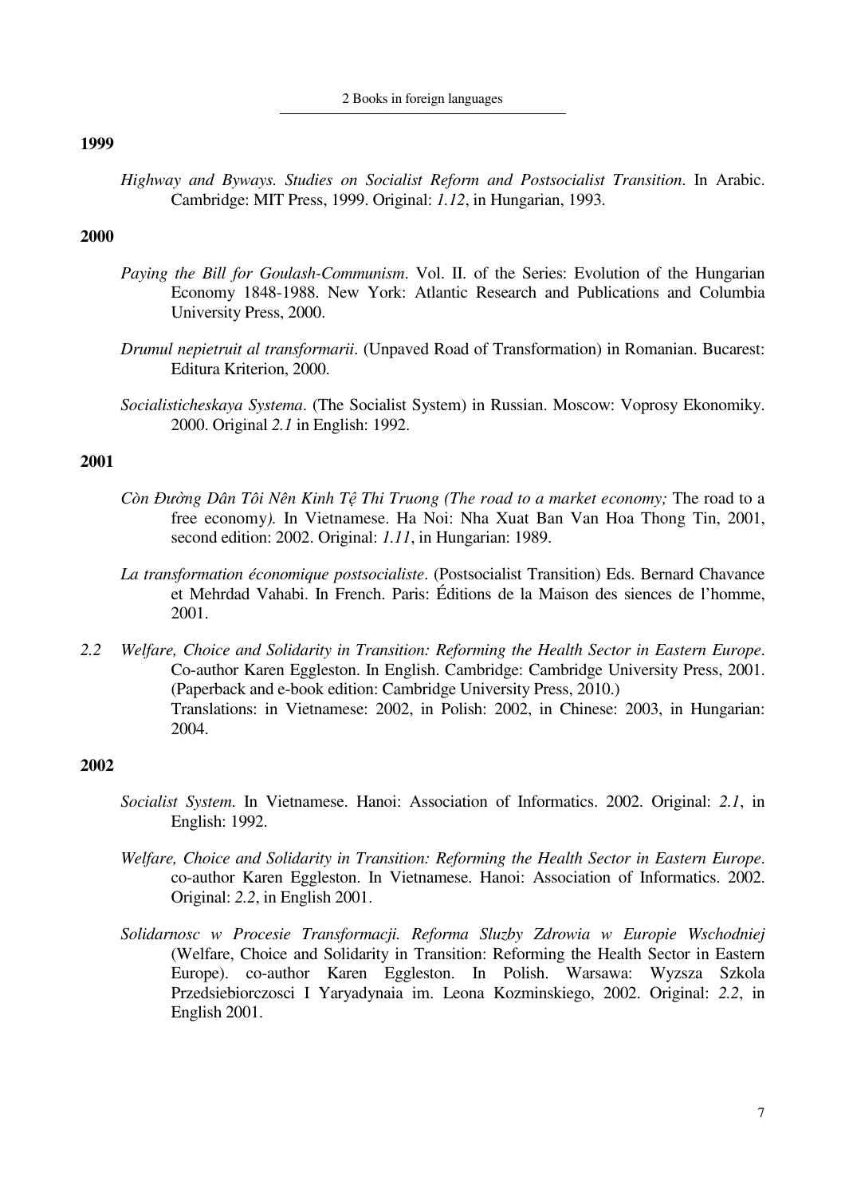**1999**

*Highway and Byways. Studies on Socialist Reform and Postsocialist Transition*. In Arabic. Cambridge: MIT Press, 1999. Original: *1.12*, in Hungarian, 1993.

**2000**

*Paying the Bill for Goulash-Communism*. Vol. II. of the Series: Evolution of the Hungarian Economy 1848-1988. New York: Atlantic Research and Publications and Columbia University Press, 2000.

*Drumul nepietruit al transformarii*. (Unpaved Road of Transformation) in Romanian. Bucarest: Editura Kriterion, 2000.

*Socialisticheskaya Systema*. (The Socialist System) in Russian. Moscow: Voprosy Ekonomiky. 2000. Original *2.1* in English: 1992.

**2001**

*Còn Đường Dân Tôi Nên Kinh Tệ Thi Truong (The road to a market economy;* The road to a free economy*).* In Vietnamese. Ha Noi: Nha Xuat Ban Van Hoa Thong Tin, 2001, second edition: 2002. Original: *1.11*, in Hungarian: 1989.

*La transformation économique postsocialiste*. (Postsocialist Transition) Eds. Bernard Chavance et Mehrdad Vahabi. In French. Paris: Éditions de la Maison des siences de l'homme, 2001.

*2.2* *Welfare, Choice and Solidarity in Transition: Reforming the Health Sector in Eastern Europe*. Co-author Karen Eggleston. In English. Cambridge: Cambridge University Press, 2001. (Paperback and e-book edition: Cambridge University Press, 2010.)
Translations: in Vietnamese: 2002, in Polish: 2002, in Chinese: 2003, in Hungarian: 2004.

**2002**

*Socialist System*. In Vietnamese. Hanoi: Association of Informatics. 2002. Original: *2.1*, in English: 1992.

*Welfare, Choice and Solidarity in Transition: Reforming the Health Sector in Eastern Europe*. co-author Karen Eggleston. In Vietnamese. Hanoi: Association of Informatics. 2002. Original: *2.2*, in English 2001.

*Solidarnosc w Procesie Transformacji. Reforma Sluzby Zdrowia w Europie Wschodniej* (Welfare, Choice and Solidarity in Transition: Reforming the Health Sector in Eastern Europe). co-author Karen Eggleston. In Polish. Warsawa: Wyzsza Szkola Przedsiebiorczosci I Yaryadynaia im. Leona Kozminskiego, 2002. Original: *2.2*, in English 2001.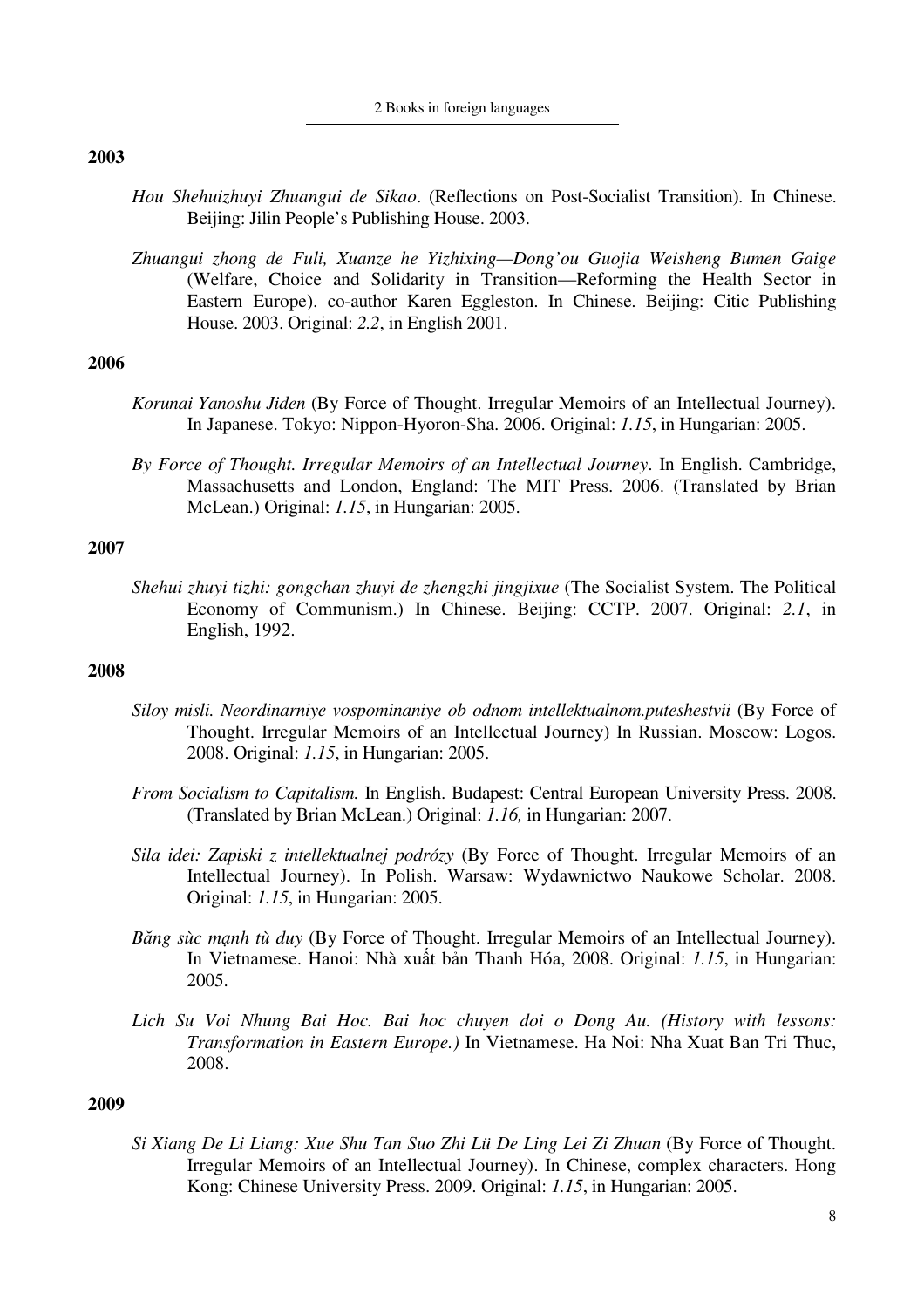**2003**

*Hou Shehuizhuyi Zhuangui de Sikao*. (Reflections on Post-Socialist Transition). In Chinese. Beijing: Jilin People's Publishing House. 2003.

*Zhuangui zhong de Fuli, Xuanze he Yizhixing—Dong'ou Guojia Weisheng Bumen Gaige* (Welfare, Choice and Solidarity in Transition—Reforming the Health Sector in Eastern Europe). co-author Karen Eggleston. In Chinese. Beijing: Citic Publishing House. 2003. Original: *2.2*, in English 2001.

**2006**

*Korunai Yanoshu Jiden* (By Force of Thought. Irregular Memoirs of an Intellectual Journey). In Japanese. Tokyo: Nippon-Hyoron-Sha. 2006. Original: *1.15*, in Hungarian: 2005.

*By Force of Thought. Irregular Memoirs of an Intellectual Journey*. In English. Cambridge, Massachusetts and London, England: The MIT Press. 2006. (Translated by Brian McLean.) Original: *1.15*, in Hungarian: 2005.

**2007**

*Shehui zhuyi tizhi: gongchan zhuyi de zhengzhi jingjixue* (The Socialist System. The Political Economy of Communism.) In Chinese. Beijing: CCTP. 2007. Original: *2.1*, in English, 1992.

**2008**

*Siloy misli. Neordinarniye vospominaniye ob odnom intellektualnom.puteshestvii* (By Force of Thought. Irregular Memoirs of an Intellectual Journey) In Russian. Moscow: Logos. 2008. Original: *1.15*, in Hungarian: 2005.

*From Socialism to Capitalism.* In English. Budapest: Central European University Press. 2008. (Translated by Brian McLean.) Original: *1.16,* in Hungarian: 2007.

*Sila idei: Zapiski z intellektualnej podrózy* (By Force of Thought. Irregular Memoirs of an Intellectual Journey). In Polish. Warsaw: Wydawnictwo Naukowe Scholar. 2008. Original: *1.15*, in Hungarian: 2005.

*Băng sùc mạnh tù duy* (By Force of Thought. Irregular Memoirs of an Intellectual Journey). In Vietnamese. Hanoi: Nhà xuất bản Thanh Hóa, 2008. Original: *1.15*, in Hungarian: 2005.

*Lich Su Voi Nhung Bai Hoc. Bai hoc chuyen doi o Dong Au. (History with lessons: Transformation in Eastern Europe.)* In Vietnamese. Ha Noi: Nha Xuat Ban Tri Thuc, 2008.

**2009**

*Si Xiang De Li Liang: Xue Shu Tan Suo Zhi Lü De Ling Lei Zi Zhuan* (By Force of Thought. Irregular Memoirs of an Intellectual Journey). In Chinese, complex characters. Hong Kong: Chinese University Press. 2009. Original: *1.15*, in Hungarian: 2005.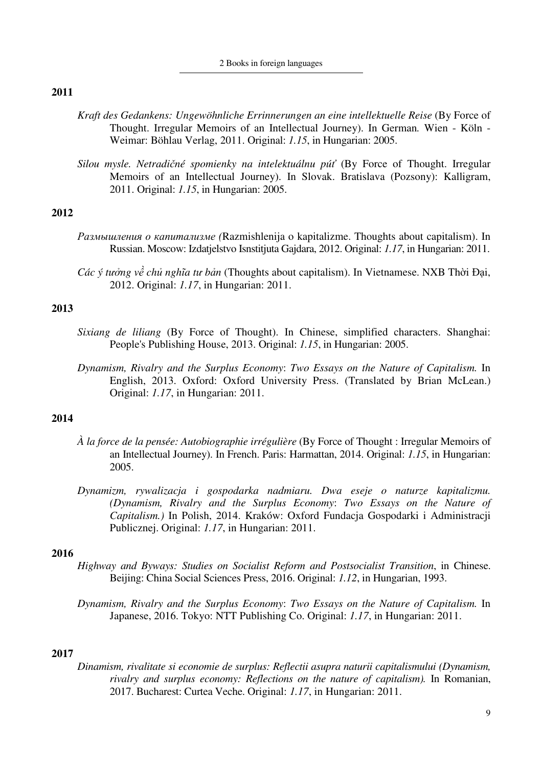**2011**

*Kraft des Gedankens: Ungewöhnliche Errinnerungen an eine intellektuelle Reise* (By Force of Thought. Irregular Memoirs of an Intellectual Journey). In German. Wien - Köln - Weimar: Böhlau Verlag, 2011. Original: *1.15*, in Hungarian: 2005.

*Silou mysle. Netradičné spomienky na intelektuálnu púť* (By Force of Thought. Irregular Memoirs of an Intellectual Journey). In Slovak. Bratislava (Pozsony): Kalligram, 2011. Original: *1.15*, in Hungarian: 2005.

**2012**

*Размышления о капитализме (*Razmishlenija o kapitalizme. Thoughts about capitalism). In Russian. Moscow: Izdatjelstvo Isnstitjuta Gajdara, 2012. Original: *1.17*, in Hungarian: 2011.

*Các ý tưởng về chủ nghĩa tư bản* (Thoughts about capitalism). In Vietnamese. NXB Thời Đại, 2012. Original: *1.17*, in Hungarian: 2011.

**2013**

*Sixiang de liliang* (By Force of Thought). In Chinese, simplified characters. Shanghai: People's Publishing House, 2013. Original: *1.15*, in Hungarian: 2005.

*Dynamism, Rivalry and the Surplus Economy*: *Two Essays on the Nature of Capitalism.* In English, 2013. Oxford: Oxford University Press. (Translated by Brian McLean.) Original: *1.17*, in Hungarian: 2011.

**2014**

*À la force de la pensée: Autobiographie irrégulière* (By Force of Thought : Irregular Memoirs of an Intellectual Journey). In French. Paris: Harmattan, 2014. Original: *1.15*, in Hungarian: 2005.

*Dynamizm, rywalizacja i gospodarka nadmiaru. Dwa eseje o naturze kapitalizmu. (Dynamism, Rivalry and the Surplus Economy*: *Two Essays on the Nature of Capitalism.)* In Polish, 2014. Kraków: Oxford Fundacja Gospodarki i Administracji Publicznej. Original: *1.17*, in Hungarian: 2011.

**2016**

*Highway and Byways: Studies on Socialist Reform and Postsocialist Transition*, in Chinese. Beijing: China Social Sciences Press, 2016. Original: *1.12*, in Hungarian, 1993.

*Dynamism, Rivalry and the Surplus Economy*: *Two Essays on the Nature of Capitalism.* In Japanese, 2016. Tokyo: NTT Publishing Co. Original: *1.17*, in Hungarian: 2011.

**2017**

*Dinamism, rivalitate si economie de surplus: Reflectii asupra naturii capitalismului (Dynamism, rivalry and surplus economy: Reflections on the nature of capitalism).* In Romanian, 2017. Bucharest: Curtea Veche. Original: *1.17*, in Hungarian: 2011.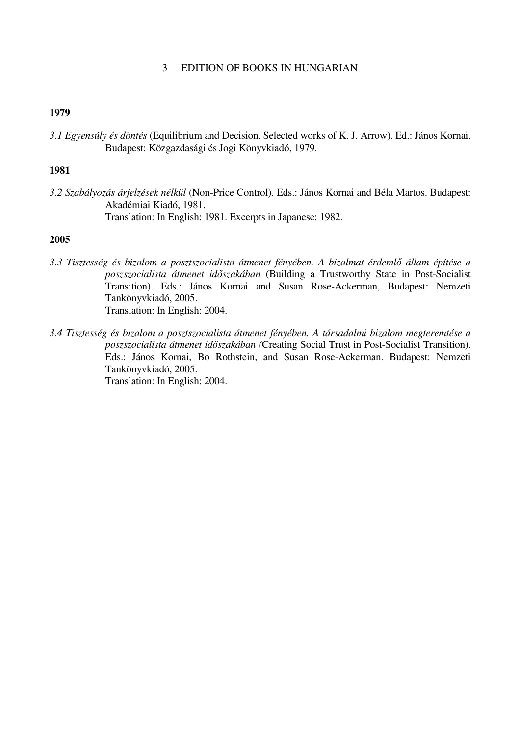# 3 EDITION OF BOOKS IN HUNGARIAN

**1979**

*3.1 Egyensúly és döntés* (Equilibrium and Decision. Selected works of K. J. Arrow). Ed.: János Kornai. Budapest: Közgazdasági és Jogi Könyvkiadó, 1979.

**1981**

*3.2 Szabályozás árjelzések nélkül* (Non-Price Control). Eds.: János Kornai and Béla Martos. Budapest: Akadémiai Kiadó, 1981.
Translation: In English: 1981. Excerpts in Japanese: 1982.

**2005**

*3.3 Tisztesség és bizalom a posztszocialista átmenet fényében. A bizalmat érdemlő állam építése a poszszocialista átmenet időszakában* (Building a Trustworthy State in Post-Socialist Transition). Eds.: János Kornai and Susan Rose-Ackerman, Budapest: Nemzeti Tankönyvkiadó, 2005.
Translation: In English: 2004.

*3.4 Tisztesség és bizalom a posztszocialista átmenet fényében. A társadalmi bizalom megteremtése a poszszocialista átmenet időszakában (*Creating Social Trust in Post-Socialist Transition). Eds.: János Kornai, Bo Rothstein, and Susan Rose-Ackerman. Budapest: Nemzeti Tankönyvkiadó, 2005.
Translation: In English: 2004.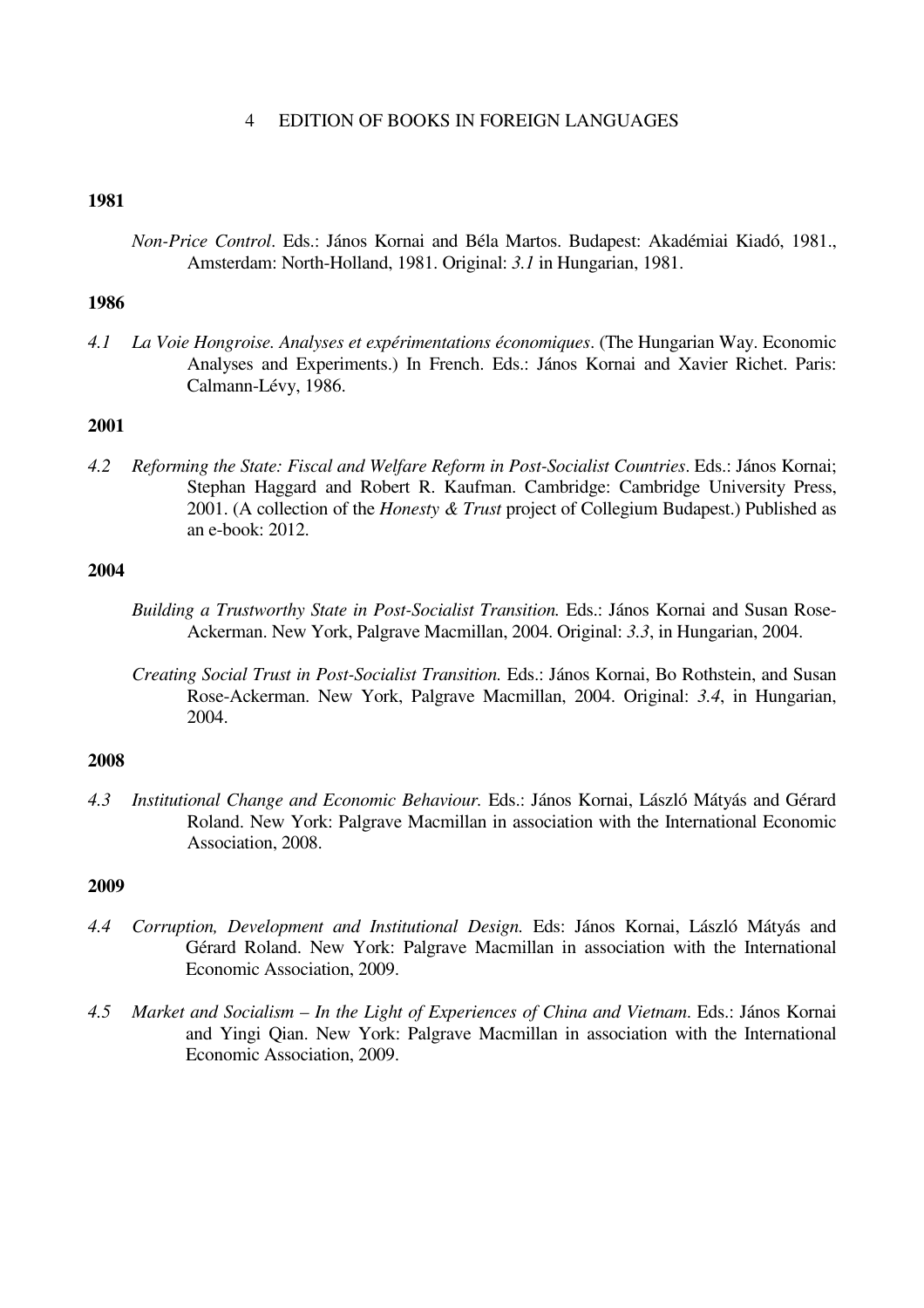## 4 EDITION OF BOOKS IN FOREIGN LANGUAGES

**1981**

*Non-Price Control*. Eds.: János Kornai and Béla Martos. Budapest: Akadémiai Kiadó, 1981., Amsterdam: North-Holland, 1981. Original: *3.1* in Hungarian, 1981.

**1986**

*4.1* *La Voie Hongroise. Analyses et expérimentations économiques*. (The Hungarian Way. Economic Analyses and Experiments.) In French. Eds.: János Kornai and Xavier Richet. Paris: Calmann-Lévy, 1986.

**2001**

*4.2* *Reforming the State: Fiscal and Welfare Reform in Post-Socialist Countries*. Eds.: János Kornai; Stephan Haggard and Robert R. Kaufman. Cambridge: Cambridge University Press, 2001. (A collection of the *Honesty & Trust* project of Collegium Budapest.) Published as an e-book: 2012.

**2004**

*Building a Trustworthy State in Post-Socialist Transition.* Eds.: János Kornai and Susan Rose-Ackerman. New York, Palgrave Macmillan, 2004. Original: *3.3*, in Hungarian, 2004.

*Creating Social Trust in Post-Socialist Transition.* Eds.: János Kornai, Bo Rothstein, and Susan Rose-Ackerman. New York, Palgrave Macmillan, 2004. Original: *3.4*, in Hungarian, 2004.

**2008**

*4.3* *Institutional Change and Economic Behaviour.* Eds.: János Kornai, László Mátyás and Gérard Roland. New York: Palgrave Macmillan in association with the International Economic Association, 2008.

**2009**

*4.4* *Corruption, Development and Institutional Design.* Eds: János Kornai, László Mátyás and Gérard Roland. New York: Palgrave Macmillan in association with the International Economic Association, 2009.

*4.5* *Market and Socialism – In the Light of Experiences of China and Vietnam*. Eds.: János Kornai and Yingi Qian. New York: Palgrave Macmillan in association with the International Economic Association, 2009.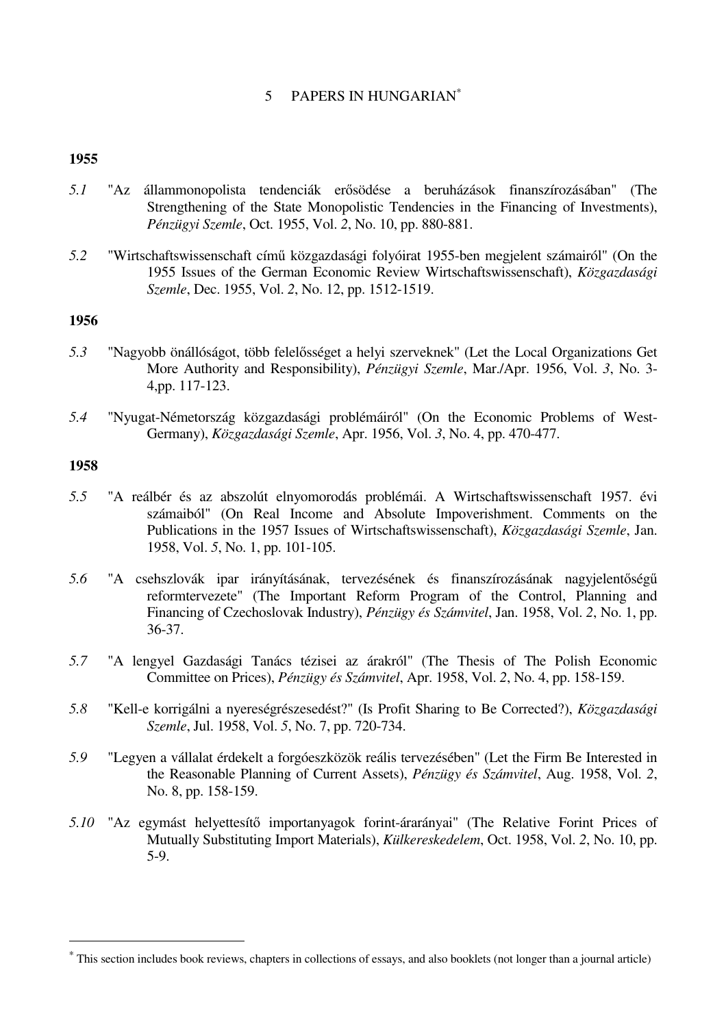# 5 PAPERS IN HUNGARIAN[*]

## 1955

*5.1* "Az állammonopolista tendenciák erősödése a beruházások finanszírozásában" (The Strengthening of the State Monopolistic Tendencies in the Financing of Investments), *Pénzügyi Szemle*, Oct. 1955, Vol. *2*, No. 10, pp. 880-881.

*5.2* "Wirtschaftswissenschaft című közgazdasági folyóirat 1955-ben megjelent számairól" (On the 1955 Issues of the German Economic Review Wirtschaftswissenschaft), *Közgazdasági Szemle*, Dec. 1955, Vol. *2*, No. 12, pp. 1512-1519.

## 1956

*5.3* "Nagyobb önállóságot, több felelősséget a helyi szerveknek" (Let the Local Organizations Get More Authority and Responsibility), *Pénzügyi Szemle*, Mar./Apr. 1956, Vol. *3*, No. 3-4,pp. 117-123.

*5.4* "Nyugat-Németország közgazdasági problémáiról" (On the Economic Problems of West-Germany), *Közgazdasági Szemle*, Apr. 1956, Vol. *3*, No. 4, pp. 470-477.

## 1958

*5.5* "A reálbér és az abszolút elnyomorodás problémái. A Wirtschaftswissenschaft 1957. évi számaiból" (On Real Income and Absolute Impoverishment. Comments on the Publications in the 1957 Issues of Wirtschaftswissenschaft), *Közgazdasági Szemle*, Jan. 1958, Vol. *5*, No. 1, pp. 101-105.

*5.6* "A csehszlovák ipar irányításának, tervezésének és finanszírozásának nagyjelentőségű reformtervezete" (The Important Reform Program of the Control, Planning and Financing of Czechoslovak Industry), *Pénzügy és Számvitel*, Jan. 1958, Vol. *2*, No. 1, pp. 36-37.

*5.7* "A lengyel Gazdasági Tanács tézisei az árakról" (The Thesis of The Polish Economic Committee on Prices), *Pénzügy és Számvitel*, Apr. 1958, Vol. *2*, No. 4, pp. 158-159.

*5.8* "Kell-e korrigálni a nyereségrészesedést?" (Is Profit Sharing to Be Corrected?), *Közgazdasági Szemle*, Jul. 1958, Vol. *5*, No. 7, pp. 720-734.

*5.9* "Legyen a vállalat érdekelt a forgóeszközök reális tervezésében" (Let the Firm Be Interested in the Reasonable Planning of Current Assets), *Pénzügy és Számvitel*, Aug. 1958, Vol. *2*, No. 8, pp. 158-159.

*5.10* "Az egymást helyettesítő importanyagok forint-árarányai" (The Relative Forint Prices of Mutually Substituting Import Materials), *Külkereskedelem*, Oct. 1958, Vol. *2*, No. 10, pp. 5-9.

---

[*] This section includes book reviews, chapters in collections of essays, and also booklets (not longer than a journal article)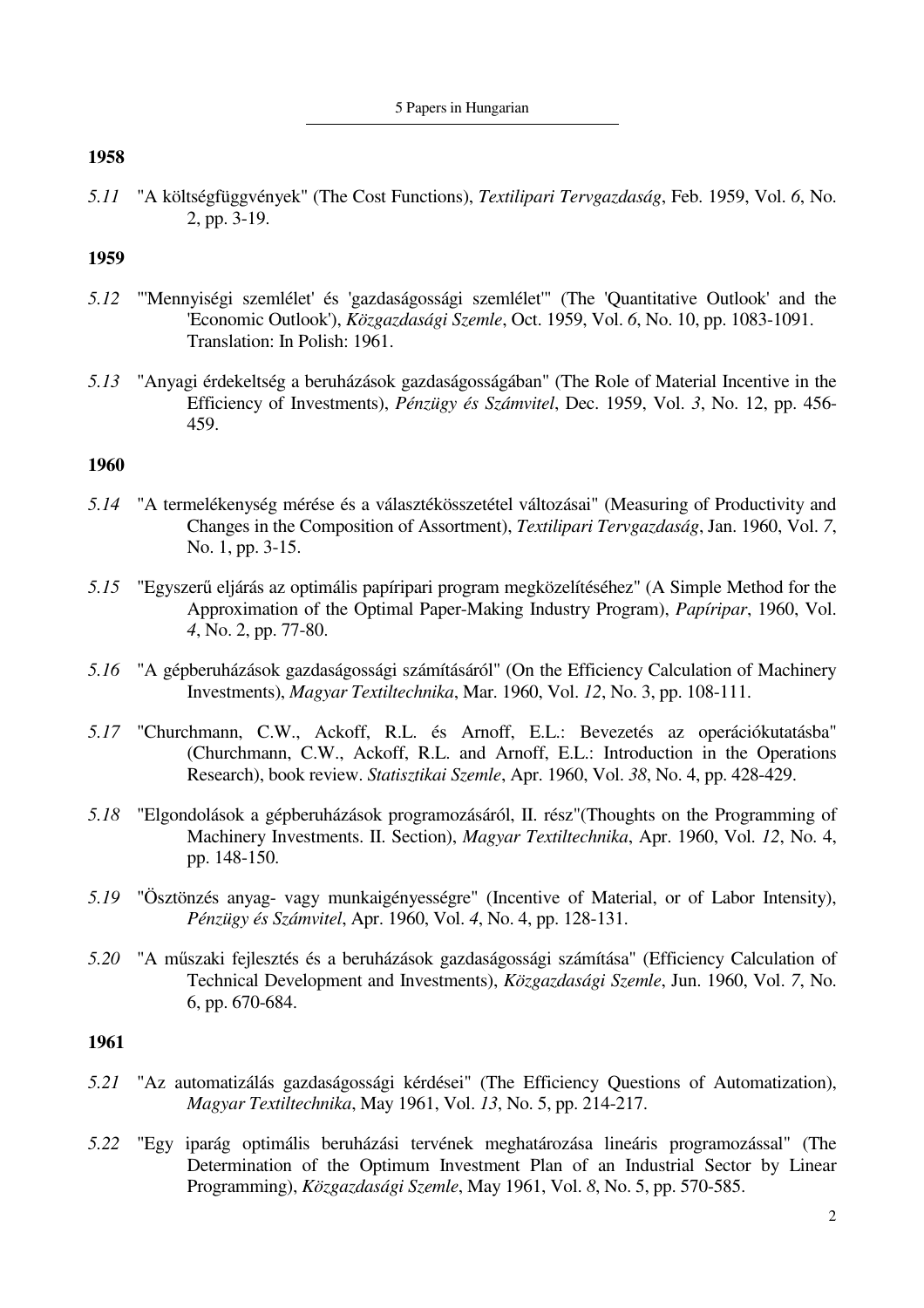## 1958

*5.11* "A költségfüggvények" (The Cost Functions), *Textilipari Tervgazdaság*, Feb. 1959, Vol. *6*, No. 2, pp. 3-19.

## 1959

*5.12* "'Mennyiségi szemlélet' és 'gazdaságossági szemlélet'" (The 'Quantitative Outlook' and the 'Economic Outlook'), *Közgazdasági Szemle*, Oct. 1959, Vol. *6*, No. 10, pp. 1083-1091. Translation: In Polish: 1961.

*5.13* "Anyagi érdekeltség a beruházások gazdaságosságában" (The Role of Material Incentive in the Efficiency of Investments), *Pénzügy és Számvitel*, Dec. 1959, Vol. *3*, No. 12, pp. 456-459.

## 1960

*5.14* "A termelékenység mérése és a választékösszetétel változásai" (Measuring of Productivity and Changes in the Composition of Assortment), *Textilipari Tervgazdaság*, Jan. 1960, Vol. *7*, No. 1, pp. 3-15.

*5.15* "Egyszerű eljárás az optimális papíripari program megközelítéséhez" (A Simple Method for the Approximation of the Optimal Paper-Making Industry Program), *Papíripar*, 1960, Vol. *4*, No. 2, pp. 77-80.

*5.16* "A gépberuházások gazdaságossági számításáról" (On the Efficiency Calculation of Machinery Investments), *Magyar Textiltechnika*, Mar. 1960, Vol. *12*, No. 3, pp. 108-111.

*5.17* "Churchmann, C.W., Ackoff, R.L. és Arnoff, E.L.: Bevezetés az operációkutatásba" (Churchmann, C.W., Ackoff, R.L. and Arnoff, E.L.: Introduction in the Operations Research), book review. *Statisztikai Szemle*, Apr. 1960, Vol. *38*, No. 4, pp. 428-429.

*5.18* "Elgondolások a gépberuházások programozásáról, II. rész"(Thoughts on the Programming of Machinery Investments. II. Section), *Magyar Textiltechnika*, Apr. 1960, Vol. *12*, No. 4, pp. 148-150.

*5.19* "Ösztönzés anyag- vagy munkaigényességre" (Incentive of Material, or of Labor Intensity), *Pénzügy és Számvitel*, Apr. 1960, Vol. *4*, No. 4, pp. 128-131.

*5.20* "A műszaki fejlesztés és a beruházások gazdaságossági számítása" (Efficiency Calculation of Technical Development and Investments), *Közgazdasági Szemle*, Jun. 1960, Vol. *7*, No. 6, pp. 670-684.

## 1961

*5.21* "Az automatizálás gazdaságossági kérdései" (The Efficiency Questions of Automatization), *Magyar Textiltechnika*, May 1961, Vol. *13*, No. 5, pp. 214-217.

*5.22* "Egy iparág optimális beruházási tervének meghatározása lineáris programozással" (The Determination of the Optimum Investment Plan of an Industrial Sector by Linear Programming), *Közgazdasági Szemle*, May 1961, Vol. *8*, No. 5, pp. 570-585.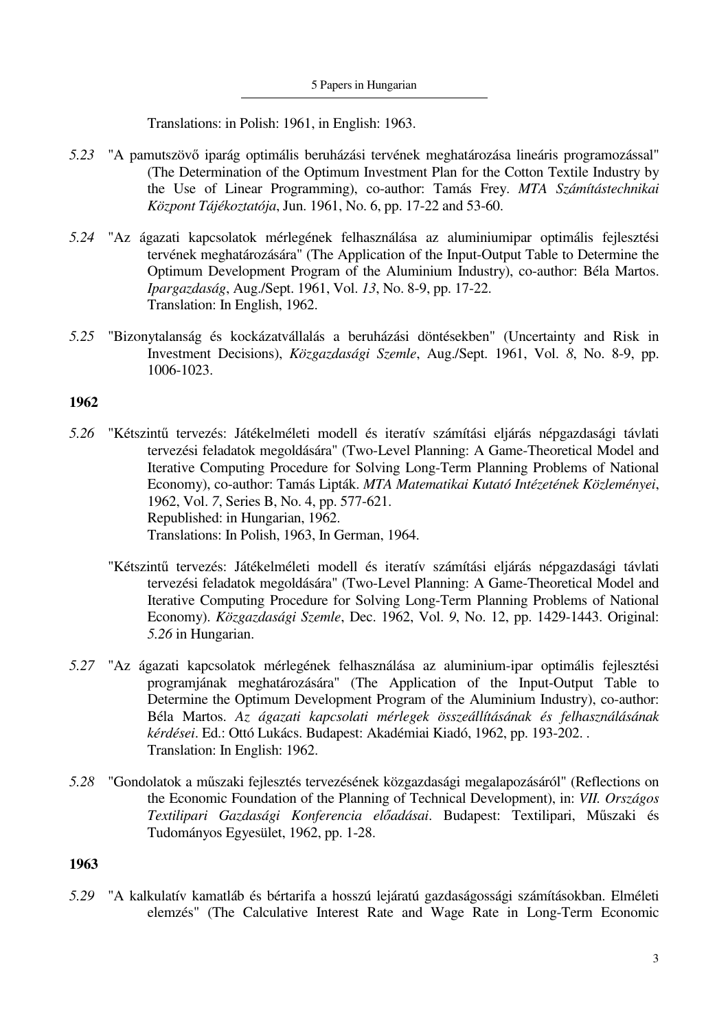Translations: in Polish: 1961, in English: 1963.

*5.23* "A pamutszövő iparág optimális beruházási tervének meghatározása lineáris programozással" (The Determination of the Optimum Investment Plan for the Cotton Textile Industry by the Use of Linear Programming), co-author: Tamás Frey. *MTA Számítástechnikai Központ Tájékoztatója*, Jun. 1961, No. 6, pp. 17-22 and 53-60.

*5.24* "Az ágazati kapcsolatok mérlegének felhasználása az aluminiumipar optimális fejlesztési tervének meghatározására" (The Application of the Input-Output Table to Determine the Optimum Development Program of the Aluminium Industry), co-author: Béla Martos. *Ipargazdaság*, Aug./Sept. 1961, Vol. *13*, No. 8-9, pp. 17-22.
Translation: In English, 1962.

*5.25* "Bizonytalanság és kockázatvállalás a beruházási döntésekben" (Uncertainty and Risk in Investment Decisions), *Közgazdasági Szemle*, Aug./Sept. 1961, Vol. *8*, No. 8-9, pp. 1006-1023.

**1962**

*5.26* "Kétszintű tervezés: Játékelméleti modell és iteratív számítási eljárás népgazdasági távlati tervezési feladatok megoldására" (Two-Level Planning: A Game-Theoretical Model and Iterative Computing Procedure for Solving Long-Term Planning Problems of National Economy), co-author: Tamás Lipták. *MTA Matematikai Kutató Intézetének Közleményei*, 1962, Vol. *7*, Series B, No. 4, pp. 577-621.
Republished: in Hungarian, 1962.
Translations: In Polish, 1963, In German, 1964.

"Kétszintű tervezés: Játékelméleti modell és iteratív számítási eljárás népgazdasági távlati tervezési feladatok megoldására" (Two-Level Planning: A Game-Theoretical Model and Iterative Computing Procedure for Solving Long-Term Planning Problems of National Economy). *Közgazdasági Szemle*, Dec. 1962, Vol. *9*, No. 12, pp. 1429-1443. Original: *5.26* in Hungarian.

*5.27* "Az ágazati kapcsolatok mérlegének felhasználása az aluminium-ipar optimális fejlesztési programjának meghatározására" (The Application of the Input-Output Table to Determine the Optimum Development Program of the Aluminium Industry), co-author: Béla Martos. *Az ágazati kapcsolati mérlegek összeállításának és felhasználásának kérdései*. Ed.: Ottó Lukács. Budapest: Akadémiai Kiadó, 1962, pp. 193-202. .
Translation: In English: 1962.

*5.28* "Gondolatok a műszaki fejlesztés tervezésének közgazdasági megalapozásáról" (Reflections on the Economic Foundation of the Planning of Technical Development), in: *VII. Országos Textilipari Gazdasági Konferencia előadásai*. Budapest: Textilipari, Műszaki és Tudományos Egyesület, 1962, pp. 1-28.

**1963**

*5.29* "A kalkulatív kamatláb és bértarifa a hosszú lejáratú gazdaságossági számításokban. Elméleti elemzés" (The Calculative Interest Rate and Wage Rate in Long-Term Economic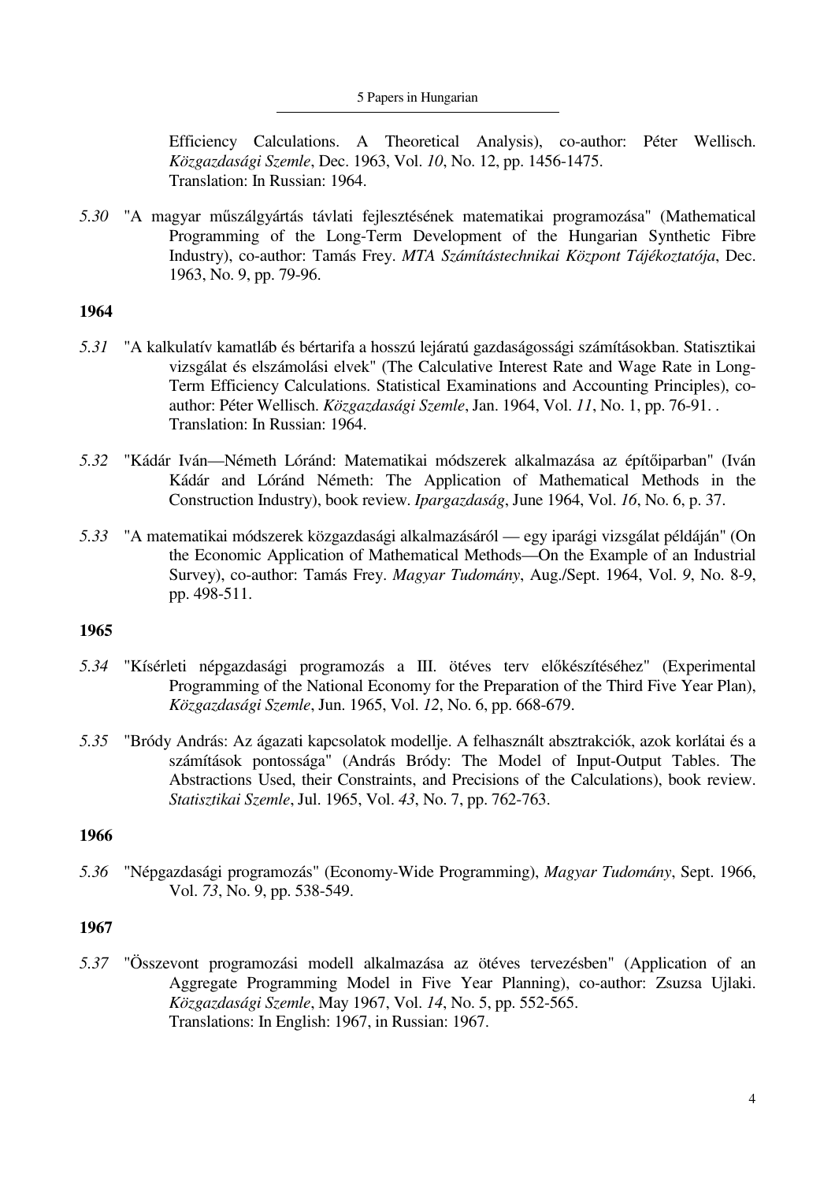Efficiency Calculations. A Theoretical Analysis), co-author: Péter Wellisch. *Közgazdasági Szemle*, Dec. 1963, Vol. *10*, No. 12, pp. 1456-1475.
Translation: In Russian: 1964.

*5.30* "A magyar műszálgyártás távlati fejlesztésének matematikai programozása" (Mathematical Programming of the Long-Term Development of the Hungarian Synthetic Fibre Industry), co-author: Tamás Frey. *MTA Számítástechnikai Központ Tájékoztatója*, Dec. 1963, No. 9, pp. 79-96.

**1964**

*5.31* "A kalkulatív kamatláb és bértarifa a hosszú lejáratú gazdaságossági számításokban. Statisztikai vizsgálat és elszámolási elvek" (The Calculative Interest Rate and Wage Rate in Long-Term Efficiency Calculations. Statistical Examinations and Accounting Principles), co-author: Péter Wellisch. *Közgazdasági Szemle*, Jan. 1964, Vol. *11*, No. 1, pp. 76-91. .
Translation: In Russian: 1964.

*5.32* "Kádár Iván—Németh Lóránd: Matematikai módszerek alkalmazása az építőiparban" (Iván Kádár and Lóránd Németh: The Application of Mathematical Methods in the Construction Industry), book review. *Ipargazdaság*, June 1964, Vol. *16*, No. 6, p. 37.

*5.33* "A matematikai módszerek közgazdasági alkalmazásáról — egy iparági vizsgálat példáján" (On the Economic Application of Mathematical Methods—On the Example of an Industrial Survey), co-author: Tamás Frey. *Magyar Tudomány*, Aug./Sept. 1964, Vol. *9*, No. 8-9, pp. 498-511.

**1965**

*5.34* "Kísérleti népgazdasági programozás a III. ötéves terv előkészítéséhez" (Experimental Programming of the National Economy for the Preparation of the Third Five Year Plan), *Közgazdasági Szemle*, Jun. 1965, Vol. *12*, No. 6, pp. 668-679.

*5.35* "Bródy András: Az ágazati kapcsolatok modellje. A felhasznált absztrakciók, azok korlátai és a számítások pontossága" (András Bródy: The Model of Input-Output Tables. The Abstractions Used, their Constraints, and Precisions of the Calculations), book review. *Statisztikai Szemle*, Jul. 1965, Vol. *43*, No. 7, pp. 762-763.

**1966**

*5.36* "Népgazdasági programozás" (Economy-Wide Programming), *Magyar Tudomány*, Sept. 1966, Vol. *73*, No. 9, pp. 538-549.

**1967**

*5.37* "Összevont programozási modell alkalmazása az ötéves tervezésben" (Application of an Aggregate Programming Model in Five Year Planning), co-author: Zsuzsa Ujlaki. *Közgazdasági Szemle*, May 1967, Vol. *14*, No. 5, pp. 552-565.
Translations: In English: 1967, in Russian: 1967.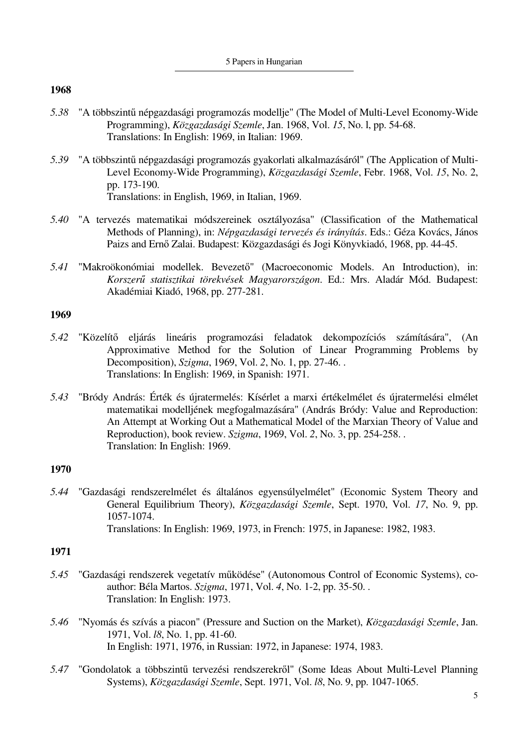### 1968

*5.38* "A többszintű népgazdasági programozás modellje" (The Model of Multi-Level Economy-Wide Programming), *Közgazdasági Szemle*, Jan. 1968, Vol. *15*, No. l, pp. 54-68.
Translations: In English: 1969, in Italian: 1969.

*5.39* "A többszintű népgazdasági programozás gyakorlati alkalmazásáról" (The Application of Multi-Level Economy-Wide Programming), *Közgazdasági Szemle*, Febr. 1968, Vol. *15*, No. 2, pp. 173-190.
Translations: in English, 1969, in Italian, 1969.

*5.40* "A tervezés matematikai módszereinek osztályozása" (Classification of the Mathematical Methods of Planning), in: *Népgazdasági tervezés és irányítás*. Eds.: Géza Kovács, János Paizs and Ernő Zalai. Budapest: Közgazdasági és Jogi Könyvkiadó, 1968, pp. 44-45.

*5.41* "Makroökonómiai modellek. Bevezető" (Macroeconomic Models. An Introduction), in: *Korszerű statisztikai törekvések Magyarországon*. Ed.: Mrs. Aladár Mód. Budapest: Akadémiai Kiadó, 1968, pp. 277-281.

### 1969

*5.42* "Közelítő eljárás lineáris programozási feladatok dekompozíciós számítására", (An Approximative Method for the Solution of Linear Programming Problems by Decomposition), *Szigma*, 1969, Vol. *2*, No. 1, pp. 27-46. .
Translations: In English: 1969, in Spanish: 1971.

*5.43* "Bródy András: Érték és újratermelés: Kísérlet a marxi értékelmélet és újratermelési elmélet matematikai modelljének megfogalmazására" (András Bródy: Value and Reproduction: An Attempt at Working Out a Mathematical Model of the Marxian Theory of Value and Reproduction), book review. *Szigma*, 1969, Vol. *2*, No. 3, pp. 254-258. .
Translation: In English: 1969.

### 1970

*5.44* "Gazdasági rendszerelmélet és általános egyensúlyelmélet" (Economic System Theory and General Equilibrium Theory), *Közgazdasági Szemle*, Sept. 1970, Vol. *17*, No. 9, pp. 1057-1074.
Translations: In English: 1969, 1973, in French: 1975, in Japanese: 1982, 1983.

### 1971

*5.45* "Gazdasági rendszerek vegetatív működése" (Autonomous Control of Economic Systems), co-author: Béla Martos. *Szigma*, 1971, Vol. *4*, No. 1-2, pp. 35-50. .
Translation: In English: 1973.

*5.46* "Nyomás és szívás a piacon" (Pressure and Suction on the Market), *Közgazdasági Szemle*, Jan. 1971, Vol. *l8*, No. 1, pp. 41-60.
In English: 1971, 1976, in Russian: 1972, in Japanese: 1974, 1983.

*5.47* "Gondolatok a többszintű tervezési rendszerekről" (Some Ideas About Multi-Level Planning Systems), *Közgazdasági Szemle*, Sept. 1971, Vol. *l8*, No. 9, pp. 1047-1065.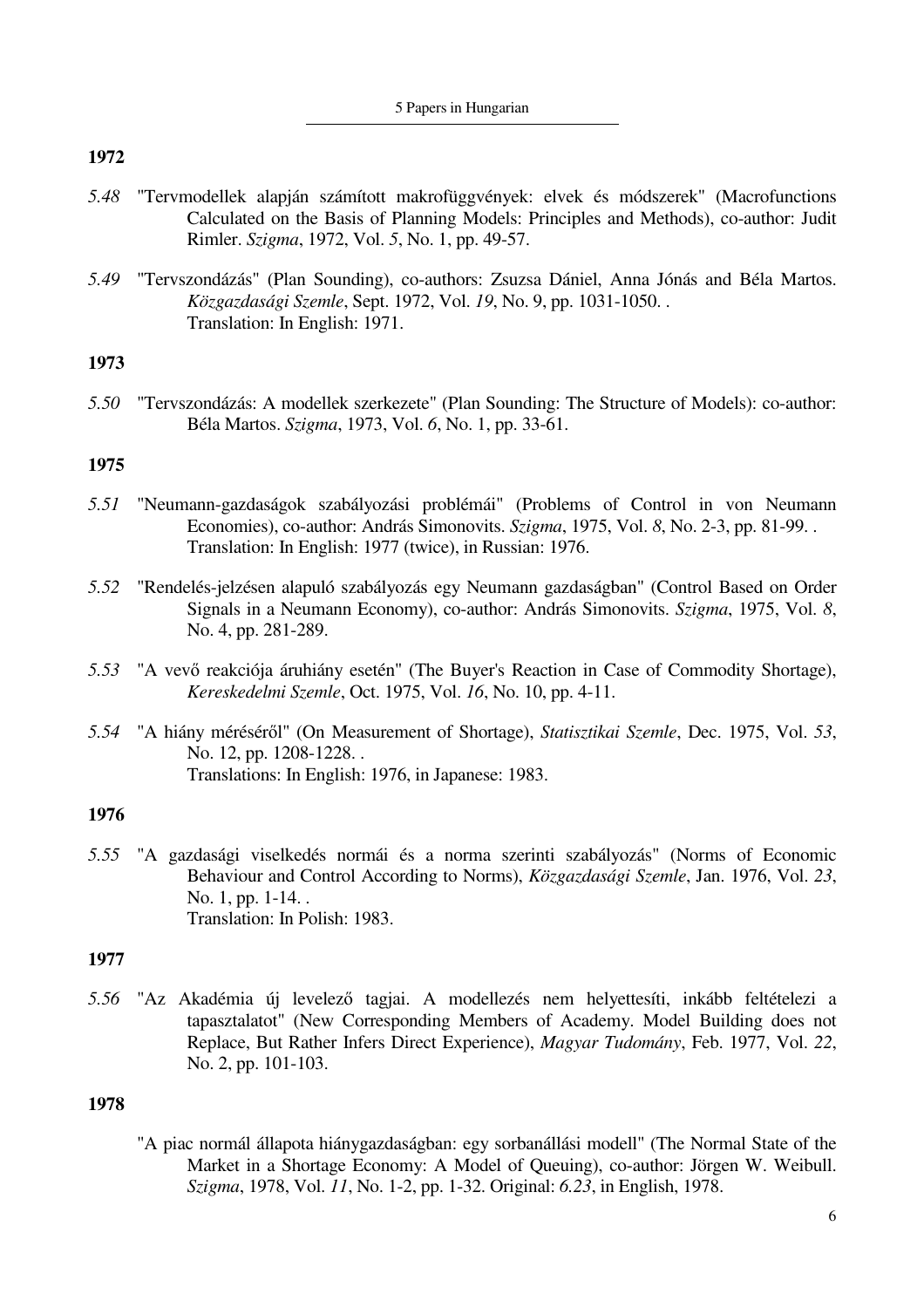**1972**

*5.48* "Tervmodellek alapján számított makrofüggvények: elvek és módszerek" (Macrofunctions Calculated on the Basis of Planning Models: Principles and Methods), co-author: Judit Rimler. *Szigma*, 1972, Vol. *5*, No. 1, pp. 49-57.

*5.49* "Tervszondázás" (Plan Sounding), co-authors: Zsuzsa Dániel, Anna Jónás and Béla Martos. *Közgazdasági Szemle*, Sept. 1972, Vol. *19*, No. 9, pp. 1031-1050. .
Translation: In English: 1971.

**1973**

*5.50* "Tervszondázás: A modellek szerkezete" (Plan Sounding: The Structure of Models): co-author: Béla Martos. *Szigma*, 1973, Vol. *6*, No. 1, pp. 33-61.

**1975**

*5.51* "Neumann-gazdaságok szabályozási problémái" (Problems of Control in von Neumann Economies), co-author: András Simonovits. *Szigma*, 1975, Vol. *8*, No. 2-3, pp. 81-99. .
Translation: In English: 1977 (twice), in Russian: 1976.

*5.52* "Rendelés-jelzésen alapuló szabályozás egy Neumann gazdaságban" (Control Based on Order Signals in a Neumann Economy), co-author: András Simonovits. *Szigma*, 1975, Vol. *8*, No. 4, pp. 281-289.

*5.53* "A vevő reakciója áruhiány esetén" (The Buyer's Reaction in Case of Commodity Shortage), *Kereskedelmi Szemle*, Oct. 1975, Vol. *16*, No. 10, pp. 4-11.

*5.54* "A hiány méréséről" (On Measurement of Shortage), *Statisztikai Szemle*, Dec. 1975, Vol. *53*, No. 12, pp. 1208-1228. .
Translations: In English: 1976, in Japanese: 1983.

**1976**

*5.55* "A gazdasági viselkedés normái és a norma szerinti szabályozás" (Norms of Economic Behaviour and Control According to Norms), *Közgazdasági Szemle*, Jan. 1976, Vol. *23*, No. 1, pp. 1-14. .
Translation: In Polish: 1983.

**1977**

*5.56* "Az Akadémia új levelező tagjai. A modellezés nem helyettesíti, inkább feltételezi a tapasztalatot" (New Corresponding Members of Academy. Model Building does not Replace, But Rather Infers Direct Experience), *Magyar Tudomány*, Feb. 1977, Vol. *22*, No. 2, pp. 101-103.

**1978**

"A piac normál állapota hiánygazdaságban: egy sorbanállási modell" (The Normal State of the Market in a Shortage Economy: A Model of Queuing), co-author: Jörgen W. Weibull. *Szigma*, 1978, Vol. *11*, No. 1-2, pp. 1-32. Original: *6.23*, in English, 1978.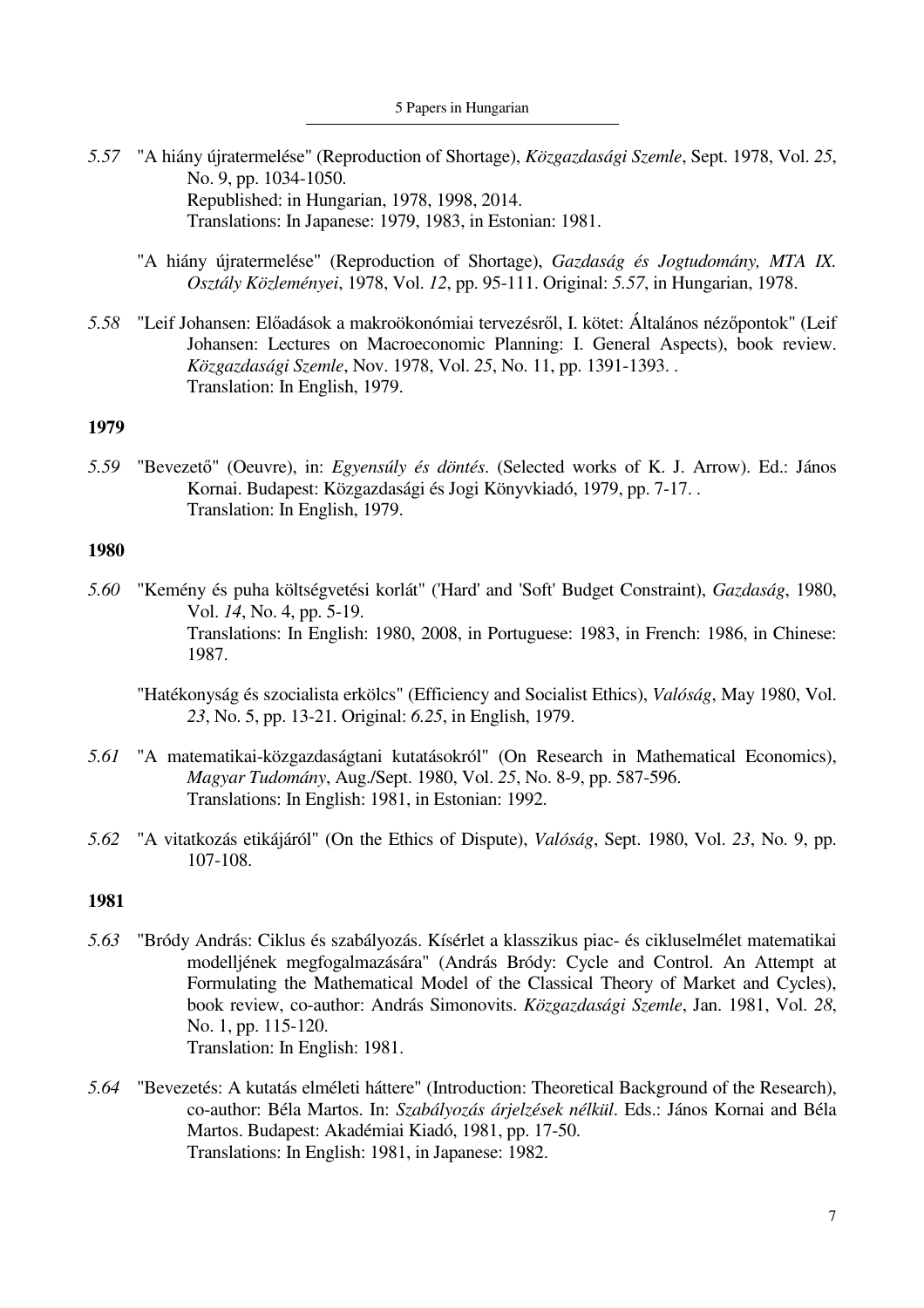*5.57* "A hiány újratermelése" (Reproduction of Shortage), *Közgazdasági Szemle*, Sept. 1978, Vol. *25*, No. 9, pp. 1034-1050.
Republished: in Hungarian, 1978, 1998, 2014.
Translations: In Japanese: 1979, 1983, in Estonian: 1981.

"A hiány újratermelése" (Reproduction of Shortage), *Gazdaság és Jogtudomány, MTA IX. Osztály Közleményei*, 1978, Vol. *12*, pp. 95-111. Original: *5.57*, in Hungarian, 1978.

*5.58* "Leif Johansen: Előadások a makroökonómiai tervezésről, I. kötet: Általános nézőpontok" (Leif Johansen: Lectures on Macroeconomic Planning: I. General Aspects), book review. *Közgazdasági Szemle*, Nov. 1978, Vol. *25*, No. 11, pp. 1391-1393. .
Translation: In English, 1979.

**1979**

*5.59* "Bevezető" (Oeuvre), in: *Egyensúly és döntés*. (Selected works of K. J. Arrow). Ed.: János Kornai. Budapest: Közgazdasági és Jogi Könyvkiadó, 1979, pp. 7-17. .
Translation: In English, 1979.

**1980**

*5.60* "Kemény és puha költségvetési korlát" ('Hard' and 'Soft' Budget Constraint), *Gazdaság*, 1980, Vol. *14*, No. 4, pp. 5-19.
Translations: In English: 1980, 2008, in Portuguese: 1983, in French: 1986, in Chinese: 1987.

"Hatékonyság és szocialista erkölcs" (Efficiency and Socialist Ethics), *Valóság*, May 1980, Vol. *23*, No. 5, pp. 13-21. Original: *6.25*, in English, 1979.

*5.61* "A matematikai-közgazdaságtani kutatásokról" (On Research in Mathematical Economics), *Magyar Tudomány*, Aug./Sept. 1980, Vol. *25*, No. 8-9, pp. 587-596.
Translations: In English: 1981, in Estonian: 1992.

*5.62* "A vitatkozás etikájáról" (On the Ethics of Dispute), *Valóság*, Sept. 1980, Vol. *23*, No. 9, pp. 107-108.

**1981**

*5.63* "Bródy András: Ciklus és szabályozás. Kísérlet a klasszikus piac- és cikluselmélet matematikai modelljének megfogalmazására" (András Bródy: Cycle and Control. An Attempt at Formulating the Mathematical Model of the Classical Theory of Market and Cycles), book review, co-author: András Simonovits. *Közgazdasági Szemle*, Jan. 1981, Vol. *28*, No. 1, pp. 115-120.
Translation: In English: 1981.

*5.64* "Bevezetés: A kutatás elméleti háttere" (Introduction: Theoretical Background of the Research), co-author: Béla Martos. In: *Szabályozás árjelzések nélkül*. Eds.: János Kornai and Béla Martos. Budapest: Akadémiai Kiadó, 1981, pp. 17-50.
Translations: In English: 1981, in Japanese: 1982.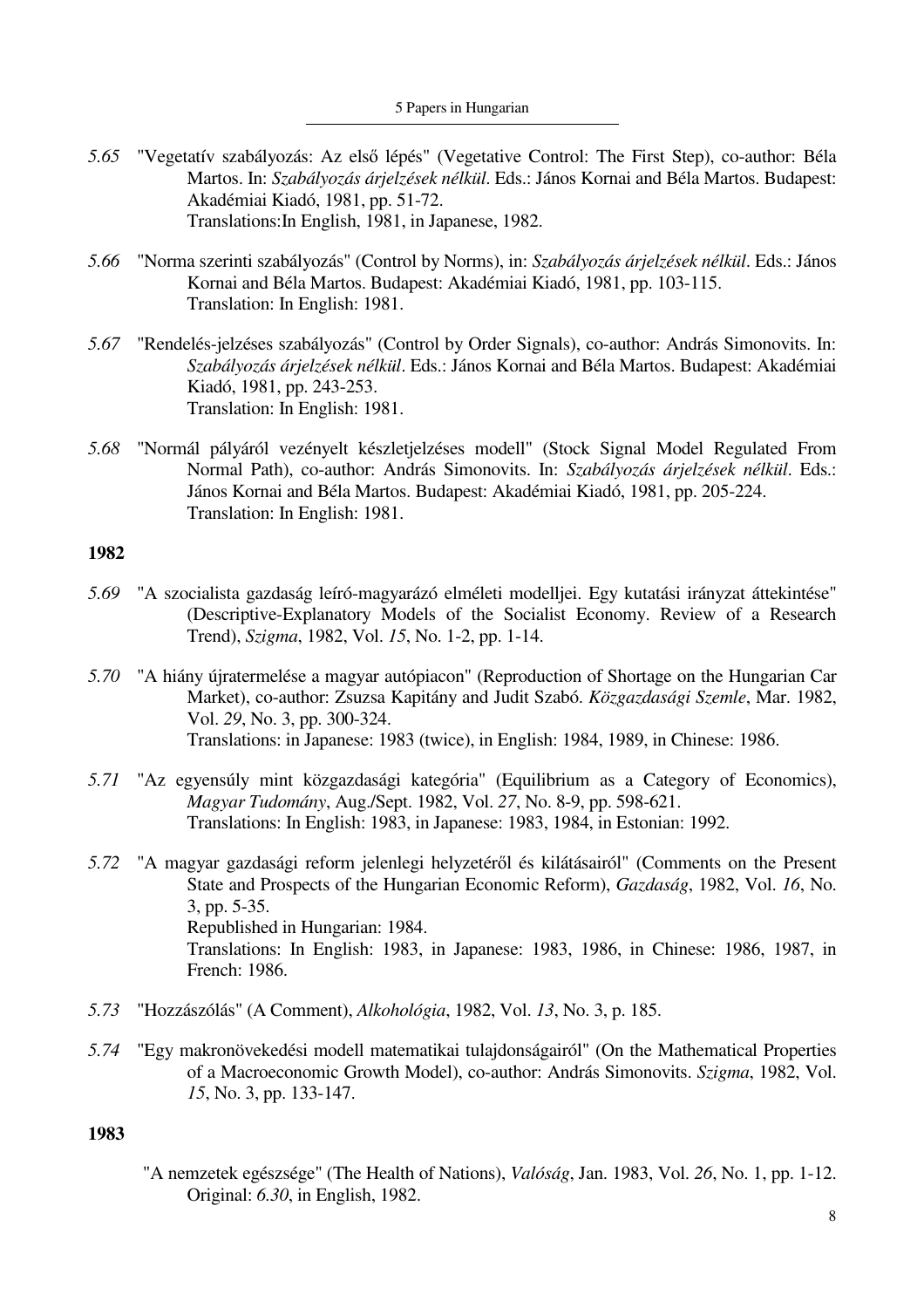*5.65* "Vegetatív szabályozás: Az első lépés" (Vegetative Control: The First Step), co-author: Béla Martos. In: *Szabályozás árjelzések nélkül*. Eds.: János Kornai and Béla Martos. Budapest: Akadémiai Kiadó, 1981, pp. 51-72.
Translations:In English, 1981, in Japanese, 1982.

*5.66* "Norma szerinti szabályozás" (Control by Norms), in: *Szabályozás árjelzések nélkül*. Eds.: János Kornai and Béla Martos. Budapest: Akadémiai Kiadó, 1981, pp. 103-115.
Translation: In English: 1981.

*5.67* "Rendelés-jelzéses szabályozás" (Control by Order Signals), co-author: András Simonovits. In: *Szabályozás árjelzések nélkül*. Eds.: János Kornai and Béla Martos. Budapest: Akadémiai Kiadó, 1981, pp. 243-253.
Translation: In English: 1981.

*5.68* "Normál pályáról vezényelt készletjelzéses modell" (Stock Signal Model Regulated From Normal Path), co-author: András Simonovits. In: *Szabályozás árjelzések nélkül*. Eds.: János Kornai and Béla Martos. Budapest: Akadémiai Kiadó, 1981, pp. 205-224.
Translation: In English: 1981.

**1982**

*5.69* "A szocialista gazdaság leíró-magyarázó elméleti modelljei. Egy kutatási irányzat áttekintése" (Descriptive-Explanatory Models of the Socialist Economy. Review of a Research Trend), *Szigma*, 1982, Vol. *15*, No. 1-2, pp. 1-14.

*5.70* "A hiány újratermelése a magyar autópiacon" (Reproduction of Shortage on the Hungarian Car Market), co-author: Zsuzsa Kapitány and Judit Szabó. *Közgazdasági Szemle*, Mar. 1982, Vol. *29*, No. 3, pp. 300-324.
Translations: in Japanese: 1983 (twice), in English: 1984, 1989, in Chinese: 1986.

*5.71* "Az egyensúly mint közgazdasági kategória" (Equilibrium as a Category of Economics), *Magyar Tudomány*, Aug./Sept. 1982, Vol. *27*, No. 8-9, pp. 598-621.
Translations: In English: 1983, in Japanese: 1983, 1984, in Estonian: 1992.

*5.72* "A magyar gazdasági reform jelenlegi helyzetéről és kilátásairól" (Comments on the Present State and Prospects of the Hungarian Economic Reform), *Gazdaság*, 1982, Vol. *16*, No. 3, pp. 5-35.
Republished in Hungarian: 1984.
Translations: In English: 1983, in Japanese: 1983, 1986, in Chinese: 1986, 1987, in French: 1986.

*5.73* "Hozzászólás" (A Comment), *Alkohológia*, 1982, Vol. *13*, No. 3, p. 185.

*5.74* "Egy makronövekedési modell matematikai tulajdonságairól" (On the Mathematical Properties of a Macroeconomic Growth Model), co-author: András Simonovits. *Szigma*, 1982, Vol. *15*, No. 3, pp. 133-147.

**1983**

"A nemzetek egészsége" (The Health of Nations), *Valóság*, Jan. 1983, Vol. *26*, No. 1, pp. 1-12.
Original: *6.30*, in English, 1982.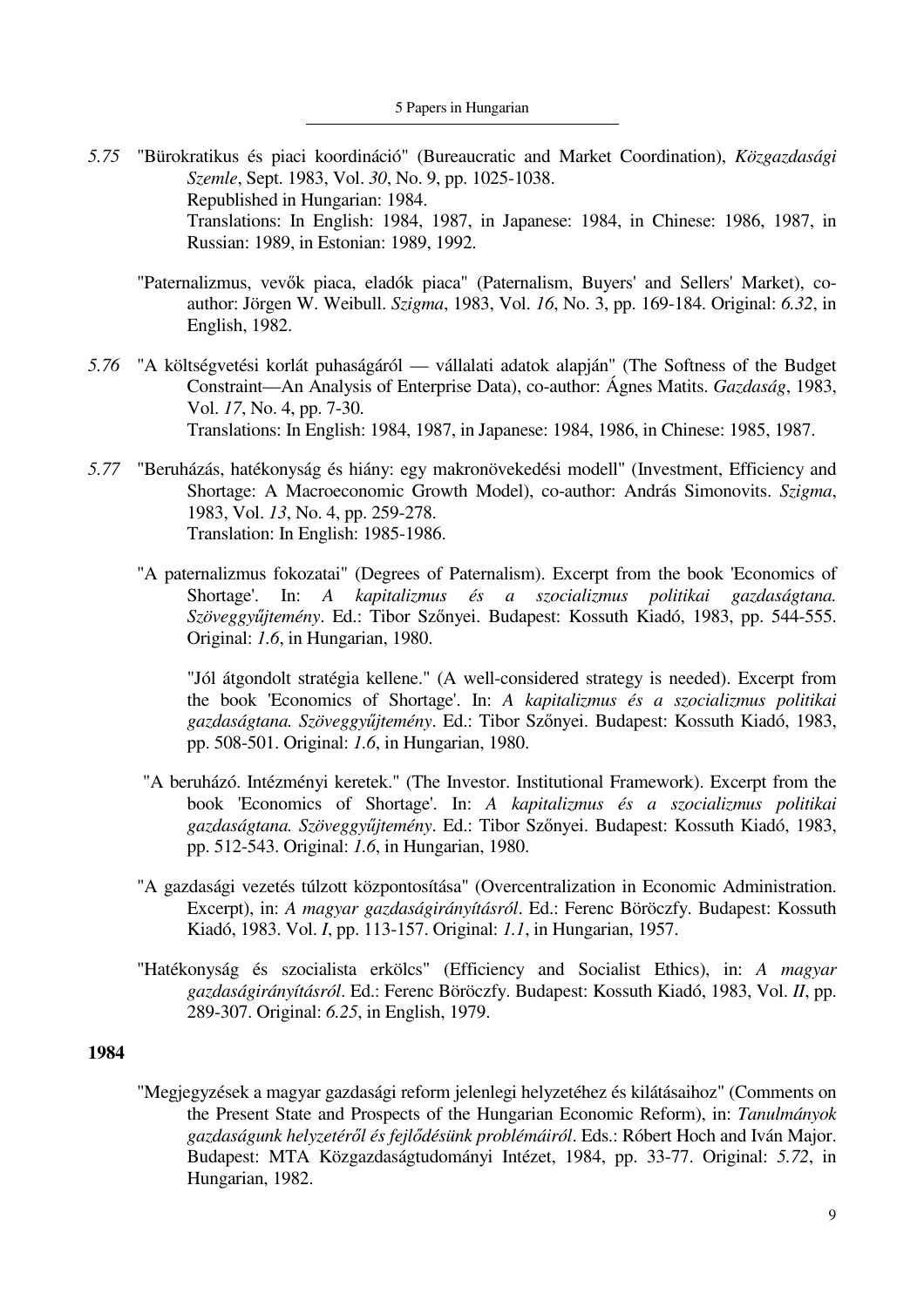5.75 "Bürokratikus és piaci koordináció" (Bureaucratic and Market Coordination), *Közgazdasági Szemle*, Sept. 1983, Vol. *30*, No. 9, pp. 1025-1038.
Republished in Hungarian: 1984.
Translations: In English: 1984, 1987, in Japanese: 1984, in Chinese: 1986, 1987, in Russian: 1989, in Estonian: 1989, 1992.

"Paternalizmus, vevők piaca, eladók piaca" (Paternalism, Buyers' and Sellers' Market), co-author: Jörgen W. Weibull. *Szigma*, 1983, Vol. *16*, No. 3, pp. 169-184. Original: *6.32*, in English, 1982.

5.76 "A költségvetési korlát puhaságáról — vállalati adatok alapján" (The Softness of the Budget Constraint—An Analysis of Enterprise Data), co-author: Ágnes Matits. *Gazdaság*, 1983, Vol. *17*, No. 4, pp. 7-30.
Translations: In English: 1984, 1987, in Japanese: 1984, 1986, in Chinese: 1985, 1987.

5.77 "Beruházás, hatékonyság és hiány: egy makronövekedési modell" (Investment, Efficiency and Shortage: A Macroeconomic Growth Model), co-author: András Simonovits. *Szigma*, 1983, Vol. *13*, No. 4, pp. 259-278.
Translation: In English: 1985-1986.

"A paternalizmus fokozatai" (Degrees of Paternalism). Excerpt from the book 'Economics of Shortage'. In: *A kapitalizmus és a szocializmus politikai gazdaságtana. Szöveggyűjtemény*. Ed.: Tibor Szőnyei. Budapest: Kossuth Kiadó, 1983, pp. 544-555. Original: *1.6*, in Hungarian, 1980.

"Jól átgondolt stratégia kellene." (A well-considered strategy is needed). Excerpt from the book 'Economics of Shortage'. In: *A kapitalizmus és a szocializmus politikai gazdaságtana. Szöveggyűjtemény*. Ed.: Tibor Szőnyei. Budapest: Kossuth Kiadó, 1983, pp. 508-501. Original: *1.6*, in Hungarian, 1980.

"A beruházó. Intézményi keretek." (The Investor. Institutional Framework). Excerpt from the book 'Economics of Shortage'. In: *A kapitalizmus és a szocializmus politikai gazdaságtana. Szöveggyűjtemény*. Ed.: Tibor Szőnyei. Budapest: Kossuth Kiadó, 1983, pp. 512-543. Original: *1.6*, in Hungarian, 1980.

"A gazdasági vezetés túlzott központosítása" (Overcentralization in Economic Administration. Excerpt), in: *A magyar gazdaságirányításról*. Ed.: Ferenc Böröczfy. Budapest: Kossuth Kiadó, 1983. Vol. *I*, pp. 113-157. Original: *1.1*, in Hungarian, 1957.

"Hatékonyság és szocialista erkölcs" (Efficiency and Socialist Ethics), in: *A magyar gazdaságirányításról*. Ed.: Ferenc Böröczfy. Budapest: Kossuth Kiadó, 1983, Vol. *II*, pp. 289-307. Original: *6.25*, in English, 1979.

**1984**

"Megjegyzések a magyar gazdasági reform jelenlegi helyzetéhez és kilátásaihoz" (Comments on the Present State and Prospects of the Hungarian Economic Reform), in: *Tanulmányok gazdaságunk helyzetéről és fejlődésünk problémáiról*. Eds.: Róbert Hoch and Iván Major. Budapest: MTA Közgazdaságtudományi Intézet, 1984, pp. 33-77. Original: *5.72*, in Hungarian, 1982.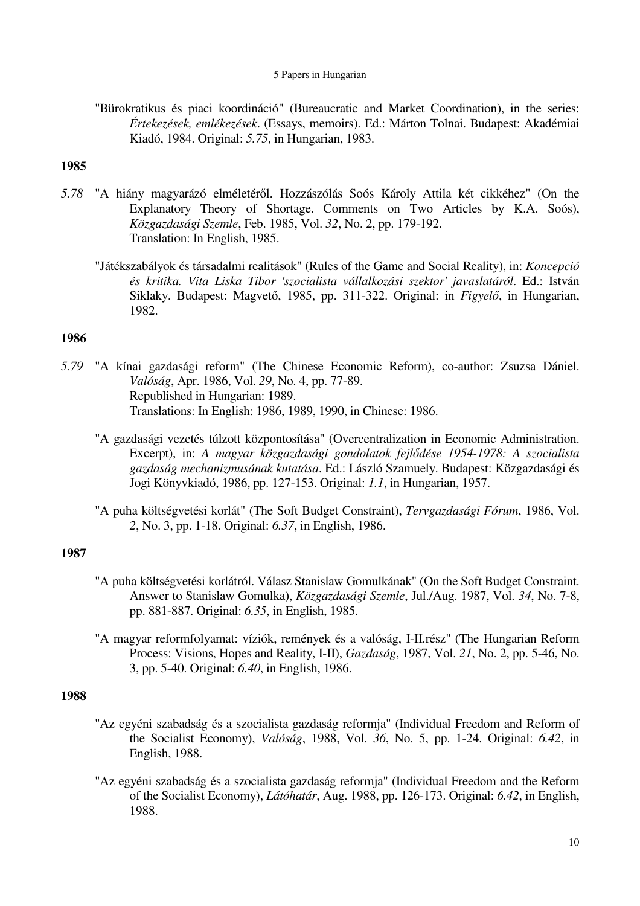"Bürokratikus és piaci koordináció" (Bureaucratic and Market Coordination), in the series: *Értekezések, emlékezések*. (Essays, memoirs). Ed.: Márton Tolnai. Budapest: Akadémiai Kiadó, 1984. Original: *5.75*, in Hungarian, 1983.

**1985**

*5.78* "A hiány magyarázó elméletéről. Hozzászólás Soós Károly Attila két cikkéhez" (On the Explanatory Theory of Shortage. Comments on Two Articles by K.A. Soós), *Közgazdasági Szemle*, Feb. 1985, Vol. *32*, No. 2, pp. 179-192.
Translation: In English, 1985.

"Játékszabályok és társadalmi realitások" (Rules of the Game and Social Reality), in: *Koncepció és kritika. Vita Liska Tibor 'szocialista vállalkozási szektor' javaslatáról*. Ed.: István Siklaky. Budapest: Magvető, 1985, pp. 311-322. Original: in *Figyelő*, in Hungarian, 1982.

**1986**

*5.79* "A kínai gazdasági reform" (The Chinese Economic Reform), co-author: Zsuzsa Dániel. *Valóság*, Apr. 1986, Vol. *29*, No. 4, pp. 77-89.
Republished in Hungarian: 1989.
Translations: In English: 1986, 1989, 1990, in Chinese: 1986.

"A gazdasági vezetés túlzott központosítása" (Overcentralization in Economic Administration. Excerpt), in: *A magyar közgazdasági gondolatok fejlődése 1954-1978: A szocialista gazdaság mechanizmusának kutatása*. Ed.: László Szamuely. Budapest: Közgazdasági és Jogi Könyvkiadó, 1986, pp. 127-153. Original: *1.1*, in Hungarian, 1957.

"A puha költségvetési korlát" (The Soft Budget Constraint), *Tervgazdasági Fórum*, 1986, Vol. *2*, No. 3, pp. 1-18. Original: *6.37*, in English, 1986.

**1987**

"A puha költségvetési korlátról. Válasz Stanislaw Gomulkának" (On the Soft Budget Constraint. Answer to Stanislaw Gomulka), *Közgazdasági Szemle*, Jul./Aug. 1987, Vol. *34*, No. 7-8, pp. 881-887. Original: *6.35*, in English, 1985.

"A magyar reformfolyamat: víziók, remények és a valóság, I-II.rész" (The Hungarian Reform Process: Visions, Hopes and Reality, I-II), *Gazdaság*, 1987, Vol. *21*, No. 2, pp. 5-46, No. 3, pp. 5-40. Original: *6.40*, in English, 1986.

**1988**

"Az egyéni szabadság és a szocialista gazdaság reformja" (Individual Freedom and Reform of the Socialist Economy), *Valóság*, 1988, Vol. *36*, No. 5, pp. 1-24. Original: *6.42*, in English, 1988.

"Az egyéni szabadság és a szocialista gazdaság reformja" (Individual Freedom and the Reform of the Socialist Economy), *Látóhatár*, Aug. 1988, pp. 126-173. Original: *6.42*, in English, 1988.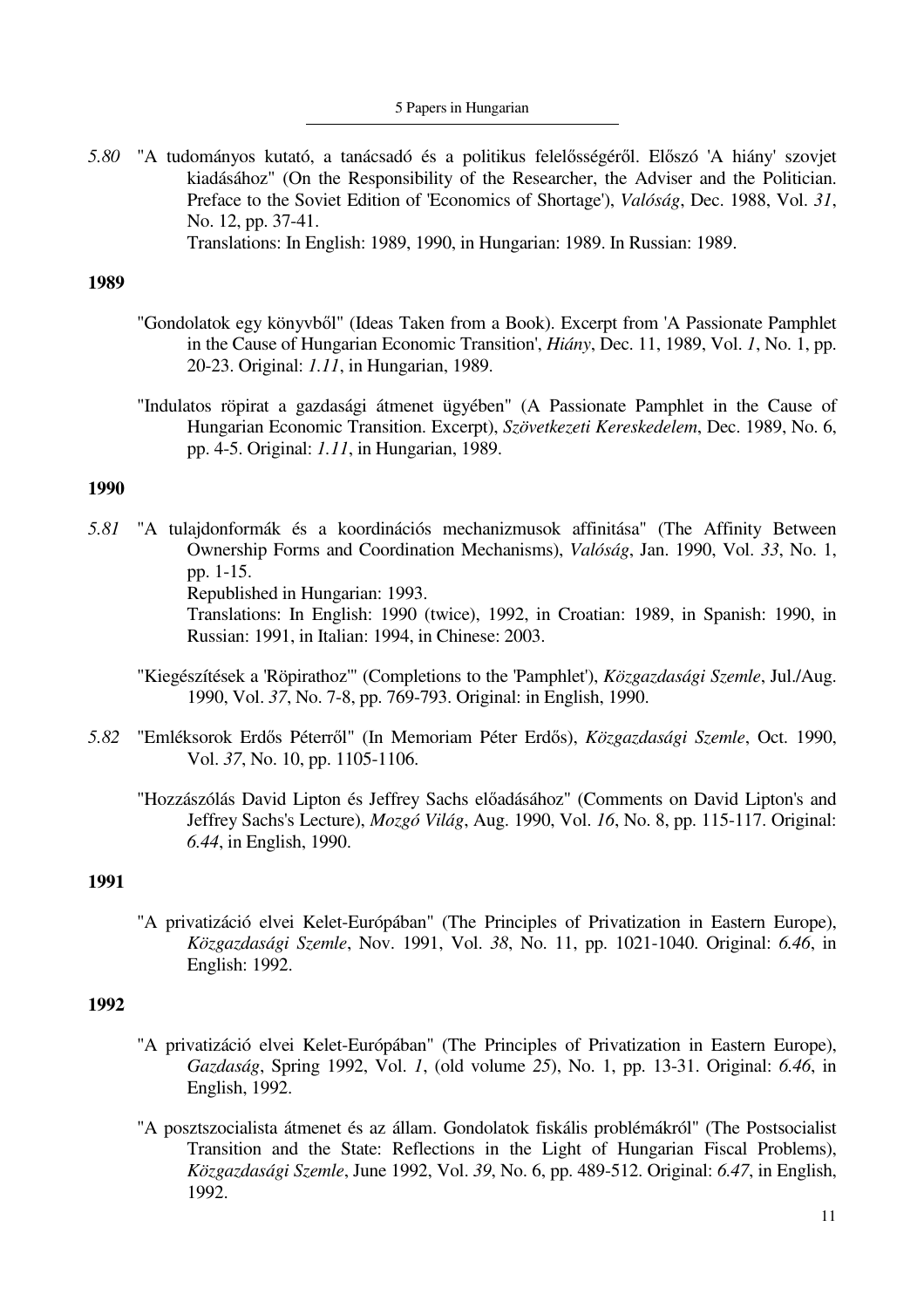5.80 "A tudományos kutató, a tanácsadó és a politikus felelősségéről. Előszó 'A hiány' szovjet kiadásához" (On the Responsibility of the Researcher, the Adviser and the Politician. Preface to the Soviet Edition of 'Economics of Shortage'), *Valóság*, Dec. 1988, Vol. *31*, No. 12, pp. 37-41.
Translations: In English: 1989, 1990, in Hungarian: 1989. In Russian: 1989.

**1989**

"Gondolatok egy könyvből" (Ideas Taken from a Book). Excerpt from 'A Passionate Pamphlet in the Cause of Hungarian Economic Transition', *Hiány*, Dec. 11, 1989, Vol. *1*, No. 1, pp. 20-23. Original: *1.11*, in Hungarian, 1989.

"Indulatos röpirat a gazdasági átmenet ügyében" (A Passionate Pamphlet in the Cause of Hungarian Economic Transition. Excerpt), *Szövetkezeti Kereskedelem*, Dec. 1989, No. 6, pp. 4-5. Original: *1.11*, in Hungarian, 1989.

**1990**

5.81 "A tulajdonformák és a koordinációs mechanizmusok affinitása" (The Affinity Between Ownership Forms and Coordination Mechanisms), *Valóság*, Jan. 1990, Vol. *33*, No. 1, pp. 1-15.
Republished in Hungarian: 1993.
Translations: In English: 1990 (twice), 1992, in Croatian: 1989, in Spanish: 1990, in Russian: 1991, in Italian: 1994, in Chinese: 2003.

"Kiegészítések a 'Röpirathoz'" (Completions to the 'Pamphlet'), *Közgazdasági Szemle*, Jul./Aug. 1990, Vol. *37*, No. 7-8, pp. 769-793. Original: in English, 1990.

5.82 "Emléksorok Erdős Péterről" (In Memoriam Péter Erdős), *Közgazdasági Szemle*, Oct. 1990, Vol. *37*, No. 10, pp. 1105-1106.

"Hozzászólás David Lipton és Jeffrey Sachs előadásához" (Comments on David Lipton's and Jeffrey Sachs's Lecture), *Mozgó Világ*, Aug. 1990, Vol. *16*, No. 8, pp. 115-117. Original: *6.44*, in English, 1990.

**1991**

"A privatizáció elvei Kelet-Európában" (The Principles of Privatization in Eastern Europe), *Közgazdasági Szemle*, Nov. 1991, Vol. *38*, No. 11, pp. 1021-1040. Original: *6.46*, in English: 1992.

**1992**

"A privatizáció elvei Kelet-Európában" (The Principles of Privatization in Eastern Europe), *Gazdaság*, Spring 1992, Vol. *1*, (old volume *25*), No. 1, pp. 13-31. Original: *6.46*, in English, 1992.

"A posztszocialista átmenet és az állam. Gondolatok fiskális problémákról" (The Postsocialist Transition and the State: Reflections in the Light of Hungarian Fiscal Problems), *Közgazdasági Szemle*, June 1992, Vol. *39*, No. 6, pp. 489-512. Original: *6.47*, in English, 1992.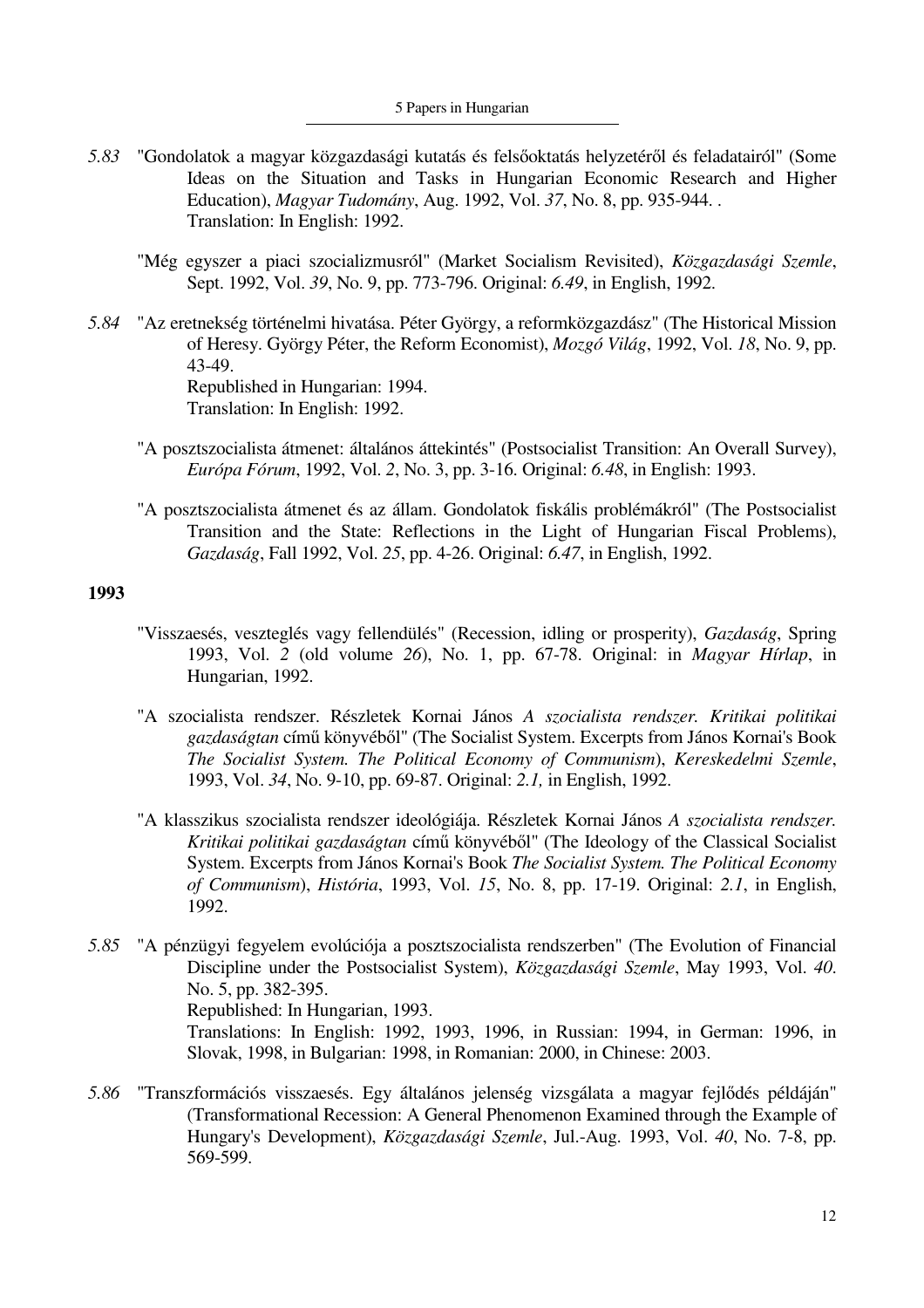5.83 "Gondolatok a magyar közgazdasági kutatás és felsőoktatás helyzetéről és feladatairól" (Some Ideas on the Situation and Tasks in Hungarian Economic Research and Higher Education), *Magyar Tudomány*, Aug. 1992, Vol. *37*, No. 8, pp. 935-944. .
Translation: In English: 1992.

"Még egyszer a piaci szocializmusról" (Market Socialism Revisited), *Közgazdasági Szemle*, Sept. 1992, Vol. *39*, No. 9, pp. 773-796. Original: *6.49*, in English, 1992.

5.84 "Az eretnekség történelmi hivatása. Péter György, a reformközgazdász" (The Historical Mission of Heresy. György Péter, the Reform Economist), *Mozgó Világ*, 1992, Vol. *18*, No. 9, pp. 43-49.
Republished in Hungarian: 1994.
Translation: In English: 1992.

"A posztszocialista átmenet: általános áttekintés" (Postsocialist Transition: An Overall Survey), *Európa Fórum*, 1992, Vol. *2*, No. 3, pp. 3-16. Original: *6.48*, in English: 1993.

"A posztszocialista átmenet és az állam. Gondolatok fiskális problémákról" (The Postsocialist Transition and the State: Reflections in the Light of Hungarian Fiscal Problems), *Gazdaság*, Fall 1992, Vol. *25*, pp. 4-26. Original: *6.47*, in English, 1992.

**1993**

"Visszaesés, veszteglés vagy fellendülés" (Recession, idling or prosperity), *Gazdaság*, Spring 1993, Vol. *2* (old volume *26*), No. 1, pp. 67-78. Original: in *Magyar Hírlap*, in Hungarian, 1992.

"A szocialista rendszer. Részletek Kornai János *A szocialista rendszer. Kritikai politikai gazdaságtan* című könyvéből" (The Socialist System. Excerpts from János Kornai's Book *The Socialist System. The Political Economy of Communism*), *Kereskedelmi Szemle*, 1993, Vol. *34*, No. 9-10, pp. 69-87. Original: *2.1,* in English, 1992.

"A klasszikus szocialista rendszer ideológiája. Részletek Kornai János *A szocialista rendszer. Kritikai politikai gazdaságtan* című könyvéből" (The Ideology of the Classical Socialist System. Excerpts from János Kornai's Book *The Socialist System. The Political Economy of Communism*), *História*, 1993, Vol. *15*, No. 8, pp. 17-19. Original: *2.1*, in English, 1992.

5.85 "A pénzügyi fegyelem evolúciója a posztszocialista rendszerben" (The Evolution of Financial Discipline under the Postsocialist System), *Közgazdasági Szemle*, May 1993, Vol. *40*. No. 5, pp. 382-395.
Republished: In Hungarian, 1993.
Translations: In English: 1992, 1993, 1996, in Russian: 1994, in German: 1996, in Slovak, 1998, in Bulgarian: 1998, in Romanian: 2000, in Chinese: 2003.

5.86 "Transzformációs visszaesés. Egy általános jelenség vizsgálata a magyar fejlődés példáján" (Transformational Recession: A General Phenomenon Examined through the Example of Hungary's Development), *Közgazdasági Szemle*, Jul.-Aug. 1993, Vol. *40*, No. 7-8, pp. 569-599.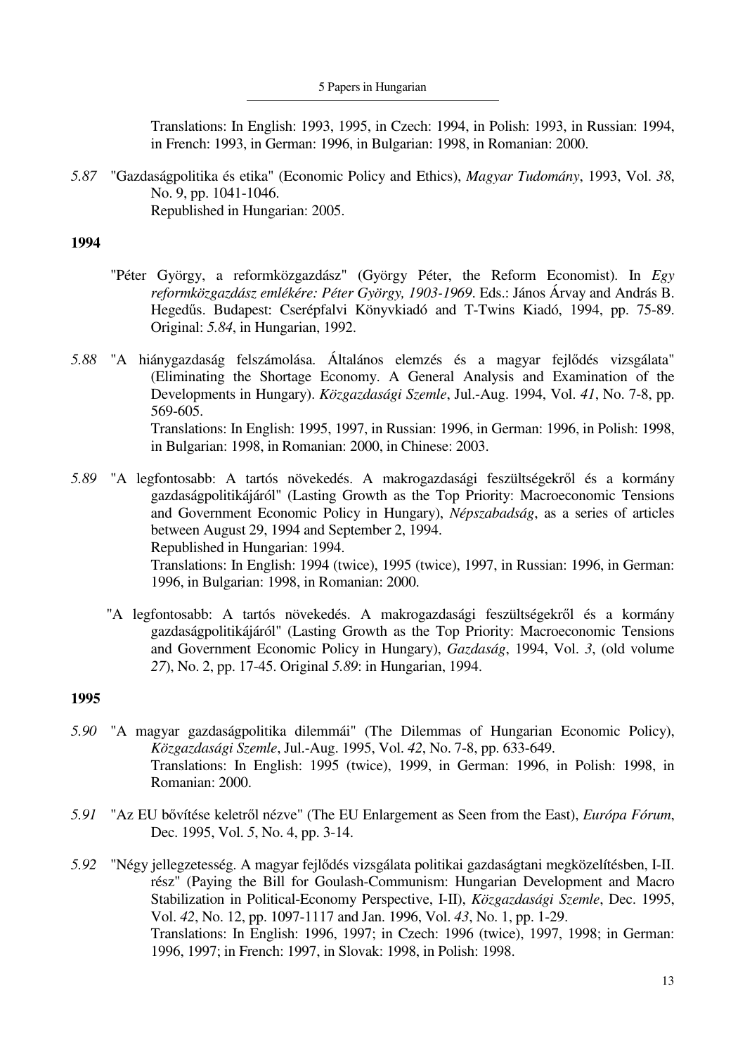Translations: In English: 1993, 1995, in Czech: 1994, in Polish: 1993, in Russian: 1994, in French: 1993, in German: 1996, in Bulgarian: 1998, in Romanian: 2000.

*5.87* "Gazdaságpolitika és etika" (Economic Policy and Ethics), *Magyar Tudomány*, 1993, Vol. *38*, No. 9, pp. 1041-1046.
Republished in Hungarian: 2005.

**1994**

"Péter György, a reformközgazdász" (György Péter, the Reform Economist). In *Egy reformközgazdász emlékére: Péter György, 1903-1969*. Eds.: János Árvay and András B. Hegedűs. Budapest: Cserépfalvi Könyvkiadó and T-Twins Kiadó, 1994, pp. 75-89. Original: *5.84*, in Hungarian, 1992.

*5.88* "A hiánygazdaság felszámolása. Általános elemzés és a magyar fejlődés vizsgálata" (Eliminating the Shortage Economy. A General Analysis and Examination of the Developments in Hungary). *Közgazdasági Szemle*, Jul.-Aug. 1994, Vol. *41*, No. 7-8, pp. 569-605.
Translations: In English: 1995, 1997, in Russian: 1996, in German: 1996, in Polish: 1998, in Bulgarian: 1998, in Romanian: 2000, in Chinese: 2003.

*5.89* "A legfontosabb: A tartós növekedés. A makrogazdasági feszültségekről és a kormány gazdaságpolitikájáról" (Lasting Growth as the Top Priority: Macroeconomic Tensions and Government Economic Policy in Hungary), *Népszabadság*, as a series of articles between August 29, 1994 and September 2, 1994.
Republished in Hungarian: 1994.
Translations: In English: 1994 (twice), 1995 (twice), 1997, in Russian: 1996, in German: 1996, in Bulgarian: 1998, in Romanian: 2000.

"A legfontosabb: A tartós növekedés. A makrogazdasági feszültségekről és a kormány gazdaságpolitikájáról" (Lasting Growth as the Top Priority: Macroeconomic Tensions and Government Economic Policy in Hungary), *Gazdaság*, 1994, Vol. *3*, (old volume *27*), No. 2, pp. 17-45. Original *5.89*: in Hungarian, 1994.

**1995**

*5.90* "A magyar gazdaságpolitika dilemmái" (The Dilemmas of Hungarian Economic Policy), *Közgazdasági Szemle*, Jul.-Aug. 1995, Vol. *42*, No. 7-8, pp. 633-649.
Translations: In English: 1995 (twice), 1999, in German: 1996, in Polish: 1998, in Romanian: 2000.

*5.91* "Az EU bővítése keletről nézve" (The EU Enlargement as Seen from the East), *Európa Fórum*, Dec. 1995, Vol. *5*, No. 4, pp. 3-14.

*5.92* "Négy jellegzetesség. A magyar fejlődés vizsgálata politikai gazdaságtani megközelítésben, I-II. rész" (Paying the Bill for Goulash-Communism: Hungarian Development and Macro Stabilization in Political-Economy Perspective, I-II), *Közgazdasági Szemle*, Dec. 1995, Vol. *42*, No. 12, pp. 1097-1117 and Jan. 1996, Vol. *43*, No. 1, pp. 1-29.
Translations: In English: 1996, 1997; in Czech: 1996 (twice), 1997, 1998; in German: 1996, 1997; in French: 1997, in Slovak: 1998, in Polish: 1998.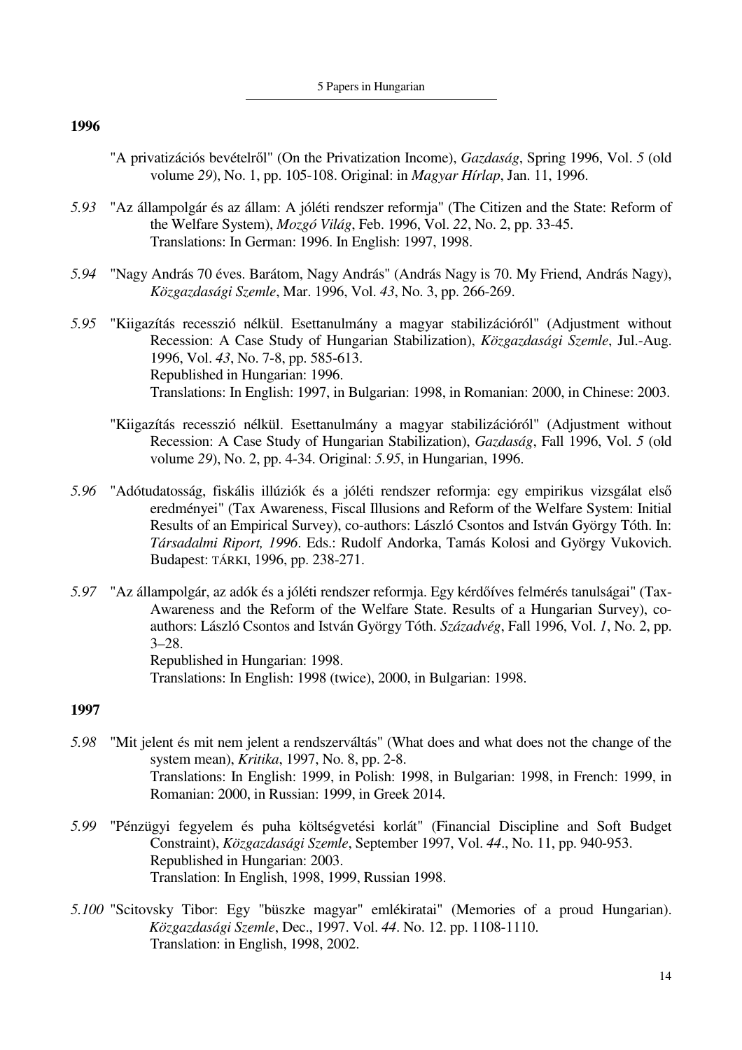## 1996

"A privatizációs bevételről" (On the Privatization Income), *Gazdaság*, Spring 1996, Vol. *5* (old volume *29*), No. 1, pp. 105-108. Original: in *Magyar Hírlap*, Jan. 11, 1996.

*5.93* "Az állampolgár és az állam: A jóléti rendszer reformja" (The Citizen and the State: Reform of the Welfare System), *Mozgó Világ*, Feb. 1996, Vol. *22*, No. 2, pp. 33-45.
Translations: In German: 1996. In English: 1997, 1998.

*5.94* "Nagy András 70 éves. Barátom, Nagy András" (András Nagy is 70. My Friend, András Nagy), *Közgazdasági Szemle*, Mar. 1996, Vol. *43*, No. 3, pp. 266-269.

*5.95* "Kiigazítás recesszió nélkül. Esettanulmány a magyar stabilizációról" (Adjustment without Recession: A Case Study of Hungarian Stabilization), *Közgazdasági Szemle*, Jul.-Aug. 1996, Vol. *43*, No. 7-8, pp. 585-613.
Republished in Hungarian: 1996.
Translations: In English: 1997, in Bulgarian: 1998, in Romanian: 2000, in Chinese: 2003.

"Kiigazítás recesszió nélkül. Esettanulmány a magyar stabilizációról" (Adjustment without Recession: A Case Study of Hungarian Stabilization), *Gazdaság*, Fall 1996, Vol. *5* (old volume *29*), No. 2, pp. 4-34. Original: *5.95*, in Hungarian, 1996.

*5.96* "Adótudatosság, fiskális illúziók és a jóléti rendszer reformja: egy empirikus vizsgálat első eredményei" (Tax Awareness, Fiscal Illusions and Reform of the Welfare System: Initial Results of an Empirical Survey), co-authors: László Csontos and István György Tóth. In: *Társadalmi Riport, 1996*. Eds.: Rudolf Andorka, Tamás Kolosi and György Vukovich. Budapest: TÁRKI, 1996, pp. 238-271.

*5.97* "Az állampolgár, az adók és a jóléti rendszer reformja. Egy kérdőíves felmérés tanulságai" (Tax-Awareness and the Reform of the Welfare State. Results of a Hungarian Survey), co-authors: László Csontos and István György Tóth. *Századvég*, Fall 1996, Vol. *1*, No. 2, pp. 3–28.
Republished in Hungarian: 1998.
Translations: In English: 1998 (twice), 2000, in Bulgarian: 1998.

## 1997

*5.98* "Mit jelent és mit nem jelent a rendszerváltás" (What does and what does not the change of the system mean), *Kritika*, 1997, No. 8, pp. 2-8.
Translations: In English: 1999, in Polish: 1998, in Bulgarian: 1998, in French: 1999, in Romanian: 2000, in Russian: 1999, in Greek 2014.

*5.99* "Pénzügyi fegyelem és puha költségvetési korlát" (Financial Discipline and Soft Budget Constraint), *Közgazdasági Szemle*, September 1997, Vol. *44*., No. 11, pp. 940-953.
Republished in Hungarian: 2003.
Translation: In English, 1998, 1999, Russian 1998.

*5.100* "Scitovsky Tibor: Egy "büszke magyar" emlékiratai" (Memories of a proud Hungarian). *Közgazdasági Szemle*, Dec., 1997. Vol. *44*. No. 12. pp. 1108-1110.
Translation: in English, 1998, 2002.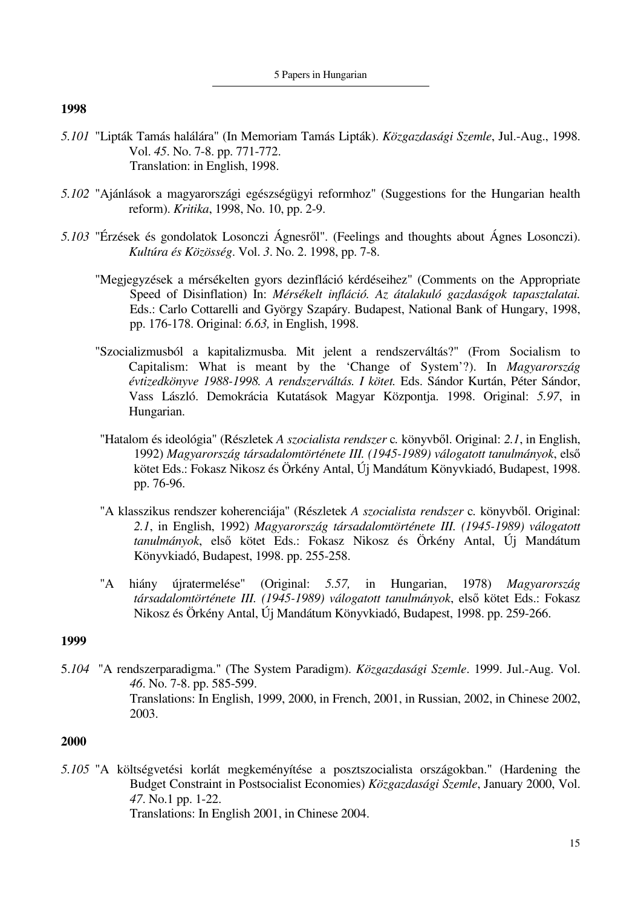## 1998

*5.101* "Lipták Tamás halálára" (In Memoriam Tamás Lipták). *Közgazdasági Szemle*, Jul.-Aug., 1998. Vol. *45*. No. 7-8. pp. 771-772.
Translation: in English, 1998.

*5.102* "Ajánlások a magyarországi egészségügyi reformhoz" (Suggestions for the Hungarian health reform). *Kritika*, 1998, No. 10, pp. 2-9.

*5.103* "Érzések és gondolatok Losonczi Ágnesről". (Feelings and thoughts about Ágnes Losonczi). *Kultúra és Közösség*. Vol. *3*. No. 2. 1998, pp. 7-8.

"Megjegyzések a mérsékelten gyors dezinfláció kérdéseihez" (Comments on the Appropriate Speed of Disinflation) In: *Mérsékelt infláció. Az átalakuló gazdaságok tapasztalatai.* Eds.: Carlo Cottarelli and György Szapáry. Budapest, National Bank of Hungary, 1998, pp. 176-178. Original: *6.63,* in English, 1998.

"Szocializmusból a kapitalizmusba. Mit jelent a rendszerváltás?" (From Socialism to Capitalism: What is meant by the 'Change of System'?). In *Magyarország évtizedkönyve 1988-1998. A rendszerváltás. I kötet.* Eds. Sándor Kurtán, Péter Sándor, Vass László. Demokrácia Kutatások Magyar Központja. 1998. Original: *5.97*, in Hungarian.

"Hatalom és ideológia" (Részletek *A szocialista rendszer* c. könyvből. Original: *2.1*, in English, 1992) *Magyarország társadalomtörténete III. (1945-1989) válogatott tanulmányok*, első kötet Eds.: Fokasz Nikosz és Örkény Antal, Új Mandátum Könyvkiadó, Budapest, 1998. pp. 76-96.

"A klasszikus rendszer koherenciája" (Részletek *A szocialista rendszer* c. könyvből. Original: *2.1*, in English, 1992) *Magyarország társadalomtörténete III. (1945-1989) válogatott tanulmányok*, első kötet Eds.: Fokasz Nikosz és Örkény Antal, Új Mandátum Könyvkiadó, Budapest, 1998. pp. 255-258.

"A hiány újratermelése" (Original: *5.57,* in Hungarian, 1978) *Magyarország társadalomtörténete III. (1945-1989) válogatott tanulmányok*, első kötet Eds.: Fokasz Nikosz és Örkény Antal, Új Mandátum Könyvkiadó, Budapest, 1998. pp. 259-266.

## 1999

5.*104* "A rendszerparadigma." (The System Paradigm). *Közgazdasági Szemle*. 1999. Jul.-Aug. Vol. *46*. No. 7-8. pp. 585-599.
Translations: In English, 1999, 2000, in French, 2001, in Russian, 2002, in Chinese 2002, 2003.

## 2000

*5.105* "A költségvetési korlát megkeményítése a posztszocialista országokban." (Hardening the Budget Constraint in Postsocialist Economies) *Közgazdasági Szemle*, January 2000, Vol. *47*. No.1 pp. 1-22.
Translations: In English 2001, in Chinese 2004.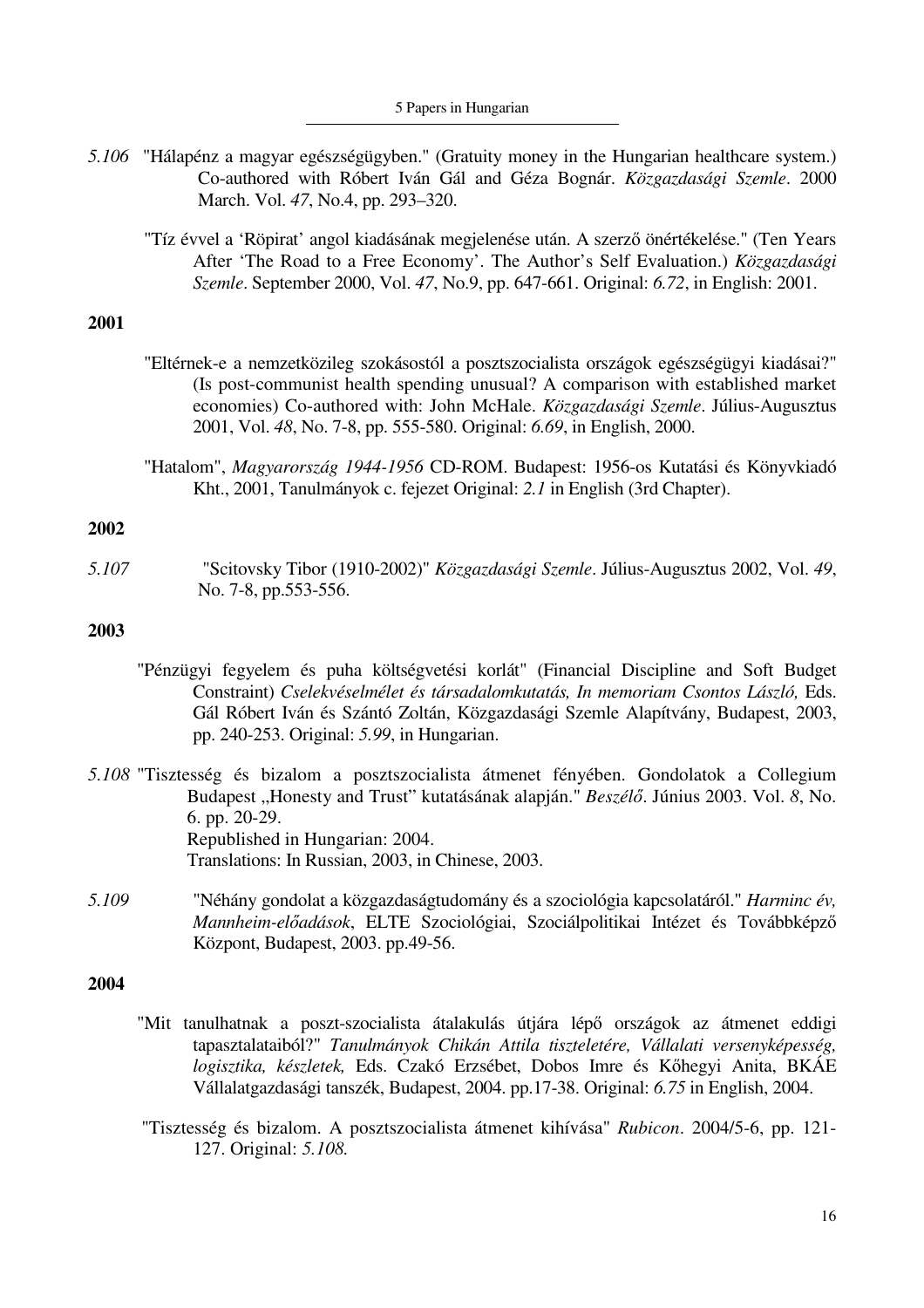*5.106* "Hálapénz a magyar egészségügyben." (Gratuity money in the Hungarian healthcare system.) Co-authored with Róbert Iván Gál and Géza Bognár. *Közgazdasági Szemle*. 2000 March. Vol. *47*, No.4, pp. 293–320.

"Tíz évvel a 'Röpirat' angol kiadásának megjelenése után. A szerző önértékelése." (Ten Years After 'The Road to a Free Economy'. The Author's Self Evaluation.) *Közgazdasági Szemle*. September 2000, Vol. *47*, No.9, pp. 647-661. Original: *6.72*, in English: 2001.

**2001**

"Eltérnek-e a nemzetközileg szokásostól a posztszocialista országok egészségügyi kiadásai?" (Is post-communist health spending unusual? A comparison with established market economies) Co-authored with: John McHale. *Közgazdasági Szemle*. Július-Augusztus 2001, Vol. *48*, No. 7-8, pp. 555-580. Original: *6.69*, in English, 2000.

"Hatalom", *Magyarország 1944-1956* CD-ROM. Budapest: 1956-os Kutatási és Könyvkiadó Kht., 2001, Tanulmányok c. fejezet Original: *2.1* in English (3rd Chapter).

**2002**

*5.107* "Scitovsky Tibor (1910-2002)" *Közgazdasági Szemle*. Július-Augusztus 2002, Vol. *49*, No. 7-8, pp.553-556.

**2003**

"Pénzügyi fegyelem és puha költségvetési korlát" (Financial Discipline and Soft Budget Constraint) *Cselekvéselmélet és társadalomkutatás, In memoriam Csontos László,* Eds. Gál Róbert Iván és Szántó Zoltán, Közgazdasági Szemle Alapítvány, Budapest, 2003, pp. 240-253. Original: *5.99*, in Hungarian.

*5.108* "Tisztesség és bizalom a posztszocialista átmenet fényében. Gondolatok a Collegium Budapest „Honesty and Trust" kutatásának alapján." *Beszélő*. Június 2003. Vol. *8*, No. 6. pp. 20-29.
Republished in Hungarian: 2004.
Translations: In Russian, 2003, in Chinese, 2003.

*5.109* "Néhány gondolat a közgazdaságtudomány és a szociológia kapcsolatáról." *Harminc év, Mannheim-előadások*, ELTE Szociológiai, Szociálpolitikai Intézet és Továbbképző Központ, Budapest, 2003. pp.49-56.

**2004**

"Mit tanulhatnak a poszt-szocialista átalakulás útjára lépő országok az átmenet eddigi tapasztalataiból?" *Tanulmányok Chikán Attila tiszteletére, Vállalati versenyképesség, logisztika, készletek,* Eds. Czakó Erzsébet, Dobos Imre és Kőhegyi Anita, BKÁE Vállalatgazdasági tanszék, Budapest, 2004. pp.17-38. Original: *6.75* in English, 2004.

"Tisztesség és bizalom. A posztszocialista átmenet kihívása" *Rubicon*. 2004/5-6, pp. 121-127. Original: *5.108.*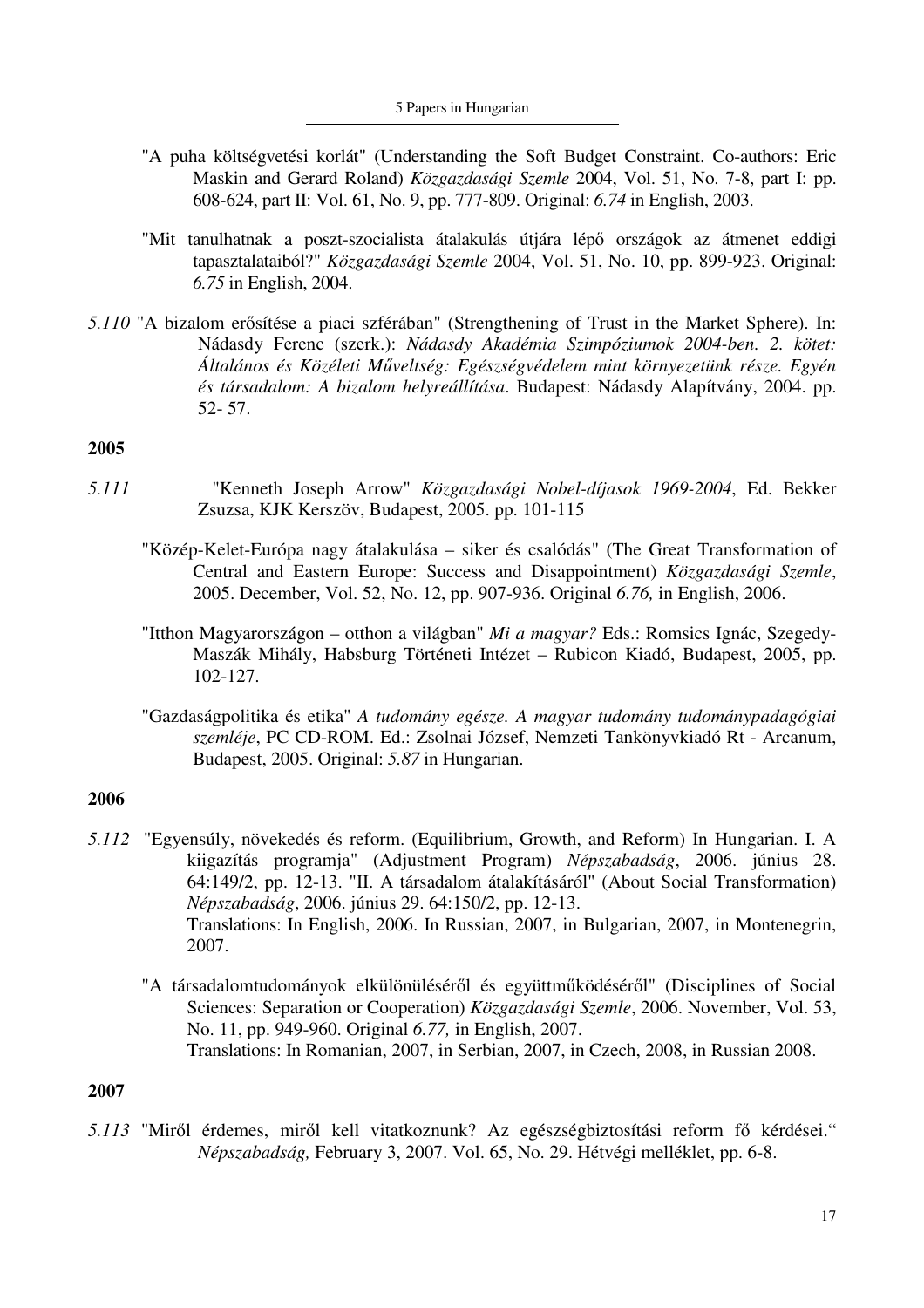"A puha költségvetési korlát" (Understanding the Soft Budget Constraint. Co-authors: Eric Maskin and Gerard Roland) *Közgazdasági Szemle* 2004, Vol. 51, No. 7-8, part I: pp. 608-624, part II: Vol. 61, No. 9, pp. 777-809. Original: *6.74* in English, 2003.

"Mit tanulhatnak a poszt-szocialista átalakulás útjára lépő országok az átmenet eddigi tapasztalataiból?" *Közgazdasági Szemle* 2004, Vol. 51, No. 10, pp. 899-923. Original: *6.75* in English, 2004.

*5.110* "A bizalom erősítése a piaci szférában" (Strengthening of Trust in the Market Sphere). In: Nádasdy Ferenc (szerk.): *Nádasdy Akadémia Szimpóziumok 2004-ben. 2. kötet: Általános és Közéleti Műveltség: Egészségvédelem mint környezetünk része. Egyén és társadalom: A bizalom helyreállítása*. Budapest: Nádasdy Alapítvány, 2004. pp. 52- 57.

**2005**

*5.111* "Kenneth Joseph Arrow" *Közgazdasági Nobel-díjasok 1969-2004*, Ed. Bekker Zsuzsa, KJK Kerszöv, Budapest, 2005. pp. 101-115

"Közép-Kelet-Európa nagy átalakulása – siker és csalódás" (The Great Transformation of Central and Eastern Europe: Success and Disappointment) *Közgazdasági Szemle*, 2005. December, Vol. 52, No. 12, pp. 907-936. Original *6.76,* in English, 2006.

"Itthon Magyarországon – otthon a világban" *Mi a magyar?* Eds.: Romsics Ignác, Szegedy-Maszák Mihály, Habsburg Történeti Intézet – Rubicon Kiadó, Budapest, 2005, pp. 102-127.

"Gazdaságpolitika és etika" *A tudomány egésze. A magyar tudomány tudománypadagógiai szemléje*, PC CD-ROM. Ed.: Zsolnai József, Nemzeti Tankönyvkiadó Rt - Arcanum, Budapest, 2005. Original: *5.87* in Hungarian.

**2006**

*5.112* "Egyensúly, növekedés és reform. (Equilibrium, Growth, and Reform) In Hungarian. I. A kiigazítás programja" (Adjustment Program) *Népszabadság*, 2006. június 28. 64:149/2, pp. 12-13. "II. A társadalom átalakításáról" (About Social Transformation) *Népszabadság*, 2006. június 29. 64:150/2, pp. 12-13.
Translations: In English, 2006. In Russian, 2007, in Bulgarian, 2007, in Montenegrin, 2007.

"A társadalomtudományok elkülönüléséről és együttműködéséről" (Disciplines of Social Sciences: Separation or Cooperation) *Közgazdasági Szemle*, 2006. November, Vol. 53, No. 11, pp. 949-960. Original *6.77,* in English, 2007.
Translations: In Romanian, 2007, in Serbian, 2007, in Czech, 2008, in Russian 2008.

**2007**

*5.113* "Miről érdemes, miről kell vitatkoznunk? Az egészségbiztosítási reform fő kérdései." *Népszabadság,* February 3, 2007. Vol. 65, No. 29. Hétvégi melléklet, pp. 6-8.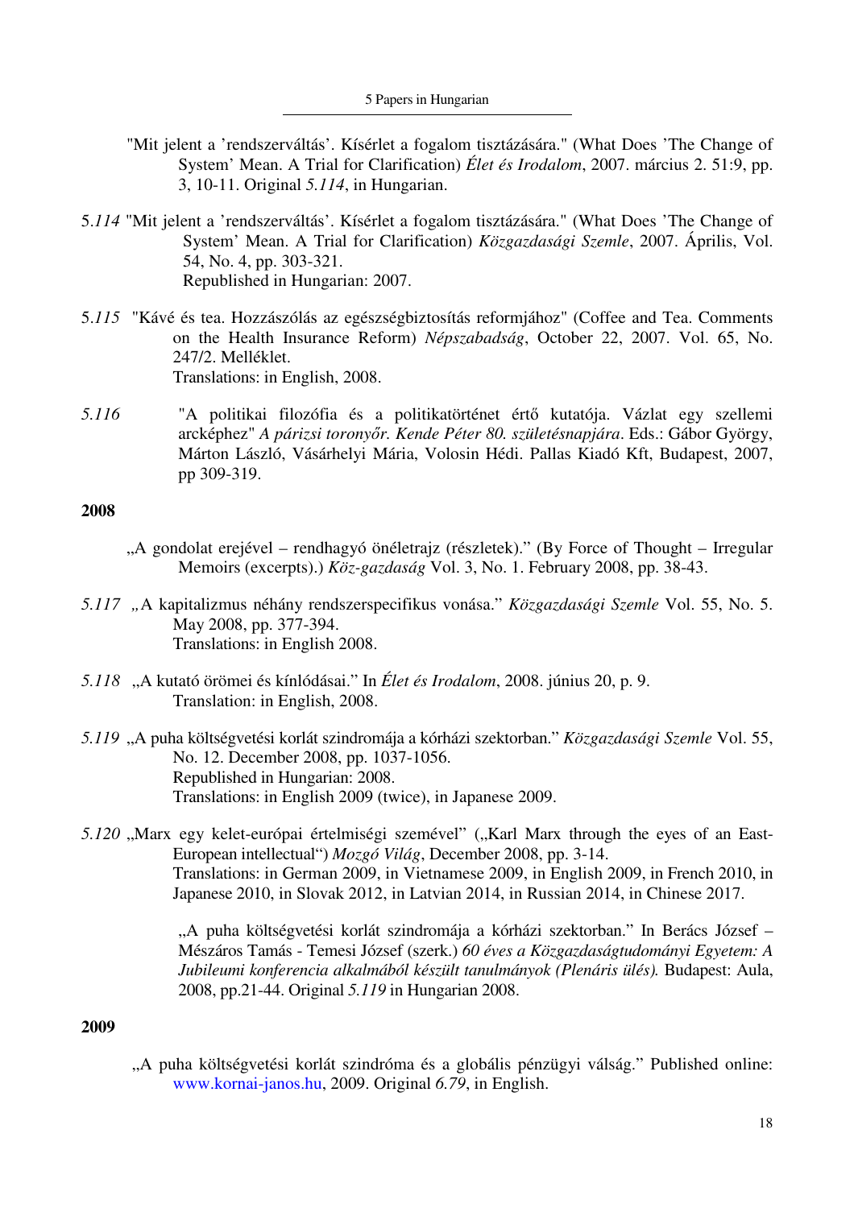"Mit jelent a 'rendszerváltás'. Kísérlet a fogalom tisztázására." (What Does 'The Change of System' Mean. A Trial for Clarification) *Élet és Irodalom*, 2007. március 2. 51:9, pp. 3, 10-11. Original *5.114*, in Hungarian.

5.*114* "Mit jelent a 'rendszerváltás'. Kísérlet a fogalom tisztázására." (What Does 'The Change of System' Mean. A Trial for Clarification) *Közgazdasági Szemle*, 2007. Április, Vol. 54, No. 4, pp. 303-321.
Republished in Hungarian: 2007.

5.*115* "Kávé és tea. Hozzászólás az egészségbiztosítás reformjához" (Coffee and Tea. Comments on the Health Insurance Reform) *Népszabadság*, October 22, 2007. Vol. 65, No. 247/2. Melléklet.
Translations: in English, 2008.

*5.116* "A politikai filozófia és a politikatörténet értő kutatója. Vázlat egy szellemi arcképhez" *A párizsi toronyőr. Kende Péter 80. születésnapjára*. Eds.: Gábor György, Márton László, Vásárhelyi Mária, Volosin Hédi. Pallas Kiadó Kft, Budapest, 2007, pp 309-319.

**2008**

„A gondolat erejével – rendhagyó önéletrajz (részletek)." (By Force of Thought – Irregular Memoirs (excerpts).) *Köz-gazdaság* Vol. 3, No. 1. February 2008, pp. 38-43.

*5.117* „A kapitalizmus néhány rendszerspecifikus vonása." *Közgazdasági Szemle* Vol. 55, No. 5. May 2008, pp. 377-394.
Translations: in English 2008.

*5.118* „A kutató örömei és kínlódásai." In *Élet és Irodalom*, 2008. június 20, p. 9.
Translation: in English, 2008.

*5.119* „A puha költségvetési korlát szindromája a kórházi szektorban." *Közgazdasági Szemle* Vol. 55, No. 12. December 2008, pp. 1037-1056.
Republished in Hungarian: 2008.
Translations: in English 2009 (twice), in Japanese 2009.

*5.120* „Marx egy kelet-európai értelmiségi szemével" („Karl Marx through the eyes of an East-European intellectual") *Mozgó Világ*, December 2008, pp. 3-14.
Translations: in German 2009, in Vietnamese 2009, in English 2009, in French 2010, in Japanese 2010, in Slovak 2012, in Latvian 2014, in Russian 2014, in Chinese 2017.

„A puha költségvetési korlát szindromája a kórházi szektorban." In Berács József – Mészáros Tamás - Temesi József (szerk.) *60 éves a Közgazdaságtudományi Egyetem: A Jubileumi konferencia alkalmából készült tanulmányok (Plenáris ülés).* Budapest: Aula, 2008, pp.21-44. Original *5.119* in Hungarian 2008.

**2009**

„A puha költségvetési korlát szindróma és a globális pénzügyi válság." Published online: www.kornai-janos.hu, 2009. Original *6.79*, in English.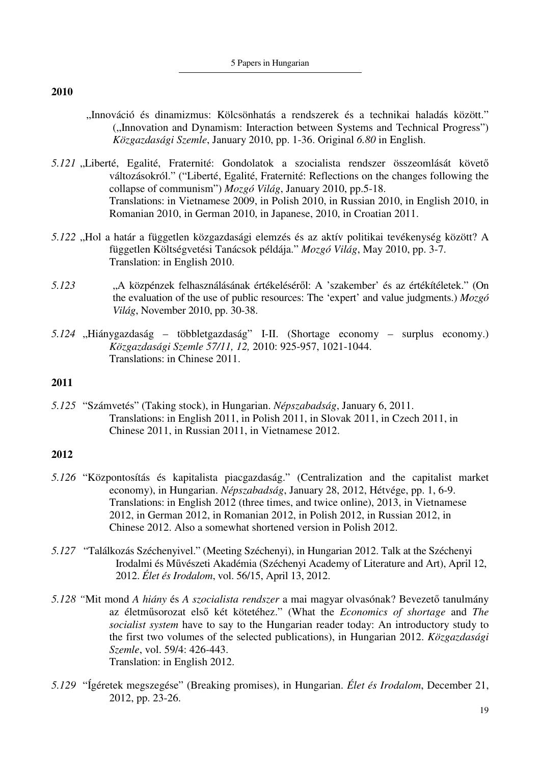## 2010

„Innováció és dinamizmus: Kölcsönhatás a rendszerek és a technikai haladás között." („Innovation and Dynamism: Interaction between Systems and Technical Progress") *Közgazdasági Szemle*, January 2010, pp. 1-36. Original *6.80* in English.

*5.121* „Liberté, Egalité, Fraternité: Gondolatok a szocialista rendszer összeomlását követő változásokról." ("Liberté, Egalité, Fraternité: Reflections on the changes following the collapse of communism") *Mozgó Világ*, January 2010, pp.5-18.
Translations: in Vietnamese 2009, in Polish 2010, in Russian 2010, in English 2010, in Romanian 2010, in German 2010, in Japanese, 2010, in Croatian 2011.

*5.122* „Hol a határ a független közgazdasági elemzés és az aktív politikai tevékenység között? A független Költségvetési Tanácsok példája." *Mozgó Világ*, May 2010, pp. 3-7.
Translation: in English 2010.

*5.123* „A közpénzek felhasználásának értékeléséről: A 'szakember' és az értékítéletek." (On the evaluation of the use of public resources: The 'expert' and value judgments.) *Mozgó Világ*, November 2010, pp. 30-38.

*5.124* „Hiánygazdaság – többletgazdaság" I-II. (Shortage economy – surplus economy.) *Közgazdasági Szemle 57/11, 12,* 2010: 925-957, 1021-1044.
Translations: in Chinese 2011.

## 2011

*5.125* "Számvetés" (Taking stock), in Hungarian. *Népszabadság*, January 6, 2011.
Translations: in English 2011, in Polish 2011, in Slovak 2011, in Czech 2011, in Chinese 2011, in Russian 2011, in Vietnamese 2012.

## 2012

*5.126* "Központosítás és kapitalista piacgazdaság." (Centralization and the capitalist market economy), in Hungarian. *Népszabadság*, January 28, 2012, Hétvége, pp. 1, 6-9.
Translations: in English 2012 (three times, and twice online), 2013, in Vietnamese 2012, in German 2012, in Romanian 2012, in Polish 2012, in Russian 2012, in Chinese 2012. Also a somewhat shortened version in Polish 2012.

*5.127* "Találkozás Széchenyivel." (Meeting Széchenyi), in Hungarian 2012. Talk at the Széchenyi Irodalmi és Művészeti Akadémia (Széchenyi Academy of Literature and Art), April 12, 2012. *Élet és Irodalom*, vol. 56/15, April 13, 2012.

*5.128* "Mit mond *A hiány* és *A szocialista rendszer* a mai magyar olvasónak? Bevezető tanulmány az életműsorozat első két kötetéhez." (What the *Economics of shortage* and *The socialist system* have to say to the Hungarian reader today: An introductory study to the first two volumes of the selected publications), in Hungarian 2012. *Közgazdasági Szemle*, vol. 59/4: 426-443.
Translation: in English 2012.

*5.129* "Ígéretek megszegése" (Breaking promises), in Hungarian. *Élet és Irodalom*, December 21, 2012, pp. 23-26.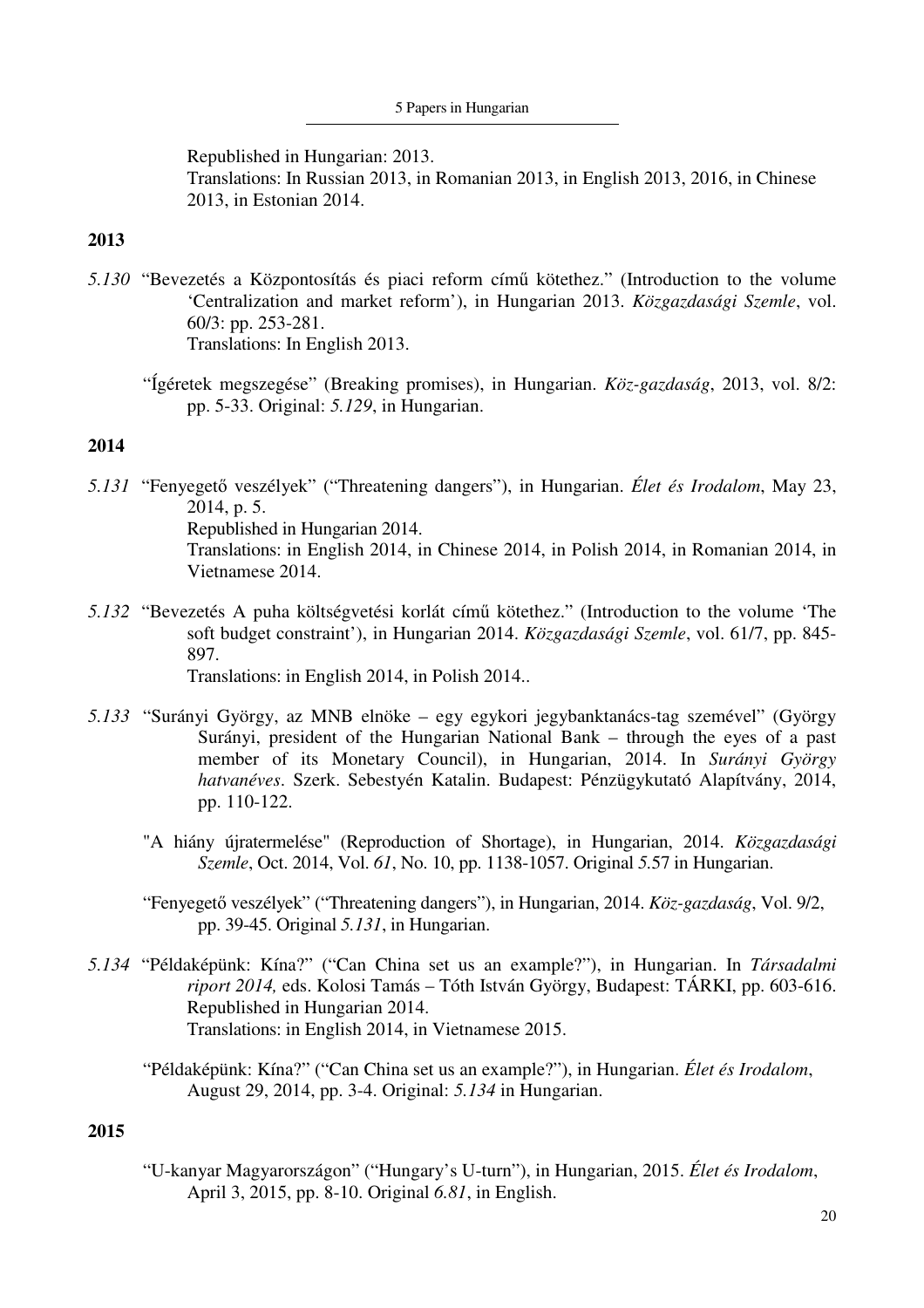Republished in Hungarian: 2013.
Translations: In Russian 2013, in Romanian 2013, in English 2013, 2016, in Chinese 2013, in Estonian 2014.

**2013**

*5.130* "Bevezetés a Központosítás és piaci reform című kötethez." (Introduction to the volume 'Centralization and market reform'), in Hungarian 2013. *Közgazdasági Szemle*, vol. 60/3: pp. 253-281.
Translations: In English 2013.

"Ígéretek megszegése" (Breaking promises), in Hungarian. *Köz-gazdaság*, 2013, vol. 8/2: pp. 5-33. Original: *5.129*, in Hungarian.

**2014**

*5.131* "Fenyegető veszélyek" ("Threatening dangers"), in Hungarian. *Élet és Irodalom*, May 23, 2014, p. 5.
Republished in Hungarian 2014.
Translations: in English 2014, in Chinese 2014, in Polish 2014, in Romanian 2014, in Vietnamese 2014.

*5.132* "Bevezetés A puha költségvetési korlát című kötethez." (Introduction to the volume 'The soft budget constraint'), in Hungarian 2014. *Közgazdasági Szemle*, vol. 61/7, pp. 845-897.
Translations: in English 2014, in Polish 2014..

*5.133* "Surányi György, az MNB elnöke – egy egykori jegybanktanács-tag szemével" (György Surányi, president of the Hungarian National Bank – through the eyes of a past member of its Monetary Council), in Hungarian, 2014. In *Surányi György hatvanéves*. Szerk. Sebestyén Katalin. Budapest: Pénzügykutató Alapítvány, 2014, pp. 110-122.

"A hiány újratermelése" (Reproduction of Shortage), in Hungarian, 2014. *Közgazdasági Szemle*, Oct. 2014, Vol. *61*, No. 10, pp. 1138-1057. Original *5.57* in Hungarian.

"Fenyegető veszélyek" ("Threatening dangers"), in Hungarian, 2014. *Köz-gazdaság*, Vol. 9/2, pp. 39-45. Original *5.131*, in Hungarian.

*5.134* "Példaképünk: Kína?" ("Can China set us an example?"), in Hungarian. In *Társadalmi riport 2014,* eds. Kolosi Tamás – Tóth István György, Budapest: TÁRKI, pp. 603-616.
Republished in Hungarian 2014.
Translations: in English 2014, in Vietnamese 2015.

"Példaképünk: Kína?" ("Can China set us an example?"), in Hungarian. *Élet és Irodalom*, August 29, 2014, pp. 3-4. Original: *5.134* in Hungarian.

**2015**

"U-kanyar Magyarországon" ("Hungary's U-turn"), in Hungarian, 2015. *Élet és Irodalom*, April 3, 2015, pp. 8-10. Original *6.81*, in English.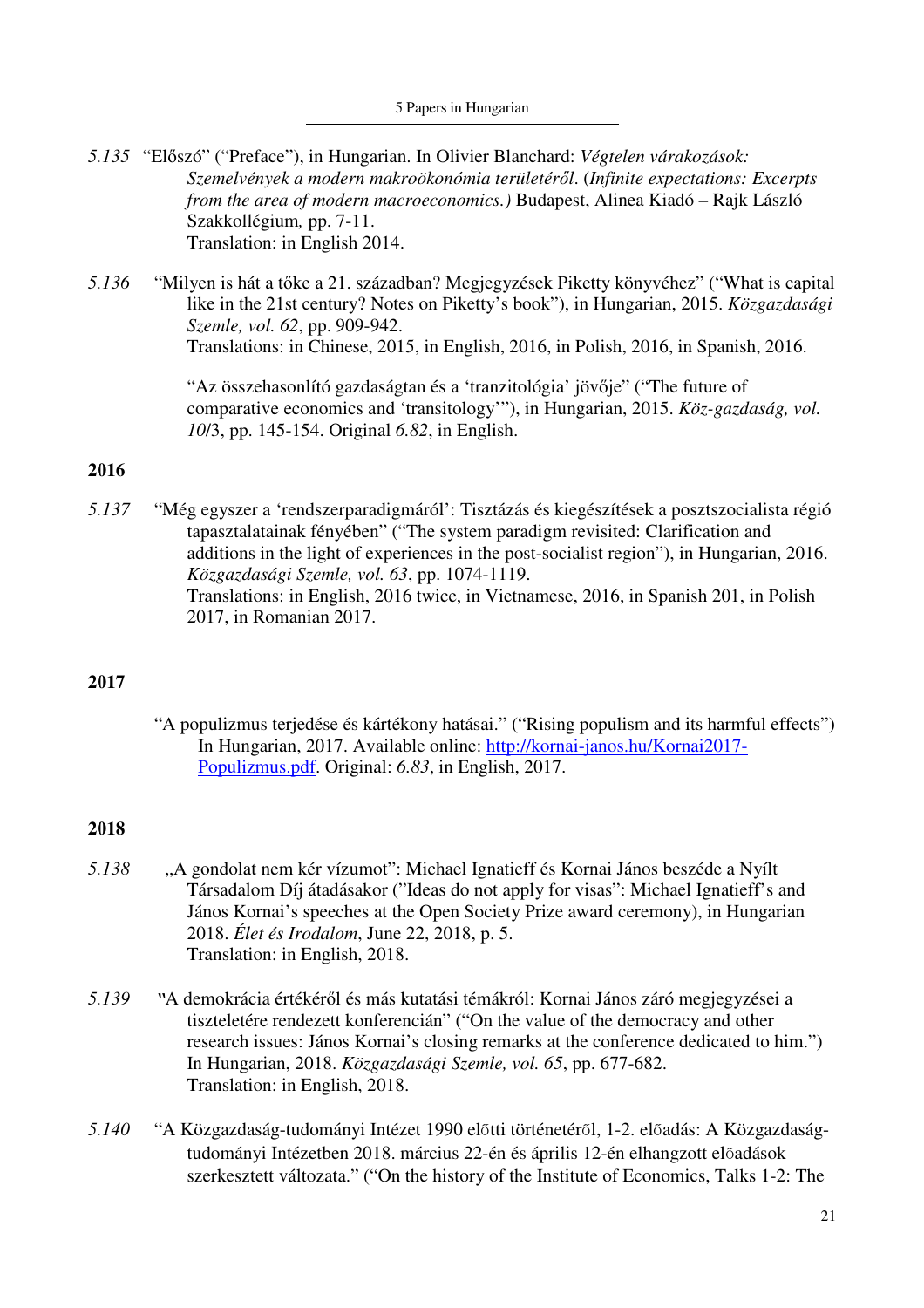*5.135* "Előszó" ("Preface"), in Hungarian. In Olivier Blanchard: *Végtelen várakozások: Szemelvények a modern makroökonómia területéről*. (*Infinite expectations: Excerpts from the area of modern macroeconomics.)* Budapest, Alinea Kiadó – Rajk László Szakkollégium*,* pp. 7-11.
Translation: in English 2014.

*5.136* "Milyen is hát a tőke a 21. században? Megjegyzések Piketty könyvéhez" ("What is capital like in the 21st century? Notes on Piketty's book"), in Hungarian, 2015. *Közgazdasági Szemle, vol. 62*, pp. 909-942.
Translations: in Chinese, 2015, in English, 2016, in Polish, 2016, in Spanish, 2016.

"Az összehasonlító gazdaságtan és a 'tranzitológia' jövője" ("The future of comparative economics and 'transitology'"), in Hungarian, 2015. *Köz-gazdaság, vol. 10*/3, pp. 145-154. Original *6.82*, in English.

## 2016

*5.137* "Még egyszer a 'rendszerparadigmáról': Tisztázás és kiegészítések a posztszocialista régió tapasztalatainak fényében" ("The system paradigm revisited: Clarification and additions in the light of experiences in the post-socialist region"), in Hungarian, 2016. *Közgazdasági Szemle, vol. 63*, pp. 1074-1119.
Translations: in English, 2016 twice, in Vietnamese, 2016, in Spanish 201, in Polish 2017, in Romanian 2017.

## 2017

"A populizmus terjedése és kártékony hatásai." ("Rising populism and its harmful effects") In Hungarian, 2017. Available online: http://kornai-janos.hu/Kornai2017-Populizmus.pdf. Original: *6.83*, in English, 2017.

## 2018

*5.138* „A gondolat nem kér vízumot": Michael Ignatieff és Kornai János beszéde a Nyílt Társadalom Díj átadásakor ("Ideas do not apply for visas": Michael Ignatieff's and János Kornai's speeches at the Open Society Prize award ceremony), in Hungarian 2018. *Élet és Irodalom*, June 22, 2018, p. 5.
Translation: in English, 2018.

*5.139* "A demokrácia értékéről és más kutatási témákról: Kornai János záró megjegyzései a tiszteletére rendezett konferencián" ("On the value of the democracy and other research issues: János Kornai's closing remarks at the conference dedicated to him.") In Hungarian, 2018. *Közgazdasági Szemle, vol. 65*, pp. 677-682.
Translation: in English, 2018.

*5.140* "A Közgazdaság-tudományi Intézet 1990 előtti történetéről, 1-2. előadás: A Közgazdaság-tudományi Intézetben 2018. március 22-én és április 12-én elhangzott előadások szerkesztett változata." ("On the history of the Institute of Economics, Talks 1-2: The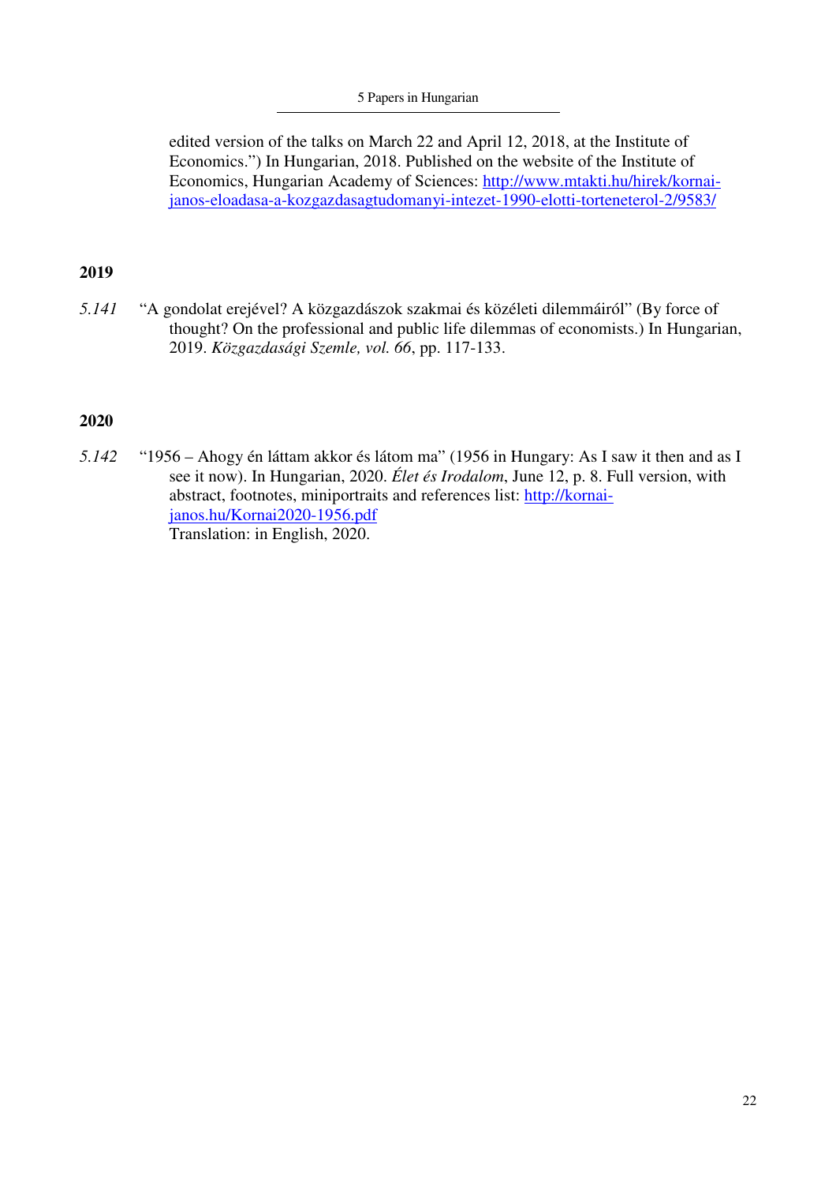edited version of the talks on March 22 and April 12, 2018, at the Institute of Economics.") In Hungarian, 2018. Published on the website of the Institute of Economics, Hungarian Academy of Sciences: http://www.mtakti.hu/hirek/kornai-janos-eloadasa-a-kozgazdasagtudomanyi-intezet-1990-elotti-torteneterol-2/9583/

**2019**

*5.141* "A gondolat erejével? A közgazdászok szakmai és közéleti dilemmáiról" (By force of thought? On the professional and public life dilemmas of economists.) In Hungarian, 2019. *Közgazdasági Szemle, vol. 66*, pp. 117-133.

**2020**

*5.142* "1956 – Ahogy én láttam akkor és látom ma" (1956 in Hungary: As I saw it then and as I see it now). In Hungarian, 2020. *Élet és Irodalom*, June 12, p. 8. Full version, with abstract, footnotes, miniportraits and references list: http://kornai-janos.hu/Kornai2020-1956.pdf
Translation: in English, 2020.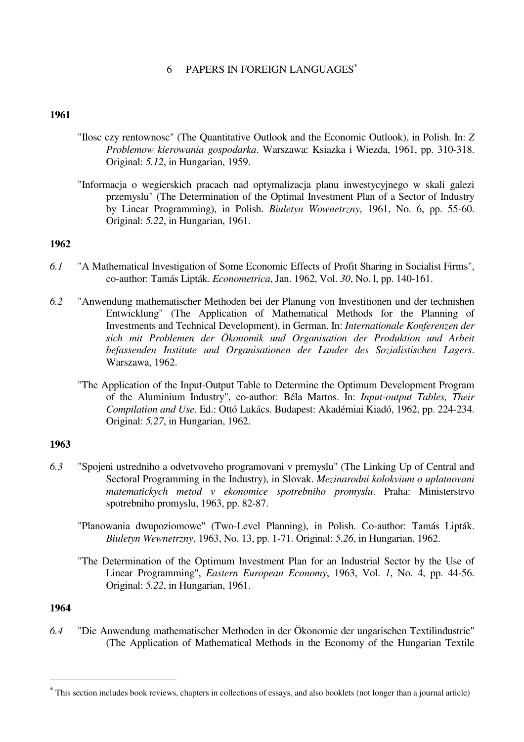# 6 PAPERS IN FOREIGN LANGUAGES[*]

**1961**

"Ilosc czy rentownosc" (The Quantitative Outlook and the Economic Outlook), in Polish. In: *Z Problemow kierowania gospodarka*. Warszawa: Ksiazka i Wiezda, 1961, pp. 310-318. Original: *5.12*, in Hungarian, 1959.

"Informacja o wegierskich pracach nad optymalizacja planu inwestycyjnego w skali galezi przemyslu" (The Determination of the Optimal Investment Plan of a Sector of Industry by Linear Programming), in Polish. *Biuletyn Wownetrzny*, 1961, No. 6, pp. 55-60. Original: *5.22*, in Hungarian, 1961.

**1962**

*6.1* "A Mathematical Investigation of Some Economic Effects of Profit Sharing in Socialist Firms", co-author: Tamás Lipták. *Econometrica*, Jan. 1962, Vol. *30*, No. l, pp. 140-161.

*6.2* "Anwendung mathematischer Methoden bei der Planung von Investitionen und der technishen Entwicklung" (The Application of Mathematical Methods for the Planning of Investments and Technical Development), in German. In: *Internationale Konferenzen der sich mit Problemen der Ökonomik und Organisation der Produktion und Arbeit befassenden Institute und Organisationen der Lander des Sozialistischen Lagers*. Warszawa, 1962.

"The Application of the Input-Output Table to Determine the Optimum Development Program of the Aluminium Industry", co-author: Béla Martos. In: *Input-output Tables, Their Compilation and Use*. Ed.: Ottó Lukács. Budapest: Akadémiai Kiadó, 1962, pp. 224-234. Original: *5.27*, in Hungarian, 1962.

**1963**

*6.3* "Spojeni ustredniho a odvetvoveho programovani v premyslu" (The Linking Up of Central and Sectoral Programming in the Industry), in Slovak. *Mezinarodni kolokvium o uplatnovani matematickych metod v ekonomice spotrebniho promyslu*. Praha: Ministerstrvo spotrebniho promyslu, 1963, pp. 82-87.

"Planowania dwupoziomowe" (Two-Level Planning), in Polish. Co-author: Tamás Lipták. *Biuletyn Wewnetrzny*, 1963, No. 13, pp. 1-71. Original: *5.26*, in Hungarian, 1962.

"The Determination of the Optimum Investment Plan for an Industrial Sector by the Use of Linear Programming", *Eastern European Economy*, 1963, Vol. *1*, No. 4, pp. 44-56. Original: *5.22*, in Hungarian, 1961.

**1964**

*6.4* "Die Anwendung mathematischer Methoden in der Ökonomie der ungarischen Textilindustrie" (The Application of Mathematical Methods in the Economy of the Hungarian Textile

[*] This section includes book reviews, chapters in collections of essays, and also booklets (not longer than a journal article)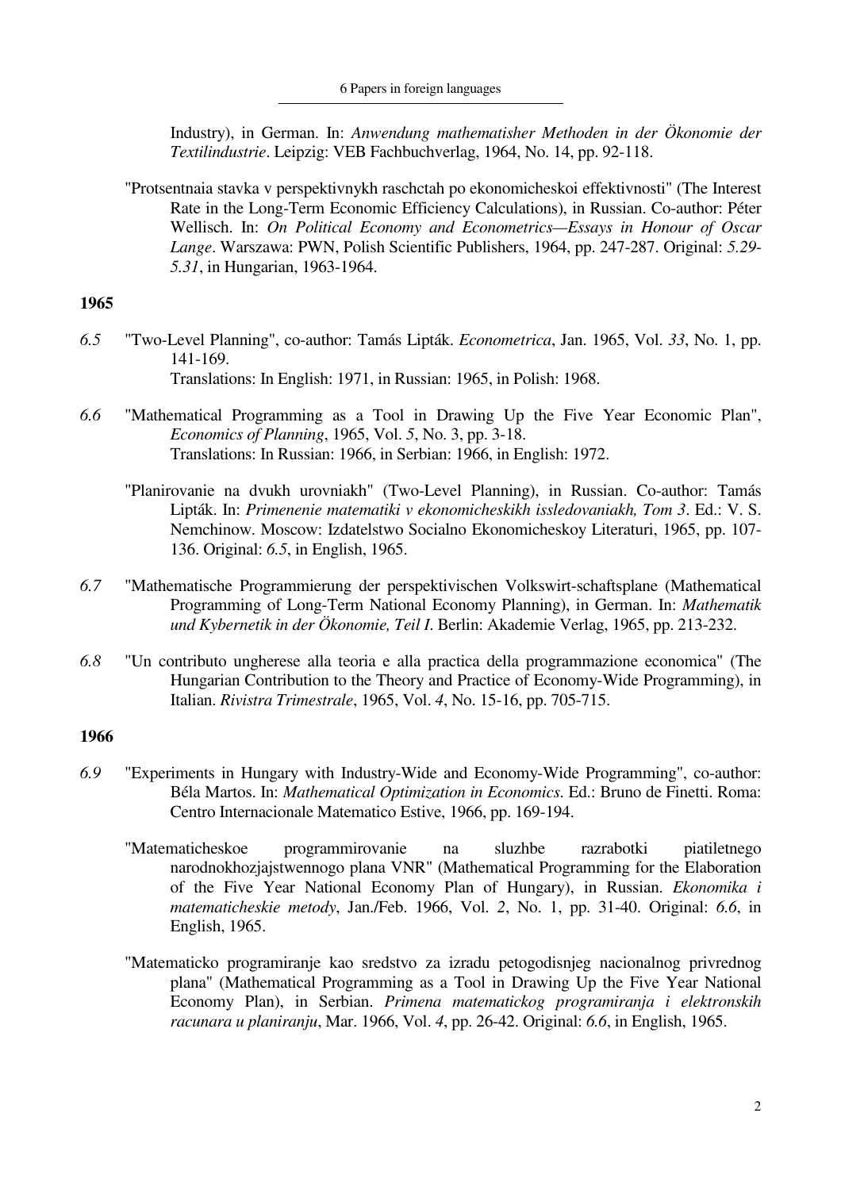Industry), in German. In: *Anwendung mathematisher Methoden in der Ökonomie der Textilindustrie*. Leipzig: VEB Fachbuchverlag, 1964, No. 14, pp. 92-118.

"Protsentnaia stavka v perspektivnykh raschctah po ekonomicheskoi effektivnosti" (The Interest Rate in the Long-Term Economic Efficiency Calculations), in Russian. Co-author: Péter Wellisch. In: *On Political Economy and Econometrics—Essays in Honour of Oscar Lange*. Warszawa: PWN, Polish Scientific Publishers, 1964, pp. 247-287. Original: *5.29-5.31*, in Hungarian, 1963-1964.

**1965**

*6.5* "Two-Level Planning", co-author: Tamás Lipták. *Econometrica*, Jan. 1965, Vol. *33*, No. 1, pp. 141-169.
Translations: In English: 1971, in Russian: 1965, in Polish: 1968.

*6.6* "Mathematical Programming as a Tool in Drawing Up the Five Year Economic Plan", *Economics of Planning*, 1965, Vol. *5*, No. 3, pp. 3-18.
Translations: In Russian: 1966, in Serbian: 1966, in English: 1972.

"Planirovanie na dvukh urovniakh" (Two-Level Planning), in Russian. Co-author: Tamás Lipták. In: *Primenenie matematiki v ekonomicheskikh issledovaniakh, Tom 3*. Ed.: V. S. Nemchinow. Moscow: Izdatelstwo Socialno Ekonomicheskoy Literaturi, 1965, pp. 107-136. Original: *6.5*, in English, 1965.

*6.7* "Mathematische Programmierung der perspektivischen Volkswirt-schaftsplane (Mathematical Programming of Long-Term National Economy Planning), in German. In: *Mathematik und Kybernetik in der Ökonomie, Teil I*. Berlin: Akademie Verlag, 1965, pp. 213-232.

*6.8* "Un contributo ungherese alla teoria e alla practica della programmazione economica" (The Hungarian Contribution to the Theory and Practice of Economy-Wide Programming), in Italian. *Rivistra Trimestrale*, 1965, Vol. *4*, No. 15-16, pp. 705-715.

**1966**

*6.9* "Experiments in Hungary with Industry-Wide and Economy-Wide Programming", co-author: Béla Martos. In: *Mathematical Optimization in Economics*. Ed.: Bruno de Finetti. Roma: Centro Internacionale Matematico Estive, 1966, pp. 169-194.

"Matematicheskoe programmirovanie na sluzhbe razrabotki piatiletnego narodnokhozjajstwennogo plana VNR" (Mathematical Programming for the Elaboration of the Five Year National Economy Plan of Hungary), in Russian. *Ekonomika i matematicheskie metody*, Jan./Feb. 1966, Vol. *2*, No. 1, pp. 31-40. Original: *6.6*, in English, 1965.

"Matematicko programiranje kao sredstvo za izradu petogodisnjeg nacionalnog privrednog plana" (Mathematical Programming as a Tool in Drawing Up the Five Year National Economy Plan), in Serbian. *Primena matematickog programiranja i elektronskih racunara u planiranju*, Mar. 1966, Vol. *4*, pp. 26-42. Original: *6.6*, in English, 1965.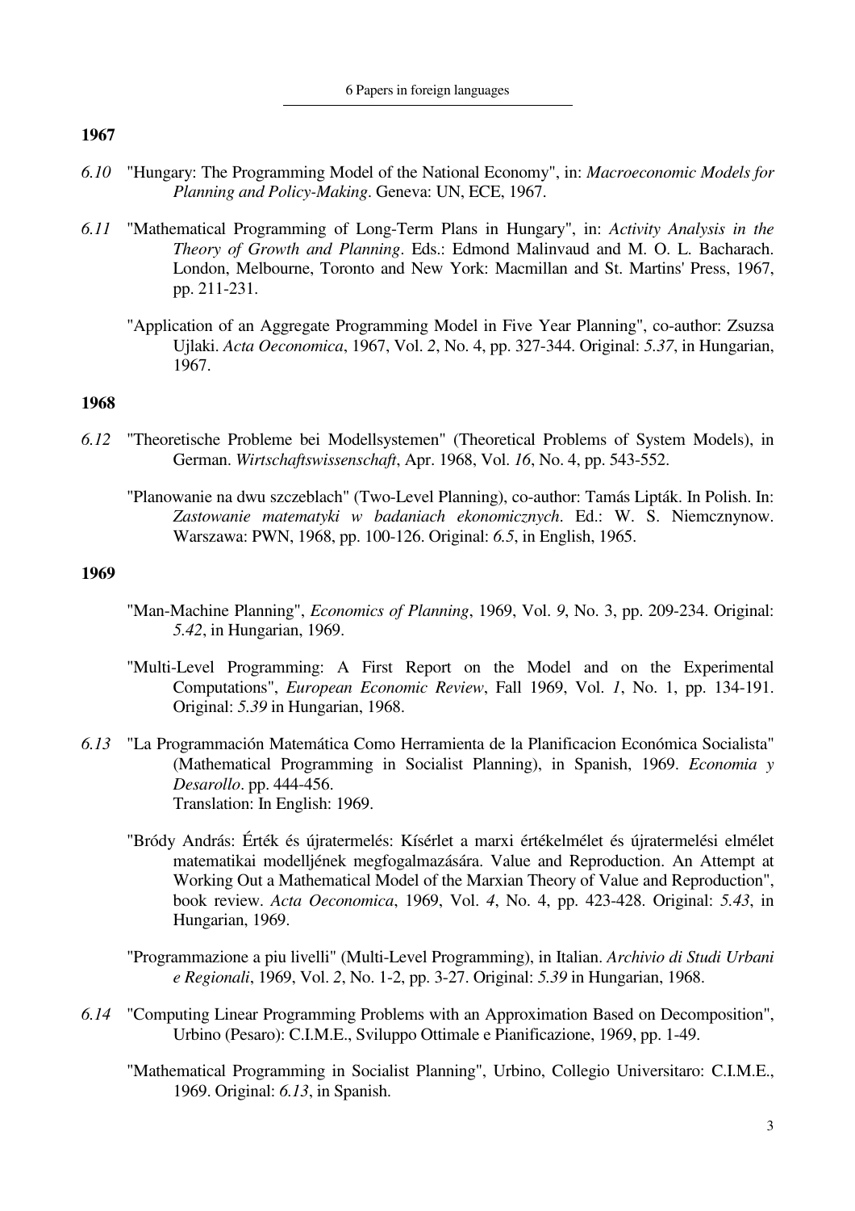## 1967

*6.10* "Hungary: The Programming Model of the National Economy", in: *Macroeconomic Models for Planning and Policy-Making*. Geneva: UN, ECE, 1967.

*6.11* "Mathematical Programming of Long-Term Plans in Hungary", in: *Activity Analysis in the Theory of Growth and Planning*. Eds.: Edmond Malinvaud and M. O. L. Bacharach. London, Melbourne, Toronto and New York: Macmillan and St. Martins' Press, 1967, pp. 211-231.

"Application of an Aggregate Programming Model in Five Year Planning", co-author: Zsuzsa Ujlaki. *Acta Oeconomica*, 1967, Vol. *2*, No. 4, pp. 327-344. Original: *5.37*, in Hungarian, 1967.

## 1968

*6.12* "Theoretische Probleme bei Modellsystemen" (Theoretical Problems of System Models), in German. *Wirtschaftswissenschaft*, Apr. 1968, Vol. *16*, No. 4, pp. 543-552.

"Planowanie na dwu szczeblach" (Two-Level Planning), co-author: Tamás Lipták. In Polish. In: *Zastowanie matematyki w badaniach ekonomicznych*. Ed.: W. S. Niemcznynow. Warszawa: PWN, 1968, pp. 100-126. Original: *6.5*, in English, 1965.

## 1969

"Man-Machine Planning", *Economics of Planning*, 1969, Vol. *9*, No. 3, pp. 209-234. Original: *5.42*, in Hungarian, 1969.

"Multi-Level Programming: A First Report on the Model and on the Experimental Computations", *European Economic Review*, Fall 1969, Vol. *1*, No. 1, pp. 134-191. Original: *5.39* in Hungarian, 1968.

*6.13* "La Programmación Matemática Como Herramienta de la Planificacion Económica Socialista" (Mathematical Programming in Socialist Planning), in Spanish, 1969. *Economia y Desarollo*. pp. 444-456.
Translation: In English: 1969.

"Bródy András: Érték és újratermelés: Kísérlet a marxi értékelmélet és újratermelési elmélet matematikai modelljének megfogalmazására. Value and Reproduction. An Attempt at Working Out a Mathematical Model of the Marxian Theory of Value and Reproduction", book review. *Acta Oeconomica*, 1969, Vol. *4*, No. 4, pp. 423-428. Original: *5.43*, in Hungarian, 1969.

"Programmazione a piu livelli" (Multi-Level Programming), in Italian. *Archivio di Studi Urbani e Regionali*, 1969, Vol. *2*, No. 1-2, pp. 3-27. Original: *5.39* in Hungarian, 1968.

*6.14* "Computing Linear Programming Problems with an Approximation Based on Decomposition", Urbino (Pesaro): C.I.M.E., Sviluppo Ottimale e Pianificazione, 1969, pp. 1-49.

"Mathematical Programming in Socialist Planning", Urbino, Collegio Universitaro: C.I.M.E., 1969. Original: *6.13*, in Spanish.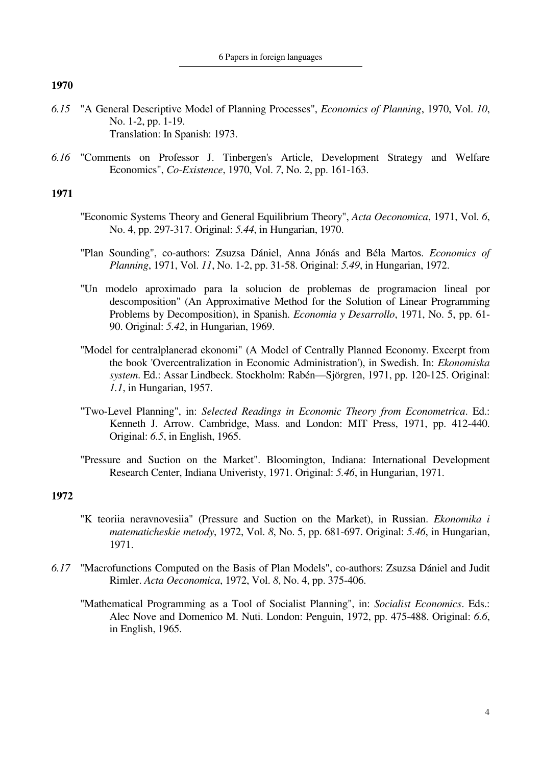## 1970

*6.15* "A General Descriptive Model of Planning Processes", *Economics of Planning*, 1970, Vol. *10*, No. 1-2, pp. 1-19.
Translation: In Spanish: 1973.

*6.16* "Comments on Professor J. Tinbergen's Article, Development Strategy and Welfare Economics", *Co-Existence*, 1970, Vol. *7*, No. 2, pp. 161-163.

## 1971

"Economic Systems Theory and General Equilibrium Theory", *Acta Oeconomica*, 1971, Vol. *6*, No. 4, pp. 297-317. Original: *5.44*, in Hungarian, 1970.

"Plan Sounding", co-authors: Zsuzsa Dániel, Anna Jónás and Béla Martos. *Economics of Planning*, 1971, Vol. *11*, No. 1-2, pp. 31-58. Original: *5.49*, in Hungarian, 1972.

"Un modelo aproximado para la solucion de problemas de programacion lineal por descomposition" (An Approximative Method for the Solution of Linear Programming Problems by Decomposition), in Spanish. *Economia y Desarrollo*, 1971, No. 5, pp. 61-90. Original: *5.42*, in Hungarian, 1969.

"Model for centralplanerad ekonomi" (A Model of Centrally Planned Economy. Excerpt from the book 'Overcentralization in Economic Administration'), in Swedish. In: *Ekonomiska system*. Ed.: Assar Lindbeck. Stockholm: Rabén—Sjörgren, 1971, pp. 120-125. Original: *1.1*, in Hungarian, 1957.

"Two-Level Planning", in: *Selected Readings in Economic Theory from Econometrica*. Ed.: Kenneth J. Arrow. Cambridge, Mass. and London: MIT Press, 1971, pp. 412-440. Original: *6.5*, in English, 1965.

"Pressure and Suction on the Market". Bloomington, Indiana: International Development Research Center, Indiana Univeristy, 1971. Original: *5.46*, in Hungarian, 1971.

## 1972

"K teoriia neravnovesiia" (Pressure and Suction on the Market), in Russian. *Ekonomika i matematicheskie metody*, 1972, Vol. *8*, No. 5, pp. 681-697. Original: *5.46*, in Hungarian, 1971.

*6.17* "Macrofunctions Computed on the Basis of Plan Models", co-authors: Zsuzsa Dániel and Judit Rimler. *Acta Oeconomica*, 1972, Vol. *8*, No. 4, pp. 375-406.

"Mathematical Programming as a Tool of Socialist Planning", in: *Socialist Economics*. Eds.: Alec Nove and Domenico M. Nuti. London: Penguin, 1972, pp. 475-488. Original: *6.6*, in English, 1965.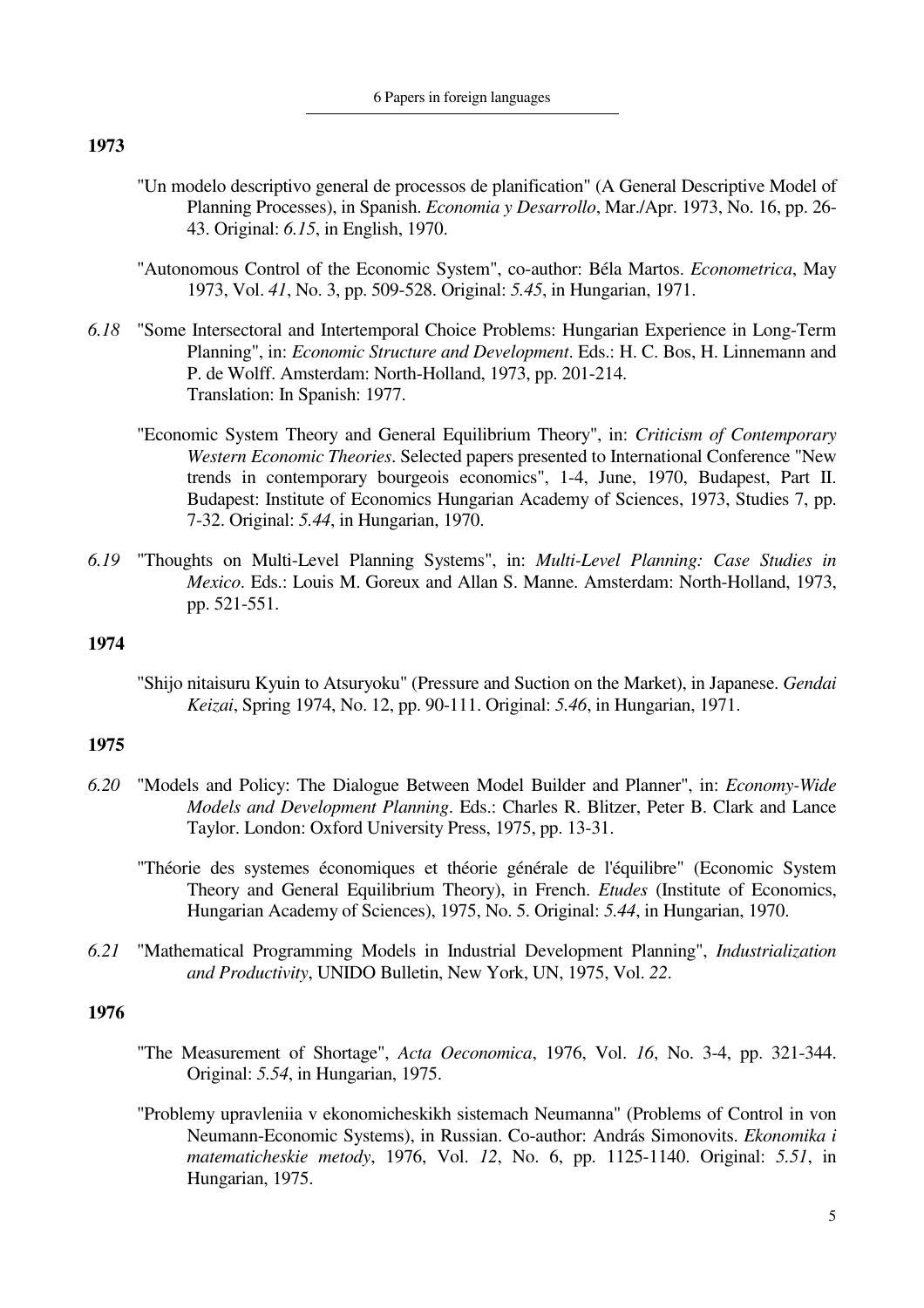**1973**

"Un modelo descriptivo general de processos de planification" (A General Descriptive Model of Planning Processes), in Spanish. *Economia y Desarrollo*, Mar./Apr. 1973, No. 16, pp. 26-43. Original: *6.15*, in English, 1970.

"Autonomous Control of the Economic System", co-author: Béla Martos. *Econometrica*, May 1973, Vol. *41*, No. 3, pp. 509-528. Original: *5.45*, in Hungarian, 1971.

*6.18* "Some Intersectoral and Intertemporal Choice Problems: Hungarian Experience in Long-Term Planning", in: *Economic Structure and Development*. Eds.: H. C. Bos, H. Linnemann and P. de Wolff. Amsterdam: North-Holland, 1973, pp. 201-214.
Translation: In Spanish: 1977.

"Economic System Theory and General Equilibrium Theory", in: *Criticism of Contemporary Western Economic Theories*. Selected papers presented to International Conference "New trends in contemporary bourgeois economics", 1-4, June, 1970, Budapest, Part II. Budapest: Institute of Economics Hungarian Academy of Sciences, 1973, Studies 7, pp. 7-32. Original: *5.44*, in Hungarian, 1970.

*6.19* "Thoughts on Multi-Level Planning Systems", in: *Multi-Level Planning: Case Studies in Mexico*. Eds.: Louis M. Goreux and Allan S. Manne. Amsterdam: North-Holland, 1973, pp. 521-551.

**1974**

"Shijo nitaisuru Kyuin to Atsuryoku" (Pressure and Suction on the Market), in Japanese. *Gendai Keizai*, Spring 1974, No. 12, pp. 90-111. Original: *5.46*, in Hungarian, 1971.

**1975**

*6.20* "Models and Policy: The Dialogue Between Model Builder and Planner", in: *Economy-Wide Models and Development Planning*. Eds.: Charles R. Blitzer, Peter B. Clark and Lance Taylor. London: Oxford University Press, 1975, pp. 13-31.

"Théorie des systemes économiques et théorie générale de l'équilibre" (Economic System Theory and General Equilibrium Theory), in French. *Etudes* (Institute of Economics, Hungarian Academy of Sciences), 1975, No. 5. Original: *5.44*, in Hungarian, 1970.

*6.21* "Mathematical Programming Models in Industrial Development Planning", *Industrialization and Productivity*, UNIDO Bulletin, New York, UN, 1975, Vol. *22*.

**1976**

"The Measurement of Shortage", *Acta Oeconomica*, 1976, Vol. *16*, No. 3-4, pp. 321-344. Original: *5.54*, in Hungarian, 1975.

"Problemy upravleniia v ekonomicheskikh sistemach Neumanna" (Problems of Control in von Neumann-Economic Systems), in Russian. Co-author: András Simonovits. *Ekonomika i matematicheskie metody*, 1976, Vol. *12*, No. 6, pp. 1125-1140. Original: *5.51*, in Hungarian, 1975.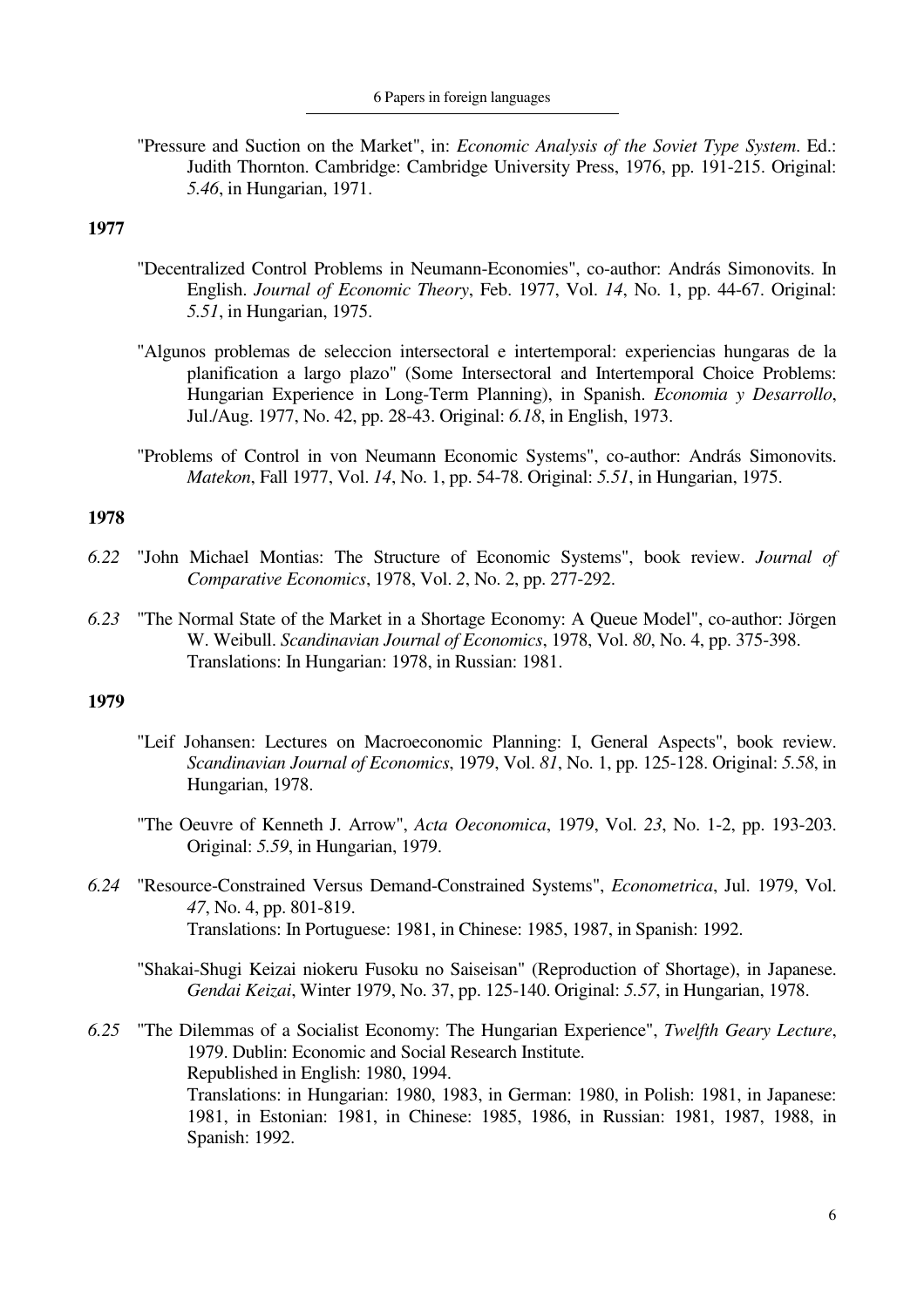"Pressure and Suction on the Market", in: *Economic Analysis of the Soviet Type System*. Ed.: Judith Thornton. Cambridge: Cambridge University Press, 1976, pp. 191-215. Original: *5.46*, in Hungarian, 1971.

**1977**

"Decentralized Control Problems in Neumann-Economies", co-author: András Simonovits. In English. *Journal of Economic Theory*, Feb. 1977, Vol. *14*, No. 1, pp. 44-67. Original: *5.51*, in Hungarian, 1975.

"Algunos problemas de seleccion intersectoral e intertemporal: experiencias hungaras de la planification a largo plazo" (Some Intersectoral and Intertemporal Choice Problems: Hungarian Experience in Long-Term Planning), in Spanish. *Economia y Desarrollo*, Jul./Aug. 1977, No. 42, pp. 28-43. Original: *6.18*, in English, 1973.

"Problems of Control in von Neumann Economic Systems", co-author: András Simonovits. *Matekon*, Fall 1977, Vol. *14*, No. 1, pp. 54-78. Original: *5.51*, in Hungarian, 1975.

**1978**

*6.22* "John Michael Montias: The Structure of Economic Systems", book review. *Journal of Comparative Economics*, 1978, Vol. *2*, No. 2, pp. 277-292.

*6.23* "The Normal State of the Market in a Shortage Economy: A Queue Model", co-author: Jörgen W. Weibull. *Scandinavian Journal of Economics*, 1978, Vol. *80*, No. 4, pp. 375-398. Translations: In Hungarian: 1978, in Russian: 1981.

**1979**

"Leif Johansen: Lectures on Macroeconomic Planning: I, General Aspects", book review. *Scandinavian Journal of Economics*, 1979, Vol. *81*, No. 1, pp. 125-128. Original: *5.58*, in Hungarian, 1978.

"The Oeuvre of Kenneth J. Arrow", *Acta Oeconomica*, 1979, Vol. *23*, No. 1-2, pp. 193-203. Original: *5.59*, in Hungarian, 1979.

*6.24* "Resource-Constrained Versus Demand-Constrained Systems", *Econometrica*, Jul. 1979, Vol. *47*, No. 4, pp. 801-819. Translations: In Portuguese: 1981, in Chinese: 1985, 1987, in Spanish: 1992.

"Shakai-Shugi Keizai niokeru Fusoku no Saiseisan" (Reproduction of Shortage), in Japanese. *Gendai Keizai*, Winter 1979, No. 37, pp. 125-140. Original: *5.57*, in Hungarian, 1978.

*6.25* "The Dilemmas of a Socialist Economy: The Hungarian Experience", *Twelfth Geary Lecture*, 1979. Dublin: Economic and Social Research Institute.
Republished in English: 1980, 1994.
Translations: in Hungarian: 1980, 1983, in German: 1980, in Polish: 1981, in Japanese: 1981, in Estonian: 1981, in Chinese: 1985, 1986, in Russian: 1981, 1987, 1988, in Spanish: 1992.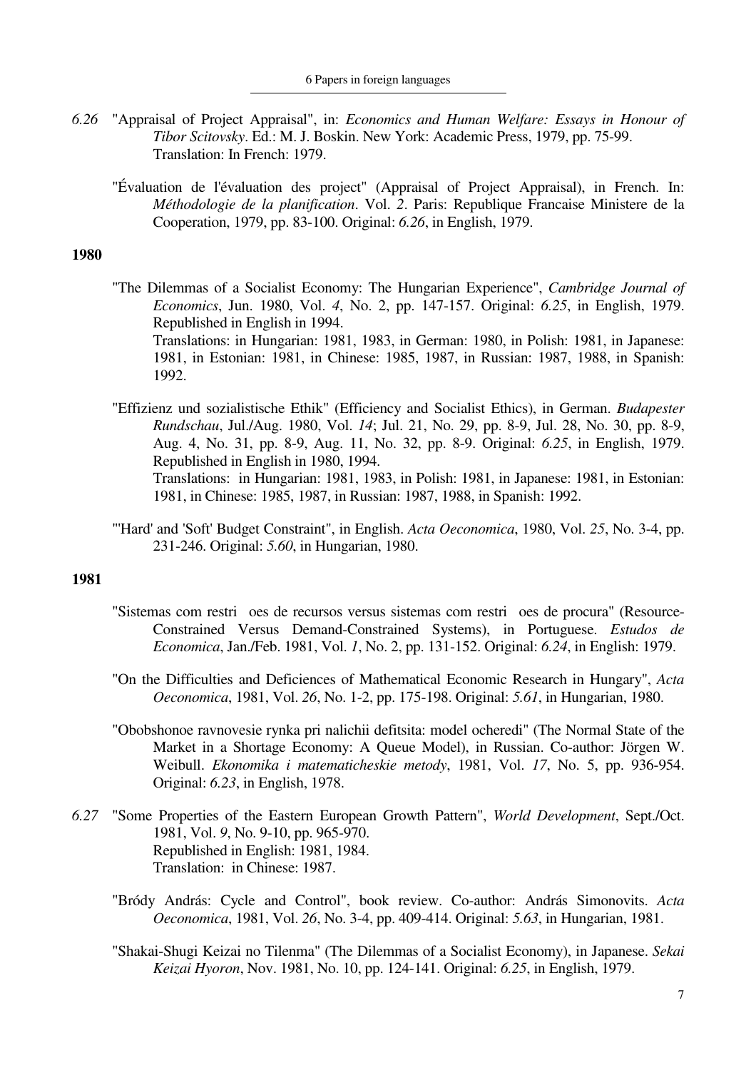*6.26* "Appraisal of Project Appraisal", in: *Economics and Human Welfare: Essays in Honour of Tibor Scitovsky*. Ed.: M. J. Boskin. New York: Academic Press, 1979, pp. 75-99.
Translation: In French: 1979.

"Évaluation de l'évaluation des project" (Appraisal of Project Appraisal), in French. In: *Méthodologie de la planification*. Vol. *2*. Paris: Republique Francaise Ministere de la Cooperation, 1979, pp. 83-100. Original: *6.26*, in English, 1979.

**1980**

"The Dilemmas of a Socialist Economy: The Hungarian Experience", *Cambridge Journal of Economics*, Jun. 1980, Vol. *4*, No. 2, pp. 147-157. Original: *6.25*, in English, 1979. Republished in English in 1994.
Translations: in Hungarian: 1981, 1983, in German: 1980, in Polish: 1981, in Japanese: 1981, in Estonian: 1981, in Chinese: 1985, 1987, in Russian: 1987, 1988, in Spanish: 1992.

"Effizienz und sozialistische Ethik" (Efficiency and Socialist Ethics), in German. *Budapester Rundschau*, Jul./Aug. 1980, Vol. *14*; Jul. 21, No. 29, pp. 8-9, Jul. 28, No. 30, pp. 8-9, Aug. 4, No. 31, pp. 8-9, Aug. 11, No. 32, pp. 8-9. Original: *6.25*, in English, 1979. Republished in English in 1980, 1994.
Translations: in Hungarian: 1981, 1983, in Polish: 1981, in Japanese: 1981, in Estonian: 1981, in Chinese: 1985, 1987, in Russian: 1987, 1988, in Spanish: 1992.

"'Hard' and 'Soft' Budget Constraint", in English. *Acta Oeconomica*, 1980, Vol. *25*, No. 3-4, pp. 231-246. Original: *5.60*, in Hungarian, 1980.

**1981**

"Sistemas com restri oes de recursos versus sistemas com restri oes de procura" (Resource-Constrained Versus Demand-Constrained Systems), in Portuguese. *Estudos de Economica*, Jan./Feb. 1981, Vol. *1*, No. 2, pp. 131-152. Original: *6.24*, in English: 1979.

"On the Difficulties and Deficiences of Mathematical Economic Research in Hungary", *Acta Oeconomica*, 1981, Vol. *26*, No. 1-2, pp. 175-198. Original: *5.61*, in Hungarian, 1980.

"Obobshonoe ravnovesie rynka pri nalichii defitsita: model ocheredi" (The Normal State of the Market in a Shortage Economy: A Queue Model), in Russian. Co-author: Jörgen W. Weibull. *Ekonomika i matematicheskie metody*, 1981, Vol. *17*, No. 5, pp. 936-954. Original: *6.23*, in English, 1978.

*6.27* "Some Properties of the Eastern European Growth Pattern", *World Development*, Sept./Oct. 1981, Vol. *9*, No. 9-10, pp. 965-970.
Republished in English: 1981, 1984.
Translation: in Chinese: 1987.

"Bródy András: Cycle and Control", book review. Co-author: András Simonovits. *Acta Oeconomica*, 1981, Vol. *26*, No. 3-4, pp. 409-414. Original: *5.63*, in Hungarian, 1981.

"Shakai-Shugi Keizai no Tilenma" (The Dilemmas of a Socialist Economy), in Japanese. *Sekai Keizai Hyoron*, Nov. 1981, No. 10, pp. 124-141. Original: *6.25*, in English, 1979.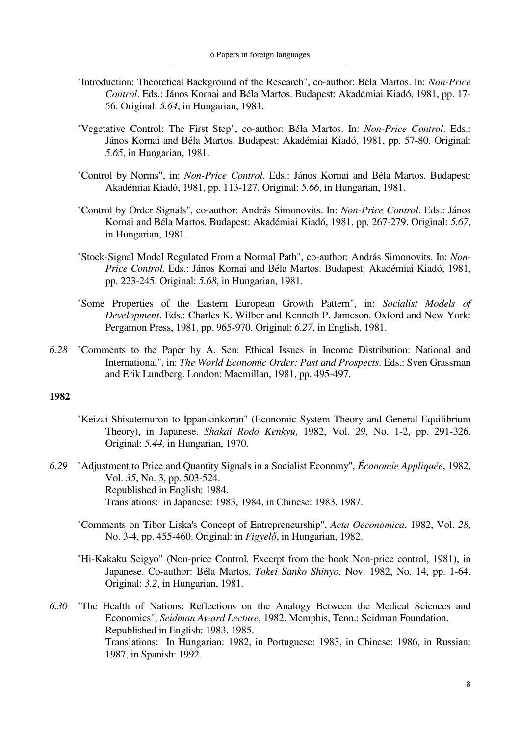"Introduction: Theoretical Background of the Research", co-author: Béla Martos. In: *Non-Price Control*. Eds.: János Kornai and Béla Martos. Budapest: Akadémiai Kiadó, 1981, pp. 17-56. Original: *5.64*, in Hungarian, 1981.

"Vegetative Control: The First Step", co-author: Béla Martos. In: *Non-Price Control*. Eds.: János Kornai and Béla Martos. Budapest: Akadémiai Kiadó, 1981, pp. 57-80. Original: *5.65*, in Hungarian, 1981.

"Control by Norms", in: *Non-Price Control*. Eds.: János Kornai and Béla Martos. Budapest: Akadémiai Kiadó, 1981, pp. 113-127. Original: *5.66*, in Hungarian, 1981.

"Control by Order Signals", co-author: András Simonovits. In: *Non-Price Control*. Eds.: János Kornai and Béla Martos. Budapest: Akadémiai Kiadó, 1981, pp. 267-279. Original: *5.67*, in Hungarian, 1981.

"Stock-Signal Model Regulated From a Normal Path", co-author: András Simonovits. In: *Non-Price Control*. Eds.: János Kornai and Béla Martos. Budapest: Akadémiai Kiadó, 1981, pp. 223-245. Original: *5.68*, in Hungarian, 1981.

"Some Properties of the Eastern European Growth Pattern", in: *Socialist Models of Development*. Eds.: Charles K. Wilber and Kenneth P. Jameson. Oxford and New York: Pergamon Press, 1981, pp. 965-970. Original: *6.27*, in English, 1981.

*6.28* "Comments to the Paper by A. Sen: Ethical Issues in Income Distribution: National and International", in: *The World Economic Order: Past and Prospects*. Eds.: Sven Grassman and Erik Lundberg. London: Macmillan, 1981, pp. 495-497.

**1982**

"Keizai Shisutemuron to Ippankinkoron" (Economic System Theory and General Equilibrium Theory), in Japanese. *Shakai Rodo Kenkyu*, 1982, Vol. *29*, No. 1-2, pp. 291-326. Original: *5.44*, in Hungarian, 1970.

*6.29* "Adjustment to Price and Quantity Signals in a Socialist Economy", *Économie Appliquée*, 1982, Vol. *35*, No. 3, pp. 503-524.
Republished in English: 1984.
Translations: in Japanese: 1983, 1984, in Chinese: 1983, 1987.

"Comments on Tibor Liska's Concept of Entrepreneurship", *Acta Oeconomica*, 1982, Vol. *28*, No. 3-4, pp. 455-460. Original: in *Figyelő*, in Hungarian, 1982.

"Hi-Kakaku Seigyo" (Non-price Control. Excerpt from the book Non-price control, 1981), in Japanese. Co-author: Béla Martos. *Tokei Sanko Shinyo*, Nov. 1982, No. 14, pp. 1-64. Original: *3.2*, in Hungarian, 1981.

*6.30* "The Health of Nations: Reflections on the Analogy Between the Medical Sciences and Economics", *Seidman Award Lecture*, 1982. Memphis, Tenn.: Seidman Foundation.
Republished in English: 1983, 1985.
Translations: In Hungarian: 1982, in Portuguese: 1983, in Chinese: 1986, in Russian: 1987, in Spanish: 1992.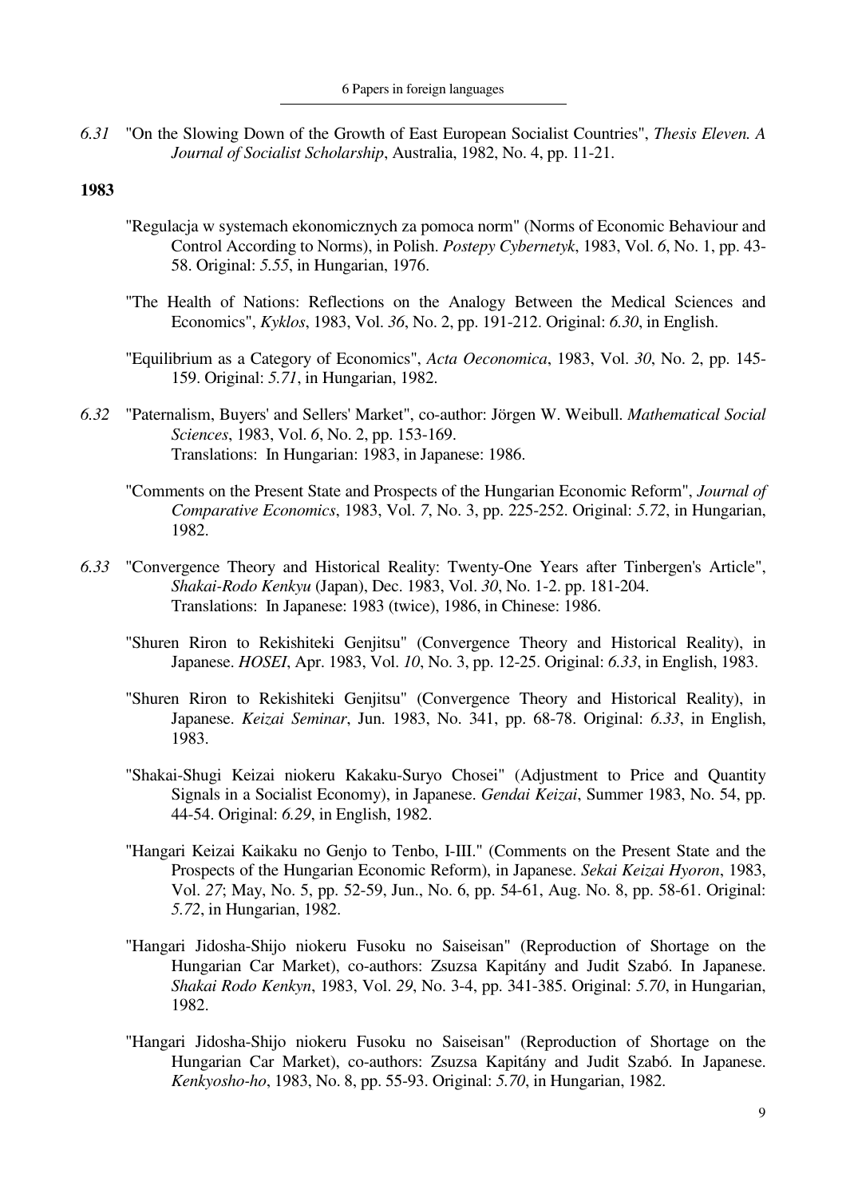*6.31* "On the Slowing Down of the Growth of East European Socialist Countries", *Thesis Eleven. A Journal of Socialist Scholarship*, Australia, 1982, No. 4, pp. 11-21.

**1983**

"Regulacja w systemach ekonomicznych za pomoca norm" (Norms of Economic Behaviour and Control According to Norms), in Polish. *Postepy Cybernetyk*, 1983, Vol. *6*, No. 1, pp. 43-58. Original: *5.55*, in Hungarian, 1976.

"The Health of Nations: Reflections on the Analogy Between the Medical Sciences and Economics", *Kyklos*, 1983, Vol. *36*, No. 2, pp. 191-212. Original: *6.30*, in English.

"Equilibrium as a Category of Economics", *Acta Oeconomica*, 1983, Vol. *30*, No. 2, pp. 145-159. Original: *5.71*, in Hungarian, 1982.

*6.32* "Paternalism, Buyers' and Sellers' Market", co-author: Jörgen W. Weibull. *Mathematical Social Sciences*, 1983, Vol. *6*, No. 2, pp. 153-169.
Translations: In Hungarian: 1983, in Japanese: 1986.

"Comments on the Present State and Prospects of the Hungarian Economic Reform", *Journal of Comparative Economics*, 1983, Vol. *7*, No. 3, pp. 225-252. Original: *5.72*, in Hungarian, 1982.

*6.33* "Convergence Theory and Historical Reality: Twenty-One Years after Tinbergen's Article", *Shakai-Rodo Kenkyu* (Japan), Dec. 1983, Vol. *30*, No. 1-2. pp. 181-204.
Translations: In Japanese: 1983 (twice), 1986, in Chinese: 1986.

"Shuren Riron to Rekishiteki Genjitsu" (Convergence Theory and Historical Reality), in Japanese. *HOSEI*, Apr. 1983, Vol. *10*, No. 3, pp. 12-25. Original: *6.33*, in English, 1983.

"Shuren Riron to Rekishiteki Genjitsu" (Convergence Theory and Historical Reality), in Japanese. *Keizai Seminar*, Jun. 1983, No. 341, pp. 68-78. Original: *6.33*, in English, 1983.

"Shakai-Shugi Keizai niokeru Kakaku-Suryo Chosei" (Adjustment to Price and Quantity Signals in a Socialist Economy), in Japanese. *Gendai Keizai*, Summer 1983, No. 54, pp. 44-54. Original: *6.29*, in English, 1982.

"Hangari Keizai Kaikaku no Genjo to Tenbo, I-III." (Comments on the Present State and the Prospects of the Hungarian Economic Reform), in Japanese. *Sekai Keizai Hyoron*, 1983, Vol. *27*; May, No. 5, pp. 52-59, Jun., No. 6, pp. 54-61, Aug. No. 8, pp. 58-61. Original: *5.72*, in Hungarian, 1982.

"Hangari Jidosha-Shijo niokeru Fusoku no Saiseisan" (Reproduction of Shortage on the Hungarian Car Market), co-authors: Zsuzsa Kapitány and Judit Szabó. In Japanese. *Shakai Rodo Kenkyn*, 1983, Vol. *29*, No. 3-4, pp. 341-385. Original: *5.70*, in Hungarian, 1982.

"Hangari Jidosha-Shijo niokeru Fusoku no Saiseisan" (Reproduction of Shortage on the Hungarian Car Market), co-authors: Zsuzsa Kapitány and Judit Szabó. In Japanese. *Kenkyosho-ho*, 1983, No. 8, pp. 55-93. Original: *5.70*, in Hungarian, 1982.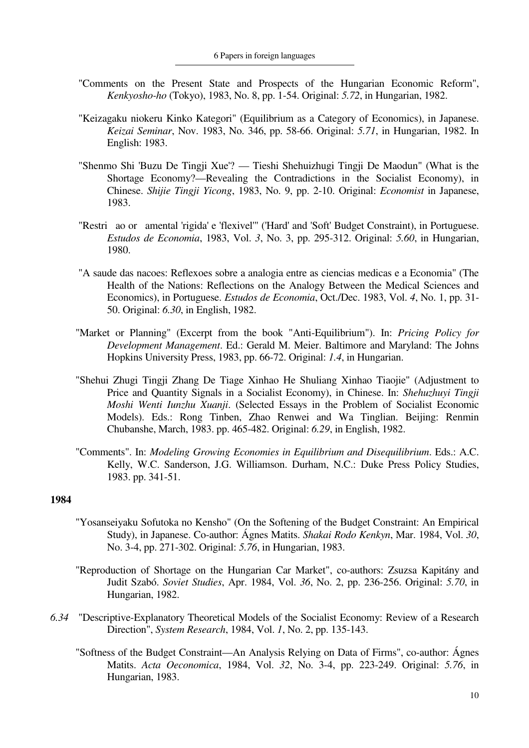"Comments on the Present State and Prospects of the Hungarian Economic Reform", *Kenkyosho-ho* (Tokyo), 1983, No. 8, pp. 1-54. Original: *5.72*, in Hungarian, 1982.

"Keizagaku niokeru Kinko Kategori" (Equilibrium as a Category of Economics), in Japanese. *Keizai Seminar*, Nov. 1983, No. 346, pp. 58-66. Original: *5.71*, in Hungarian, 1982. In English: 1983.

"Shenmo Shi 'Buzu De Tingji Xue'? — Tieshi Shehuizhugi Tingji De Maodun" (What is the Shortage Economy?—Revealing the Contradictions in the Socialist Economy), in Chinese. *Shijie Tingji Yicong*, 1983, No. 9, pp. 2-10. Original: *Economist* in Japanese, 1983.

"Restri ao or amental 'rigida' e 'flexivel'" ('Hard' and 'Soft' Budget Constraint), in Portuguese. *Estudos de Economia*, 1983, Vol. *3*, No. 3, pp. 295-312. Original: *5.60*, in Hungarian, 1980.

"A saude das nacoes: Reflexoes sobre a analogia entre as ciencias medicas e a Economia" (The Health of the Nations: Reflections on the Analogy Between the Medical Sciences and Economics), in Portuguese. *Estudos de Economia*, Oct./Dec. 1983, Vol. *4*, No. 1, pp. 31-50. Original: *6.30*, in English, 1982.

"Market or Planning" (Excerpt from the book "Anti-Equilibrium"). In: *Pricing Policy for Development Management*. Ed.: Gerald M. Meier. Baltimore and Maryland: The Johns Hopkins University Press, 1983, pp. 66-72. Original: *1.4*, in Hungarian.

"Shehui Zhugi Tingji Zhang De Tiage Xinhao He Shuliang Xinhao Tiaojie" (Adjustment to Price and Quantity Signals in a Socialist Economy), in Chinese. In: *Shehuzhuyi Tingji Moshi Wenti Iunzhu Xuanji*. (Selected Essays in the Problem of Socialist Economic Models). Eds.: Rong Tinben, Zhao Renwei and Wa Tinglian. Beijing: Renmin Chubanshe, March, 1983. pp. 465-482. Original: *6.29*, in English, 1982.

"Comments". In: *Modeling Growing Economies in Equilibrium and Disequilibrium*. Eds.: A.C. Kelly, W.C. Sanderson, J.G. Williamson. Durham, N.C.: Duke Press Policy Studies, 1983. pp. 341-51.

**1984**

"Yosanseiyaku Sofutoka no Kensho" (On the Softening of the Budget Constraint: An Empirical Study), in Japanese. Co-author: Ágnes Matits. *Shakai Rodo Kenkyn*, Mar. 1984, Vol. *30*, No. 3-4, pp. 271-302. Original: *5.76*, in Hungarian, 1983.

"Reproduction of Shortage on the Hungarian Car Market", co-authors: Zsuzsa Kapitány and Judit Szabó. *Soviet Studies*, Apr. 1984, Vol. *36*, No. 2, pp. 236-256. Original: *5.70*, in Hungarian, 1982.

*6.34* "Descriptive-Explanatory Theoretical Models of the Socialist Economy: Review of a Research Direction", *System Research*, 1984, Vol. *1*, No. 2, pp. 135-143.

"Softness of the Budget Constraint—An Analysis Relying on Data of Firms", co-author: Ágnes Matits. *Acta Oeconomica*, 1984, Vol. *32*, No. 3-4, pp. 223-249. Original: *5.76*, in Hungarian, 1983.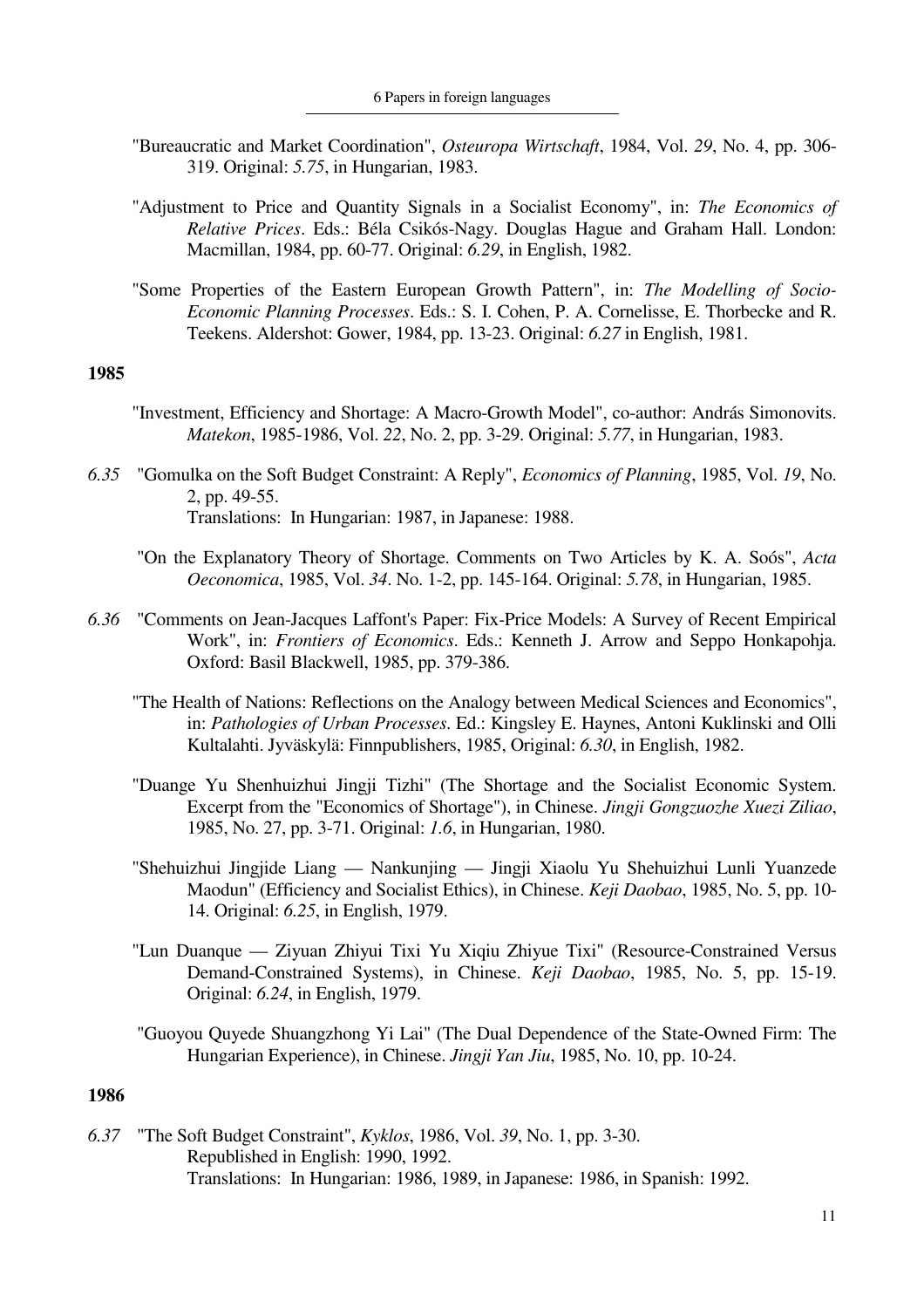"Bureaucratic and Market Coordination", *Osteuropa Wirtschaft*, 1984, Vol. *29*, No. 4, pp. 306-319. Original: *5.75*, in Hungarian, 1983.

"Adjustment to Price and Quantity Signals in a Socialist Economy", in: *The Economics of Relative Prices*. Eds.: Béla Csikós-Nagy. Douglas Hague and Graham Hall. London: Macmillan, 1984, pp. 60-77. Original: *6.29*, in English, 1982.

"Some Properties of the Eastern European Growth Pattern", in: *The Modelling of Socio-Economic Planning Processes*. Eds.: S. I. Cohen, P. A. Cornelisse, E. Thorbecke and R. Teekens. Aldershot: Gower, 1984, pp. 13-23. Original: *6.27* in English, 1981.

**1985**

"Investment, Efficiency and Shortage: A Macro-Growth Model", co-author: András Simonovits. *Matekon*, 1985-1986, Vol. *22*, No. 2, pp. 3-29. Original: *5.77*, in Hungarian, 1983.

*6.35* "Gomulka on the Soft Budget Constraint: A Reply", *Economics of Planning*, 1985, Vol. *19*, No. 2, pp. 49-55.
Translations: In Hungarian: 1987, in Japanese: 1988.

"On the Explanatory Theory of Shortage. Comments on Two Articles by K. A. Soós", *Acta Oeconomica*, 1985, Vol. *34*. No. 1-2, pp. 145-164. Original: *5.78*, in Hungarian, 1985.

*6.36* "Comments on Jean-Jacques Laffont's Paper: Fix-Price Models: A Survey of Recent Empirical Work", in: *Frontiers of Economics*. Eds.: Kenneth J. Arrow and Seppo Honkapohja. Oxford: Basil Blackwell, 1985, pp. 379-386.

"The Health of Nations: Reflections on the Analogy between Medical Sciences and Economics", in: *Pathologies of Urban Processes*. Ed.: Kingsley E. Haynes, Antoni Kuklinski and Olli Kultalahti. Jyväskylä: Finnpublishers, 1985, Original: *6.30*, in English, 1982.

"Duange Yu Shenhuizhui Jingji Tizhi" (The Shortage and the Socialist Economic System. Excerpt from the "Economics of Shortage"), in Chinese. *Jingji Gongzuozhe Xuezi Ziliao*, 1985, No. 27, pp. 3-71. Original: *1.6*, in Hungarian, 1980.

"Shehuizhui Jingjide Liang — Nankunjing — Jingji Xiaolu Yu Shehuizhui Lunli Yuanzede Maodun" (Efficiency and Socialist Ethics), in Chinese. *Keji Daobao*, 1985, No. 5, pp. 10-14. Original: *6.25*, in English, 1979.

"Lun Duanque — Ziyuan Zhiyui Tixi Yu Xiqiu Zhiyue Tixi" (Resource-Constrained Versus Demand-Constrained Systems), in Chinese. *Keji Daobao*, 1985, No. 5, pp. 15-19. Original: *6.24*, in English, 1979.

"Guoyou Quyede Shuangzhong Yi Lai" (The Dual Dependence of the State-Owned Firm: The Hungarian Experience), in Chinese. *Jingji Yan Jiu*, 1985, No. 10, pp. 10-24.

**1986**

*6.37* "The Soft Budget Constraint", *Kyklos*, 1986, Vol. *39*, No. 1, pp. 3-30.
Republished in English: 1990, 1992.
Translations: In Hungarian: 1986, 1989, in Japanese: 1986, in Spanish: 1992.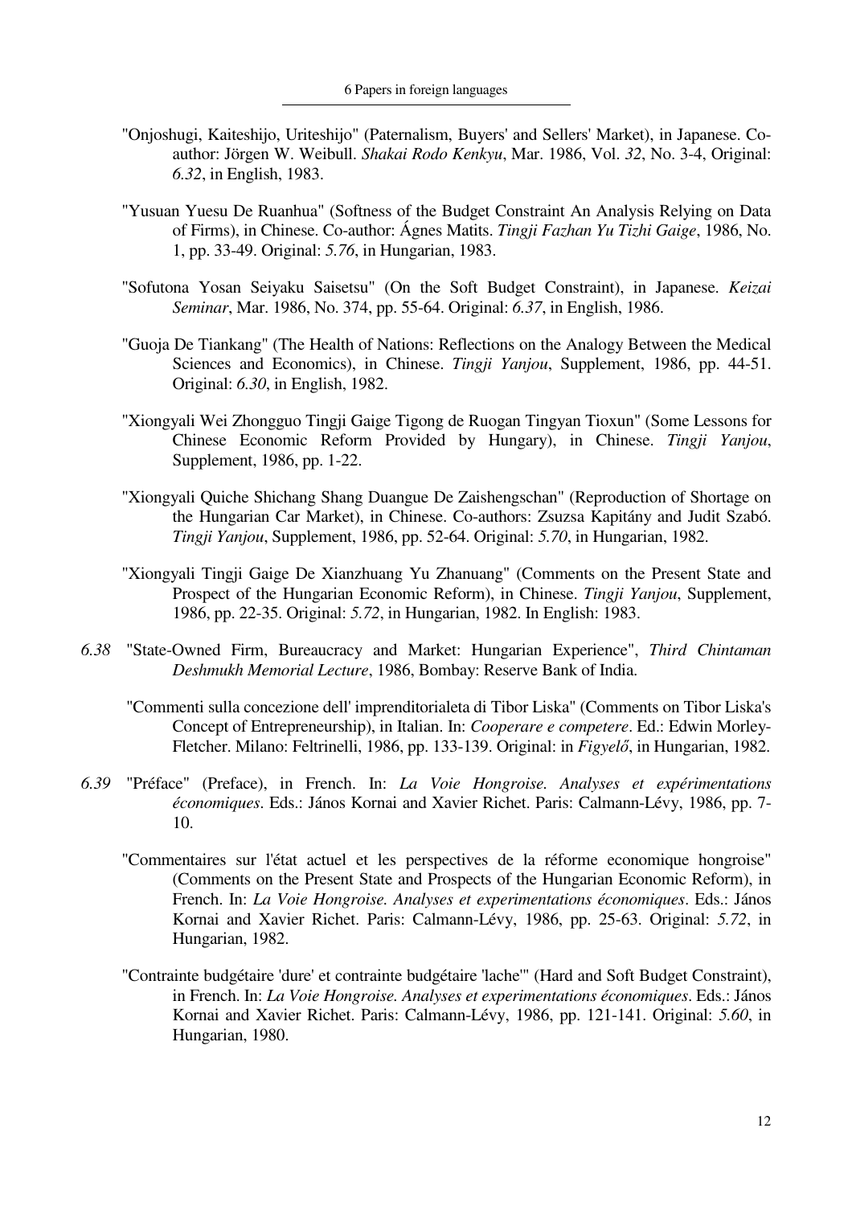"Onjoshugi, Kaiteshijo, Uriteshijo" (Paternalism, Buyers' and Sellers' Market), in Japanese. Co-author: Jörgen W. Weibull. *Shakai Rodo Kenkyu*, Mar. 1986, Vol. *32*, No. 3-4, Original: *6.32*, in English, 1983.

"Yusuan Yuesu De Ruanhua" (Softness of the Budget Constraint An Analysis Relying on Data of Firms), in Chinese. Co-author: Ágnes Matits. *Tingji Fazhan Yu Tizhi Gaige*, 1986, No. 1, pp. 33-49. Original: *5.76*, in Hungarian, 1983.

"Sofutona Yosan Seiyaku Saisetsu" (On the Soft Budget Constraint), in Japanese. *Keizai Seminar*, Mar. 1986, No. 374, pp. 55-64. Original: *6.37*, in English, 1986.

"Guoja De Tiankang" (The Health of Nations: Reflections on the Analogy Between the Medical Sciences and Economics), in Chinese. *Tingji Yanjou*, Supplement, 1986, pp. 44-51. Original: *6.30*, in English, 1982.

"Xiongyali Wei Zhongguo Tingji Gaige Tigong de Ruogan Tingyan Tioxun" (Some Lessons for Chinese Economic Reform Provided by Hungary), in Chinese. *Tingji Yanjou*, Supplement, 1986, pp. 1-22.

"Xiongyali Quiche Shichang Shang Duangue De Zaishengschan" (Reproduction of Shortage on the Hungarian Car Market), in Chinese. Co-authors: Zsuzsa Kapitány and Judit Szabó. *Tingji Yanjou*, Supplement, 1986, pp. 52-64. Original: *5.70*, in Hungarian, 1982.

"Xiongyali Tingji Gaige De Xianzhuang Yu Zhanuang" (Comments on the Present State and Prospect of the Hungarian Economic Reform), in Chinese. *Tingji Yanjou*, Supplement, 1986, pp. 22-35. Original: *5.72*, in Hungarian, 1982. In English: 1983.

*6.38* "State-Owned Firm, Bureaucracy and Market: Hungarian Experience", *Third Chintaman Deshmukh Memorial Lecture*, 1986, Bombay: Reserve Bank of India.

"Commenti sulla concezione dell' imprenditorialeta di Tibor Liska" (Comments on Tibor Liska's Concept of Entrepreneurship), in Italian. In: *Cooperare e competere*. Ed.: Edwin Morley-Fletcher. Milano: Feltrinelli, 1986, pp. 133-139. Original: in *Figyelő*, in Hungarian, 1982.

*6.39* "Préface" (Preface), in French. In: *La Voie Hongroise. Analyses et expérimentations économiques*. Eds.: János Kornai and Xavier Richet. Paris: Calmann-Lévy, 1986, pp. 7-10.

"Commentaires sur l'état actuel et les perspectives de la réforme economique hongroise" (Comments on the Present State and Prospects of the Hungarian Economic Reform), in French. In: *La Voie Hongroise. Analyses et experimentations économiques*. Eds.: János Kornai and Xavier Richet. Paris: Calmann-Lévy, 1986, pp. 25-63. Original: *5.72*, in Hungarian, 1982.

"Contrainte budgétaire 'dure' et contrainte budgétaire 'lache'" (Hard and Soft Budget Constraint), in French. In: *La Voie Hongroise. Analyses et experimentations économiques*. Eds.: János Kornai and Xavier Richet. Paris: Calmann-Lévy, 1986, pp. 121-141. Original: *5.60*, in Hungarian, 1980.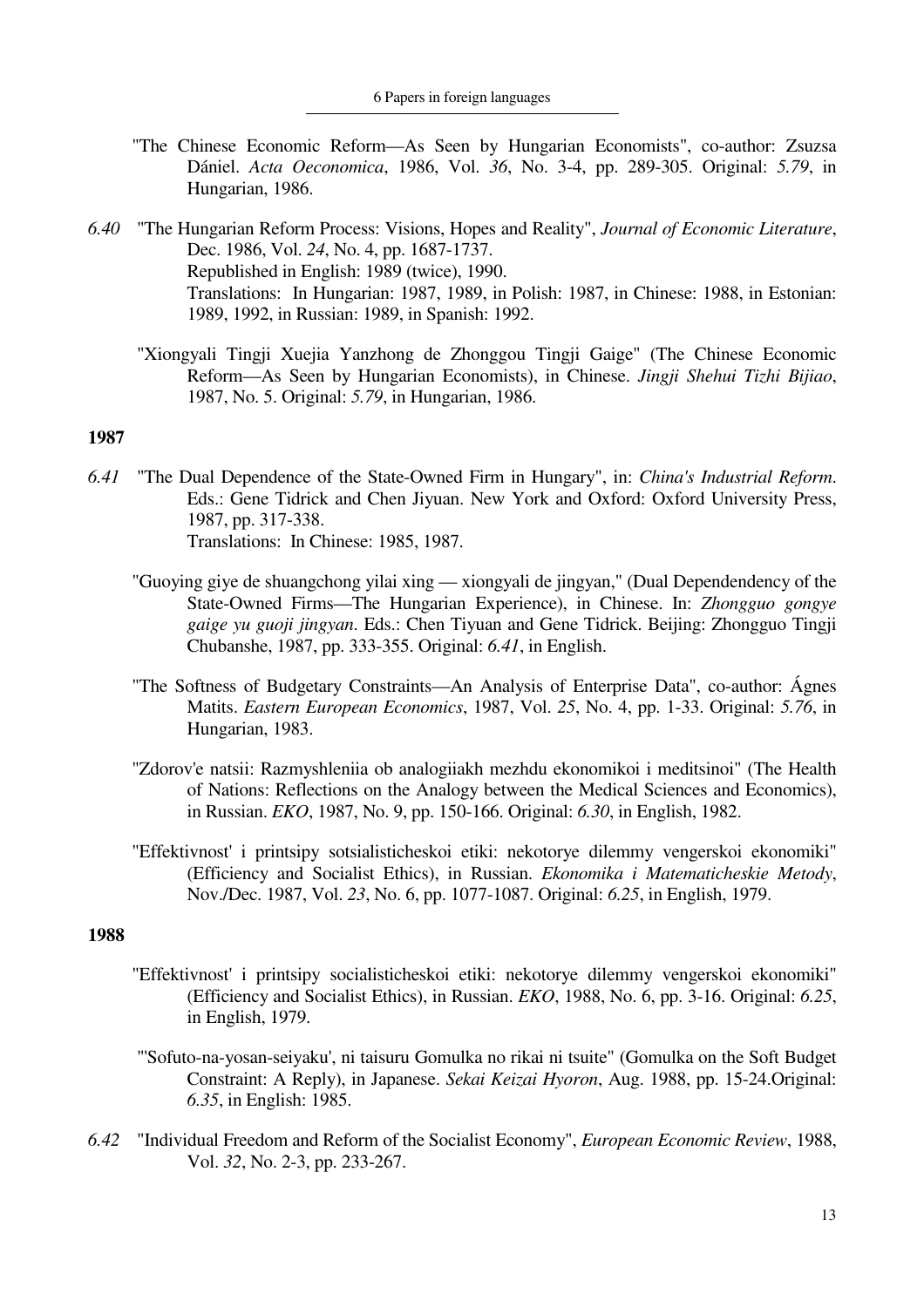"The Chinese Economic Reform—As Seen by Hungarian Economists", co-author: Zsuzsa Dániel. *Acta Oeconomica*, 1986, Vol. *36*, No. 3-4, pp. 289-305. Original: *5.79*, in Hungarian, 1986.

*6.40* "The Hungarian Reform Process: Visions, Hopes and Reality", *Journal of Economic Literature*, Dec. 1986, Vol. *24*, No. 4, pp. 1687-1737.
Republished in English: 1989 (twice), 1990.
Translations: In Hungarian: 1987, 1989, in Polish: 1987, in Chinese: 1988, in Estonian: 1989, 1992, in Russian: 1989, in Spanish: 1992.

"Xiongyali Tingji Xuejia Yanzhong de Zhonggou Tingji Gaige" (The Chinese Economic Reform—As Seen by Hungarian Economists), in Chinese. *Jingji Shehui Tizhi Bijiao*, 1987, No. 5. Original: *5.79*, in Hungarian, 1986.

**1987**

*6.41* "The Dual Dependence of the State-Owned Firm in Hungary", in: *China's Industrial Reform*. Eds.: Gene Tidrick and Chen Jiyuan. New York and Oxford: Oxford University Press, 1987, pp. 317-338.
Translations: In Chinese: 1985, 1987.

"Guoying giye de shuangchong yilai xing — xiongyali de jingyan," (Dual Dependendency of the State-Owned Firms—The Hungarian Experience), in Chinese. In: *Zhongguo gongye gaige yu guoji jingyan*. Eds.: Chen Tiyuan and Gene Tidrick. Beijing: Zhongguo Tingji Chubanshe, 1987, pp. 333-355. Original: *6.41*, in English.

"The Softness of Budgetary Constraints—An Analysis of Enterprise Data", co-author: Ágnes Matits. *Eastern European Economics*, 1987, Vol. *25*, No. 4, pp. 1-33. Original: *5.76*, in Hungarian, 1983.

"Zdorov'e natsii: Razmyshleniia ob analogiiakh mezhdu ekonomikoi i meditsinoi" (The Health of Nations: Reflections on the Analogy between the Medical Sciences and Economics), in Russian. *EKO*, 1987, No. 9, pp. 150-166. Original: *6.30*, in English, 1982.

"Effektivnost' i printsipy sotsialisticheskoi etiki: nekotorye dilemmy vengerskoi ekonomiki" (Efficiency and Socialist Ethics), in Russian. *Ekonomika i Matematicheskie Metody*, Nov./Dec. 1987, Vol. *23*, No. 6, pp. 1077-1087. Original: *6.25*, in English, 1979.

**1988**

"Effektivnost' i printsipy socialisticheskoi etiki: nekotorye dilemmy vengerskoi ekonomiki" (Efficiency and Socialist Ethics), in Russian. *EKO*, 1988, No. 6, pp. 3-16. Original: *6.25*, in English, 1979.

"'Sofuto-na-yosan-seiyaku', ni taisuru Gomulka no rikai ni tsuite" (Gomulka on the Soft Budget Constraint: A Reply), in Japanese. *Sekai Keizai Hyoron*, Aug. 1988, pp. 15-24.Original: *6.35*, in English: 1985.

*6.42* "Individual Freedom and Reform of the Socialist Economy", *European Economic Review*, 1988, Vol. *32*, No. 2-3, pp. 233-267.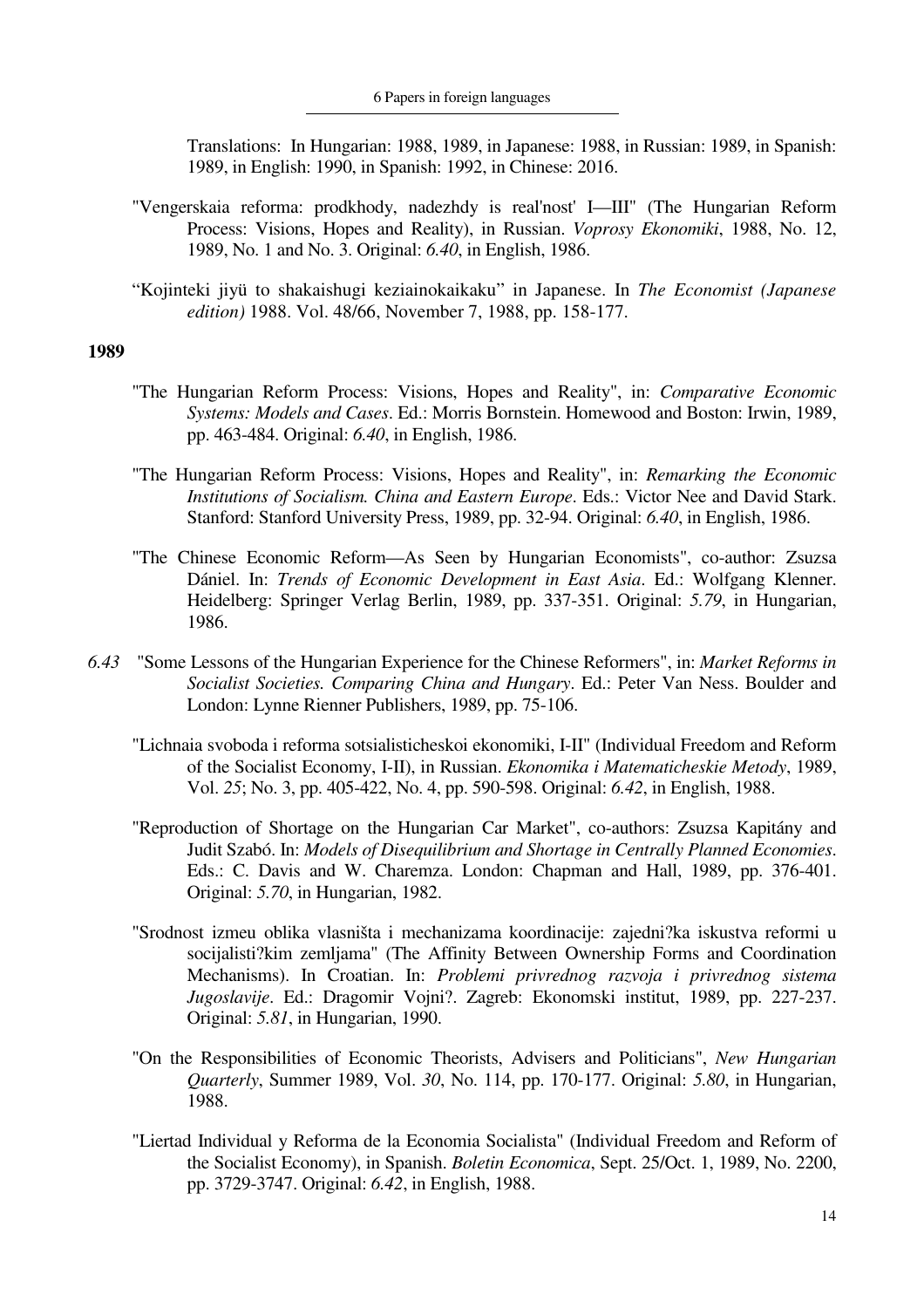Translations: In Hungarian: 1988, 1989, in Japanese: 1988, in Russian: 1989, in Spanish: 1989, in English: 1990, in Spanish: 1992, in Chinese: 2016.

"Vengerskaia reforma: prodkhody, nadezhdy is real'nost' I—III" (The Hungarian Reform Process: Visions, Hopes and Reality), in Russian. *Voprosy Ekonomiki*, 1988, No. 12, 1989, No. 1 and No. 3. Original: *6.40*, in English, 1986.

"Kojinteki jiyü to shakaishugi keziainokaikaku" in Japanese. In *The Economist (Japanese edition)* 1988. Vol. 48/66, November 7, 1988, pp. 158-177.

**1989**

"The Hungarian Reform Process: Visions, Hopes and Reality", in: *Comparative Economic Systems: Models and Cases*. Ed.: Morris Bornstein. Homewood and Boston: Irwin, 1989, pp. 463-484. Original: *6.40*, in English, 1986.

"The Hungarian Reform Process: Visions, Hopes and Reality", in: *Remarking the Economic Institutions of Socialism. China and Eastern Europe*. Eds.: Victor Nee and David Stark. Stanford: Stanford University Press, 1989, pp. 32-94. Original: *6.40*, in English, 1986.

"The Chinese Economic Reform—As Seen by Hungarian Economists", co-author: Zsuzsa Dániel. In: *Trends of Economic Development in East Asia*. Ed.: Wolfgang Klenner. Heidelberg: Springer Verlag Berlin, 1989, pp. 337-351. Original: *5.79*, in Hungarian, 1986.

*6.43* "Some Lessons of the Hungarian Experience for the Chinese Reformers", in: *Market Reforms in Socialist Societies. Comparing China and Hungary*. Ed.: Peter Van Ness. Boulder and London: Lynne Rienner Publishers, 1989, pp. 75-106.

"Lichnaia svoboda i reforma sotsialisticheskoi ekonomiki, I-II" (Individual Freedom and Reform of the Socialist Economy, I-II), in Russian. *Ekonomika i Matematicheskie Metody*, 1989, Vol. *25*; No. 3, pp. 405-422, No. 4, pp. 590-598. Original: *6.42*, in English, 1988.

"Reproduction of Shortage on the Hungarian Car Market", co-authors: Zsuzsa Kapitány and Judit Szabó. In: *Models of Disequilibrium and Shortage in Centrally Planned Economies*. Eds.: C. Davis and W. Charemza. London: Chapman and Hall, 1989, pp. 376-401. Original: *5.70*, in Hungarian, 1982.

"Srodnost izmeu oblika vlasništa i mechanizama koordinacije: zajedni?ka iskustva reformi u socijalisti?kim zemljama" (The Affinity Between Ownership Forms and Coordination Mechanisms). In Croatian. In: *Problemi privrednog razvoja i privrednog sistema Jugoslavije*. Ed.: Dragomir Vojni?. Zagreb: Ekonomski institut, 1989, pp. 227-237. Original: *5.81*, in Hungarian, 1990.

"On the Responsibilities of Economic Theorists, Advisers and Politicians", *New Hungarian Quarterly*, Summer 1989, Vol. *30*, No. 114, pp. 170-177. Original: *5.80*, in Hungarian, 1988.

"Liertad Individual y Reforma de la Economia Socialista" (Individual Freedom and Reform of the Socialist Economy), in Spanish. *Boletin Economica*, Sept. 25/Oct. 1, 1989, No. 2200, pp. 3729-3747. Original: *6.42*, in English, 1988.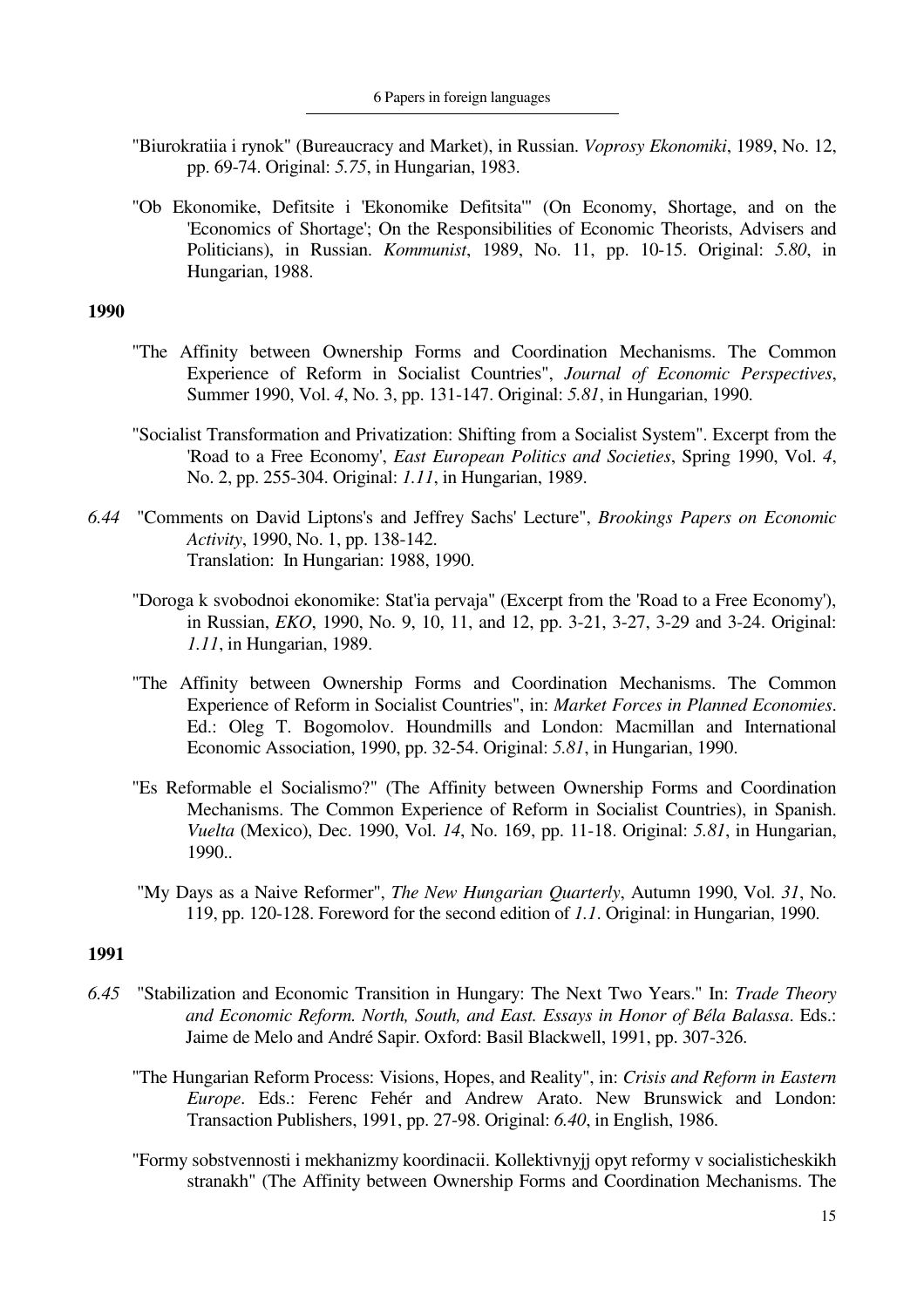"Biurokratiia i rynok" (Bureaucracy and Market), in Russian. *Voprosy Ekonomiki*, 1989, No. 12, pp. 69-74. Original: *5.75*, in Hungarian, 1983.

"Ob Ekonomike, Defitsite i 'Ekonomike Defitsita'" (On Economy, Shortage, and on the 'Economics of Shortage'; On the Responsibilities of Economic Theorists, Advisers and Politicians), in Russian. *Kommunist*, 1989, No. 11, pp. 10-15. Original: *5.80*, in Hungarian, 1988.

**1990**

"The Affinity between Ownership Forms and Coordination Mechanisms. The Common Experience of Reform in Socialist Countries", *Journal of Economic Perspectives*, Summer 1990, Vol. *4*, No. 3, pp. 131-147. Original: *5.81*, in Hungarian, 1990.

"Socialist Transformation and Privatization: Shifting from a Socialist System". Excerpt from the 'Road to a Free Economy', *East European Politics and Societies*, Spring 1990, Vol. *4*, No. 2, pp. 255-304. Original: *1.11*, in Hungarian, 1989.

*6.44* "Comments on David Liptons's and Jeffrey Sachs' Lecture", *Brookings Papers on Economic Activity*, 1990, No. 1, pp. 138-142.
Translation: In Hungarian: 1988, 1990.

"Doroga k svobodnoi ekonomike: Stat'ia pervaja" (Excerpt from the 'Road to a Free Economy'), in Russian, *EKO*, 1990, No. 9, 10, 11, and 12, pp. 3-21, 3-27, 3-29 and 3-24. Original: *1.11*, in Hungarian, 1989.

"The Affinity between Ownership Forms and Coordination Mechanisms. The Common Experience of Reform in Socialist Countries", in: *Market Forces in Planned Economies*. Ed.: Oleg T. Bogomolov. Houndmills and London: Macmillan and International Economic Association, 1990, pp. 32-54. Original: *5.81*, in Hungarian, 1990.

"Es Reformable el Socialismo?" (The Affinity between Ownership Forms and Coordination Mechanisms. The Common Experience of Reform in Socialist Countries), in Spanish. *Vuelta* (Mexico), Dec. 1990, Vol. *14*, No. 169, pp. 11-18. Original: *5.81*, in Hungarian, 1990..

"My Days as a Naive Reformer", *The New Hungarian Quarterly*, Autumn 1990, Vol. *31*, No. 119, pp. 120-128. Foreword for the second edition of *1.1*. Original: in Hungarian, 1990.

**1991**

*6.45* "Stabilization and Economic Transition in Hungary: The Next Two Years." In: *Trade Theory and Economic Reform. North, South, and East. Essays in Honor of Béla Balassa*. Eds.: Jaime de Melo and André Sapir. Oxford: Basil Blackwell, 1991, pp. 307-326.

"The Hungarian Reform Process: Visions, Hopes, and Reality", in: *Crisis and Reform in Eastern Europe*. Eds.: Ferenc Fehér and Andrew Arato. New Brunswick and London: Transaction Publishers, 1991, pp. 27-98. Original: *6.40*, in English, 1986.

"Formy sobstvennosti i mekhanizmy koordinacii. Kollektivnyjj opyt reformy v socialisticheskikh stranakh" (The Affinity between Ownership Forms and Coordination Mechanisms. The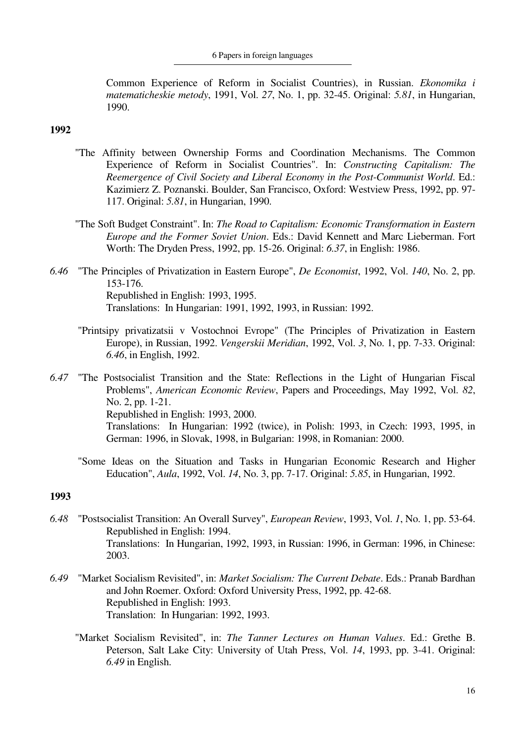Common Experience of Reform in Socialist Countries), in Russian. *Ekonomika i matematicheskie metody*, 1991, Vol. *27*, No. 1, pp. 32-45. Original: *5.81*, in Hungarian, 1990.

**1992**

"The Affinity between Ownership Forms and Coordination Mechanisms. The Common Experience of Reform in Socialist Countries". In: *Constructing Capitalism: The Reemergence of Civil Society and Liberal Economy in the Post-Communist World*. Ed.: Kazimierz Z. Poznanski. Boulder, San Francisco, Oxford: Westview Press, 1992, pp. 97-117. Original: *5.81*, in Hungarian, 1990.

"The Soft Budget Constraint". In: *The Road to Capitalism: Economic Transformation in Eastern Europe and the Former Soviet Union*. Eds.: David Kennett and Marc Lieberman. Fort Worth: The Dryden Press, 1992, pp. 15-26. Original: *6.37*, in English: 1986.

*6.46* "The Principles of Privatization in Eastern Europe", *De Economist*, 1992, Vol. *140*, No. 2, pp. 153-176.
Republished in English: 1993, 1995.
Translations: In Hungarian: 1991, 1992, 1993, in Russian: 1992.

"Printsipy privatizatsii v Vostochnoi Evrope" (The Principles of Privatization in Eastern Europe), in Russian, 1992. *Vengerskii Meridian*, 1992, Vol. *3*, No. 1, pp. 7-33. Original: *6.46*, in English, 1992.

*6.47* "The Postsocialist Transition and the State: Reflections in the Light of Hungarian Fiscal Problems", *American Economic Review*, Papers and Proceedings, May 1992, Vol. *82*, No. 2, pp. 1-21.
Republished in English: 1993, 2000.
Translations: In Hungarian: 1992 (twice), in Polish: 1993, in Czech: 1993, 1995, in German: 1996, in Slovak, 1998, in Bulgarian: 1998, in Romanian: 2000.

"Some Ideas on the Situation and Tasks in Hungarian Economic Research and Higher Education", *Aula*, 1992, Vol. *14*, No. 3, pp. 7-17. Original: *5.85*, in Hungarian, 1992.

**1993**

*6.48* "Postsocialist Transition: An Overall Survey", *European Review*, 1993, Vol. *1*, No. 1, pp. 53-64.
Republished in English: 1994.
Translations: In Hungarian, 1992, 1993, in Russian: 1996, in German: 1996, in Chinese: 2003.

*6.49* "Market Socialism Revisited", in: *Market Socialism: The Current Debate*. Eds.: Pranab Bardhan and John Roemer. Oxford: Oxford University Press, 1992, pp. 42-68.
Republished in English: 1993.
Translation: In Hungarian: 1992, 1993.

"Market Socialism Revisited", in: *The Tanner Lectures on Human Values*. Ed.: Grethe B. Peterson, Salt Lake City: University of Utah Press, Vol. *14*, 1993, pp. 3-41. Original: *6.49* in English.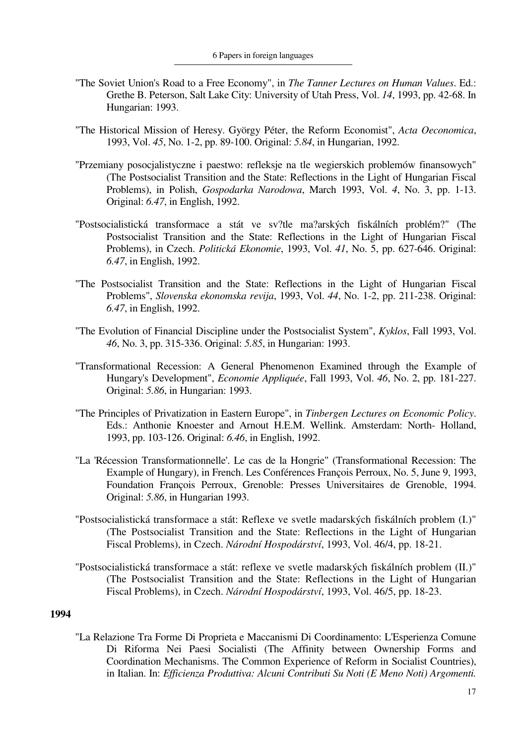"The Soviet Union's Road to a Free Economy", in *The Tanner Lectures on Human Values*. Ed.: Grethe B. Peterson, Salt Lake City: University of Utah Press, Vol. *14*, 1993, pp. 42-68. In Hungarian: 1993.

"The Historical Mission of Heresy. György Péter, the Reform Economist", *Acta Oeconomica*, 1993, Vol. *45*, No. 1-2, pp. 89-100. Original: *5.84*, in Hungarian, 1992.

"Przemiany posocjalistyczne i paestwo: refleksje na tle wegierskich problemów finansowych" (The Postsocialist Transition and the State: Reflections in the Light of Hungarian Fiscal Problems), in Polish, *Gospodarka Narodowa*, March 1993, Vol. *4*, No. 3, pp. 1-13. Original: *6.47*, in English, 1992.

"Postsocialistická transformace a stát ve sv?tle ma?arských fiskálních problém?" (The Postsocialist Transition and the State: Reflections in the Light of Hungarian Fiscal Problems), in Czech. *Politická Ekonomie*, 1993, Vol. *41*, No. 5, pp. 627-646. Original: *6.47*, in English, 1992.

"The Postsocialist Transition and the State: Reflections in the Light of Hungarian Fiscal Problems", *Slovenska ekonomska revija*, 1993, Vol. *44*, No. 1-2, pp. 211-238. Original: *6.47*, in English, 1992.

"The Evolution of Financial Discipline under the Postsocialist System", *Kyklos*, Fall 1993, Vol. *46*, No. 3, pp. 315-336. Original: *5.85*, in Hungarian: 1993.

"Transformational Recession: A General Phenomenon Examined through the Example of Hungary's Development", *Economie Appliquée*, Fall 1993, Vol. *46*, No. 2, pp. 181-227. Original: *5.86*, in Hungarian: 1993.

"The Principles of Privatization in Eastern Europe", in *Tinbergen Lectures on Economic Policy*. Eds.: Anthonie Knoester and Arnout H.E.M. Wellink. Amsterdam: North- Holland, 1993, pp. 103-126. Original: *6.46*, in English, 1992.

"La 'Récession Transformationnelle'. Le cas de la Hongrie" (Transformational Recession: The Example of Hungary), in French. Les Conférences François Perroux, No. 5, June 9, 1993, Foundation François Perroux, Grenoble: Presses Universitaires de Grenoble, 1994. Original: *5.86*, in Hungarian 1993.

"Postsocialistická transformace a stát: Reflexe ve svetle madarských fiskálních problem (I.)" (The Postsocialist Transition and the State: Reflections in the Light of Hungarian Fiscal Problems), in Czech. *Národní Hospodárství*, 1993, Vol. 46/4, pp. 18-21.

"Postsocialistická transformace a stát: reflexe ve svetle madarských fiskálních problem (II.)" (The Postsocialist Transition and the State: Reflections in the Light of Hungarian Fiscal Problems), in Czech. *Národní Hospodárství*, 1993, Vol. 46/5, pp. 18-23.

**1994**

"La Relazione Tra Forme Di Proprieta e Maccanismi Di Coordinamento: L'Esperienza Comune Di Riforma Nei Paesi Socialisti (The Affinity between Ownership Forms and Coordination Mechanisms. The Common Experience of Reform in Socialist Countries), in Italian. In: *Efficienza Produttiva: Alcuni Contributi Su Noti (E Meno Noti) Argomenti.*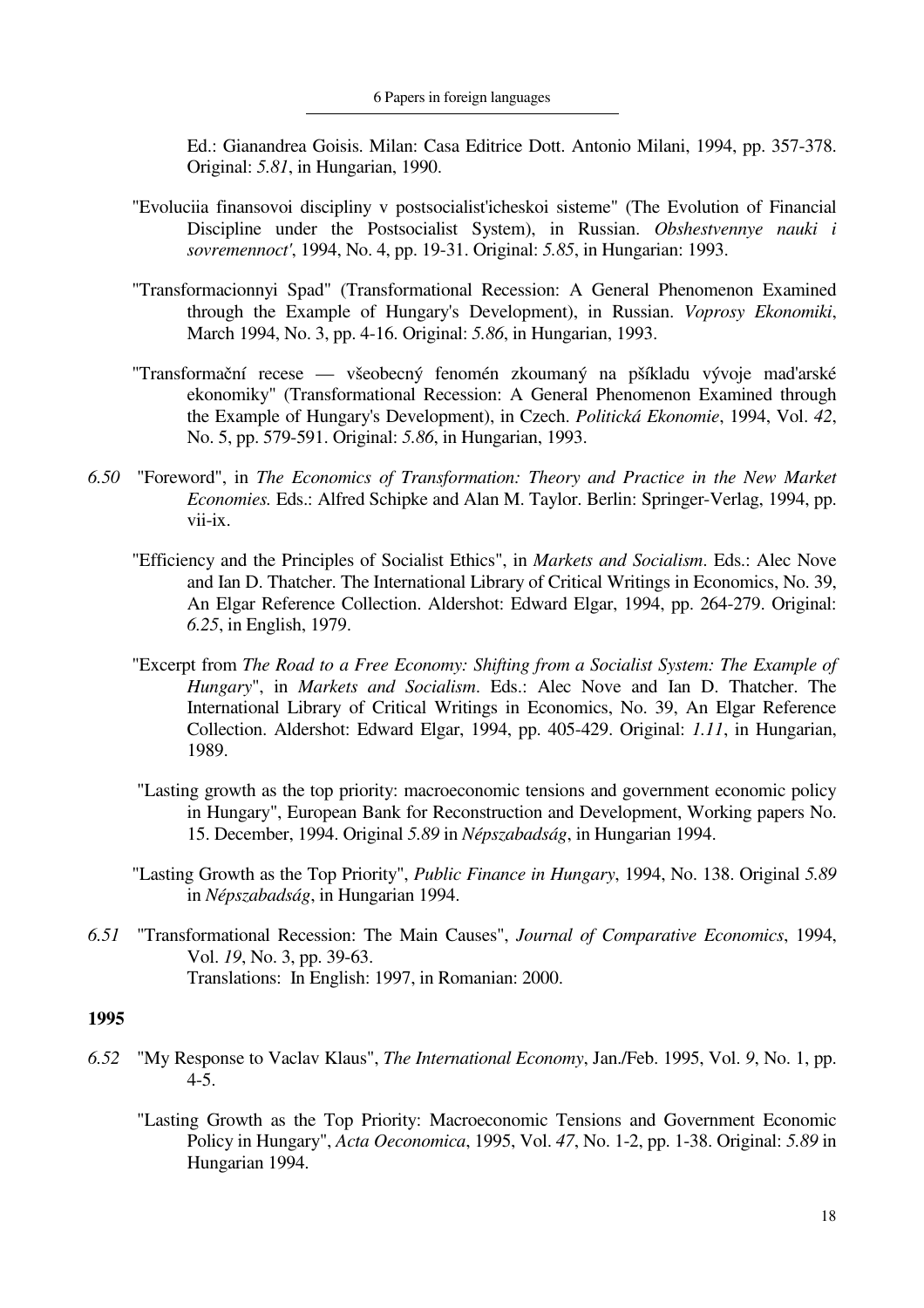Ed.: Gianandrea Goisis. Milan: Casa Editrice Dott. Antonio Milani, 1994, pp. 357-378. Original: *5.81*, in Hungarian, 1990.

"Evoluciia finansovoi discipliny v postsocialist'icheskoi sisteme" (The Evolution of Financial Discipline under the Postsocialist System), in Russian. *Obshestvennye nauki i sovremennoct'*, 1994, No. 4, pp. 19-31. Original: *5.85*, in Hungarian: 1993.

"Transformacionnyi Spad" (Transformational Recession: A General Phenomenon Examined through the Example of Hungary's Development), in Russian. *Voprosy Ekonomiki*, March 1994, No. 3, pp. 4-16. Original: *5.86*, in Hungarian, 1993.

"Transformační recese — všeobecný fenomén zkoumaný na pšíkladu vývoje maďarské ekonomiky" (Transformational Recession: A General Phenomenon Examined through the Example of Hungary's Development), in Czech. *Politická Ekonomie*, 1994, Vol. *42*, No. 5, pp. 579-591. Original: *5.86*, in Hungarian, 1993.

*6.50* "Foreword", in *The Economics of Transformation: Theory and Practice in the New Market Economies.* Eds.: Alfred Schipke and Alan M. Taylor. Berlin: Springer-Verlag, 1994, pp. vii-ix.

"Efficiency and the Principles of Socialist Ethics", in *Markets and Socialism*. Eds.: Alec Nove and Ian D. Thatcher. The International Library of Critical Writings in Economics, No. 39, An Elgar Reference Collection. Aldershot: Edward Elgar, 1994, pp. 264-279. Original: *6.25*, in English, 1979.

"Excerpt from *The Road to a Free Economy: Shifting from a Socialist System: The Example of Hungary*", in *Markets and Socialism*. Eds.: Alec Nove and Ian D. Thatcher. The International Library of Critical Writings in Economics, No. 39, An Elgar Reference Collection. Aldershot: Edward Elgar, 1994, pp. 405-429. Original: *1.11*, in Hungarian, 1989.

"Lasting growth as the top priority: macroeconomic tensions and government economic policy in Hungary", European Bank for Reconstruction and Development, Working papers No. 15. December, 1994. Original *5.89* in *Népszabadság*, in Hungarian 1994.

"Lasting Growth as the Top Priority", *Public Finance in Hungary*, 1994, No. 138. Original *5.89* in *Népszabadság*, in Hungarian 1994.

*6.51* "Transformational Recession: The Main Causes", *Journal of Comparative Economics*, 1994, Vol. *19*, No. 3, pp. 39-63.
Translations: In English: 1997, in Romanian: 2000.

**1995**

*6.52* "My Response to Vaclav Klaus", *The International Economy*, Jan./Feb. 1995, Vol. *9*, No. 1, pp. 4-5.

"Lasting Growth as the Top Priority: Macroeconomic Tensions and Government Economic Policy in Hungary", *Acta Oeconomica*, 1995, Vol. *47*, No. 1-2, pp. 1-38. Original: *5.89* in Hungarian 1994.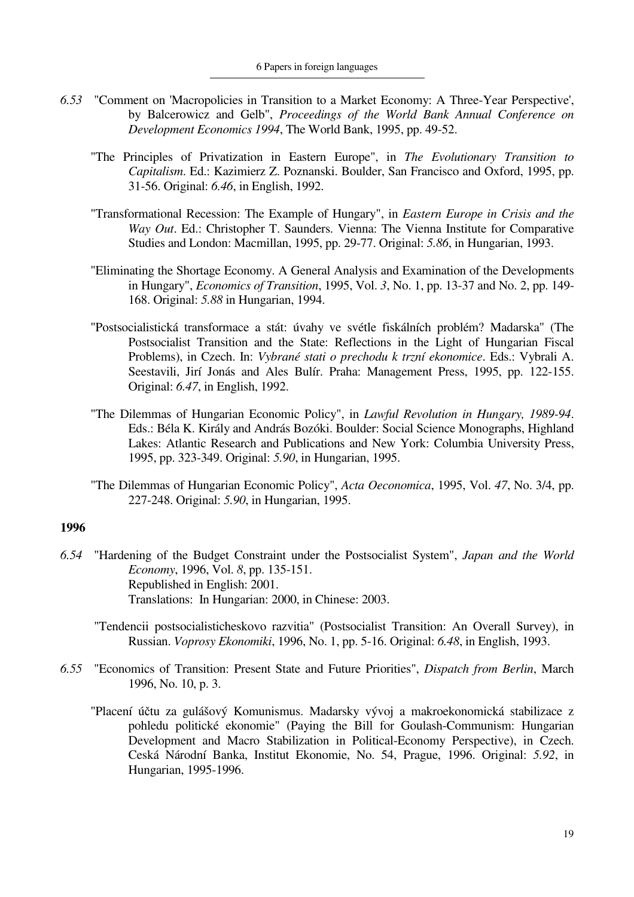*6.53* "Comment on 'Macropolicies in Transition to a Market Economy: A Three-Year Perspective', by Balcerowicz and Gelb", *Proceedings of the World Bank Annual Conference on Development Economics 1994*, The World Bank, 1995, pp. 49-52.

"The Principles of Privatization in Eastern Europe", in *The Evolutionary Transition to Capitalism*. Ed.: Kazimierz Z. Poznanski. Boulder, San Francisco and Oxford, 1995, pp. 31-56. Original: *6.46*, in English, 1992.

"Transformational Recession: The Example of Hungary", in *Eastern Europe in Crisis and the Way Out*. Ed.: Christopher T. Saunders. Vienna: The Vienna Institute for Comparative Studies and London: Macmillan, 1995, pp. 29-77. Original: *5.86*, in Hungarian, 1993.

"Eliminating the Shortage Economy. A General Analysis and Examination of the Developments in Hungary", *Economics of Transition*, 1995, Vol. *3*, No. 1, pp. 13-37 and No. 2, pp. 149-168. Original: *5.88* in Hungarian, 1994.

"Postsocialistická transformace a stát: úvahy ve svétle fiskálních problém? Madarska" (The Postsocialist Transition and the State: Reflections in the Light of Hungarian Fiscal Problems), in Czech. In: *Vybrané stati o prechodu k trzní ekonomice*. Eds.: Vybrali A. Seestavili, Jirí Jonás and Ales Bulír. Praha: Management Press, 1995, pp. 122-155. Original: *6.47*, in English, 1992.

"The Dilemmas of Hungarian Economic Policy", in *Lawful Revolution in Hungary, 1989-94*. Eds.: Béla K. Király and András Bozóki. Boulder: Social Science Monographs, Highland Lakes: Atlantic Research and Publications and New York: Columbia University Press, 1995, pp. 323-349. Original: *5.90*, in Hungarian, 1995.

"The Dilemmas of Hungarian Economic Policy", *Acta Oeconomica*, 1995, Vol. *47*, No. 3/4, pp. 227-248. Original: *5.90*, in Hungarian, 1995.

**1996**

*6.54* "Hardening of the Budget Constraint under the Postsocialist System", *Japan and the World Economy*, 1996, Vol. *8*, pp. 135-151.
Republished in English: 2001.
Translations: In Hungarian: 2000, in Chinese: 2003.

"Tendencii postsocialisticheskovo razvitia" (Postsocialist Transition: An Overall Survey), in Russian. *Voprosy Ekonomiki*, 1996, No. 1, pp. 5-16. Original: *6.48*, in English, 1993.

*6.55* "Economics of Transition: Present State and Future Priorities", *Dispatch from Berlin*, March 1996, No. 10, p. 3.

"Placení účtu za gulášový Komunismus. Madarsky vývoj a makroekonomická stabilizace z pohledu politické ekonomie" (Paying the Bill for Goulash-Communism: Hungarian Development and Macro Stabilization in Political-Economy Perspective), in Czech. Ceská Národní Banka, Institut Ekonomie, No. 54, Prague, 1996. Original: *5.92*, in Hungarian, 1995-1996.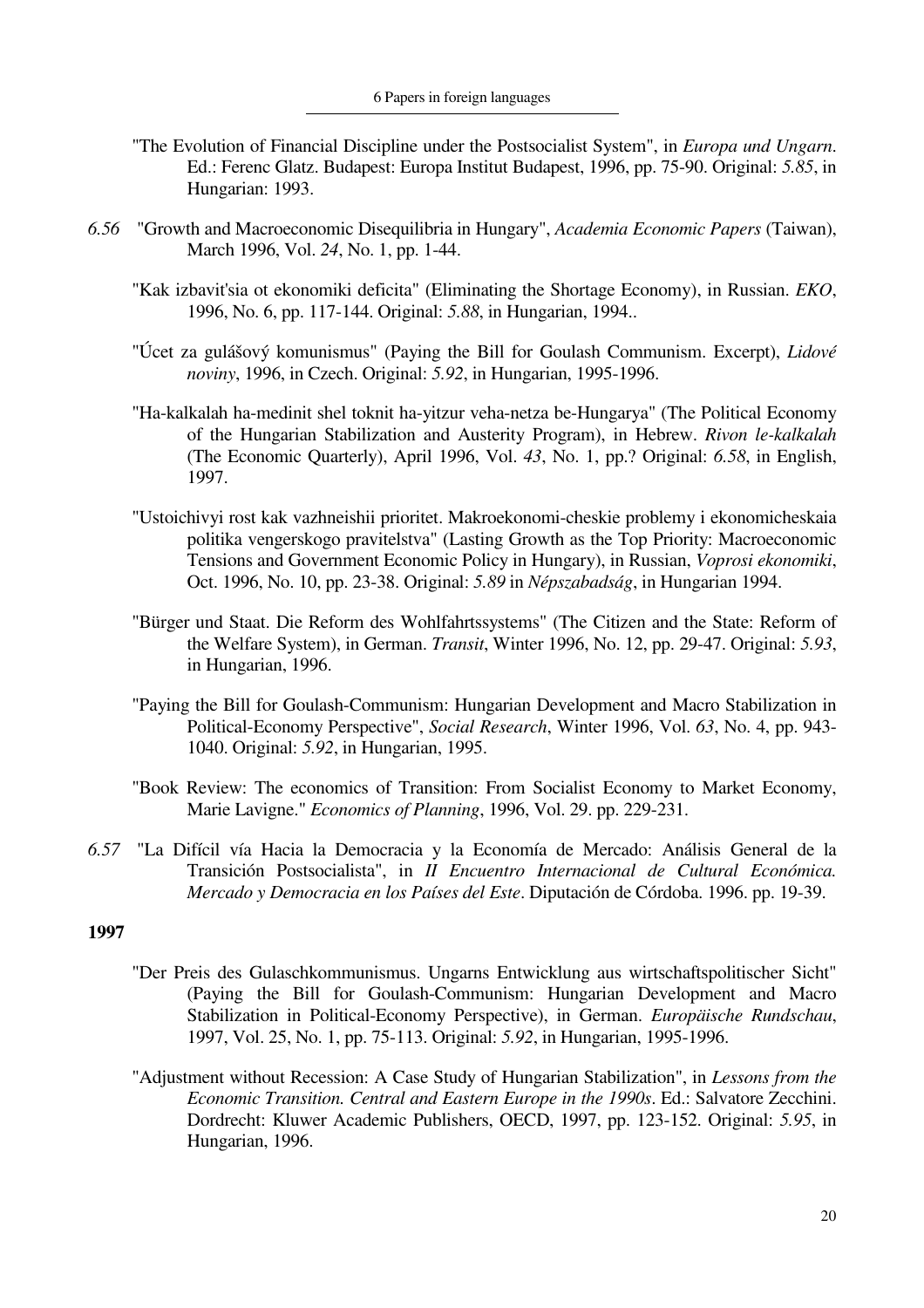"The Evolution of Financial Discipline under the Postsocialist System", in *Europa und Ungarn*. Ed.: Ferenc Glatz. Budapest: Europa Institut Budapest, 1996, pp. 75-90. Original: *5.85*, in Hungarian: 1993.

*6.56* "Growth and Macroeconomic Disequilibria in Hungary", *Academia Economic Papers* (Taiwan), March 1996, Vol. *24*, No. 1, pp. 1-44.

"Kak izbavit'sia ot ekonomiki deficita" (Eliminating the Shortage Economy), in Russian. *EKO*, 1996, No. 6, pp. 117-144. Original: *5.88*, in Hungarian, 1994..

"Úcet za gulášový komunismus" (Paying the Bill for Goulash Communism. Excerpt), *Lidové noviny*, 1996, in Czech. Original: *5.92*, in Hungarian, 1995-1996.

"Ha-kalkalah ha-medinit shel toknit ha-yitzur veha-netza be-Hungarya" (The Political Economy of the Hungarian Stabilization and Austerity Program), in Hebrew. *Rivon le-kalkalah* (The Economic Quarterly), April 1996, Vol. *43*, No. 1, pp.? Original: *6.58*, in English, 1997.

"Ustoichivyi rost kak vazhneishii prioritet. Makroekonomi-cheskie problemy i ekonomicheskaia politika vengerskogo pravitelstva" (Lasting Growth as the Top Priority: Macroeconomic Tensions and Government Economic Policy in Hungary), in Russian, *Voprosi ekonomiki*, Oct. 1996, No. 10, pp. 23-38. Original: *5.89* in *Népszabadság*, in Hungarian 1994.

"Bürger und Staat. Die Reform des Wohlfahrtssystems" (The Citizen and the State: Reform of the Welfare System), in German. *Transit*, Winter 1996, No. 12, pp. 29-47. Original: *5.93*, in Hungarian, 1996.

"Paying the Bill for Goulash-Communism: Hungarian Development and Macro Stabilization in Political-Economy Perspective", *Social Research*, Winter 1996, Vol. *63*, No. 4, pp. 943-1040. Original: *5.92*, in Hungarian, 1995.

"Book Review: The economics of Transition: From Socialist Economy to Market Economy, Marie Lavigne." *Economics of Planning*, 1996, Vol. 29. pp. 229-231.

*6.57* "La Difícil vía Hacia la Democracia y la Economía de Mercado: Análisis General de la Transición Postsocialista", in *II Encuentro Internacional de Cultural Económica. Mercado y Democracia en los Países del Este*. Diputación de Córdoba. 1996. pp. 19-39.

**1997**

"Der Preis des Gulaschkommunismus. Ungarns Entwicklung aus wirtschaftspolitischer Sicht" (Paying the Bill for Goulash-Communism: Hungarian Development and Macro Stabilization in Political-Economy Perspective), in German. *Europäische Rundschau*, 1997, Vol. 25, No. 1, pp. 75-113. Original: *5.92*, in Hungarian, 1995-1996.

"Adjustment without Recession: A Case Study of Hungarian Stabilization", in *Lessons from the Economic Transition. Central and Eastern Europe in the 1990s*. Ed.: Salvatore Zecchini. Dordrecht: Kluwer Academic Publishers, OECD, 1997, pp. 123-152. Original: *5.95*, in Hungarian, 1996.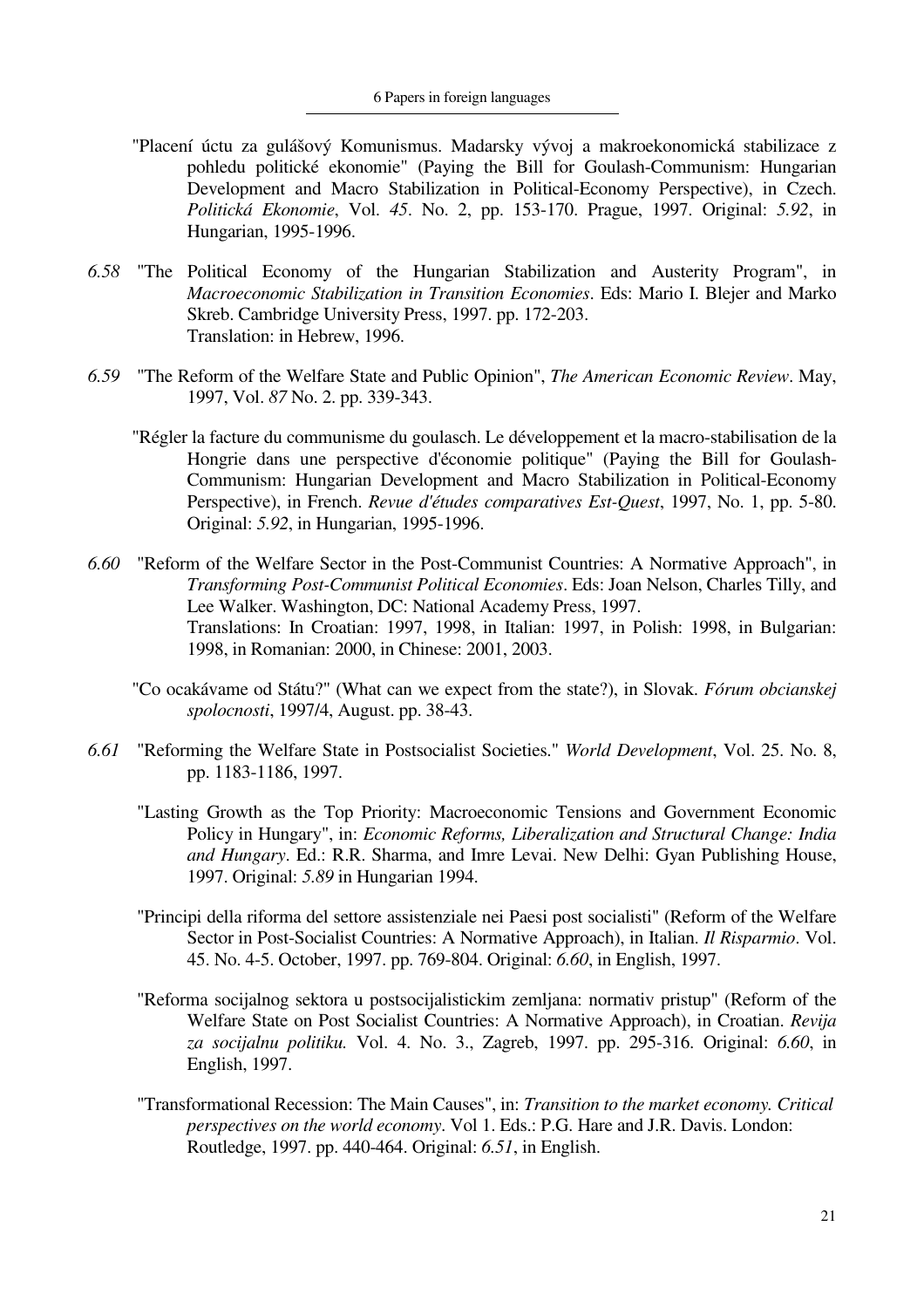"Placení účtu za gulášový Komunismus. Madarsky vývoj a makroekonomická stabilizace z pohledu politické ekonomie" (Paying the Bill for Goulash-Communism: Hungarian Development and Macro Stabilization in Political-Economy Perspective), in Czech. *Politická Ekonomie*, Vol. *45*. No. 2, pp. 153-170. Prague, 1997. Original: *5.92*, in Hungarian, 1995-1996.

*6.58* "The Political Economy of the Hungarian Stabilization and Austerity Program", in *Macroeconomic Stabilization in Transition Economies*. Eds: Mario I. Blejer and Marko Skreb. Cambridge University Press, 1997. pp. 172-203.
Translation: in Hebrew, 1996.

*6.59* "The Reform of the Welfare State and Public Opinion", *The American Economic Review*. May, 1997, Vol. *87* No. 2. pp. 339-343.

"Régler la facture du communisme du goulasch. Le développement et la macro-stabilisation de la Hongrie dans une perspective d'économie politique" (Paying the Bill for Goulash-Communism: Hungarian Development and Macro Stabilization in Political-Economy Perspective), in French. *Revue d'études comparatives Est-Quest*, 1997, No. 1, pp. 5-80. Original: *5.92*, in Hungarian, 1995-1996.

*6.60* "Reform of the Welfare Sector in the Post-Communist Countries: A Normative Approach", in *Transforming Post-Communist Political Economies*. Eds: Joan Nelson, Charles Tilly, and Lee Walker. Washington, DC: National Academy Press, 1997.
Translations: In Croatian: 1997, 1998, in Italian: 1997, in Polish: 1998, in Bulgarian: 1998, in Romanian: 2000, in Chinese: 2001, 2003.

"Co ocakávame od Státu?" (What can we expect from the state?), in Slovak. *Fórum obcianskej spolocnosti*, 1997/4, August. pp. 38-43.

*6.61* "Reforming the Welfare State in Postsocialist Societies." *World Development*, Vol. 25. No. 8, pp. 1183-1186, 1997.

"Lasting Growth as the Top Priority: Macroeconomic Tensions and Government Economic Policy in Hungary", in: *Economic Reforms, Liberalization and Structural Change: India and Hungary*. Ed.: R.R. Sharma, and Imre Levai. New Delhi: Gyan Publishing House, 1997. Original: *5.89* in Hungarian 1994.

"Principi della riforma del settore assistenziale nei Paesi post socialisti" (Reform of the Welfare Sector in Post-Socialist Countries: A Normative Approach), in Italian. *Il Risparmio*. Vol. 45. No. 4-5. October, 1997. pp. 769-804. Original: *6.60*, in English, 1997.

"Reforma socijalnog sektora u postsocijalistickim zemljana: normativ pristup" (Reform of the Welfare State on Post Socialist Countries: A Normative Approach), in Croatian. *Revija za socijalnu politiku.* Vol. 4. No. 3., Zagreb, 1997. pp. 295-316. Original: *6.60*, in English, 1997.

"Transformational Recession: The Main Causes", in: *Transition to the market economy. Critical perspectives on the world economy*. Vol 1. Eds.: P.G. Hare and J.R. Davis. London: Routledge, 1997. pp. 440-464. Original: *6.51*, in English.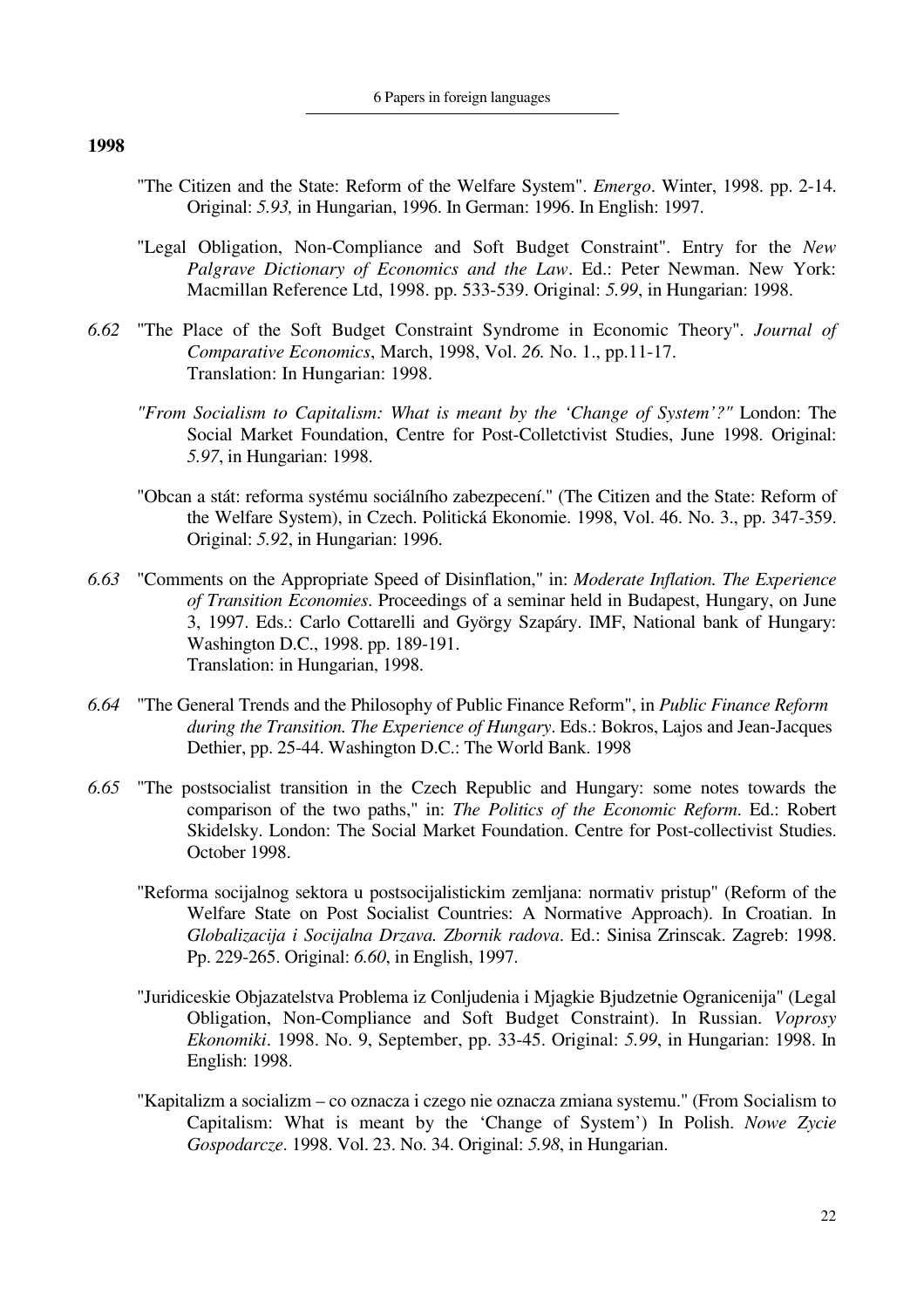**1998**

"The Citizen and the State: Reform of the Welfare System". *Emergo*. Winter, 1998. pp. 2-14. Original: *5.93,* in Hungarian, 1996. In German: 1996. In English: 1997.

"Legal Obligation, Non-Compliance and Soft Budget Constraint". Entry for the *New Palgrave Dictionary of Economics and the Law*. Ed.: Peter Newman. New York: Macmillan Reference Ltd, 1998. pp. 533-539. Original: *5.99*, in Hungarian: 1998.

*6.62* "The Place of the Soft Budget Constraint Syndrome in Economic Theory". *Journal of Comparative Economics*, March, 1998, Vol. *26.* No. 1., pp.11-17. Translation: In Hungarian: 1998.

*"From Socialism to Capitalism: What is meant by the 'Change of System'?"* London: The Social Market Foundation, Centre for Post-Colletctivist Studies, June 1998. Original: *5.97*, in Hungarian: 1998.

"Obcan a stát: reforma systému sociálního zabezpecení." (The Citizen and the State: Reform of the Welfare System), in Czech. Politická Ekonomie. 1998, Vol. 46. No. 3., pp. 347-359. Original: *5.92*, in Hungarian: 1996.

*6.63* "Comments on the Appropriate Speed of Disinflation," in: *Moderate Inflation. The Experience of Transition Economies*. Proceedings of a seminar held in Budapest, Hungary, on June 3, 1997. Eds.: Carlo Cottarelli and György Szapáry. IMF, National bank of Hungary: Washington D.C., 1998. pp. 189-191. Translation: in Hungarian, 1998.

*6.64* "The General Trends and the Philosophy of Public Finance Reform", in *Public Finance Reform during the Transition. The Experience of Hungary*. Eds.: Bokros, Lajos and Jean-Jacques Dethier, pp. 25-44. Washington D.C.: The World Bank. 1998

*6.65* "The postsocialist transition in the Czech Republic and Hungary: some notes towards the comparison of the two paths," in: *The Politics of the Economic Reform*. Ed.: Robert Skidelsky. London: The Social Market Foundation. Centre for Post-collectivist Studies. October 1998.

"Reforma socijalnog sektora u postsocijalistickim zemljana: normativ pristup" (Reform of the Welfare State on Post Socialist Countries: A Normative Approach). In Croatian. In *Globalizacija i Socijalna Drzava. Zbornik radova*. Ed.: Sinisa Zrinscak. Zagreb: 1998. Pp. 229-265. Original: *6.60*, in English, 1997.

"Juridiceskie Objazatelstva Problema iz Conljudenia i Mjagkie Bjudzetnie Ogranicenija" (Legal Obligation, Non-Compliance and Soft Budget Constraint). In Russian. *Voprosy Ekonomiki*. 1998. No. 9, September, pp. 33-45. Original: *5.99*, in Hungarian: 1998. In English: 1998.

"Kapitalizm a socializm – co oznacza i czego nie oznacza zmiana systemu." (From Socialism to Capitalism: What is meant by the 'Change of System') In Polish. *Nowe Zycie Gospodarcze*. 1998. Vol. 23. No. 34. Original: *5.98*, in Hungarian.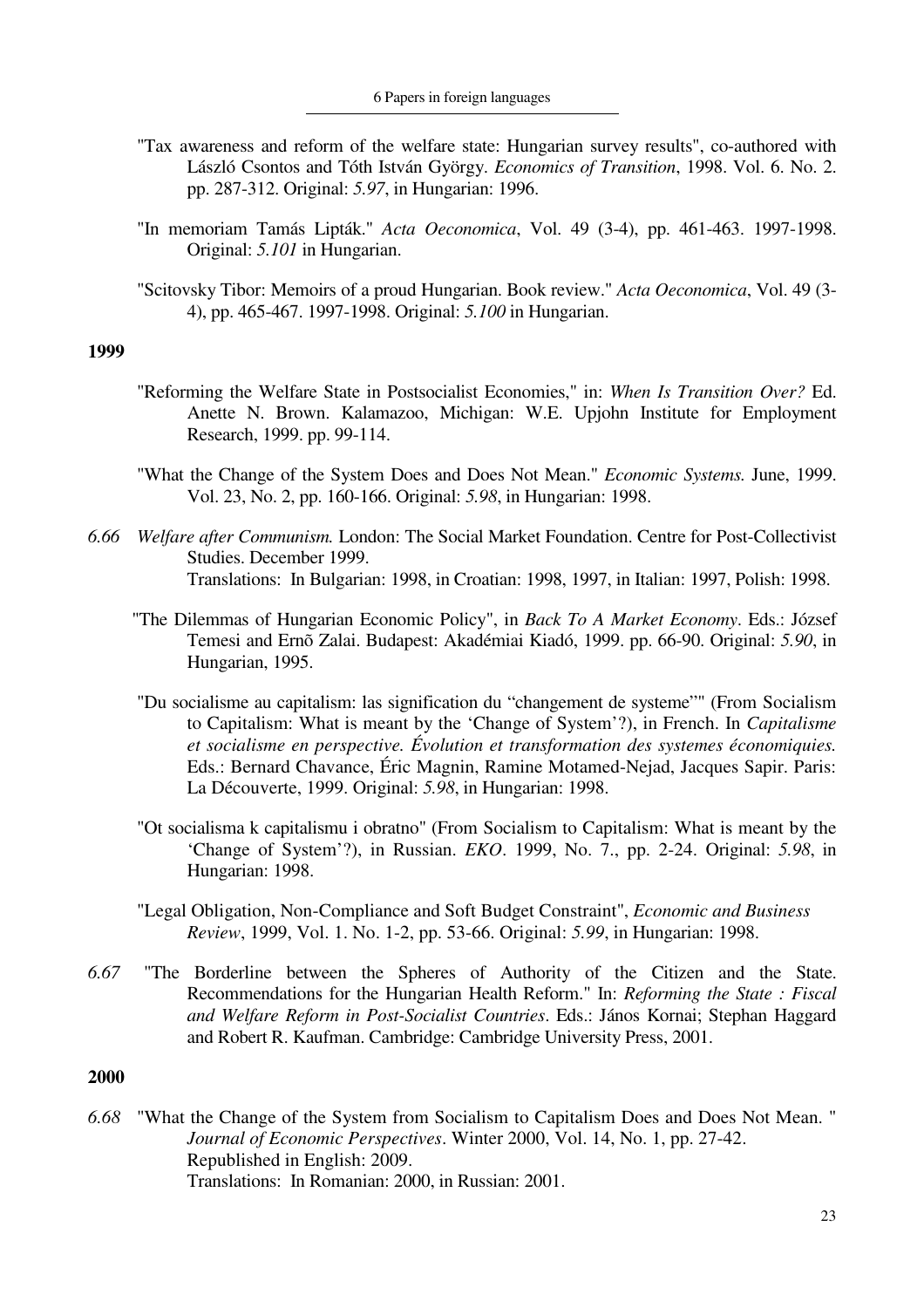"Tax awareness and reform of the welfare state: Hungarian survey results", co-authored with László Csontos and Tóth István György. *Economics of Transition*, 1998. Vol. 6. No. 2. pp. 287-312. Original: *5.97*, in Hungarian: 1996.

"In memoriam Tamás Lipták." *Acta Oeconomica*, Vol. 49 (3-4), pp. 461-463. 1997-1998. Original: *5.101* in Hungarian.

"Scitovsky Tibor: Memoirs of a proud Hungarian. Book review." *Acta Oeconomica*, Vol. 49 (3-4), pp. 465-467. 1997-1998. Original: *5.100* in Hungarian.

**1999**

"Reforming the Welfare State in Postsocialist Economies," in: *When Is Transition Over?* Ed. Anette N. Brown. Kalamazoo, Michigan: W.E. Upjohn Institute for Employment Research, 1999. pp. 99-114.

"What the Change of the System Does and Does Not Mean." *Economic Systems.* June, 1999. Vol. 23, No. 2, pp. 160-166. Original: *5.98*, in Hungarian: 1998.

*6.66* *Welfare after Communism.* London: The Social Market Foundation. Centre for Post-Collectivist Studies. December 1999.
Translations: In Bulgarian: 1998, in Croatian: 1998, 1997, in Italian: 1997, Polish: 1998.

"The Dilemmas of Hungarian Economic Policy", in *Back To A Market Economy*. Eds.: József Temesi and Ernõ Zalai. Budapest: Akadémiai Kiadó, 1999. pp. 66-90. Original: *5.90*, in Hungarian, 1995.

"Du socialisme au capitalism: las signification du "changement de systeme"" (From Socialism to Capitalism: What is meant by the 'Change of System'?), in French. In *Capitalisme et socialisme en perspective. Évolution et transformation des systemes économiquies.* Eds.: Bernard Chavance, Éric Magnin, Ramine Motamed-Nejad, Jacques Sapir. Paris: La Découverte, 1999. Original: *5.98*, in Hungarian: 1998.

"Ot socialisma k capitalismu i obratno" (From Socialism to Capitalism: What is meant by the 'Change of System'?), in Russian. *EKO*. 1999, No. 7., pp. 2-24. Original: *5.98*, in Hungarian: 1998.

"Legal Obligation, Non-Compliance and Soft Budget Constraint", *Economic and Business Review*, 1999, Vol. 1. No. 1-2, pp. 53-66. Original: *5.99*, in Hungarian: 1998.

*6.67* "The Borderline between the Spheres of Authority of the Citizen and the State. Recommendations for the Hungarian Health Reform." In: *Reforming the State : Fiscal and Welfare Reform in Post-Socialist Countries*. Eds.: János Kornai; Stephan Haggard and Robert R. Kaufman. Cambridge: Cambridge University Press, 2001.

**2000**

*6.68* "What the Change of the System from Socialism to Capitalism Does and Does Not Mean. " *Journal of Economic Perspectives*. Winter 2000, Vol. 14, No. 1, pp. 27-42.
Republished in English: 2009.
Translations: In Romanian: 2000, in Russian: 2001.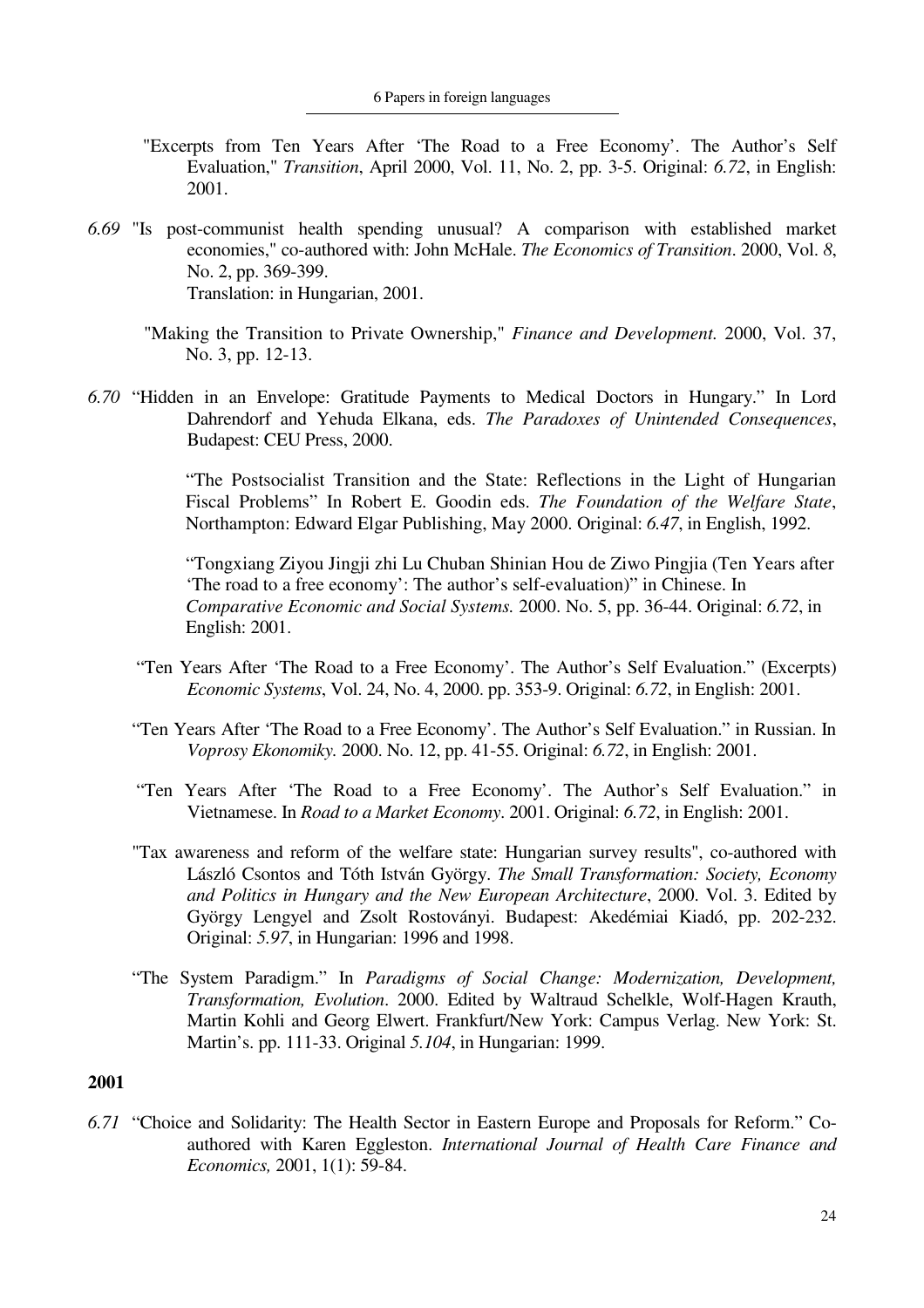"Excerpts from Ten Years After 'The Road to a Free Economy'. The Author's Self Evaluation," *Transition*, April 2000, Vol. 11, No. 2, pp. 3-5. Original: *6.72*, in English: 2001.

*6.69* "Is post-communist health spending unusual? A comparison with established market economies," co-authored with: John McHale. *The Economics of Transition*. 2000, Vol. *8*, No. 2, pp. 369-399.
Translation: in Hungarian, 2001.

"Making the Transition to Private Ownership," *Finance and Development.* 2000, Vol. 37, No. 3, pp. 12-13.

*6.70* "Hidden in an Envelope: Gratitude Payments to Medical Doctors in Hungary." In Lord Dahrendorf and Yehuda Elkana, eds. *The Paradoxes of Unintended Consequences*, Budapest: CEU Press, 2000.

"The Postsocialist Transition and the State: Reflections in the Light of Hungarian Fiscal Problems" In Robert E. Goodin eds. *The Foundation of the Welfare State*, Northampton: Edward Elgar Publishing, May 2000. Original: *6.47*, in English, 1992.

"Tongxiang Ziyou Jingji zhi Lu Chuban Shinian Hou de Ziwo Pingjia (Ten Years after 'The road to a free economy': The author's self-evaluation)" in Chinese. In *Comparative Economic and Social Systems.* 2000. No. 5, pp. 36-44. Original: *6.72*, in English: 2001.

"Ten Years After 'The Road to a Free Economy'. The Author's Self Evaluation." (Excerpts) *Economic Systems*, Vol. 24, No. 4, 2000. pp. 353-9. Original: *6.72*, in English: 2001.

"Ten Years After 'The Road to a Free Economy'. The Author's Self Evaluation." in Russian. In *Voprosy Ekonomiky.* 2000. No. 12, pp. 41-55. Original: *6.72*, in English: 2001.

"Ten Years After 'The Road to a Free Economy'. The Author's Self Evaluation." in Vietnamese. In *Road to a Market Economy*. 2001. Original: *6.72*, in English: 2001.

"Tax awareness and reform of the welfare state: Hungarian survey results", co-authored with László Csontos and Tóth István György. *The Small Transformation: Society, Economy and Politics in Hungary and the New European Architecture*, 2000. Vol. 3. Edited by György Lengyel and Zsolt Rostoványi. Budapest: Akedémiai Kiadó, pp. 202-232. Original: *5.97*, in Hungarian: 1996 and 1998.

"The System Paradigm." In *Paradigms of Social Change: Modernization, Development, Transformation, Evolution*. 2000. Edited by Waltraud Schelkle, Wolf-Hagen Krauth, Martin Kohli and Georg Elwert. Frankfurt/New York: Campus Verlag. New York: St. Martin's. pp. 111-33. Original *5.104*, in Hungarian: 1999.

**2001**

*6.71* "Choice and Solidarity: The Health Sector in Eastern Europe and Proposals for Reform." Co-authored with Karen Eggleston. *International Journal of Health Care Finance and Economics,* 2001, 1(1): 59-84.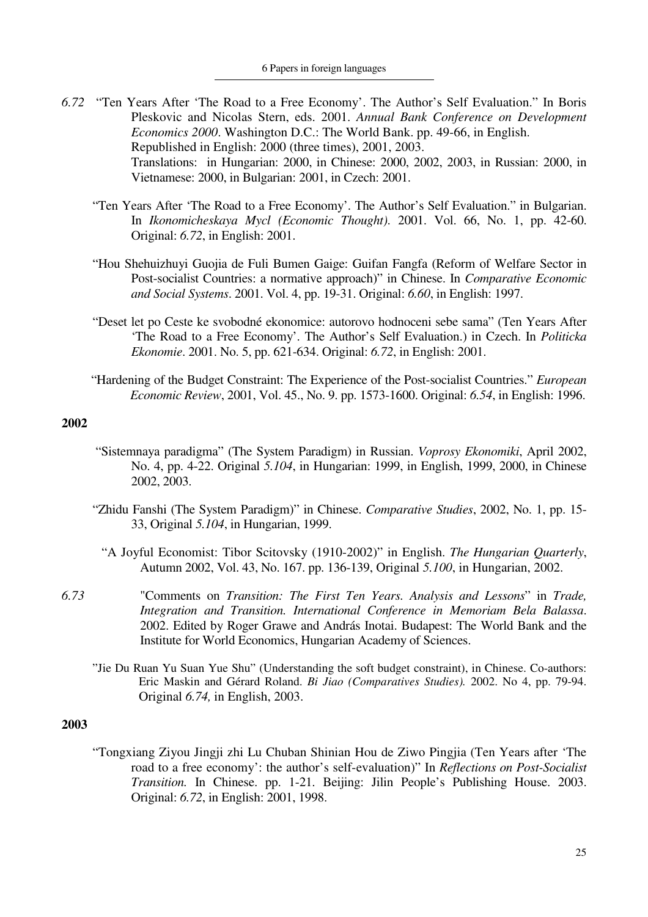*6.72* "Ten Years After 'The Road to a Free Economy'. The Author's Self Evaluation." In Boris Pleskovic and Nicolas Stern, eds. 2001. *Annual Bank Conference on Development Economics 2000*. Washington D.C.: The World Bank. pp. 49-66, in English.
Republished in English: 2000 (three times), 2001, 2003.
Translations: in Hungarian: 2000, in Chinese: 2000, 2002, 2003, in Russian: 2000, in Vietnamese: 2000, in Bulgarian: 2001, in Czech: 2001.

"Ten Years After 'The Road to a Free Economy'. The Author's Self Evaluation." in Bulgarian. In *Ikonomicheskaya Mycl (Economic Thought)*. 2001. Vol. 66, No. 1, pp. 42-60. Original: *6.72*, in English: 2001.

"Hou Shehuizhuyi Guojia de Fuli Bumen Gaige: Guifan Fangfa (Reform of Welfare Sector in Post-socialist Countries: a normative approach)" in Chinese. In *Comparative Economic and Social Systems*. 2001. Vol. 4, pp. 19-31. Original: *6.60*, in English: 1997.

"Deset let po Ceste ke svobodné ekonomice: autorovo hodnoceni sebe sama" (Ten Years After 'The Road to a Free Economy'. The Author's Self Evaluation.) in Czech. In *Politicka Ekonomie*. 2001. No. 5, pp. 621-634. Original: *6.72*, in English: 2001.

"Hardening of the Budget Constraint: The Experience of the Post-socialist Countries." *European Economic Review*, 2001, Vol. 45., No. 9. pp. 1573-1600. Original: *6.54*, in English: 1996.

**2002**

"Sistemnaya paradigma" (The System Paradigm) in Russian. *Voprosy Ekonomiki*, April 2002, No. 4, pp. 4-22. Original *5.104*, in Hungarian: 1999, in English, 1999, 2000, in Chinese 2002, 2003.

"Zhidu Fanshi (The System Paradigm)" in Chinese. *Comparative Studies*, 2002, No. 1, pp. 15-33, Original *5.104*, in Hungarian, 1999.

"A Joyful Economist: Tibor Scitovsky (1910-2002)" in English. *The Hungarian Quarterly*, Autumn 2002, Vol. 43, No. 167. pp. 136-139, Original *5.100*, in Hungarian, 2002.

*6.73* "Comments on *Transition: The First Ten Years. Analysis and Lessons*" in *Trade, Integration and Transition. International Conference in Memoriam Bela Balassa*. 2002. Edited by Roger Grawe and András Inotai. Budapest: The World Bank and the Institute for World Economics, Hungarian Academy of Sciences.

"Jie Du Ruan Yu Suan Yue Shu" (Understanding the soft budget constraint), in Chinese. Co-authors: Eric Maskin and Gérard Roland. *Bi Jiao (Comparatives Studies).* 2002. No 4, pp. 79-94. Original *6.74,* in English, 2003.

**2003**

"Tongxiang Ziyou Jingji zhi Lu Chuban Shinian Hou de Ziwo Pingjia (Ten Years after 'The road to a free economy': the author's self-evaluation)" In *Reflections on Post-Socialist Transition.* In Chinese. pp. 1-21. Beijing: Jilin People's Publishing House. 2003. Original: *6.72*, in English: 2001, 1998.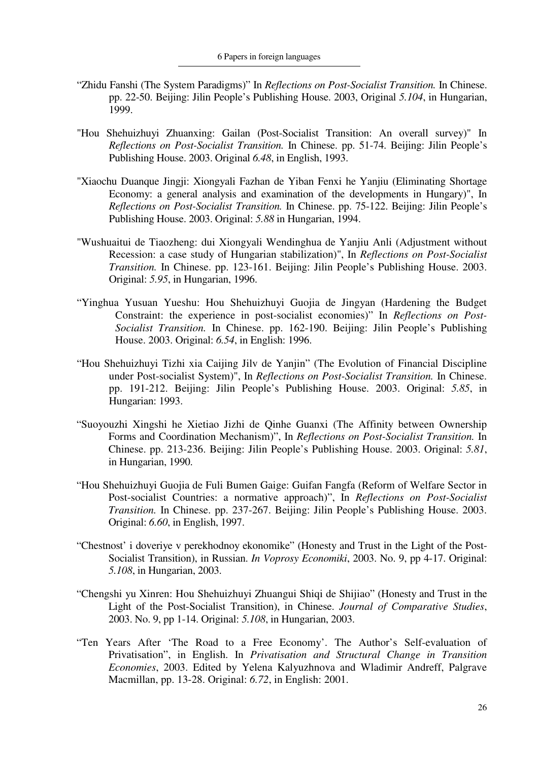"Zhidu Fanshi (The System Paradigms)" In *Reflections on Post-Socialist Transition.* In Chinese. pp. 22-50. Beijing: Jilin People's Publishing House. 2003, Original *5.104*, in Hungarian, 1999.

"Hou Shehuizhuyi Zhuanxing: Gailan (Post-Socialist Transition: An overall survey)" In *Reflections on Post-Socialist Transition.* In Chinese. pp. 51-74. Beijing: Jilin People's Publishing House. 2003. Original *6.48*, in English, 1993.

"Xiaochu Duanque Jingji: Xiongyali Fazhan de Yiban Fenxi he Yanjiu (Eliminating Shortage Economy: a general analysis and examination of the developments in Hungary)", In *Reflections on Post-Socialist Transition.* In Chinese. pp. 75-122. Beijing: Jilin People's Publishing House. 2003. Original: *5.88* in Hungarian, 1994.

"Wushuaitui de Tiaozheng: dui Xiongyali Wendinghua de Yanjiu Anli (Adjustment without Recession: a case study of Hungarian stabilization)", In *Reflections on Post-Socialist Transition.* In Chinese. pp. 123-161. Beijing: Jilin People's Publishing House. 2003. Original: *5.95*, in Hungarian, 1996.

"Yinghua Yusuan Yueshu: Hou Shehuizhuyi Guojia de Jingyan (Hardening the Budget Constraint: the experience in post-socialist economies)" In *Reflections on Post-Socialist Transition.* In Chinese. pp. 162-190. Beijing: Jilin People's Publishing House. 2003. Original: *6.54*, in English: 1996.

"Hou Shehuizhuyi Tizhi xia Caijing Jilv de Yanjin" (The Evolution of Financial Discipline under Post-socialist System)", In *Reflections on Post-Socialist Transition.* In Chinese. pp. 191-212. Beijing: Jilin People's Publishing House. 2003. Original: *5.85*, in Hungarian: 1993.

"Suoyouzhi Xingshi he Xietiao Jizhi de Qinhe Guanxi (The Affinity between Ownership Forms and Coordination Mechanism)", In *Reflections on Post-Socialist Transition.* In Chinese. pp. 213-236. Beijing: Jilin People's Publishing House. 2003. Original: *5.81*, in Hungarian, 1990.

"Hou Shehuizhuyi Guojia de Fuli Bumen Gaige: Guifan Fangfa (Reform of Welfare Sector in Post-socialist Countries: a normative approach)", In *Reflections on Post-Socialist Transition.* In Chinese. pp. 237-267. Beijing: Jilin People's Publishing House. 2003. Original: *6.60*, in English, 1997.

"Chestnost' i doveriye v perekhodnoy ekonomike" (Honesty and Trust in the Light of the Post-Socialist Transition), in Russian. *In Voprosy Economiki*, 2003. No. 9, pp 4-17. Original: *5.108*, in Hungarian, 2003.

"Chengshi yu Xinren: Hou Shehuizhuyi Zhuangui Shiqi de Shijiao" (Honesty and Trust in the Light of the Post-Socialist Transition), in Chinese. *Journal of Comparative Studies*, 2003. No. 9, pp 1-14. Original: *5.108*, in Hungarian, 2003.

"Ten Years After 'The Road to a Free Economy'. The Author's Self-evaluation of Privatisation", in English. In *Privatisation and Structural Change in Transition Economies*, 2003. Edited by Yelena Kalyuzhnova and Wladimir Andreff, Palgrave Macmillan, pp. 13-28. Original: *6.72*, in English: 2001.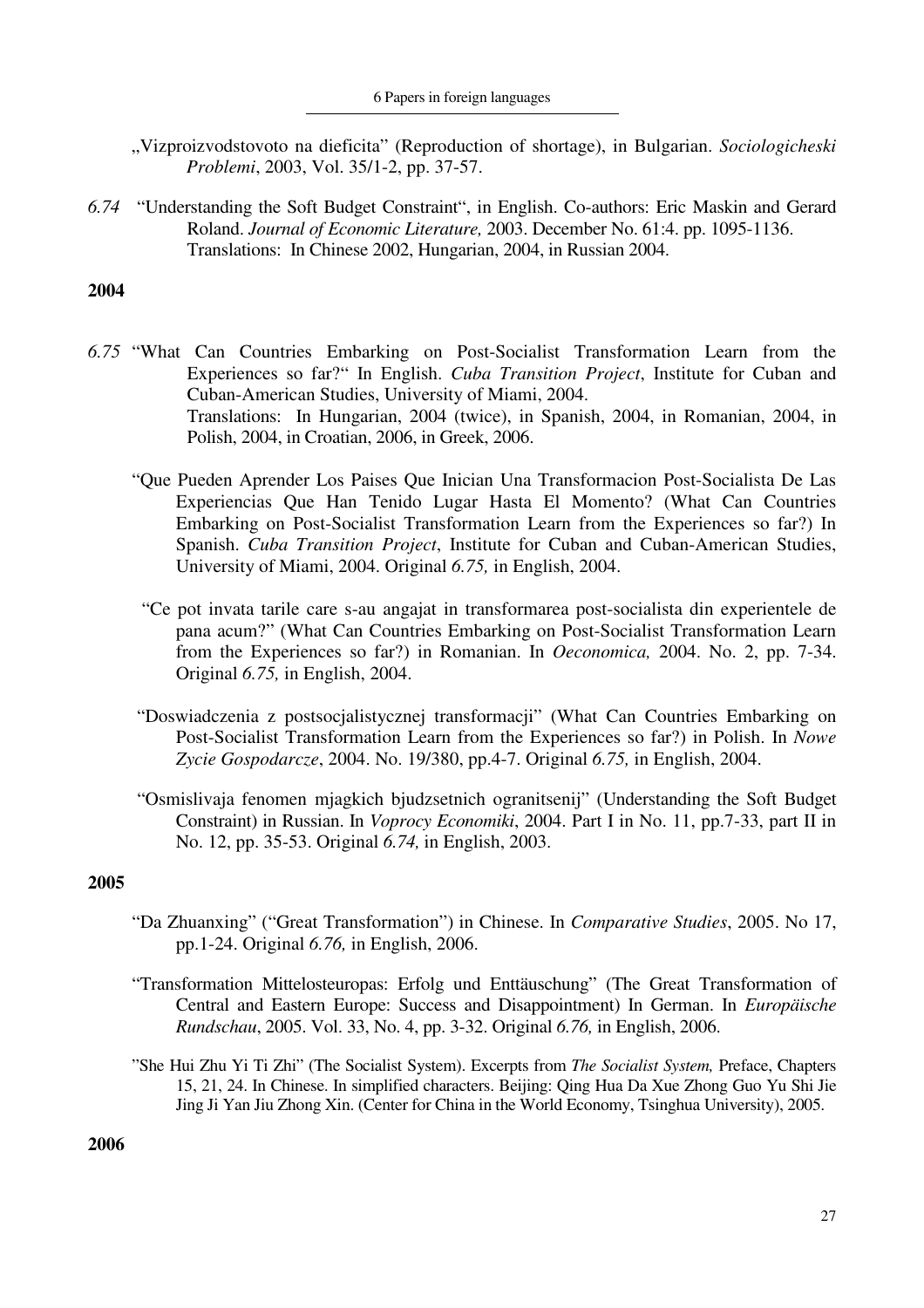„Vizproizvodstovoto na dieficita" (Reproduction of shortage), in Bulgarian. *Sociologicheski Problemi*, 2003, Vol. 35/1-2, pp. 37-57.

*6.74* "Understanding the Soft Budget Constraint", in English. Co-authors: Eric Maskin and Gerard Roland. *Journal of Economic Literature,* 2003. December No. 61:4. pp. 1095-1136. Translations: In Chinese 2002, Hungarian, 2004, in Russian 2004.

**2004**

*6.75* "What Can Countries Embarking on Post-Socialist Transformation Learn from the Experiences so far?" In English. *Cuba Transition Project*, Institute for Cuban and Cuban-American Studies, University of Miami, 2004. Translations: In Hungarian, 2004 (twice), in Spanish, 2004, in Romanian, 2004, in Polish, 2004, in Croatian, 2006, in Greek, 2006.

"Que Pueden Aprender Los Paises Que Inician Una Transformacion Post-Socialista De Las Experiencias Que Han Tenido Lugar Hasta El Momento? (What Can Countries Embarking on Post-Socialist Transformation Learn from the Experiences so far?) In Spanish. *Cuba Transition Project*, Institute for Cuban and Cuban-American Studies, University of Miami, 2004. Original *6.75,* in English, 2004.

"Ce pot invata tarile care s-au angajat in transformarea post-socialista din experientele de pana acum?" (What Can Countries Embarking on Post-Socialist Transformation Learn from the Experiences so far?) in Romanian. In *Oeconomica,* 2004. No. 2, pp. 7-34. Original *6.75,* in English, 2004.

"Doswiadczenia z postsocjalistycznej transformacji" (What Can Countries Embarking on Post-Socialist Transformation Learn from the Experiences so far?) in Polish. In *Nowe Zycie Gospodarcze*, 2004. No. 19/380, pp.4-7. Original *6.75,* in English, 2004.

"Osmislivaja fenomen mjagkich bjudzsetnich ogranitsenij" (Understanding the Soft Budget Constraint) in Russian. In *Voprocy Economiki*, 2004. Part I in No. 11, pp.7-33, part II in No. 12, pp. 35-53. Original *6.74,* in English, 2003.

**2005**

"Da Zhuanxing" ("Great Transformation") in Chinese. In *Comparative Studies*, 2005. No 17, pp.1-24. Original *6.76,* in English, 2006.

"Transformation Mittelosteuropas: Erfolg und Enttäuschung" (The Great Transformation of Central and Eastern Europe: Success and Disappointment) In German. In *Europäische Rundschau*, 2005. Vol. 33, No. 4, pp. 3-32. Original *6.76,* in English, 2006.

"She Hui Zhu Yi Ti Zhi" (The Socialist System). Excerpts from *The Socialist System,* Preface, Chapters 15, 21, 24. In Chinese. In simplified characters. Beijing: Qing Hua Da Xue Zhong Guo Yu Shi Jie Jing Ji Yan Jiu Zhong Xin. (Center for China in the World Economy, Tsinghua University), 2005.

**2006**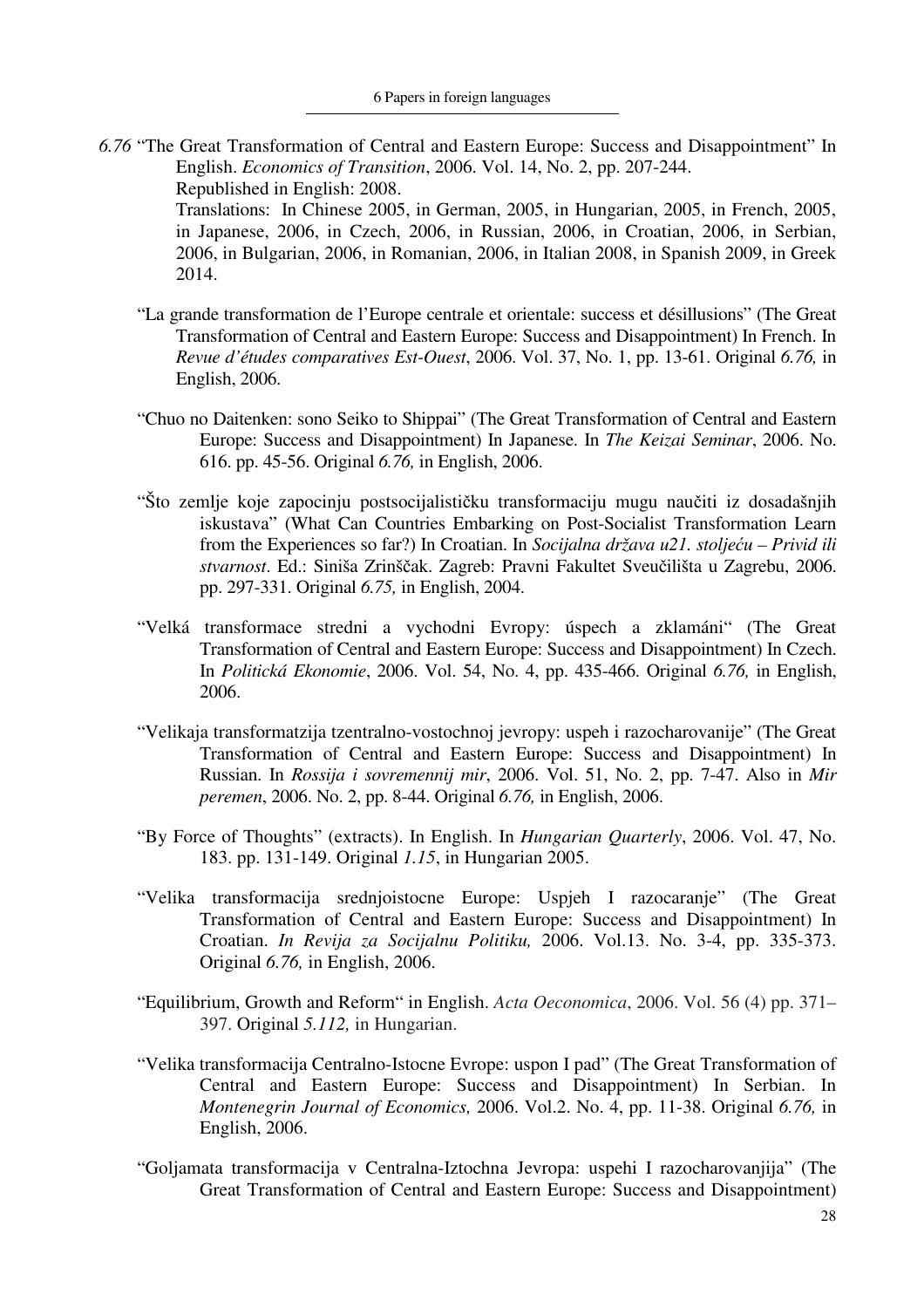*6.76* "The Great Transformation of Central and Eastern Europe: Success and Disappointment" In English. *Economics of Transition*, 2006. Vol. 14, No. 2, pp. 207-244.
Republished in English: 2008.
Translations: In Chinese 2005, in German, 2005, in Hungarian, 2005, in French, 2005, in Japanese, 2006, in Czech, 2006, in Russian, 2006, in Croatian, 2006, in Serbian, 2006, in Bulgarian, 2006, in Romanian, 2006, in Italian 2008, in Spanish 2009, in Greek 2014.

"La grande transformation de l'Europe centrale et orientale: success et désillusions" (The Great Transformation of Central and Eastern Europe: Success and Disappointment) In French. In *Revue d'études comparatives Est-Ouest*, 2006. Vol. 37, No. 1, pp. 13-61. Original *6.76,* in English, 2006.

"Chuo no Daitenken: sono Seiko to Shippai" (The Great Transformation of Central and Eastern Europe: Success and Disappointment) In Japanese. In *The Keizai Seminar*, 2006. No. 616. pp. 45-56. Original *6.76,* in English, 2006.

"Što zemlje koje zapocinju postsocijalističku transformaciju mugu naučiti iz dosadašnjih iskustava" (What Can Countries Embarking on Post-Socialist Transformation Learn from the Experiences so far?) In Croatian. In *Socijalna država u21. stoljeću – Privid ili stvarnost*. Ed.: Siniša Zrinščak. Zagreb: Pravni Fakultet Sveučilišta u Zagrebu, 2006. pp. 297-331. Original *6.75,* in English, 2004.

"Velká transformace stredni a vychodni Evropy: úspech a zklamáni" (The Great Transformation of Central and Eastern Europe: Success and Disappointment) In Czech. In *Politická Ekonomie*, 2006. Vol. 54, No. 4, pp. 435-466. Original *6.76,* in English, 2006.

"Velikaja transformatzija tzentralno-vostochnoj jevropy: uspeh i razocharovanije" (The Great Transformation of Central and Eastern Europe: Success and Disappointment) In Russian. In *Rossija i sovremennij mir*, 2006. Vol. 51, No. 2, pp. 7-47. Also in *Mir peremen*, 2006. No. 2, pp. 8-44. Original *6.76,* in English, 2006.

"By Force of Thoughts" (extracts). In English. In *Hungarian Quarterly*, 2006. Vol. 47, No. 183. pp. 131-149. Original *1.15*, in Hungarian 2005.

"Velika transformacija srednjoistocne Europe: Uspjeh I razocaranje" (The Great Transformation of Central and Eastern Europe: Success and Disappointment) In Croatian. *In Revija za Socijalnu Politiku,* 2006. Vol.13. No. 3-4, pp. 335-373. Original *6.76,* in English, 2006.

"Equilibrium, Growth and Reform" in English. *Acta Oeconomica*, 2006. Vol. 56 (4) pp. 371–397. Original *5.112,* in Hungarian.

"Velika transformacija Centralno-Istocne Evrope: uspon I pad" (The Great Transformation of Central and Eastern Europe: Success and Disappointment) In Serbian. In *Montenegrin Journal of Economics,* 2006. Vol.2. No. 4, pp. 11-38. Original *6.76,* in English, 2006.

"Goljamata transformacija v Centralna-Iztochna Jevropa: uspehi I razocharovanjija" (The Great Transformation of Central and Eastern Europe: Success and Disappointment)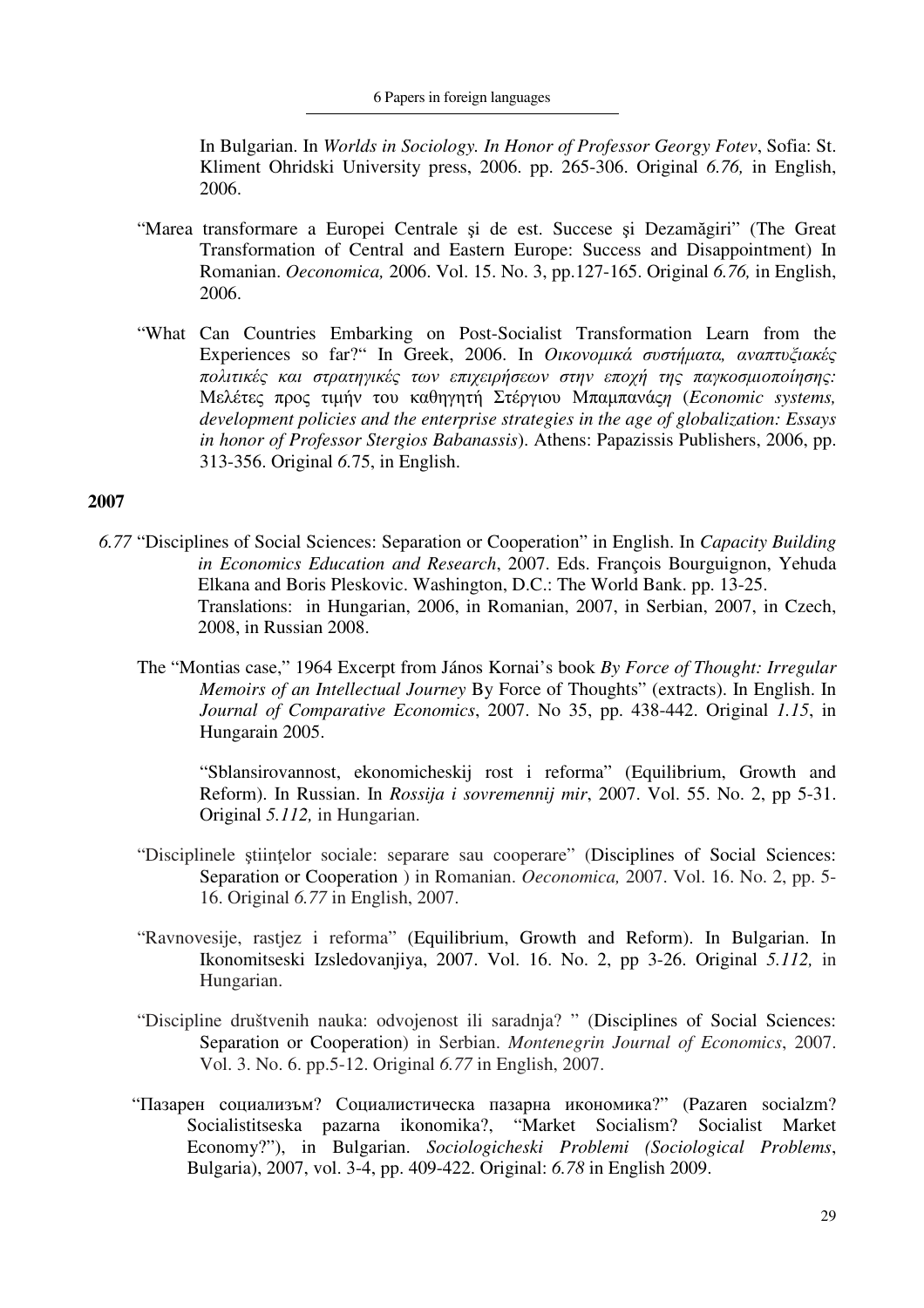In Bulgarian. In *Worlds in Sociology. In Honor of Professor Georgy Fotev*, Sofia: St. Kliment Ohridski University press, 2006. pp. 265-306. Original *6.76,* in English, 2006.

"Marea transformare a Europei Centrale şi de est. Succese şi Dezamăgiri" (The Great Transformation of Central and Eastern Europe: Success and Disappointment) In Romanian. *Oeconomica,* 2006. Vol. 15. No. 3, pp.127-165. Original *6.76,* in English, 2006.

"What Can Countries Embarking on Post-Socialist Transformation Learn from the Experiences so far?" In Greek, 2006. In *Οικονομικά συστήματα, αναπτυξιακές πολιτικές και στρατηγικές των επιχειρήσεων στην εποχή της παγκοσμιοποίησης:* Μελέτες προς τιμήν του καθηγητή Στέργιου Μπαμπανάς*η* (*Economic systems, development policies and the enterprise strategies in the age of globalization: Essays in honor of Professor Stergios Babanassis*). Athens: Papazissis Publishers, 2006, pp. 313-356. Original *6.*75, in English.

**2007**

*6.77* "Disciplines of Social Sciences: Separation or Cooperation" in English. In *Capacity Building in Economics Education and Research*, 2007. Eds. François Bourguignon, Yehuda Elkana and Boris Pleskovic. Washington, D.C.: The World Bank. pp. 13-25.
Translations: in Hungarian, 2006, in Romanian, 2007, in Serbian, 2007, in Czech, 2008, in Russian 2008.

The "Montias case," 1964 Excerpt from János Kornai's book *By Force of Thought: Irregular Memoirs of an Intellectual Journey* By Force of Thoughts" (extracts). In English. In *Journal of Comparative Economics*, 2007. No 35, pp. 438-442. Original *1.15*, in Hungarain 2005.

"Sblansirovannost, ekonomicheskij rost i reforma" (Equilibrium, Growth and Reform). In Russian. In *Rossija i sovremennij mir*, 2007. Vol. 55. No. 2, pp 5-31. Original *5.112,* in Hungarian.

"Disciplinele ştiinţelor sociale: separare sau cooperare" (Disciplines of Social Sciences: Separation or Cooperation ) in Romanian. *Oeconomica,* 2007. Vol. 16. No. 2, pp. 5-16. Original *6.77* in English, 2007.

"Ravnovesije, rastjez i reforma" (Equilibrium, Growth and Reform). In Bulgarian. In Ikonomitseski Izsledovanjiya, 2007. Vol. 16. No. 2, pp 3-26. Original *5.112,* in Hungarian.

"Discipline društvenih nauka: odvojenost ili saradnja? " (Disciplines of Social Sciences: Separation or Cooperation) in Serbian. *Montenegrin Journal of Economics*, 2007. Vol. 3. No. 6. pp.5-12. Original *6.77* in English, 2007.

"Пазарен социализъм? Социалистическа пазарна икономика?" (Pazaren socialzm? Socialistitseska pazarna ikonomika?, "Market Socialism? Socialist Market Economy?"), in Bulgarian. *Sociologicheski Problemi (Sociological Problems*, Bulgaria), 2007, vol. 3-4, pp. 409-422. Original: *6.78* in English 2009.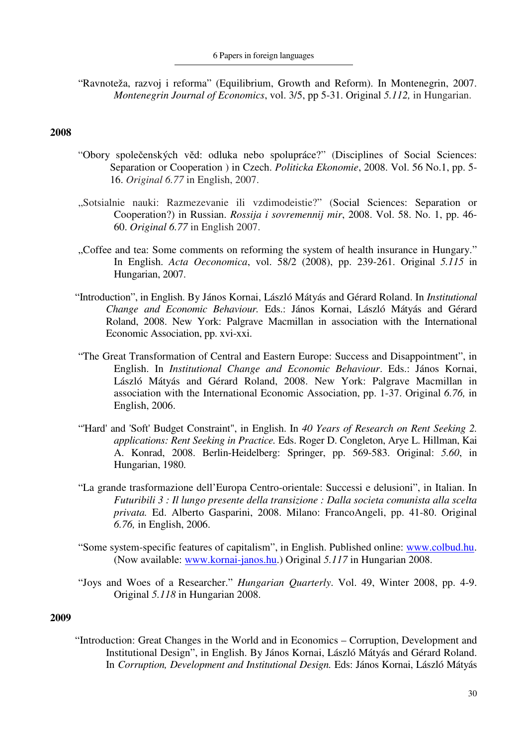"Ravnoteža, razvoj i reforma" (Equilibrium, Growth and Reform). In Montenegrin, 2007. *Montenegrin Journal of Economics*, vol. 3/5, pp 5-31. Original *5.112,* in Hungarian.

## 2008

"Obory společenských věd: odluka nebo spolupráce?" (Disciplines of Social Sciences: Separation or Cooperation ) in Czech. *Politicka Ekonomie*, 2008. Vol. 56 No.1, pp. 5-16. *Original 6.77* in English, 2007.

„Sotsialnie nauki: Razmezevanie ili vzdimodeistie?" (Social Sciences: Separation or Cooperation?) in Russian. *Rossija i sovremennij mir*, 2008. Vol. 58. No. 1, pp. 46-60. *Original 6.77* in English 2007.

„Coffee and tea: Some comments on reforming the system of health insurance in Hungary." In English. *Acta Oeconomica*, vol. 58/2 (2008), pp. 239-261. Original *5.115* in Hungarian, 2007.

"Introduction", in English. By János Kornai, László Mátyás and Gérard Roland. In *Institutional Change and Economic Behaviour.* Eds.: János Kornai, László Mátyás and Gérard Roland, 2008. New York: Palgrave Macmillan in association with the International Economic Association, pp. xvi-xxi.

"The Great Transformation of Central and Eastern Europe: Success and Disappointment", in English. In *Institutional Change and Economic Behaviour*. Eds.: János Kornai, László Mátyás and Gérard Roland, 2008. New York: Palgrave Macmillan in association with the International Economic Association, pp. 1-37. Original *6.76,* in English, 2006.

"'Hard' and 'Soft' Budget Constraint", in English. In *40 Years of Research on Rent Seeking 2. applications: Rent Seeking in Practice.* Eds. Roger D. Congleton, Arye L. Hillman, Kai A. Konrad, 2008. Berlin-Heidelberg: Springer, pp. 569-583. Original: *5.60*, in Hungarian, 1980.

"La grande trasformazione dell'Europa Centro-orientale: Successi e delusioni", in Italian. In *Futuribili 3 : Il lungo presente della transizione : Dalla societa comunista alla scelta privata.* Ed. Alberto Gasparini, 2008. Milano: FrancoAngeli, pp. 41-80. Original *6.76,* in English, 2006.

"Some system-specific features of capitalism", in English. Published online: www.colbud.hu. (Now available: www.kornai-janos.hu.) Original *5.117* in Hungarian 2008.

"Joys and Woes of a Researcher." *Hungarian Quarterly*. Vol. 49, Winter 2008, pp. 4-9. Original *5.118* in Hungarian 2008.

## 2009

"Introduction: Great Changes in the World and in Economics – Corruption, Development and Institutional Design", in English. By János Kornai, László Mátyás and Gérard Roland. In *Corruption, Development and Institutional Design.* Eds: János Kornai, László Mátyás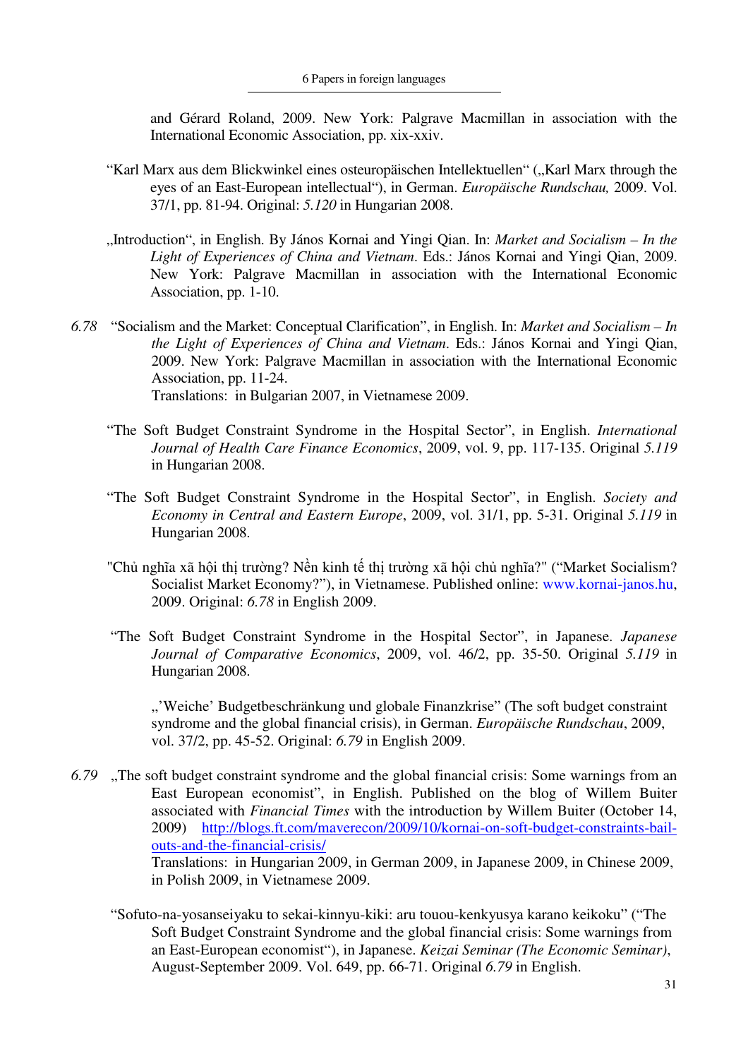and Gérard Roland, 2009. New York: Palgrave Macmillan in association with the International Economic Association, pp. xix-xxiv.

"Karl Marx aus dem Blickwinkel eines osteuropäischen Intellektuellen" („Karl Marx through the eyes of an East-European intellectual"), in German. *Europäische Rundschau,* 2009. Vol. 37/1, pp. 81-94. Original: *5.120* in Hungarian 2008.

„Introduction", in English. By János Kornai and Yingi Qian. In: *Market and Socialism – In the Light of Experiences of China and Vietnam*. Eds.: János Kornai and Yingi Qian, 2009. New York: Palgrave Macmillan in association with the International Economic Association, pp. 1-10.

*6.78* "Socialism and the Market: Conceptual Clarification", in English. In: *Market and Socialism – In the Light of Experiences of China and Vietnam*. Eds.: János Kornai and Yingi Qian, 2009. New York: Palgrave Macmillan in association with the International Economic Association, pp. 11-24.
Translations: in Bulgarian 2007, in Vietnamese 2009.

"The Soft Budget Constraint Syndrome in the Hospital Sector", in English. *International Journal of Health Care Finance Economics*, 2009, vol. 9, pp. 117-135. Original *5.119* in Hungarian 2008.

"The Soft Budget Constraint Syndrome in the Hospital Sector", in English. *Society and Economy in Central and Eastern Europe*, 2009, vol. 31/1, pp. 5-31. Original *5.119* in Hungarian 2008.

"Chủ nghĩa xã hội thị trường? Nền kinh tế thị trường xã hội chủ nghĩa?" ("Market Socialism? Socialist Market Economy?"), in Vietnamese. Published online: www.kornai-janos.hu, 2009. Original: *6.78* in English 2009.

"The Soft Budget Constraint Syndrome in the Hospital Sector", in Japanese. *Japanese Journal of Comparative Economics*, 2009, vol. 46/2, pp. 35-50. Original *5.119* in Hungarian 2008.

„'Weiche' Budgetbeschränkung und globale Finanzkrise" (The soft budget constraint syndrome and the global financial crisis), in German. *Europäische Rundschau*, 2009, vol. 37/2, pp. 45-52. Original: *6.79* in English 2009.

*6.79* „The soft budget constraint syndrome and the global financial crisis: Some warnings from an East European economist", in English. Published on the blog of Willem Buiter associated with *Financial Times* with the introduction by Willem Buiter (October 14, 2009) http://blogs.ft.com/maverecon/2009/10/kornai-on-soft-budget-constraints-bail-outs-and-the-financial-crisis/
Translations: in Hungarian 2009, in German 2009, in Japanese 2009, in Chinese 2009, in Polish 2009, in Vietnamese 2009.

"Sofuto-na-yosanseiyaku to sekai-kinnyu-kiki: aru touou-kenkyusya karano keikoku" ("The Soft Budget Constraint Syndrome and the global financial crisis: Some warnings from an East-European economist"), in Japanese. *Keizai Seminar (The Economic Seminar)*, August-September 2009. Vol. 649, pp. 66-71. Original *6.79* in English.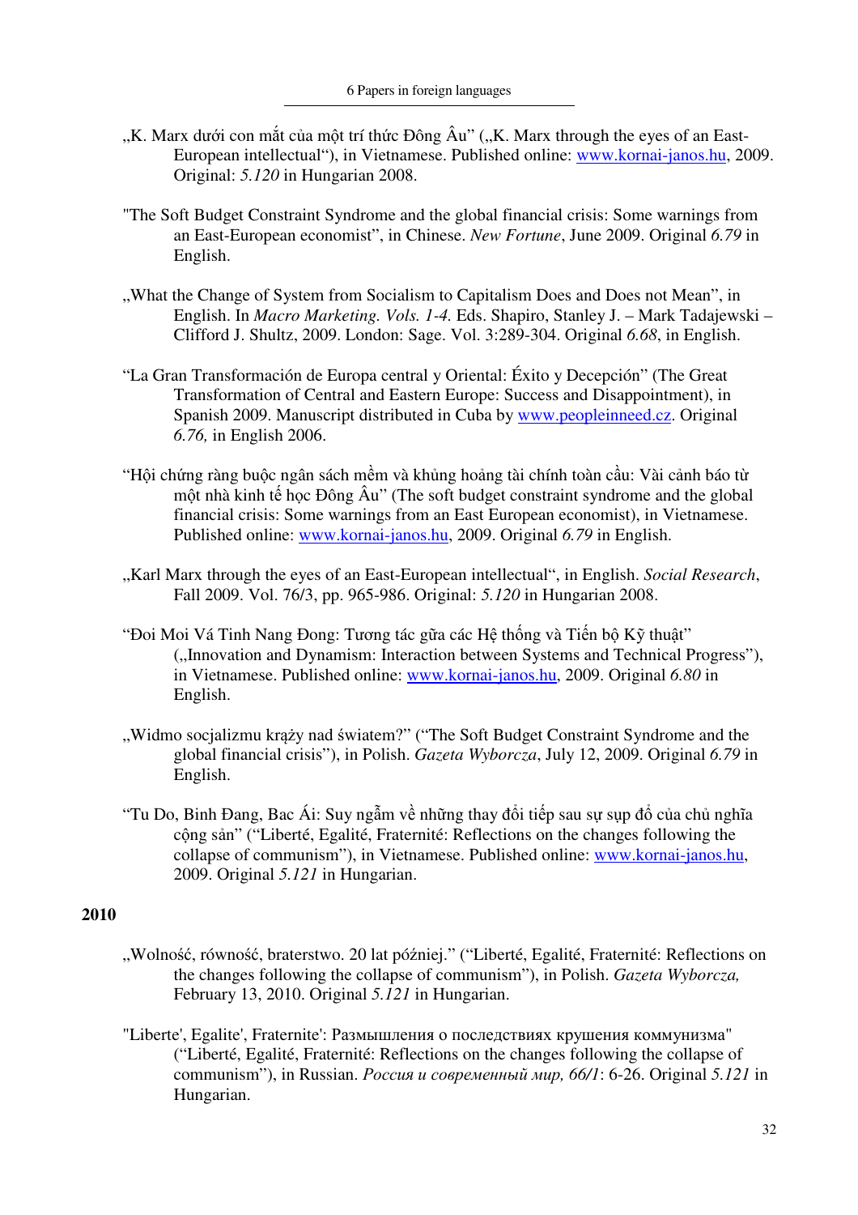„K. Marx dưới con mắt của một trí thức Đông Âu" („K. Marx through the eyes of an East-European intellectual"), in Vietnamese. Published online: www.kornai-janos.hu, 2009. Original: *5.120* in Hungarian 2008.

"The Soft Budget Constraint Syndrome and the global financial crisis: Some warnings from an East-European economist", in Chinese. *New Fortune*, June 2009. Original *6.79* in English.

„What the Change of System from Socialism to Capitalism Does and Does not Mean", in English. In *Macro Marketing. Vols. 1-4.* Eds. Shapiro, Stanley J. – Mark Tadajewski – Clifford J. Shultz, 2009. London: Sage. Vol. 3:289-304. Original *6.68*, in English.

"La Gran Transformación de Europa central y Oriental: Éxito y Decepción" (The Great Transformation of Central and Eastern Europe: Success and Disappointment), in Spanish 2009. Manuscript distributed in Cuba by www.peopleinneed.cz. Original *6.76,* in English 2006.

"Hội chứng ràng buộc ngân sách mềm và khủng hoảng tài chính toàn cầu: Vài cảnh báo từ một nhà kinh tế học Đông Âu" (The soft budget constraint syndrome and the global financial crisis: Some warnings from an East European economist), in Vietnamese. Published online: www.kornai-janos.hu, 2009. Original *6.79* in English.

„Karl Marx through the eyes of an East-European intellectual", in English. *Social Research*, Fall 2009. Vol. 76/3, pp. 965-986. Original: *5.120* in Hungarian 2008.

"Đoi Moi Vá Tinh Nang Đong: Tương tác gữa các Hệ thống và Tiến bộ Kỹ thuật" („Innovation and Dynamism: Interaction between Systems and Technical Progress"), in Vietnamese. Published online: www.kornai-janos.hu, 2009. Original *6.80* in English.

„Widmo socjalizmu krąży nad światem?" ("The Soft Budget Constraint Syndrome and the global financial crisis"), in Polish. *Gazeta Wyborcza*, July 12, 2009. Original *6.79* in English.

"Tu Do, Binh Đang, Bac Ái: Suy ngẫm về những thay đổi tiếp sau sự sụp đổ của chủ nghĩa cộng sản" ("Liberté, Egalité, Fraternité: Reflections on the changes following the collapse of communism"), in Vietnamese. Published online: www.kornai-janos.hu, 2009. Original *5.121* in Hungarian.

**2010**

„Wolność, równość, braterstwo. 20 lat później." ("Liberté, Egalité, Fraternité: Reflections on the changes following the collapse of communism"), in Polish. *Gazeta Wyborcza,* February 13, 2010. Original *5.121* in Hungarian.

"Liberte', Egalite', Fraternite': Размышления о последствиях крушения коммунизма" ("Liberté, Egalité, Fraternité: Reflections on the changes following the collapse of communism"), in Russian. *Россия и современный мир, 66/1*: 6-26. Original *5.121* in Hungarian.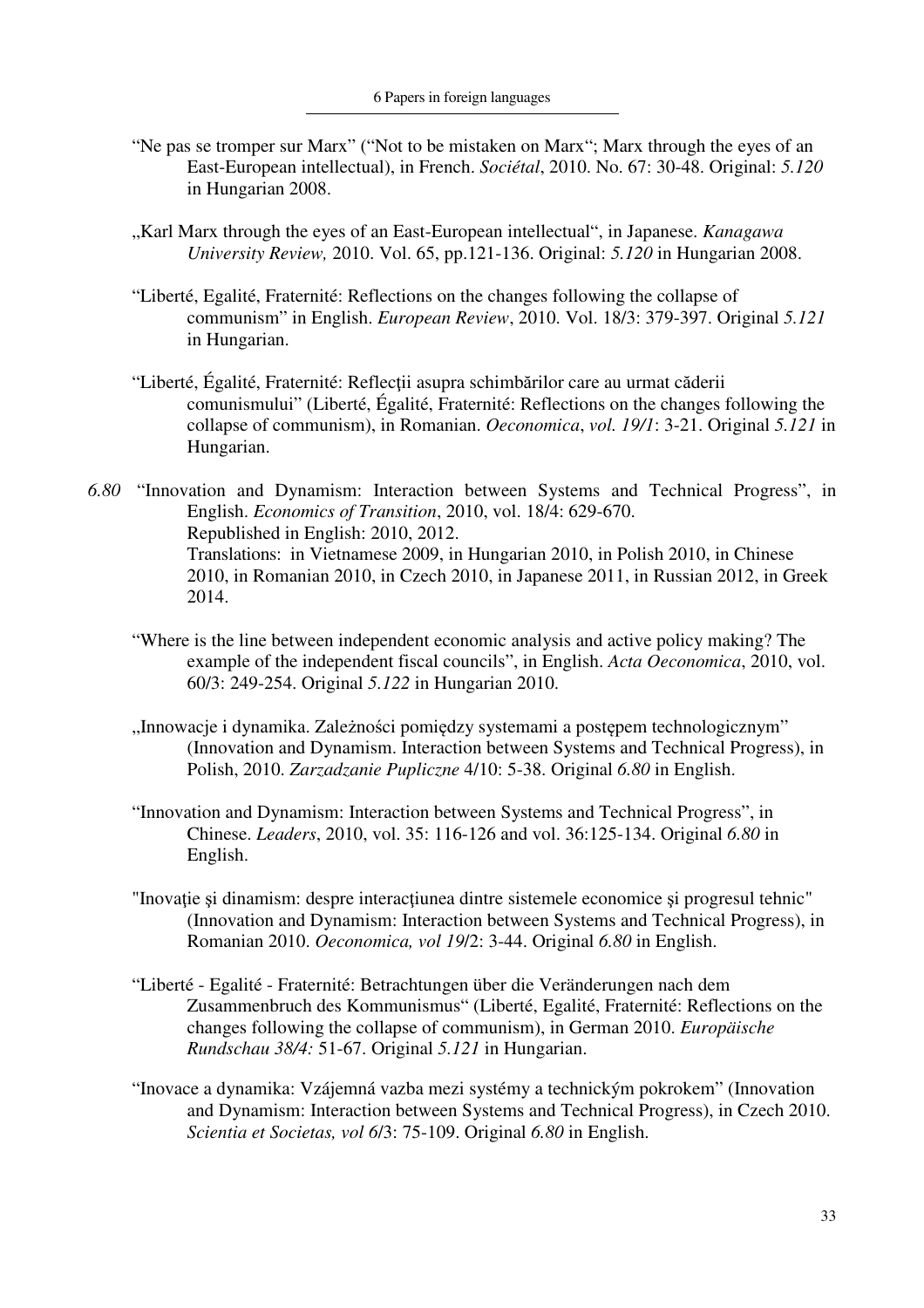"Ne pas se tromper sur Marx" ("Not to be mistaken on Marx"; Marx through the eyes of an East-European intellectual), in French. *Sociétal*, 2010. No. 67: 30-48. Original: *5.120* in Hungarian 2008.

„Karl Marx through the eyes of an East-European intellectual", in Japanese. *Kanagawa University Review,* 2010. Vol. 65, pp.121-136. Original: *5.120* in Hungarian 2008.

"Liberté, Egalité, Fraternité: Reflections on the changes following the collapse of communism" in English. *European Review*, 2010. Vol. 18/3: 379-397. Original *5.121* in Hungarian.

"Liberté, Égalité, Fraternité: Reflecţii asupra schimbărilor care au urmat căderii comunismului" (Liberté, Égalité, Fraternité: Reflections on the changes following the collapse of communism), in Romanian. *Oeconomica*, *vol. 19/1*: 3-21. Original *5.121* in Hungarian.

*6.80* "Innovation and Dynamism: Interaction between Systems and Technical Progress", in English. *Economics of Transition*, 2010, vol. 18/4: 629-670.
Republished in English: 2010, 2012.
Translations: in Vietnamese 2009, in Hungarian 2010, in Polish 2010, in Chinese 2010, in Romanian 2010, in Czech 2010, in Japanese 2011, in Russian 2012, in Greek 2014.

"Where is the line between independent economic analysis and active policy making? The example of the independent fiscal councils", in English. *Acta Oeconomica*, 2010, vol. 60/3: 249-254. Original *5.122* in Hungarian 2010.

„Innowacje i dynamika. Zależności pomiędzy systemami a postępem technologicznym" (Innovation and Dynamism. Interaction between Systems and Technical Progress), in Polish, 2010. *Zarzadzanie Pupliczne* 4/10: 5-38. Original *6.80* in English.

"Innovation and Dynamism: Interaction between Systems and Technical Progress", in Chinese. *Leaders*, 2010, vol. 35: 116-126 and vol. 36:125-134. Original *6.80* in English.

"Inovaţie şi dinamism: despre interacţiunea dintre sistemele economice şi progresul tehnic" (Innovation and Dynamism: Interaction between Systems and Technical Progress), in Romanian 2010. *Oeconomica, vol 19*/2: 3-44. Original *6.80* in English.

"Liberté - Egalité - Fraternité: Betrachtungen über die Veränderungen nach dem Zusammenbruch des Kommunismus" (Liberté, Egalité, Fraternité: Reflections on the changes following the collapse of communism), in German 2010. *Europäische Rundschau 38/4:* 51-67. Original *5.121* in Hungarian.

"Inovace a dynamika: Vzájemná vazba mezi systémy a technickým pokrokem" (Innovation and Dynamism: Interaction between Systems and Technical Progress), in Czech 2010. *Scientia et Societas, vol 6*/3: 75-109. Original *6.80* in English.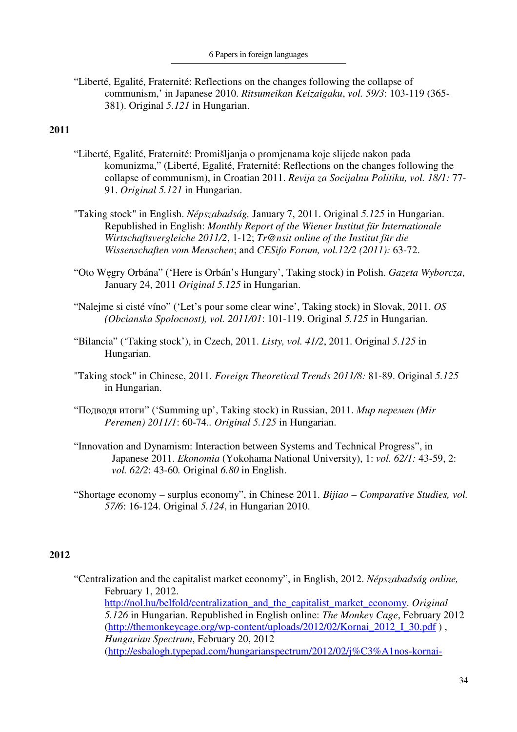"Liberté, Egalité, Fraternité: Reflections on the changes following the collapse of communism,' in Japanese 2010. *Ritsumeikan Keizaigaku*, *vol. 59/3*: 103-119 (365-381). Original *5.121* in Hungarian.

**2011**

"Liberté, Egalité, Fraternité: Promišljanja o promjenama koje slijede nakon pada komunizma," (Liberté, Egalité, Fraternité: Reflections on the changes following the collapse of communism), in Croatian 2011. *Revija za Socijalnu Politiku, vol. 18/1:* 77-91. *Original 5.121* in Hungarian.

"Taking stock" in English. *Népszabadság,* January 7, 2011. Original *5.125* in Hungarian. Republished in English: *Monthly Report of the Wiener Institut für Internationale Wirtschaftsvergleiche 2011/2*, 1-12; *Tr@nsit online of the Institut für die Wissenschaften vom Menschen*; and *CESifo Forum, vol.12/2 (2011):* 63-72.

"Oto Węgry Orbána" ('Here is Orbán's Hungary', Taking stock) in Polish. *Gazeta Wyborcza*, January 24, 2011 *Original 5.125* in Hungarian.

"Nalejme si cisté víno" ('Let's pour some clear wine', Taking stock) in Slovak, 2011. *OS (Obcianska Spolocnost), vol. 2011/01*: 101-119. Original *5.125* in Hungarian.

"Bilancia" ('Taking stock'), in Czech, 2011. *Listy, vol. 41/2*, 2011. Original *5.125* in Hungarian.

"Taking stock" in Chinese, 2011. *Foreign Theoretical Trends 2011/8:* 81-89. Original *5.125* in Hungarian.

"Подводя итоги" ('Summing up', Taking stock) in Russian, 2011. *Мир перемен (Mir Peremen) 2011/1*: 60-74.. *Original 5.125* in Hungarian.

"Innovation and Dynamism: Interaction between Systems and Technical Progress", in Japanese 2011. *Ekonomia* (Yokohama National University), 1: *vol. 62/1:* 43-59, 2: *vol. 62/2*: 43-60*.* Original *6.80* in English.

"Shortage economy – surplus economy", in Chinese 2011. *Bijiao – Comparative Studies, vol. 57/6*: 16-124. Original *5.124*, in Hungarian 2010.

**2012**

"Centralization and the capitalist market economy", in English, 2012. *Népszabadság online,* February 1, 2012. http://nol.hu/belfold/centralization_and_the_capitalist_market_economy. *Original 5.126* in Hungarian. Republished in English online: *The Monkey Cage*, February 2012 (http://themonkeycage.org/wp-content/uploads/2012/02/Kornai_2012_I_30.pdf ) , *Hungarian Spectrum*, February 20, 2012 (http://esbalogh.typepad.com/hungarianspectrum/2012/02/j%C3%A1nos-kornai-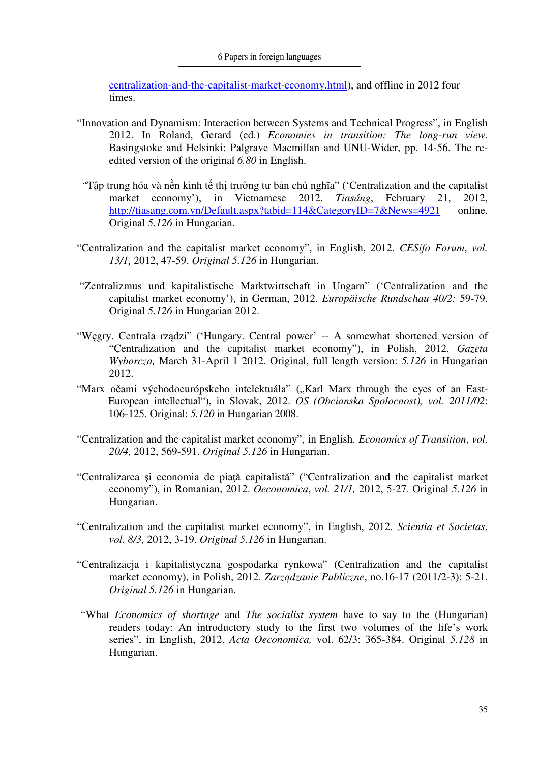centralization-and-the-capitalist-market-economy.html), and offline in 2012 four times.

"Innovation and Dynamism: Interaction between Systems and Technical Progress", in English 2012. In Roland, Gerard (ed.) *Economies in transition: The long-run view*. Basingstoke and Helsinki: Palgrave Macmillan and UNU-Wider, pp. 14-56. The re-edited version of the original *6.80* in English.

"Tập trung hóa và nền kinh tế thị trường tư bản chủ nghĩa" ('Centralization and the capitalist market economy'), in Vietnamese 2012. *Tiasáng*, February 21, 2012, http://tiasang.com.vn/Default.aspx?tabid=114&CategoryID=7&News=4921 online. Original *5.126* in Hungarian.

"Centralization and the capitalist market economy", in English, 2012. *CESifo Forum*, *vol. 13/1,* 2012, 47-59. *Original 5.126* in Hungarian.

"Zentralizmus und kapitalistische Marktwirtschaft in Ungarn" ('Centralization and the capitalist market economy'), in German, 2012. *Europäische Rundschau 40/2:* 59-79. Original *5.126* in Hungarian 2012.

"Węgry. Centrala rządzi" ('Hungary. Central power' -- A somewhat shortened version of "Centralization and the capitalist market economy"), in Polish, 2012. *Gazeta Wyborcza,* March 31-April 1 2012. Original, full length version: *5.126* in Hungarian 2012.

"Marx očami východoeurópskeho intelektuála" („Karl Marx through the eyes of an East-European intellectual"), in Slovak, 2012. *OS (Obcianska Spolocnost), vol. 2011/02*: 106-125. Original: *5.120* in Hungarian 2008.

"Centralization and the capitalist market economy", in English. *Economics of Transition*, *vol. 20/4,* 2012, 569-591. *Original 5.126* in Hungarian.

"Centralizarea şi economia de piaţă capitalistă" ("Centralization and the capitalist market economy"), in Romanian, 2012. *Oeconomica*, *vol. 21/1,* 2012, 5-27. Original *5.126* in Hungarian.

"Centralization and the capitalist market economy", in English, 2012. *Scientia et Societas*, *vol. 8/3,* 2012, 3-19. *Original 5.126* in Hungarian.

"Centralizacja i kapitalistyczna gospodarka rynkowa" (Centralization and the capitalist market economy), in Polish, 2012. *Zarządzanie Publiczne*, no.16-17 (2011/2-3): 5-21. *Original 5.126* in Hungarian.

"What *Economics of shortage* and *The socialist system* have to say to the (Hungarian) readers today: An introductory study to the first two volumes of the life's work series", in English, 2012. *Acta Oeconomica,* vol. 62/3: 365-384. Original *5.128* in Hungarian.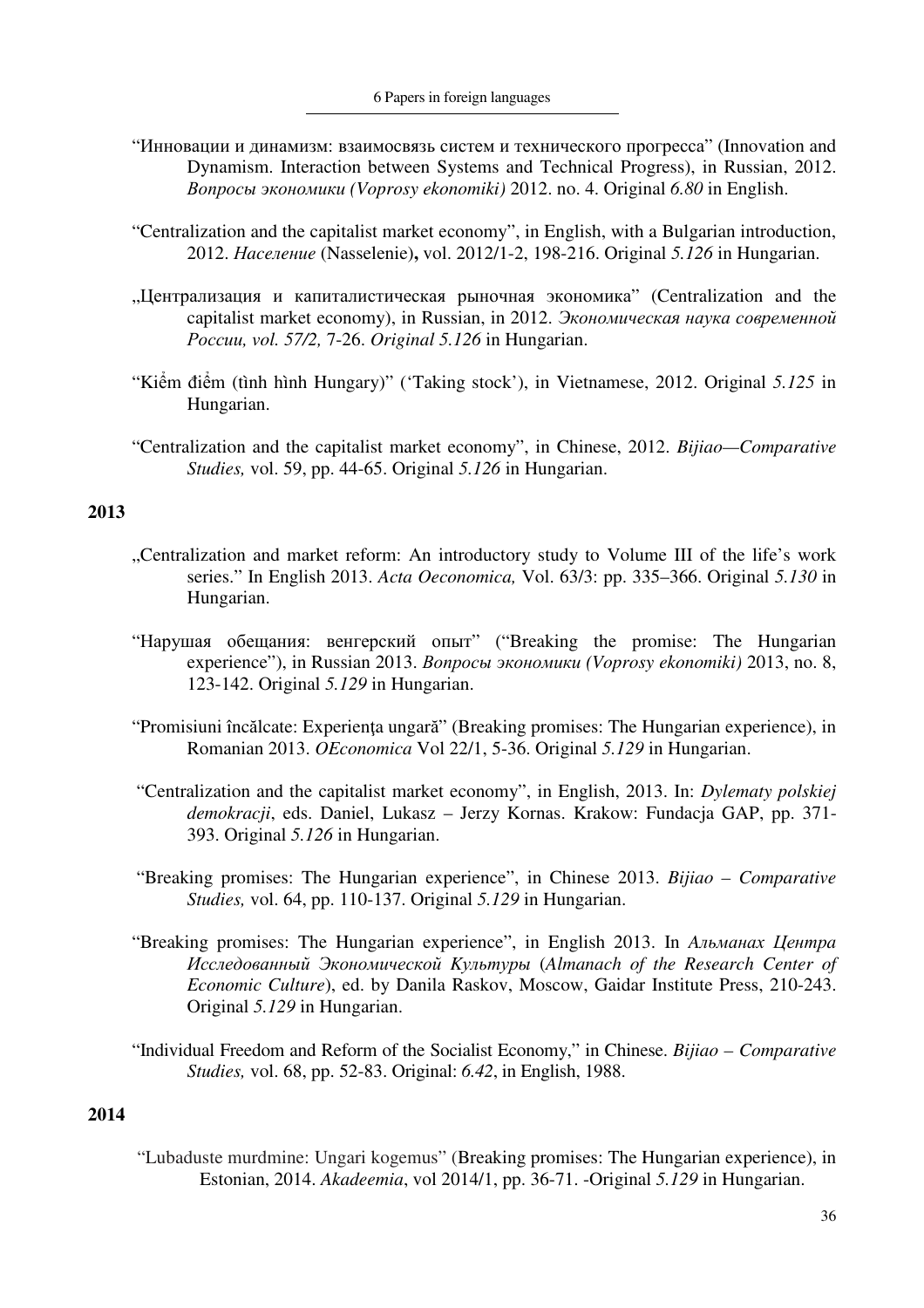“Инновации и динамизм: взаимосвязь систем и технического прогресса” (Innovation and Dynamism. Interaction between Systems and Technical Progress), in Russian, 2012. *Вопросы экономики (Voprosy ekonomiki)* 2012. no. 4. Original *6.80* in English.

“Centralization and the capitalist market economy”, in English, with a Bulgarian introduction, 2012. *Население* (Nasselenie)**,** vol. 2012/1-2, 198-216. Original *5.126* in Hungarian.

„Централизация и капиталистическая рыночная экономика” (Centralization and the capitalist market economy), in Russian, in 2012. *Экономическая наука современной России, vol. 57/2,* 7-26. *Original 5.126* in Hungarian.

“Kiểm điểm (tình hình Hungary)” (‘Taking stock’), in Vietnamese, 2012. Original *5.125* in Hungarian.

“Centralization and the capitalist market economy”, in Chinese, 2012. *Bijiao—Comparative Studies,* vol. 59, pp. 44-65. Original *5.126* in Hungarian.

**2013**

„Centralization and market reform: An introductory study to Volume III of the life’s work series.” In English 2013. *Acta Oeconomica,* Vol. 63/3: pp. 335–366. Original *5.130* in Hungarian.

“Нарушая обещания: венгерский опыт” (“Breaking the promise: The Hungarian experience”), in Russian 2013. *Вопросы экономики (Voprosy ekonomiki)* 2013, no. 8, 123-142. Original *5.129* in Hungarian.

“Promisiuni încălcate: Experienţa ungară” (Breaking promises: The Hungarian experience), in Romanian 2013. *OEconomica* Vol 22/1, 5-36. Original *5.129* in Hungarian.

“Centralization and the capitalist market economy”, in English, 2013. In: *Dylematy polskiej demokracji*, eds. Daniel, Lukasz – Jerzy Kornas. Krakow: Fundacja GAP, pp. 371-393. Original *5.126* in Hungarian.

“Breaking promises: The Hungarian experience”, in Chinese 2013. *Bijiao – Comparative Studies,* vol. 64, pp. 110-137. Original *5.129* in Hungarian.

“Breaking promises: The Hungarian experience”, in English 2013. In *Альманах Центра Исследованный Экономической Культуры* (*Almanach of the Research Center of Economic Culture*), ed. by Danila Raskov, Moscow, Gaidar Institute Press, 210-243. Original *5.129* in Hungarian.

“Individual Freedom and Reform of the Socialist Economy,” in Chinese. *Bijiao – Comparative Studies,* vol. 68, pp. 52-83. Original: *6.42*, in English, 1988.

**2014**

“Lubaduste murdmine: Ungari kogemus” (Breaking promises: The Hungarian experience), in Estonian, 2014. *Akadeemia*, vol 2014/1, pp. 36-71. -Original *5.129* in Hungarian.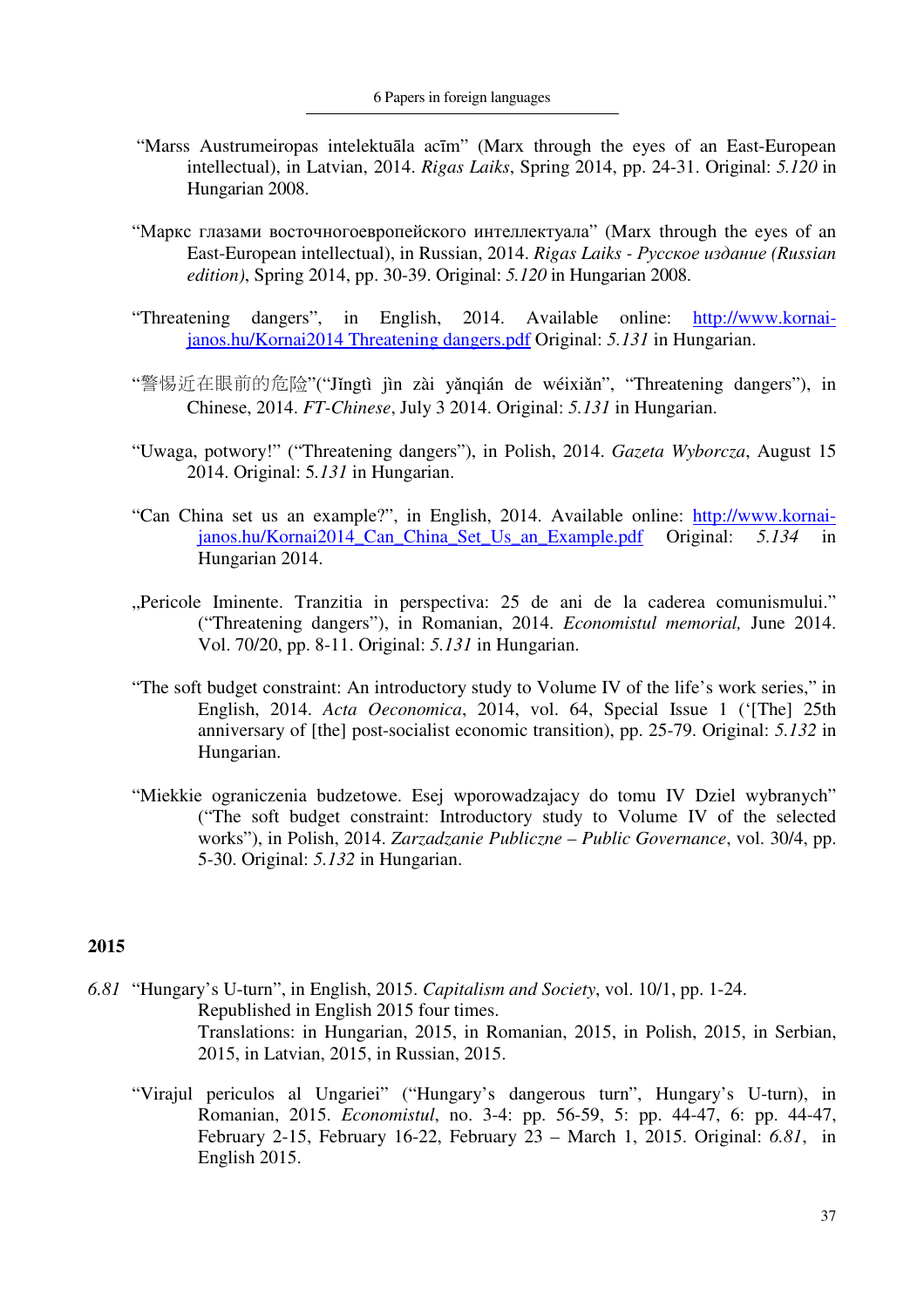"Marss Austrumeiropas intelektuāla acīm" (Marx through the eyes of an East-European intellectual), in Latvian, 2014. *Rigas Laiks*, Spring 2014, pp. 24-31. Original: *5.120* in Hungarian 2008.

"Маркс глазами восточногоевропейского интеллектуала" (Marx through the eyes of an East-European intellectual), in Russian, 2014. *Rigas Laiks - Русское издание (Russian edition)*, Spring 2014, pp. 30-39. Original: *5.120* in Hungarian 2008.

"Threatening dangers", in English, 2014. Available online: http://www.kornai-janos.hu/Kornai2014 Threatening dangers.pdf Original: *5.131* in Hungarian.

"警惕近在眼前的危险"("Jǐngtì jìn zài yǎnqián de wéixiǎn", "Threatening dangers"), in Chinese, 2014. *FT-Chinese*, July 3 2014. Original: *5.131* in Hungarian.

"Uwaga, potwory!" ("Threatening dangers"), in Polish, 2014. *Gazeta Wyborcza*, August 15 2014. Original: 5.*131* in Hungarian.

"Can China set us an example?", in English, 2014. Available online: http://www.kornai-janos.hu/Kornai2014_Can_China_Set_Us_an_Example.pdf Original: *5.134* in Hungarian 2014.

„Pericole Iminente. Tranzitia in perspectiva: 25 de ani de la caderea comunismului." ("Threatening dangers"), in Romanian, 2014. *Economistul memorial,* June 2014. Vol. 70/20, pp. 8-11. Original: *5.131* in Hungarian.

"The soft budget constraint: An introductory study to Volume IV of the life's work series," in English, 2014. *Acta Oeconomica*, 2014, vol. 64, Special Issue 1 ('[The] 25th anniversary of [the] post-socialist economic transition), pp. 25-79. Original: *5.132* in Hungarian.

"Miekkie ograniczenia budzetowe. Esej wporowadzajacy do tomu IV Dziel wybranych" ("The soft budget constraint: Introductory study to Volume IV of the selected works"), in Polish, 2014. *Zarzadzanie Publiczne – Public Governance*, vol. 30/4, pp. 5-30. Original: *5.132* in Hungarian.

## 2015

*6.81* "Hungary's U-turn", in English, 2015. *Capitalism and Society*, vol. 10/1, pp. 1-24.
Republished in English 2015 four times.
Translations: in Hungarian, 2015, in Romanian, 2015, in Polish, 2015, in Serbian, 2015, in Latvian, 2015, in Russian, 2015.

"Virajul periculos al Ungariei" ("Hungary's dangerous turn", Hungary's U-turn), in Romanian, 2015. *Economistul*, no. 3-4: pp. 56-59, 5: pp. 44-47, 6: pp. 44-47, February 2-15, February 16-22, February 23 – March 1, 2015. Original: *6.81*, in English 2015.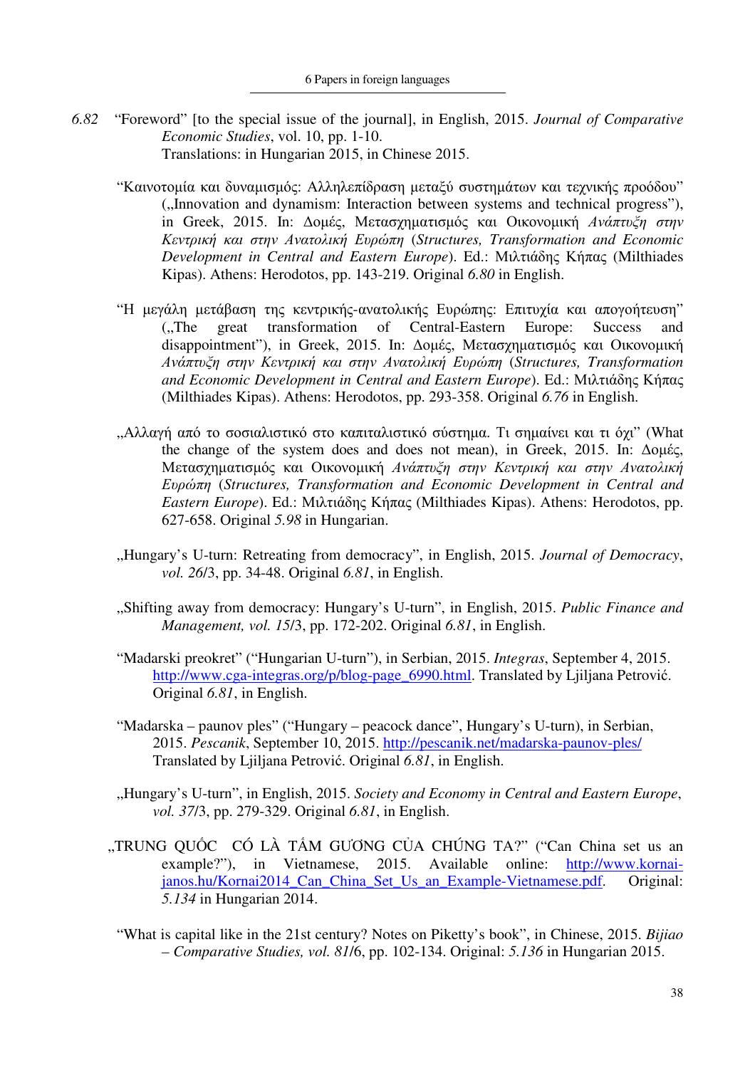*6.82* "Foreword" [to the special issue of the journal], in English, 2015. *Journal of Comparative Economic Studies*, vol. 10, pp. 1-10.
Translations: in Hungarian 2015, in Chinese 2015.

"Καινοτομία και δυναμισμός: Αλληλεπίδραση μεταξύ συστημάτων και τεχνικής προόδου" („Innovation and dynamism: Interaction between systems and technical progress"), in Greek, 2015. In: Δομές, Μετασχηματισμός και Οικονομική *Ανάπτυξη στην Κεντρική και στην Ανατολική Ευρώπη* (*Structures, Transformation and Economic Development in Central and Eastern Europe*). Ed.: Μιλτιάδης Κήπας (Milthiades Kipas). Athens: Herodotos, pp. 143-219. Original *6.80* in English.

"Η μεγάλη μετάβαση της κεντρικής-ανατολικής Ευρώπης: Επιτυχία και απογοήτευση" („The great transformation of Central-Eastern Europe: Success and disappointment"), in Greek, 2015. In: Δομές, Μετασχηματισμός και Οικονομική *Ανάπτυξη στην Κεντρική και στην Ανατολική Ευρώπη* (*Structures, Transformation and Economic Development in Central and Eastern Europe*). Ed.: Μιλτιάδης Κήπας (Milthiades Kipas). Athens: Herodotos, pp. 293-358. Original *6.76* in English.

„Αλλαγή από το σοσιαλιστικό στο καπιταλιστικό σύστημα. Τι σημαίνει και τι όχι" (What the change of the system does and does not mean), in Greek, 2015. In: Δομές, Μετασχηματισμός και Οικονομική *Ανάπτυξη στην Κεντρική και στην Ανατολική Ευρώπη* (*Structures, Transformation and Economic Development in Central and Eastern Europe*). Ed.: Μιλτιάδης Κήπας (Milthiades Kipas). Athens: Herodotos, pp. 627-658. Original *5.98* in Hungarian.

„Hungary's U-turn: Retreating from democracy", in English, 2015. *Journal of Democracy*, *vol. 26*/3, pp. 34-48. Original *6.81*, in English.

„Shifting away from democracy: Hungary's U-turn", in English, 2015. *Public Finance and Management, vol. 15*/3, pp. 172-202. Original *6.81*, in English.

"Madarski preokret" ("Hungarian U-turn"), in Serbian, 2015. *Integras*, September 4, 2015. http://www.cga-integras.org/p/blog-page_6990.html. Translated by Ljiljana Petrović. Original *6.81*, in English.

"Madarska – paunov ples" ("Hungary – peacock dance", Hungary's U-turn), in Serbian, 2015. *Pescanik*, September 10, 2015. http://pescanik.net/madarska-paunov-ples/ Translated by Ljiljana Petrović. Original *6.81*, in English.

„Hungary's U-turn", in English, 2015. *Society and Economy in Central and Eastern Europe*, *vol. 37*/3, pp. 279-329. Original *6.81*, in English.

„TRUNG QUỐC CÓ LÀ TẤM GƯƠNG CỦA CHÚNG TA?" ("Can China set us an example?"), in Vietnamese, 2015. Available online: http://www.kornai-janos.hu/Kornai2014_Can_China_Set_Us_an_Example-Vietnamese.pdf. Original: *5.134* in Hungarian 2014.

"What is capital like in the 21st century? Notes on Piketty's book", in Chinese, 2015. *Bijiao – Comparative Studies, vol. 81*/6, pp. 102-134. Original: *5.136* in Hungarian 2015.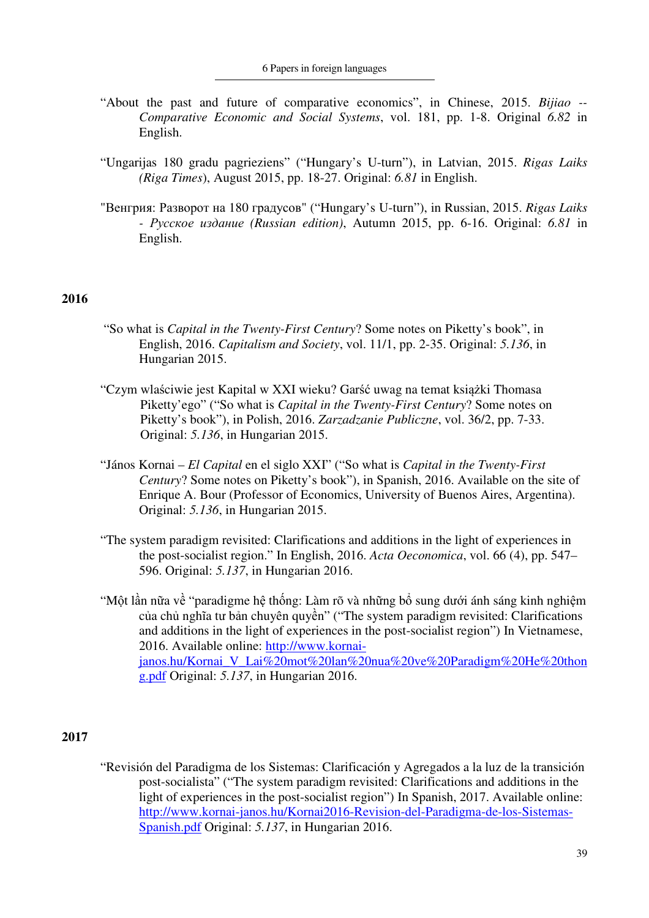"About the past and future of comparative economics", in Chinese, 2015. *Bijiao -- Comparative Economic and Social Systems*, vol. 181, pp. 1-8. Original *6.82* in English.

"Ungarijas 180 gradu pagrieziens" ("Hungary's U-turn"), in Latvian, 2015. *Rigas Laiks (Riga Times)*, August 2015, pp. 18-27. Original: *6.81* in English.

"Венгрия: Разворот на 180 градусов" ("Hungary's U-turn"), in Russian, 2015. *Rigas Laiks - Русское издание (Russian edition)*, Autumn 2015, pp. 6-16. Original: *6.81* in English.

## 2016

"So what is *Capital in the Twenty-First Century*? Some notes on Piketty's book", in English, 2016. *Capitalism and Society*, vol. 11/1, pp. 2-35. Original: *5.136*, in Hungarian 2015.

"Czym właściwie jest Kapital w XXI wieku? Garść uwag na temat książki Thomasa Piketty'ego" ("So what is *Capital in the Twenty-First Century*? Some notes on Piketty's book"), in Polish, 2016. *Zarzadzanie Publiczne*, vol. 36/2, pp. 7-33. Original: *5.136*, in Hungarian 2015.

"János Kornai – *El Capital* en el siglo XXI" ("So what is *Capital in the Twenty-First Century*? Some notes on Piketty's book"), in Spanish, 2016. Available on the site of Enrique A. Bour (Professor of Economics, University of Buenos Aires, Argentina). Original: *5.136*, in Hungarian 2015.

"The system paradigm revisited: Clarifications and additions in the light of experiences in the post-socialist region." In English, 2016. *Acta Oeconomica*, vol. 66 (4), pp. 547–596. Original: *5.137*, in Hungarian 2016.

"Một lần nữa về "paradigme hệ thống: Làm rõ và những bổ sung dưới ánh sáng kinh nghiệm của chủ nghĩa tư bản chuyên quyền" ("The system paradigm revisited: Clarifications and additions in the light of experiences in the post-socialist region") In Vietnamese, 2016. Available online: [http://www.kornai-janos.hu/Kornai_V_Lai%20mot%20lan%20nua%20ve%20Paradigm%20He%20thong.pdf](http://www.kornai-janos.hu/Kornai_V_Lai%20mot%20lan%20nua%20ve%20Paradigm%20He%20thong.pdf) Original: *5.137*, in Hungarian 2016.

## 2017

"Revisión del Paradigma de los Sistemas: Clarificación y Agregados a la luz de la transición post-socialista" ("The system paradigm revisited: Clarifications and additions in the light of experiences in the post-socialist region") In Spanish, 2017. Available online: [http://www.kornai-janos.hu/Kornai2016-Revision-del-Paradigma-de-los-Sistemas-Spanish.pdf](http://www.kornai-janos.hu/Kornai2016-Revision-del-Paradigma-de-los-Sistemas-Spanish.pdf) Original: *5.137*, in Hungarian 2016.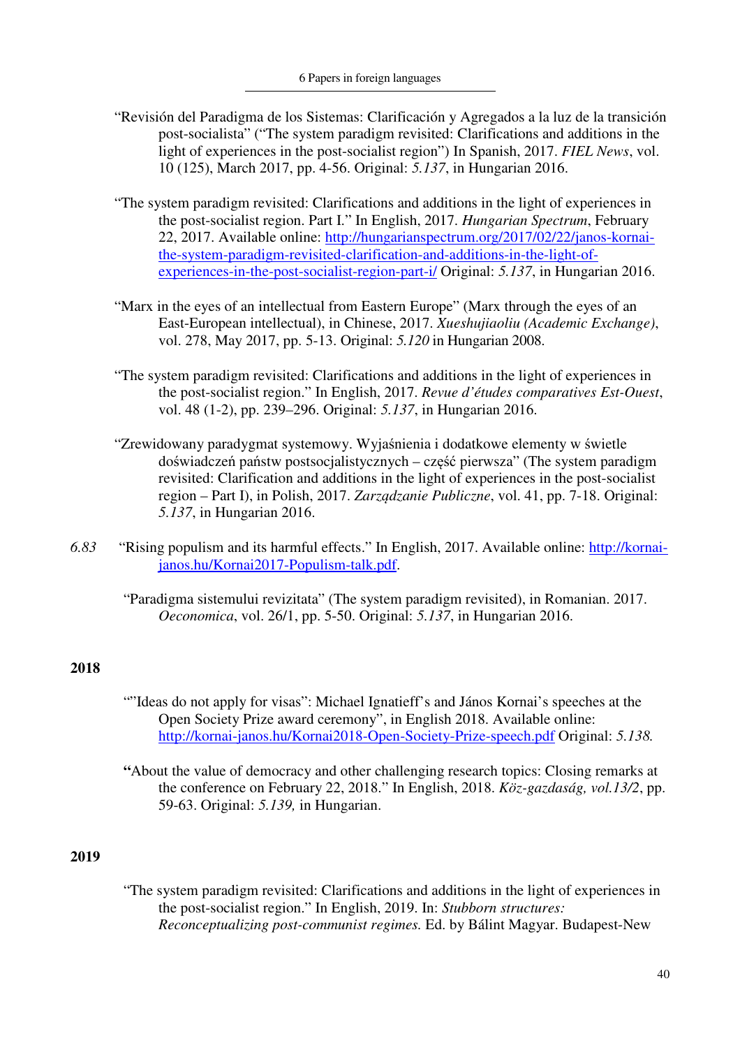"Revisión del Paradigma de los Sistemas: Clarificación y Agregados a la luz de la transición post-socialista" ("The system paradigm revisited: Clarifications and additions in the light of experiences in the post-socialist region") In Spanish, 2017. *FIEL News*, vol. 10 (125), March 2017, pp. 4-56. Original: *5.137*, in Hungarian 2016.

"The system paradigm revisited: Clarifications and additions in the light of experiences in the post-socialist region. Part I." In English, 2017. *Hungarian Spectrum*, February 22, 2017. Available online: http://hungarianspectrum.org/2017/02/22/janos-kornai-the-system-paradigm-revisited-clarification-and-additions-in-the-light-of-experiences-in-the-post-socialist-region-part-i/ Original: *5.137*, in Hungarian 2016.

"Marx in the eyes of an intellectual from Eastern Europe" (Marx through the eyes of an East-European intellectual), in Chinese, 2017. *Xueshujiaoliu (Academic Exchange)*, vol. 278, May 2017, pp. 5-13. Original: *5.120* in Hungarian 2008.

"The system paradigm revisited: Clarifications and additions in the light of experiences in the post-socialist region." In English, 2017. *Revue d'études comparatives Est-Ouest*, vol. 48 (1-2), pp. 239–296. Original: *5.137*, in Hungarian 2016.

"Zrewidowany paradygmat systemowy. Wyjaśnienia i dodatkowe elementy w świetle doświadczeń państw postsocjalistycznych – część pierwsza" (The system paradigm revisited: Clarification and additions in the light of experiences in the post-socialist region – Part I), in Polish, 2017. *Zarządzanie Publiczne*, vol. 41, pp. 7-18. Original: *5.137*, in Hungarian 2016.

*6.83* "Rising populism and its harmful effects." In English, 2017. Available online: http://kornai-janos.hu/Kornai2017-Populism-talk.pdf.

"Paradigma sistemului revizitata" (The system paradigm revisited), in Romanian. 2017. *Oeconomica*, vol. 26/1, pp. 5-50. Original: *5.137*, in Hungarian 2016.

**2018**

""Ideas do not apply for visas": Michael Ignatieff's and János Kornai's speeches at the Open Society Prize award ceremony", in English 2018. Available online: http://kornai-janos.hu/Kornai2018-Open-Society-Prize-speech.pdf Original: *5.138.*

**"**About the value of democracy and other challenging research topics: Closing remarks at the conference on February 22, 2018." In English, 2018. *Köz-gazdaság, vol.13/2*, pp. 59-63. Original: *5.139,* in Hungarian.

**2019**

"The system paradigm revisited: Clarifications and additions in the light of experiences in the post-socialist region." In English, 2019. In: *Stubborn structures: Reconceptualizing post-communist regimes.* Ed. by Bálint Magyar. Budapest-New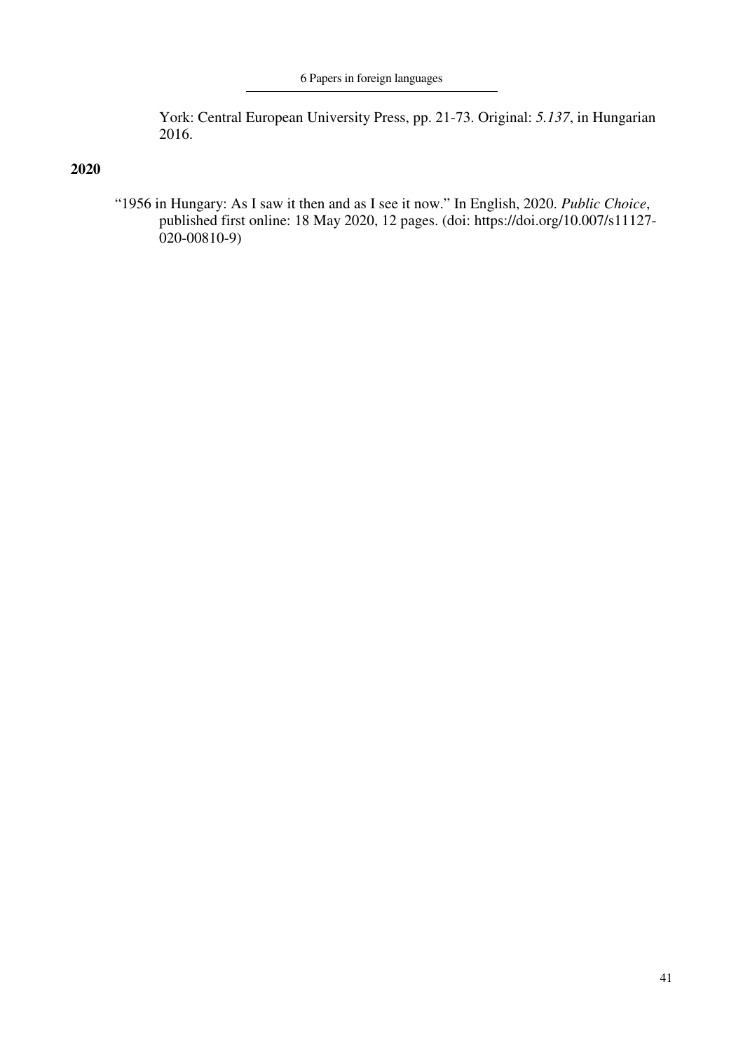York: Central European University Press, pp. 21-73. Original: *5.137*, in Hungarian 2016.

**2020**

"1956 in Hungary: As I saw it then and as I see it now." In English, 2020. *Public Choice*, published first online: 18 May 2020, 12 pages. (doi: https://doi.org/10.007/s11127-020-00810-9)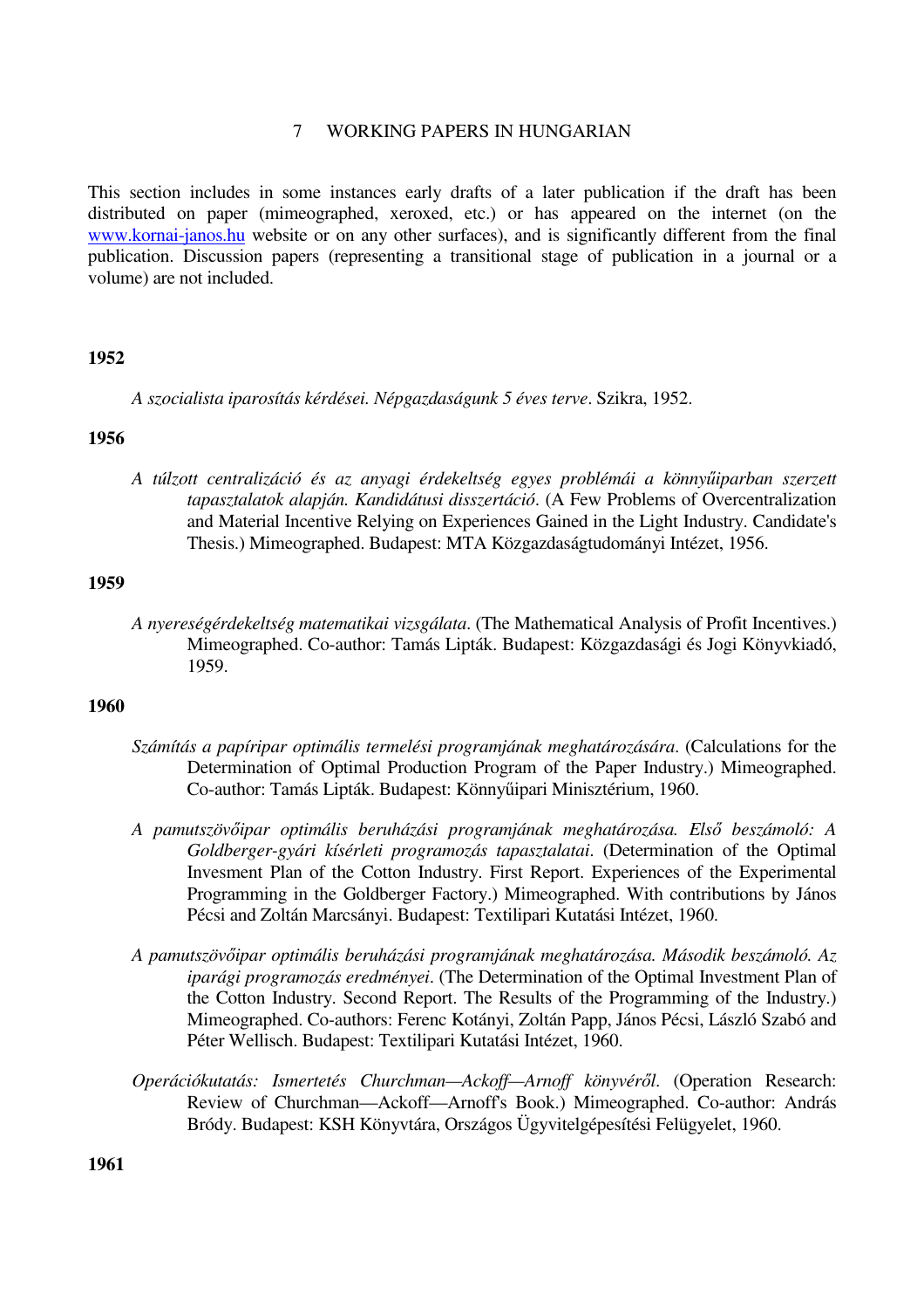# 7 WORKING PAPERS IN HUNGARIAN

This section includes in some instances early drafts of a later publication if the draft has been distributed on paper (mimeographed, xeroxed, etc.) or has appeared on the internet (on the www.kornai-janos.hu website or on any other surfaces), and is significantly different from the final publication. Discussion papers (representing a transitional stage of publication in a journal or a volume) are not included.

**1952**

*A szocialista iparosítás kérdései. Népgazdaságunk 5 éves terve*. Szikra, 1952.

**1956**

*A túlzott centralizáció és az anyagi érdekeltség egyes problémái a könnyűiparban szerzett tapasztalatok alapján. Kandidátusi disszertáció*. (A Few Problems of Overcentralization and Material Incentive Relying on Experiences Gained in the Light Industry. Candidate's Thesis.) Mimeographed. Budapest: MTA Közgazdaságtudományi Intézet, 1956.

**1959**

*A nyereségérdekeltség matematikai vizsgálata*. (The Mathematical Analysis of Profit Incentives.) Mimeographed. Co-author: Tamás Lipták. Budapest: Közgazdasági és Jogi Könyvkiadó, 1959.

**1960**

*Számítás a papíripar optimális termelési programjának meghatározására*. (Calculations for the Determination of Optimal Production Program of the Paper Industry.) Mimeographed. Co-author: Tamás Lipták. Budapest: Könnyűipari Minisztérium, 1960.

*A pamutszövőipar optimális beruházási programjának meghatározása. Első beszámoló: A Goldberger-gyári kísérleti programozás tapasztalatai*. (Determination of the Optimal Invesment Plan of the Cotton Industry. First Report. Experiences of the Experimental Programming in the Goldberger Factory.) Mimeographed. With contributions by János Pécsi and Zoltán Marcsányi. Budapest: Textilipari Kutatási Intézet, 1960.

*A pamutszövőipar optimális beruházási programjának meghatározása. Második beszámoló. Az iparági programozás eredményei*. (The Determination of the Optimal Investment Plan of the Cotton Industry. Second Report. The Results of the Programming of the Industry.) Mimeographed. Co-authors: Ferenc Kotányi, Zoltán Papp, János Pécsi, László Szabó and Péter Wellisch. Budapest: Textilipari Kutatási Intézet, 1960.

*Operációkutatás: Ismertetés Churchman—Ackoff—Arnoff könyvéről*. (Operation Research: Review of Churchman—Ackoff—Arnoff's Book.) Mimeographed. Co-author: András Bródy. Budapest: KSH Könyvtára, Országos Ügyvitelgépesítési Felügyelet, 1960.

**1961**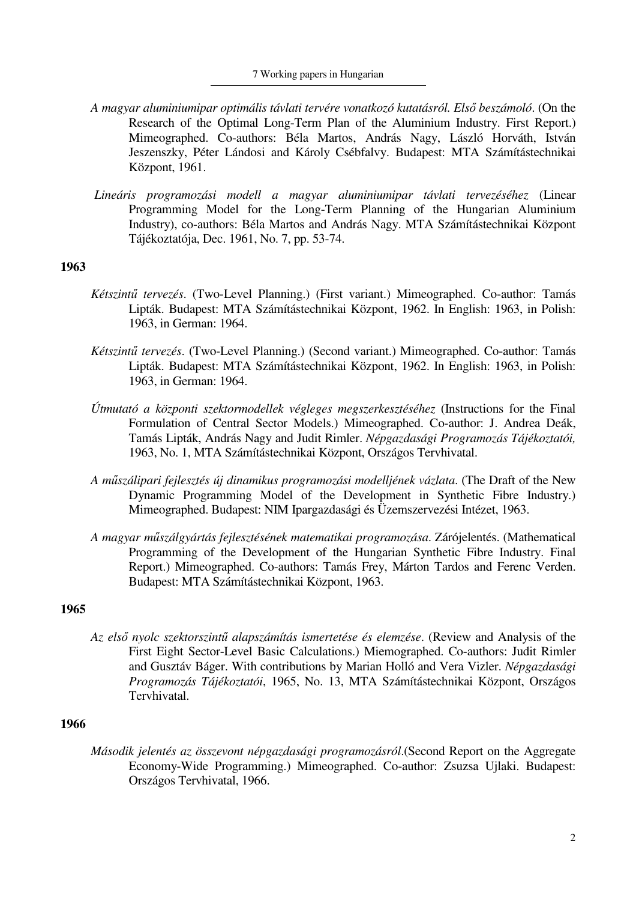*A magyar aluminiumipar optimális távlati tervére vonatkozó kutatásról. Első beszámoló*. (On the Research of the Optimal Long-Term Plan of the Aluminium Industry. First Report.) Mimeographed. Co-authors: Béla Martos, András Nagy, László Horváth, István Jeszenszky, Péter Lándosi and Károly Csébfalvy. Budapest: MTA Számítástechnikai Központ, 1961.

*Lineáris programozási modell a magyar aluminiumipar távlati tervezéséhez* (Linear Programming Model for the Long-Term Planning of the Hungarian Aluminium Industry), co-authors: Béla Martos and András Nagy. MTA Számítástechnikai Központ Tájékoztatója, Dec. 1961, No. 7, pp. 53-74.

**1963**

*Kétszintű tervezés*. (Two-Level Planning.) (First variant.) Mimeographed. Co-author: Tamás Lipták. Budapest: MTA Számítástechnikai Központ, 1962. In English: 1963, in Polish: 1963, in German: 1964.

*Kétszintű tervezés*. (Two-Level Planning.) (Second variant.) Mimeographed. Co-author: Tamás Lipták. Budapest: MTA Számítástechnikai Központ, 1962. In English: 1963, in Polish: 1963, in German: 1964.

*Útmutató a központi szektormodellek végleges megszerkesztéséhez* (Instructions for the Final Formulation of Central Sector Models.) Mimeographed. Co-author: J. Andrea Deák, Tamás Lipták, András Nagy and Judit Rimler. *Népgazdasági Programozás Tájékoztatói,* 1963, No. 1, MTA Számítástechnikai Központ, Országos Tervhivatal.

*A műszálipari fejlesztés új dinamikus programozási modelljének vázlata*. (The Draft of the New Dynamic Programming Model of the Development in Synthetic Fibre Industry.) Mimeographed. Budapest: NIM Ipargazdasági és Üzemszervezési Intézet, 1963.

*A magyar műszálgyártás fejlesztésének matematikai programozása*. Zárójelentés. (Mathematical Programming of the Development of the Hungarian Synthetic Fibre Industry. Final Report.) Mimeographed. Co-authors: Tamás Frey, Márton Tardos and Ferenc Verden. Budapest: MTA Számítástechnikai Központ, 1963.

**1965**

*Az első nyolc szektorszintű alapszámítás ismertetése és elemzése*. (Review and Analysis of the First Eight Sector-Level Basic Calculations.) Miemographed. Co-authors: Judit Rimler and Gusztáv Báger. With contributions by Marian Holló and Vera Vizler. *Népgazdasági Programozás Tájékoztatói*, 1965, No. 13, MTA Számítástechnikai Központ, Országos Tervhivatal.

**1966**

*Második jelentés az összevont népgazdasági programozásról*.(Second Report on the Aggregate Economy-Wide Programming.) Mimeographed. Co-author: Zsuzsa Ujlaki. Budapest: Országos Tervhivatal, 1966.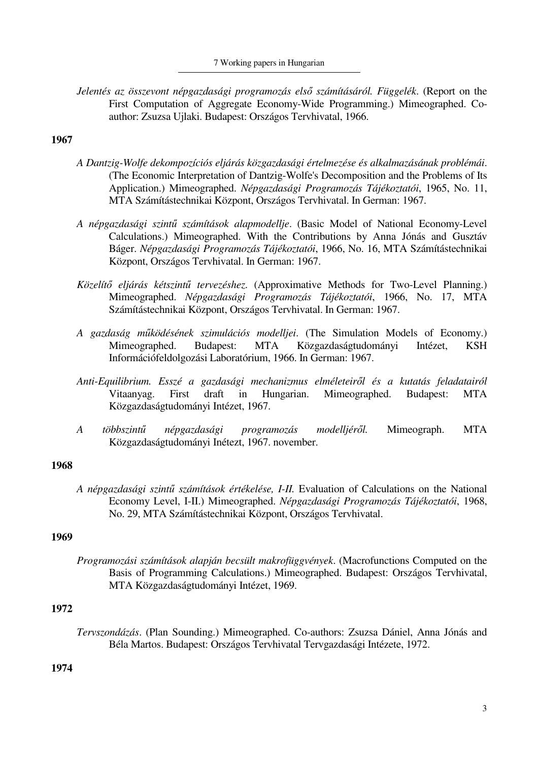*Jelentés az összevont népgazdasági programozás első számításáról. Függelék*. (Report on the First Computation of Aggregate Economy-Wide Programming.) Mimeographed. Co-author: Zsuzsa Ujlaki. Budapest: Országos Tervhivatal, 1966.

**1967**

*A Dantzig-Wolfe dekompozíciós eljárás közgazdasági értelmezése és alkalmazásának problémái*. (The Economic Interpretation of Dantzig-Wolfe's Decomposition and the Problems of Its Application.) Mimeographed. *Népgazdasági Programozás Tájékoztatói*, 1965, No. 11, MTA Számítástechnikai Központ, Országos Tervhivatal. In German: 1967.

*A népgazdasági szintű számítások alapmodellje*. (Basic Model of National Economy-Level Calculations.) Mimeographed. With the Contributions by Anna Jónás and Gusztáv Báger. *Népgazdasági Programozás Tájékoztatói*, 1966, No. 16, MTA Számítástechnikai Központ, Országos Tervhivatal. In German: 1967.

*Közelítő eljárás kétszintű tervezéshez*. (Approximative Methods for Two-Level Planning.) Mimeographed. *Népgazdasági Programozás Tájékoztatói*, 1966, No. 17, MTA Számítástechnikai Központ, Országos Tervhivatal. In German: 1967.

*A gazdaság működésének szimulációs modelljei*. (The Simulation Models of Economy.) Mimeographed. Budapest: MTA Közgazdaságtudományi Intézet, KSH Információfeldolgozási Laboratórium, 1966. In German: 1967.

*Anti-Equilibrium. Esszé a gazdasági mechanizmus elméleteiről és a kutatás feladatairól* Vitaanyag. First draft in Hungarian. Mimeographed. Budapest: MTA Közgazdaságtudományi Intézet, 1967.

*A többszintű népgazdasági programozás modelljéről.* Mimeograph. MTA Közgazdaságtudományi Inétezt, 1967. november.

**1968**

*A népgazdasági szintű számítások értékelése, I-II.* Evaluation of Calculations on the National Economy Level, I-II.) Mimeographed. *Népgazdasági Programozás Tájékoztatói*, 1968, No. 29, MTA Számítástechnikai Központ, Országos Tervhivatal.

**1969**

*Programozási számítások alapján becsült makrofüggvények*. (Macrofunctions Computed on the Basis of Programming Calculations.) Mimeographed. Budapest: Országos Tervhivatal, MTA Közgazdaságtudományi Intézet, 1969.

**1972**

*Tervszondázás*. (Plan Sounding.) Mimeographed. Co-authors: Zsuzsa Dániel, Anna Jónás and Béla Martos. Budapest: Országos Tervhivatal Tervgazdasági Intézete, 1972.

**1974**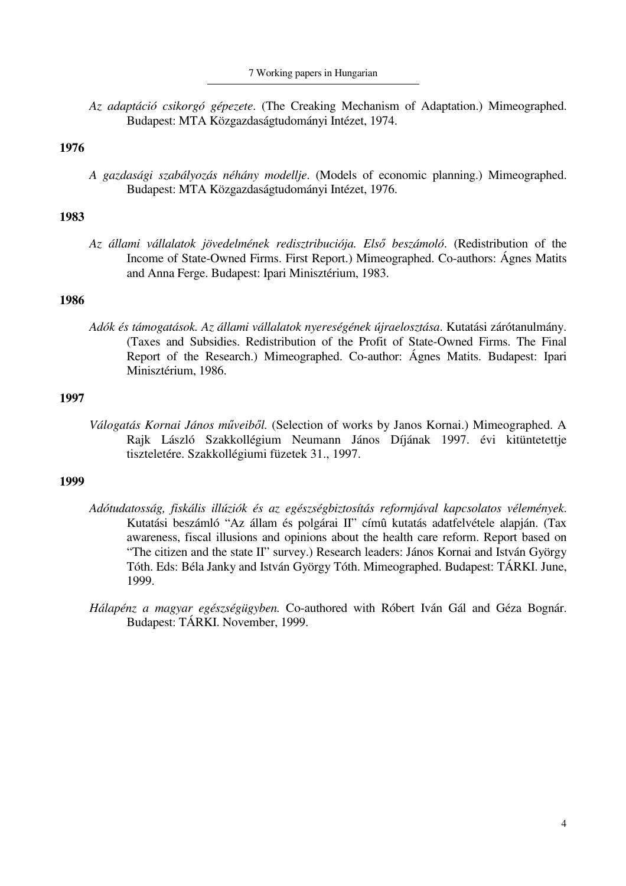*Az adaptáció csikorgó gépezete*. (The Creaking Mechanism of Adaptation.) Mimeographed. Budapest: MTA Közgazdaságtudományi Intézet, 1974.

**1976**

*A gazdasági szabályozás néhány modellje*. (Models of economic planning.) Mimeographed. Budapest: MTA Közgazdaságtudományi Intézet, 1976.

**1983**

*Az állami vállalatok jövedelmének redisztribuciója. Első beszámoló*. (Redistribution of the Income of State-Owned Firms. First Report.) Mimeographed. Co-authors: Ágnes Matits and Anna Ferge. Budapest: Ipari Minisztérium, 1983.

**1986**

*Adók és támogatások. Az állami vállalatok nyereségének újraelosztása*. Kutatási zárótanulmány. (Taxes and Subsidies. Redistribution of the Profit of State-Owned Firms. The Final Report of the Research.) Mimeographed. Co-author: Ágnes Matits. Budapest: Ipari Minisztérium, 1986.

**1997**

*Válogatás Kornai János műveiből.* (Selection of works by Janos Kornai.) Mimeographed. A Rajk László Szakkollégium Neumann János Díjának 1997. évi kitüntetettje tiszteletére. Szakkollégiumi füzetek 31., 1997.

**1999**

*Adótudatosság, fiskális illúziók és az egészségbiztosítás reformjával kapcsolatos vélemények*. Kutatási beszámló "Az állam és polgárai II" címû kutatás adatfelvétele alapján. (Tax awareness, fiscal illusions and opinions about the health care reform. Report based on "The citizen and the state II" survey.) Research leaders: János Kornai and István György Tóth. Eds: Béla Janky and István György Tóth. Mimeographed. Budapest: TÁRKI. June, 1999.

*Hálapénz a magyar egészségügyben.* Co-authored with Róbert Iván Gál and Géza Bognár. Budapest: TÁRKI. November, 1999.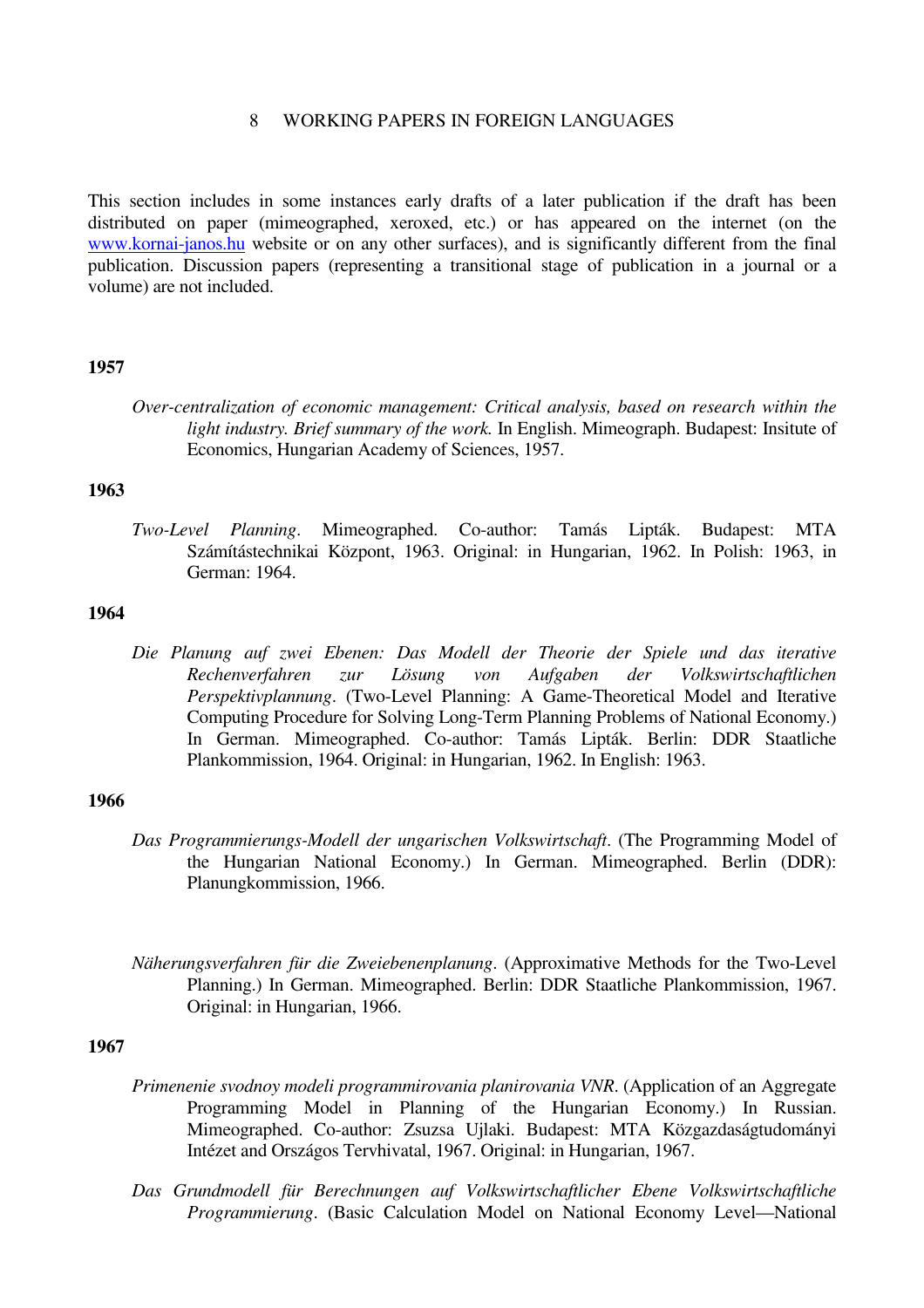# 8 WORKING PAPERS IN FOREIGN LANGUAGES

This section includes in some instances early drafts of a later publication if the draft has been distributed on paper (mimeographed, xeroxed, etc.) or has appeared on the internet (on the www.kornai-janos.hu website or on any other surfaces), and is significantly different from the final publication. Discussion papers (representing a transitional stage of publication in a journal or a volume) are not included.

**1957**

*Over-centralization of economic management: Critical analysis, based on research within the light industry. Brief summary of the work.* In English. Mimeograph. Budapest: Insitute of Economics, Hungarian Academy of Sciences, 1957.

**1963**

*Two-Level Planning*. Mimeographed. Co-author: Tamás Lipták. Budapest: MTA Számítástechnikai Központ, 1963. Original: in Hungarian, 1962. In Polish: 1963, in German: 1964.

**1964**

*Die Planung auf zwei Ebenen: Das Modell der Theorie der Spiele und das iterative Rechenverfahren zur Lösung von Aufgaben der Volkswirtschaftlichen Perspektivplannung*. (Two-Level Planning: A Game-Theoretical Model and Iterative Computing Procedure for Solving Long-Term Planning Problems of National Economy.) In German. Mimeographed. Co-author: Tamás Lipták. Berlin: DDR Staatliche Plankommission, 1964. Original: in Hungarian, 1962. In English: 1963.

**1966**

*Das Programmierungs-Modell der ungarischen Volkswirtschaft*. (The Programming Model of the Hungarian National Economy.) In German. Mimeographed. Berlin (DDR): Planungkommission, 1966.

*Näherungsverfahren für die Zweiebenenplanung*. (Approximative Methods for the Two-Level Planning.) In German. Mimeographed. Berlin: DDR Staatliche Plankommission, 1967. Original: in Hungarian, 1966.

**1967**

*Primenenie svodnoy modeli programmirovania planirovania VNR*. (Application of an Aggregate Programming Model in Planning of the Hungarian Economy.) In Russian. Mimeographed. Co-author: Zsuzsa Ujlaki. Budapest: MTA Közgazdaságtudományi Intézet and Országos Tervhivatal, 1967. Original: in Hungarian, 1967.

*Das Grundmodell für Berechnungen auf Volkswirtschaftlicher Ebene Volkswirtschaftliche Programmierung*. (Basic Calculation Model on National Economy Level—National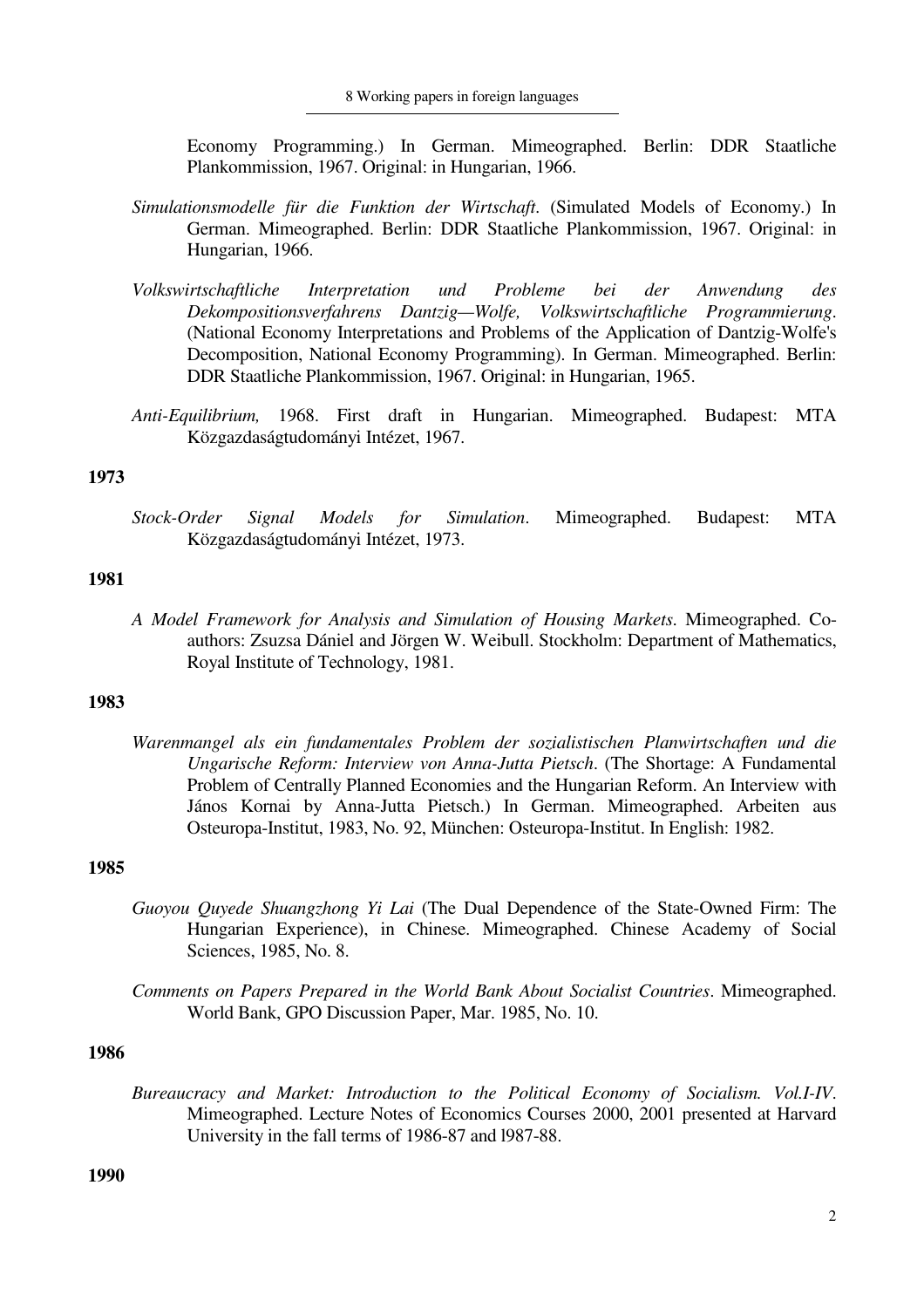Economy Programming.) In German. Mimeographed. Berlin: DDR Staatliche Plankommission, 1967. Original: in Hungarian, 1966.

*Simulationsmodelle für die Funktion der Wirtschaft*. (Simulated Models of Economy.) In German. Mimeographed. Berlin: DDR Staatliche Plankommission, 1967. Original: in Hungarian, 1966.

*Volkswirtschaftliche Interpretation und Probleme bei der Anwendung des Dekompositionsverfahrens Dantzig—Wolfe, Volkswirtschaftliche Programmierung*. (National Economy Interpretations and Problems of the Application of Dantzig-Wolfe's Decomposition, National Economy Programming). In German. Mimeographed. Berlin: DDR Staatliche Plankommission, 1967. Original: in Hungarian, 1965.

*Anti-Equilibrium,* 1968. First draft in Hungarian. Mimeographed. Budapest: MTA Közgazdaságtudományi Intézet, 1967.

**1973**

*Stock-Order Signal Models for Simulation*. Mimeographed. Budapest: MTA Közgazdaságtudományi Intézet, 1973.

**1981**

*A Model Framework for Analysis and Simulation of Housing Markets*. Mimeographed. Co-authors: Zsuzsa Dániel and Jörgen W. Weibull. Stockholm: Department of Mathematics, Royal Institute of Technology, 1981.

**1983**

*Warenmangel als ein fundamentales Problem der sozialistischen Planwirtschaften und die Ungarische Reform: Interview von Anna-Jutta Pietsch*. (The Shortage: A Fundamental Problem of Centrally Planned Economies and the Hungarian Reform. An Interview with János Kornai by Anna-Jutta Pietsch.) In German. Mimeographed. Arbeiten aus Osteuropa-Institut, 1983, No. 92, München: Osteuropa-Institut. In English: 1982.

**1985**

*Guoyou Quyede Shuangzhong Yi Lai* (The Dual Dependence of the State-Owned Firm: The Hungarian Experience), in Chinese. Mimeographed. Chinese Academy of Social Sciences, 1985, No. 8.

*Comments on Papers Prepared in the World Bank About Socialist Countries*. Mimeographed. World Bank, GPO Discussion Paper, Mar. 1985, No. 10.

**1986**

*Bureaucracy and Market: Introduction to the Political Economy of Socialism. Vol.I-IV*. Mimeographed. Lecture Notes of Economics Courses 2000, 2001 presented at Harvard University in the fall terms of 1986-87 and l987-88.

**1990**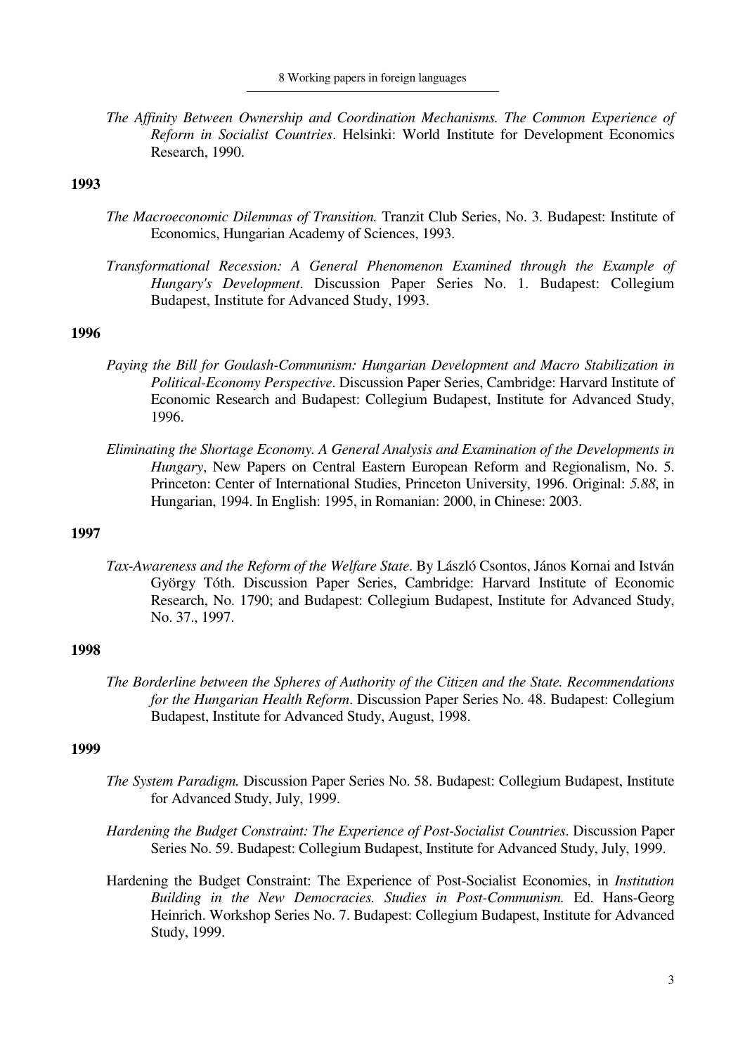*The Affinity Between Ownership and Coordination Mechanisms. The Common Experience of Reform in Socialist Countries*. Helsinki: World Institute for Development Economics Research, 1990.

**1993**

*The Macroeconomic Dilemmas of Transition.* Tranzit Club Series, No. 3. Budapest: Institute of Economics, Hungarian Academy of Sciences, 1993.

*Transformational Recession: A General Phenomenon Examined through the Example of Hungary's Development*. Discussion Paper Series No. 1. Budapest: Collegium Budapest, Institute for Advanced Study, 1993.

**1996**

*Paying the Bill for Goulash-Communism: Hungarian Development and Macro Stabilization in Political-Economy Perspective*. Discussion Paper Series, Cambridge: Harvard Institute of Economic Research and Budapest: Collegium Budapest, Institute for Advanced Study, 1996.

*Eliminating the Shortage Economy. A General Analysis and Examination of the Developments in Hungary*, New Papers on Central Eastern European Reform and Regionalism, No. 5. Princeton: Center of International Studies, Princeton University, 1996. Original: *5.88*, in Hungarian, 1994. In English: 1995, in Romanian: 2000, in Chinese: 2003.

**1997**

*Tax-Awareness and the Reform of the Welfare State*. By László Csontos, János Kornai and István György Tóth. Discussion Paper Series, Cambridge: Harvard Institute of Economic Research, No. 1790; and Budapest: Collegium Budapest, Institute for Advanced Study, No. 37., 1997.

**1998**

*The Borderline between the Spheres of Authority of the Citizen and the State. Recommendations for the Hungarian Health Reform*. Discussion Paper Series No. 48. Budapest: Collegium Budapest, Institute for Advanced Study, August, 1998.

**1999**

*The System Paradigm.* Discussion Paper Series No. 58. Budapest: Collegium Budapest, Institute for Advanced Study, July, 1999.

*Hardening the Budget Constraint: The Experience of Post-Socialist Countries*. Discussion Paper Series No. 59. Budapest: Collegium Budapest, Institute for Advanced Study, July, 1999.

Hardening the Budget Constraint: The Experience of Post-Socialist Economies, in *Institution Building in the New Democracies. Studies in Post-Communism.* Ed. Hans-Georg Heinrich. Workshop Series No. 7. Budapest: Collegium Budapest, Institute for Advanced Study, 1999.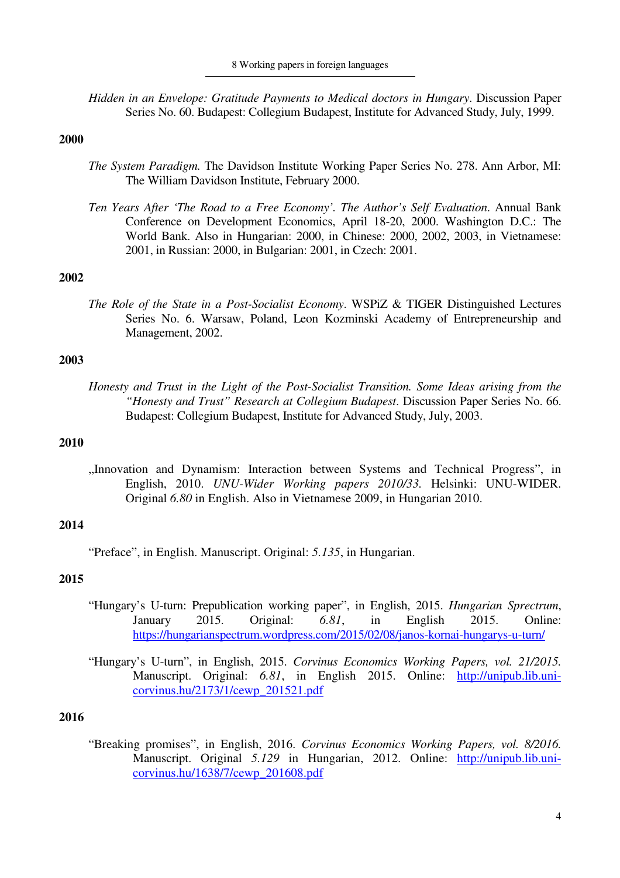*Hidden in an Envelope: Gratitude Payments to Medical doctors in Hungary*. Discussion Paper Series No. 60. Budapest: Collegium Budapest, Institute for Advanced Study, July, 1999.

**2000**

*The System Paradigm.* The Davidson Institute Working Paper Series No. 278. Ann Arbor, MI: The William Davidson Institute, February 2000.

*Ten Years After 'The Road to a Free Economy'. The Author's Self Evaluation*. Annual Bank Conference on Development Economics, April 18-20, 2000. Washington D.C.: The World Bank. Also in Hungarian: 2000, in Chinese: 2000, 2002, 2003, in Vietnamese: 2001, in Russian: 2000, in Bulgarian: 2001, in Czech: 2001.

**2002**

*The Role of the State in a Post-Socialist Economy*. WSPiZ & TIGER Distinguished Lectures Series No. 6. Warsaw, Poland, Leon Kozminski Academy of Entrepreneurship and Management, 2002.

**2003**

*Honesty and Trust in the Light of the Post-Socialist Transition. Some Ideas arising from the "Honesty and Trust" Research at Collegium Budapest*. Discussion Paper Series No. 66. Budapest: Collegium Budapest, Institute for Advanced Study, July, 2003.

**2010**

„Innovation and Dynamism: Interaction between Systems and Technical Progress", in English, 2010. *UNU-Wider Working papers 2010/33.* Helsinki: UNU-WIDER. Original *6.80* in English. Also in Vietnamese 2009, in Hungarian 2010.

**2014**

"Preface", in English. Manuscript. Original: *5.135*, in Hungarian.

**2015**

"Hungary's U-turn: Prepublication working paper", in English, 2015. *Hungarian Sprectrum*, January 2015. Original: *6.81*, in English 2015. Online: https://hungarianspectrum.wordpress.com/2015/02/08/janos-kornai-hungarys-u-turn/

"Hungary's U-turn", in English, 2015. *Corvinus Economics Working Papers, vol. 21/2015.* Manuscript. Original: *6.81*, in English 2015. Online: http://unipub.lib.uni-corvinus.hu/2173/1/cewp_201521.pdf

**2016**

"Breaking promises", in English, 2016. *Corvinus Economics Working Papers, vol. 8/2016.* Manuscript. Original *5.129* in Hungarian, 2012. Online: http://unipub.lib.uni-corvinus.hu/1638/7/cewp_201608.pdf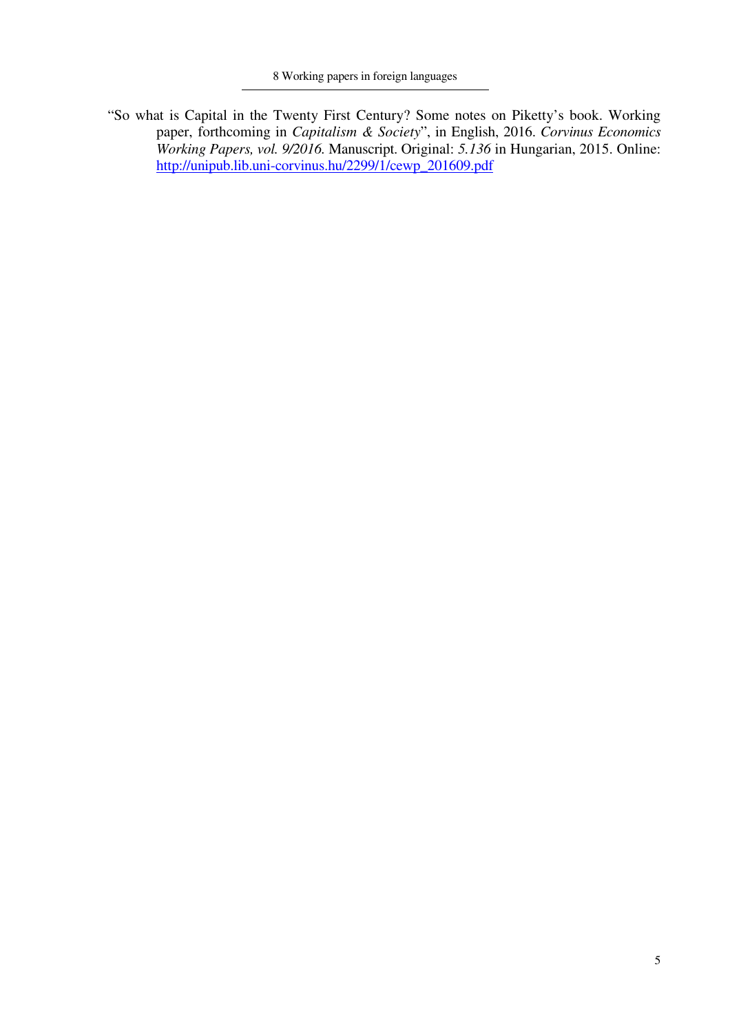"So what is Capital in the Twenty First Century? Some notes on Piketty's book. Working paper, forthcoming in *Capitalism & Society*", in English, 2016. *Corvinus Economics Working Papers, vol. 9/2016.* Manuscript. Original: *5.136* in Hungarian, 2015. Online: http://unipub.lib.uni-corvinus.hu/2299/1/cewp_201609.pdf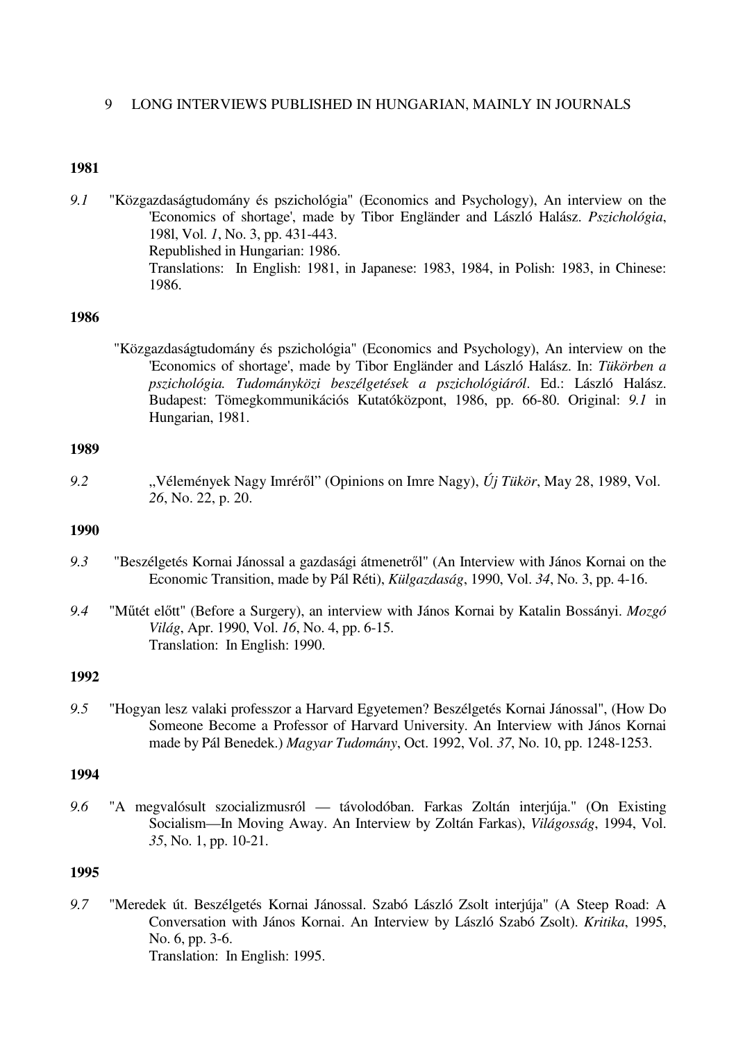## 9 LONG INTERVIEWS PUBLISHED IN HUNGARIAN, MAINLY IN JOURNALS

**1981**

*9.1* "Közgazdaságtudomány és pszichológia" (Economics and Psychology), An interview on the 'Economics of shortage', made by Tibor Engländer and László Halász. *Pszichológia*, 198l, Vol. *1*, No. 3, pp. 431-443.
Republished in Hungarian: 1986.
Translations: In English: 1981, in Japanese: 1983, 1984, in Polish: 1983, in Chinese: 1986.

**1986**

"Közgazdaságtudomány és pszichológia" (Economics and Psychology), An interview on the 'Economics of shortage', made by Tibor Engländer and László Halász. In: *Tükörben a pszichológia. Tudományközi beszélgetések a pszichológiáról*. Ed.: László Halász. Budapest: Tömegkommunikációs Kutatóközpont, 1986, pp. 66-80. Original: *9.1* in Hungarian, 1981.

**1989**

*9.2* „Vélemények Nagy Imréről" (Opinions on Imre Nagy), *Új Tükör*, May 28, 1989, Vol. *26*, No. 22, p. 20.

**1990**

*9.3* "Beszélgetés Kornai Jánossal a gazdasági átmenetről" (An Interview with János Kornai on the Economic Transition, made by Pál Réti), *Külgazdaság*, 1990, Vol. *34*, No. 3, pp. 4-16.

*9.4* "Műtét előtt" (Before a Surgery), an interview with János Kornai by Katalin Bossányi. *Mozgó Világ*, Apr. 1990, Vol. *16*, No. 4, pp. 6-15.
Translation: In English: 1990.

**1992**

*9.5* "Hogyan lesz valaki professzor a Harvard Egyetemen? Beszélgetés Kornai Jánossal", (How Do Someone Become a Professor of Harvard University. An Interview with János Kornai made by Pál Benedek.) *Magyar Tudomány*, Oct. 1992, Vol. *37*, No. 10, pp. 1248-1253.

**1994**

*9.6* "A megvalósult szocializmusról — távolodóban. Farkas Zoltán interjúja." (On Existing Socialism—In Moving Away. An Interview by Zoltán Farkas), *Világosság*, 1994, Vol. *35*, No. 1, pp. 10-21.

**1995**

*9.7* "Meredek út. Beszélgetés Kornai Jánossal. Szabó László Zsolt interjúja" (A Steep Road: A Conversation with János Kornai. An Interview by László Szabó Zsolt). *Kritika*, 1995, No. 6, pp. 3-6.
Translation: In English: 1995.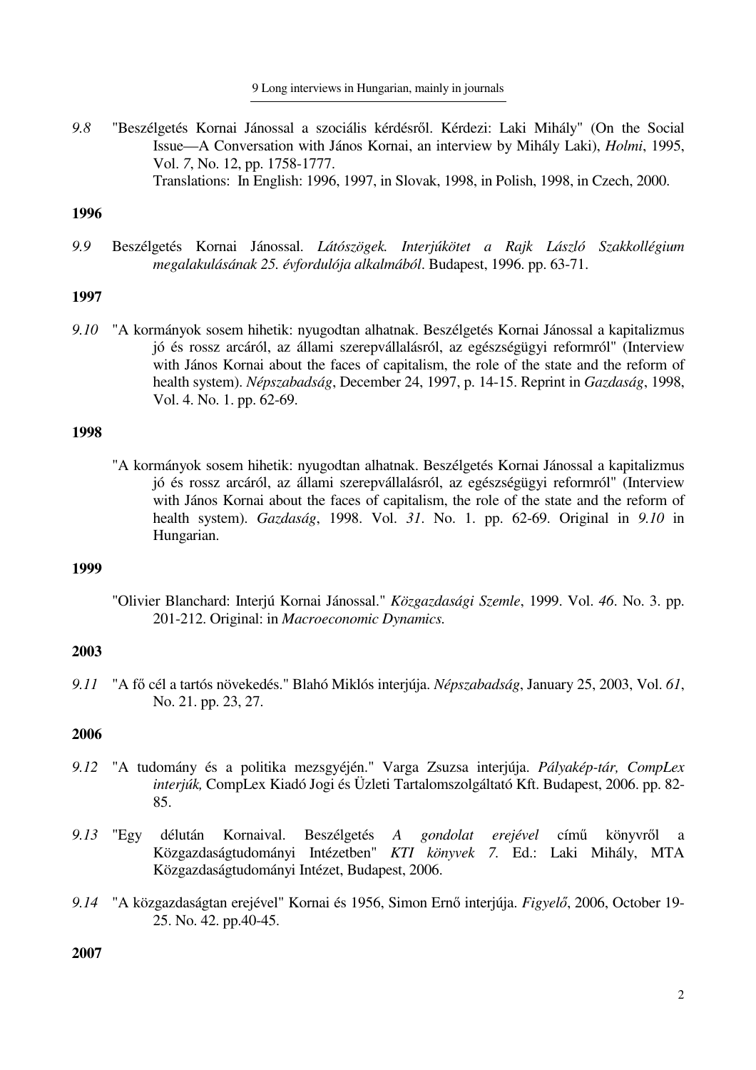*9.8* "Beszélgetés Kornai Jánossal a szociális kérdésről. Kérdezi: Laki Mihály" (On the Social Issue—A Conversation with János Kornai, an interview by Mihály Laki), *Holmi*, 1995, Vol. *7*, No. 12, pp. 1758-1777.
Translations: In English: 1996, 1997, in Slovak, 1998, in Polish, 1998, in Czech, 2000.

**1996**

*9.9* Beszélgetés Kornai Jánossal. *Látószögek. Interjúkötet a Rajk László Szakkollégium megalakulásának 25. évfordulója alkalmából*. Budapest, 1996. pp. 63-71.

**1997**

*9.10* "A kormányok sosem hihetik: nyugodtan alhatnak. Beszélgetés Kornai Jánossal a kapitalizmus jó és rossz arcáról, az állami szerepvállalásról, az egészségügyi reformról" (Interview with János Kornai about the faces of capitalism, the role of the state and the reform of health system). *Népszabadság*, December 24, 1997, p. 14-15. Reprint in *Gazdaság*, 1998, Vol. 4. No. 1. pp. 62-69.

**1998**

"A kormányok sosem hihetik: nyugodtan alhatnak. Beszélgetés Kornai Jánossal a kapitalizmus jó és rossz arcáról, az állami szerepvállalásról, az egészségügyi reformról" (Interview with János Kornai about the faces of capitalism, the role of the state and the reform of health system). *Gazdaság*, 1998. Vol. *31*. No. 1. pp. 62-69. Original in *9.10* in Hungarian.

**1999**

"Olivier Blanchard: Interjú Kornai Jánossal." *Közgazdasági Szemle*, 1999. Vol. *46*. No. 3. pp. 201-212. Original: in *Macroeconomic Dynamics.*

**2003**

*9.11* "A fő cél a tartós növekedés." Blahó Miklós interjúja. *Népszabadság*, January 25, 2003, Vol. *61*, No. 21. pp. 23, 27.

**2006**

*9.12* "A tudomány és a politika mezsgyéjén." Varga Zsuzsa interjúja. *Pályakép-tár, CompLex interjúk,* CompLex Kiadó Jogi és Üzleti Tartalomszolgáltató Kft. Budapest, 2006. pp. 82-85.

*9.13* "Egy délután Kornaival. Beszélgetés *A gondolat erejével* című könyvről a Közgazdaságtudományi Intézetben" *KTI könyvek 7.* Ed.: Laki Mihály, MTA Közgazdaságtudományi Intézet, Budapest, 2006.

*9.14* "A közgazdaságtan erejével" Kornai és 1956, Simon Ernő interjúja. *Figyelő*, 2006, October 19-25. No. 42. pp.40-45.

**2007**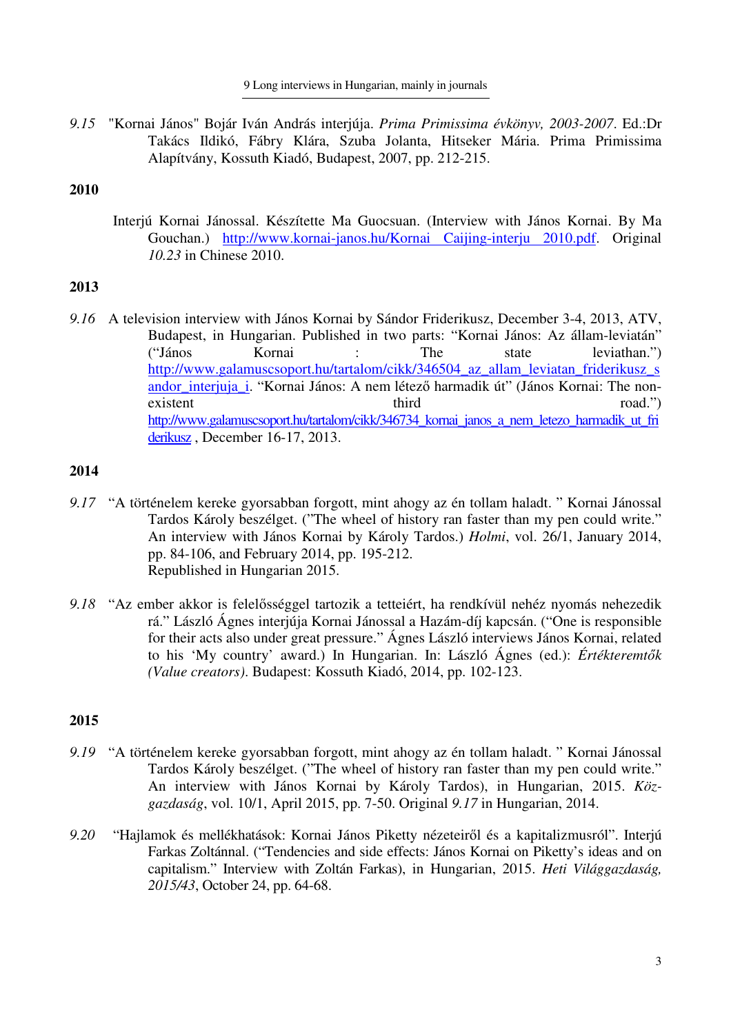9.15 "Kornai János" Bojár Iván András interjúja. *Prima Primissima évkönyv, 2003-2007*. Ed.:Dr Takács Ildikó, Fábry Klára, Szuba Jolanta, Hitseker Mária. Prima Primissima Alapítvány, Kossuth Kiadó, Budapest, 2007, pp. 212-215.

**2010**

Interjú Kornai Jánossal. Készítette Ma Guocsuan. (Interview with János Kornai. By Ma Gouchan.) http://www.kornai-janos.hu/Kornai_Caijing-interju_2010.pdf. Original *10.23* in Chinese 2010.

**2013**

*9.16* A television interview with János Kornai by Sándor Friderikusz, December 3-4, 2013, ATV, Budapest, in Hungarian. Published in two parts: "Kornai János: Az állam-leviatán" ("János Kornai : The state leviathan.") http://www.galamuscsoport.hu/tartalom/cikk/346504_az_allam_leviatan_friderikusz_sandor_interjuja_i. "Kornai János: A nem létező harmadik út" (János Kornai: The non-existent third road.") http://www.galamuscsoport.hu/tartalom/cikk/346734_kornai_janos_a_nem_letezo_harmadik_ut_friderikusz , December 16-17, 2013.

**2014**

*9.17* "A történelem kereke gyorsabban forgott, mint ahogy az én tollam haladt. " Kornai Jánossal Tardos Károly beszélget. ("The wheel of history ran faster than my pen could write." An interview with János Kornai by Károly Tardos.) *Holmi*, vol. 26/1, January 2014, pp. 84-106, and February 2014, pp. 195-212.
Republished in Hungarian 2015.

*9.18* "Az ember akkor is felelősséggel tartozik a tetteiért, ha rendkívül nehéz nyomás nehezedik rá." László Ágnes interjúja Kornai Jánossal a Hazám-díj kapcsán. ("One is responsible for their acts also under great pressure." Ágnes László interviews János Kornai, related to his 'My country' award.) In Hungarian. In: László Ágnes (ed.): *Értékteremtők (Value creators)*. Budapest: Kossuth Kiadó, 2014, pp. 102-123.

**2015**

*9.19* "A történelem kereke gyorsabban forgott, mint ahogy az én tollam haladt. " Kornai Jánossal Tardos Károly beszélget. ("The wheel of history ran faster than my pen could write." An interview with János Kornai by Károly Tardos), in Hungarian, 2015. *Köz-gazdaság*, vol. 10/1, April 2015, pp. 7-50. Original *9.17* in Hungarian, 2014.

*9.20* "Hajlamok és mellékhatások: Kornai János Piketty nézeteiről és a kapitalizmusról". Interjú Farkas Zoltánnal. ("Tendencies and side effects: János Kornai on Piketty's ideas and on capitalism." Interview with Zoltán Farkas), in Hungarian, 2015. *Heti Világgazdaság, 2015/43*, October 24, pp. 64-68.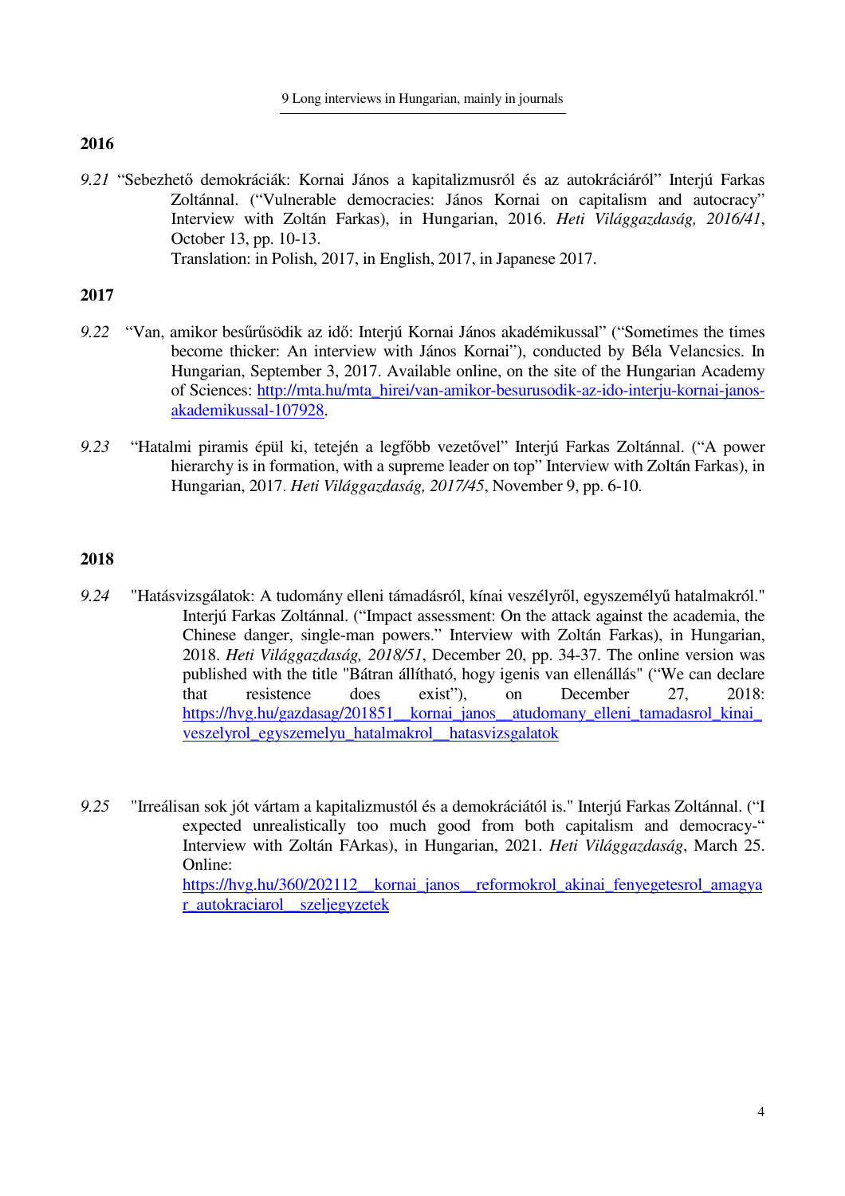## 2016

*9.21* "Sebezhető demokráciák: Kornai János a kapitalizmusról és az autokráciáról" Interjú Farkas Zoltánnal. ("Vulnerable democracies: János Kornai on capitalism and autocracy" Interview with Zoltán Farkas), in Hungarian, 2016. *Heti Világgazdaság, 2016/41*, October 13, pp. 10-13.
Translation: in Polish, 2017, in English, 2017, in Japanese 2017.

## 2017

*9.22* "Van, amikor besűrűsödik az idő: Interjú Kornai János akadémikussal" ("Sometimes the times become thicker: An interview with János Kornai"), conducted by Béla Velancsics. In Hungarian, September 3, 2017. Available online, on the site of the Hungarian Academy of Sciences: http://mta.hu/mta_hirei/van-amikor-besurusodik-az-ido-interju-kornai-janos-akademikussal-107928.

*9.23* "Hatalmi piramis épül ki, tetején a legfőbb vezetővel" Interjú Farkas Zoltánnal. ("A power hierarchy is in formation, with a supreme leader on top" Interview with Zoltán Farkas), in Hungarian, 2017. *Heti Világgazdaság, 2017/45*, November 9, pp. 6-10.

## 2018

*9.24* "Hatásvizsgálatok: A tudomány elleni támadásról, kínai veszélyről, egyszemélyű hatalmakról." Interjú Farkas Zoltánnal. ("Impact assessment: On the attack against the academia, the Chinese danger, single-man powers." Interview with Zoltán Farkas), in Hungarian, 2018. *Heti Világgazdaság, 2018/51*, December 20, pp. 34-37. The online version was published with the title "Bátran állítható, hogy igenis van ellenállás" ("We can declare that resistence does exist"), on December 27, 2018: https://hvg.hu/gazdasag/201851__kornai_janos__atudomany_elleni_tamadasrol_kinai_veszelyrol_egyszemelyu_hatalmakrol__hatasvizsgalatok

*9.25* "Irreálisan sok jót vártam a kapitalizmustól és a demokráciától is." Interjú Farkas Zoltánnal. ("I expected unrealistically too much good from both capitalism and democracy-" Interview with Zoltán FArkas), in Hungarian, 2021. *Heti Világgazdaság*, March 25. Online: https://hvg.hu/360/202112__kornai_janos__reformokrol_akinai_fenyegetesrol_amagyar_autokraciarol__szeljegyzetek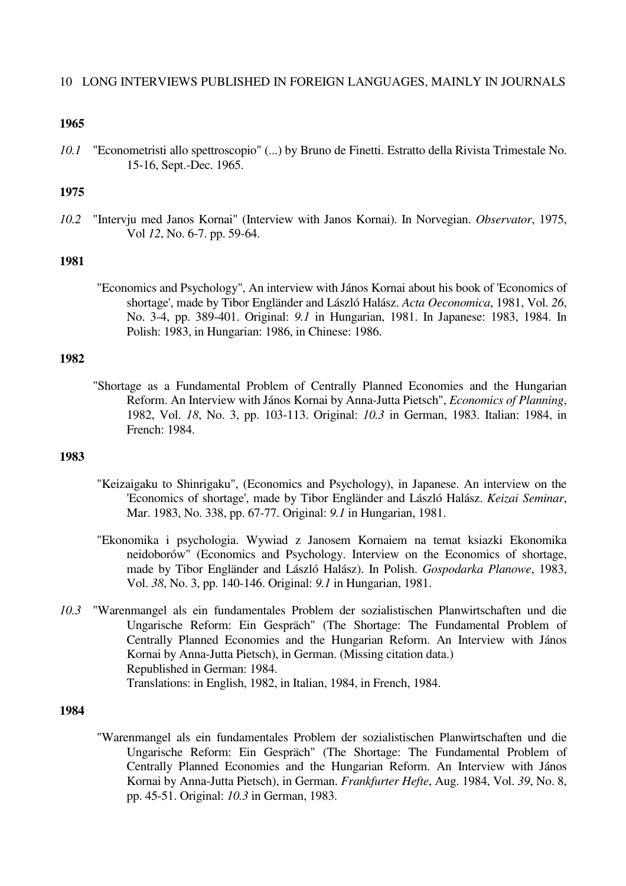# 10 LONG INTERVIEWS PUBLISHED IN FOREIGN LANGUAGES, MAINLY IN JOURNALS

**1965**

*10.1* "Econometristi allo spettroscopio" (...) by Bruno de Finetti. Estratto della Rivista Trimestale No. 15-16, Sept.-Dec. 1965.

**1975**

*10.2* "Intervju med Janos Kornai" (Interview with Janos Kornai). In Norvegian. *Observator*, 1975, Vol *12*, No. 6-7. pp. 59-64.

**1981**

"Economics and Psychology", An interview with János Kornai about his book of 'Economics of shortage', made by Tibor Engländer and László Halász. *Acta Oeconomica*, 1981, Vol. *26*, No. 3-4, pp. 389-401. Original: *9.1* in Hungarian, 1981. In Japanese: 1983, 1984. In Polish: 1983, in Hungarian: 1986, in Chinese: 1986.

**1982**

"Shortage as a Fundamental Problem of Centrally Planned Economies and the Hungarian Reform. An Interview with János Kornai by Anna-Jutta Pietsch", *Economics of Planning*, 1982, Vol. *18*, No. 3, pp. 103-113. Original: *10.3* in German, 1983. Italian: 1984, in French: 1984.

**1983**

"Keizaigaku to Shinrigaku", (Economics and Psychology), in Japanese. An interview on the 'Economics of shortage', made by Tibor Engländer and László Halász. *Keizai Seminar*, Mar. 1983, No. 338, pp. 67-77. Original: *9.1* in Hungarian, 1981.

"Ekonomika i psychologia. Wywiad z Janosem Kornaiem na temat ksiazki Ekonomika neidoborów" (Economics and Psychology. Interview on the Economics of shortage, made by Tibor Engländer and László Halász). In Polish. *Gospodarka Planowe*, 1983, Vol. *38*, No. 3, pp. 140-146. Original: *9.1* in Hungarian, 1981.

*10.3* "Warenmangel als ein fundamentales Problem der sozialistischen Planwirtschaften und die Ungarische Reform: Ein Gespräch" (The Shortage: The Fundamental Problem of Centrally Planned Economies and the Hungarian Reform. An Interview with János Kornai by Anna-Jutta Pietsch), in German. (Missing citation data.)
Republished in German: 1984.
Translations: in English, 1982, in Italian, 1984, in French, 1984.

**1984**

"Warenmangel als ein fundamentales Problem der sozialistischen Planwirtschaften und die Ungarische Reform: Ein Gespräch" (The Shortage: The Fundamental Problem of Centrally Planned Economies and the Hungarian Reform. An Interview with János Kornai by Anna-Jutta Pietsch), in German. *Frankfurter Hefte*, Aug. 1984, Vol. *39*, No. 8, pp. 45-51. Original: *10.3* in German, 1983.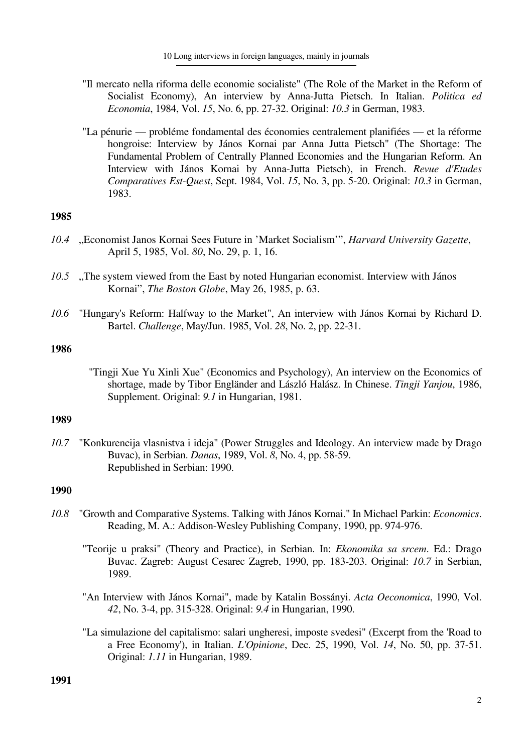"Il mercato nella riforma delle economie socialiste" (The Role of the Market in the Reform of Socialist Economy), An interview by Anna-Jutta Pietsch. In Italian. *Politica ed Economia*, 1984, Vol. *15*, No. 6, pp. 27-32. Original: *10.3* in German, 1983.

"La pénurie — probléme fondamental des économies centralement planifiées — et la réforme hongroise: Interview by János Kornai par Anna Jutta Pietsch" (The Shortage: The Fundamental Problem of Centrally Planned Economies and the Hungarian Reform. An Interview with János Kornai by Anna-Jutta Pietsch), in French. *Revue d'Etudes Comparatives Est-Quest*, Sept. 1984, Vol. *15*, No. 3, pp. 5-20. Original: *10.3* in German, 1983.

**1985**

*10.4* „Economist Janos Kornai Sees Future in 'Market Socialism'", *Harvard University Gazette*, April 5, 1985, Vol. *80*, No. 29, p. 1, 16.

*10.5* „The system viewed from the East by noted Hungarian economist. Interview with János Kornai", *The Boston Globe*, May 26, 1985, p. 63.

*10.6* "Hungary's Reform: Halfway to the Market", An interview with János Kornai by Richard D. Bartel. *Challenge*, May/Jun. 1985, Vol. *28*, No. 2, pp. 22-31.

**1986**

"Tingji Xue Yu Xinli Xue" (Economics and Psychology), An interview on the Economics of shortage, made by Tibor Engländer and László Halász. In Chinese. *Tingji Yanjou*, 1986, Supplement. Original: *9.1* in Hungarian, 1981.

**1989**

*10.7* "Konkurencija vlasnistva i ideja" (Power Struggles and Ideology. An interview made by Drago Buvac), in Serbian. *Danas*, 1989, Vol. *8*, No. 4, pp. 58-59.
Republished in Serbian: 1990.

**1990**

*10.8* "Growth and Comparative Systems. Talking with János Kornai." In Michael Parkin: *Economics*. Reading, M. A.: Addison-Wesley Publishing Company, 1990, pp. 974-976.

"Teorije u praksi" (Theory and Practice), in Serbian. In: *Ekonomika sa srcem*. Ed.: Drago Buvac. Zagreb: August Cesarec Zagreb, 1990, pp. 183-203. Original: *10.7* in Serbian, 1989.

"An Interview with János Kornai", made by Katalin Bossányi. *Acta Oeconomica*, 1990, Vol. *42*, No. 3-4, pp. 315-328. Original: *9.4* in Hungarian, 1990.

"La simulazione del capitalismo: salari ungheresi, imposte svedesi" (Excerpt from the 'Road to a Free Economy'), in Italian. *L'Opinione*, Dec. 25, 1990, Vol. *14*, No. 50, pp. 37-51. Original: *1.11* in Hungarian, 1989.

**1991**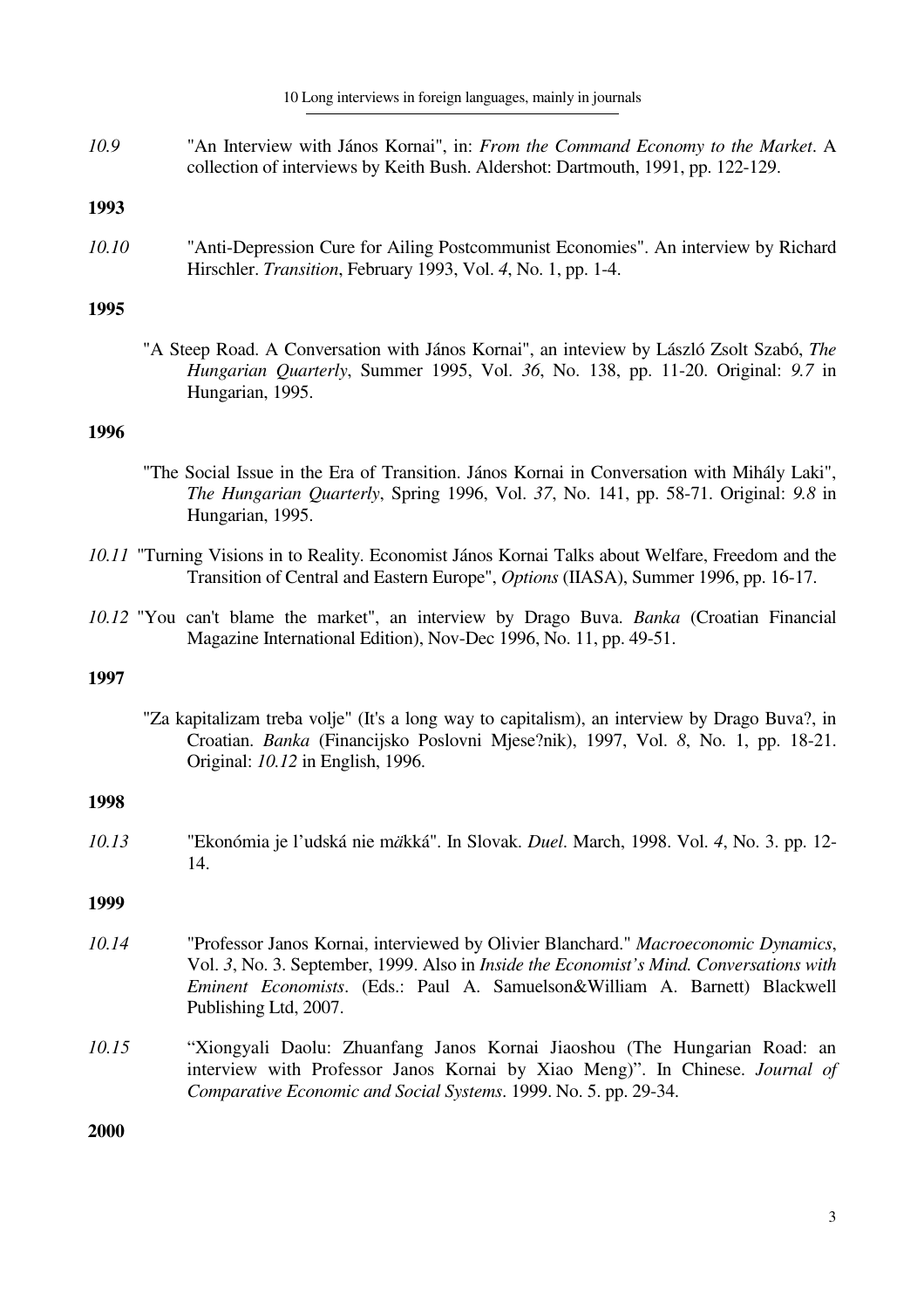*10.9* "An Interview with János Kornai", in: *From the Command Economy to the Market*. A collection of interviews by Keith Bush. Aldershot: Dartmouth, 1991, pp. 122-129.

**1993**

*10.10* "Anti-Depression Cure for Ailing Postcommunist Economies". An interview by Richard Hirschler. *Transition*, February 1993, Vol. *4*, No. 1, pp. 1-4.

**1995**

"A Steep Road. A Conversation with János Kornai", an inteview by László Zsolt Szabó, *The Hungarian Quarterly*, Summer 1995, Vol. *36*, No. 138, pp. 11-20. Original: *9.7* in Hungarian, 1995.

**1996**

"The Social Issue in the Era of Transition. János Kornai in Conversation with Mihály Laki", *The Hungarian Quarterly*, Spring 1996, Vol. *37*, No. 141, pp. 58-71. Original: *9.8* in Hungarian, 1995.

*10.11* "Turning Visions in to Reality. Economist János Kornai Talks about Welfare, Freedom and the Transition of Central and Eastern Europe", *Options* (IIASA), Summer 1996, pp. 16-17.

*10.12* "You can't blame the market", an interview by Drago Buva. *Banka* (Croatian Financial Magazine International Edition), Nov-Dec 1996, No. 11, pp. 49-51.

**1997**

"Za kapitalizam treba volje" (It's a long way to capitalism), an interview by Drago Buva?, in Croatian. *Banka* (Financijsko Poslovni Mjese?nik), 1997, Vol. *8*, No. 1, pp. 18-21. Original: *10.12* in English, 1996.

**1998**

*10.13* "Ekonómia je l'udská nie m*ä*kká". In Slovak. *Duel*. March, 1998. Vol. *4*, No. 3. pp. 12-14.

**1999**

*10.14* "Professor Janos Kornai, interviewed by Olivier Blanchard." *Macroeconomic Dynamics*, Vol. *3*, No. 3. September, 1999. Also in *Inside the Economist's Mind. Conversations with Eminent Economists*. (Eds.: Paul A. Samuelson&William A. Barnett) Blackwell Publishing Ltd, 2007.

*10.15* "Xiongyali Daolu: Zhuanfang Janos Kornai Jiaoshou (The Hungarian Road: an interview with Professor Janos Kornai by Xiao Meng)". In Chinese. *Journal of Comparative Economic and Social Systems*. 1999. No. 5. pp. 29-34.

**2000**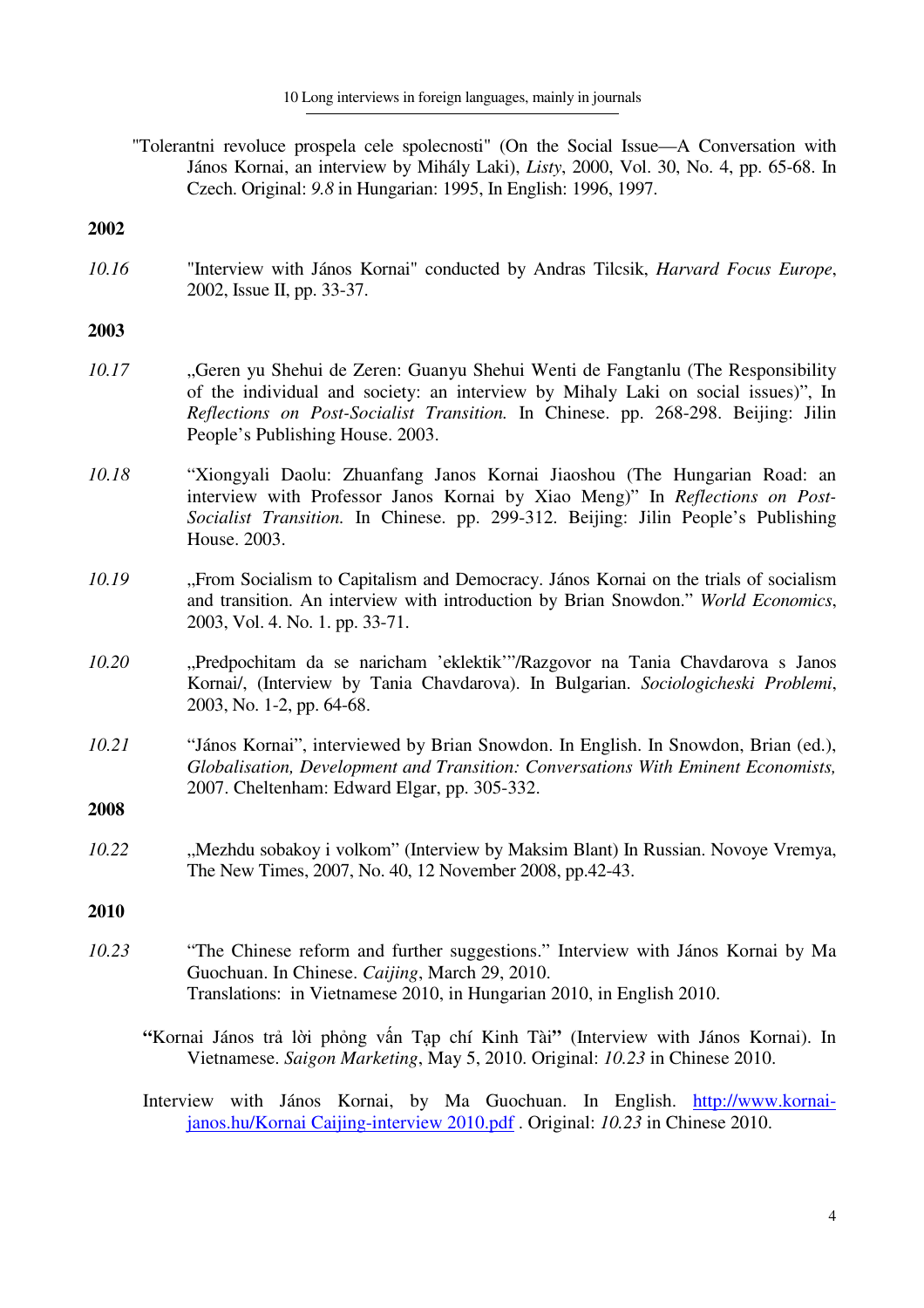"Tolerantni revoluce prospela cele spolecnosti" (On the Social Issue—A Conversation with János Kornai, an interview by Mihály Laki), *Listy*, 2000, Vol. 30, No. 4, pp. 65-68. In Czech. Original: *9.8* in Hungarian: 1995, In English: 1996, 1997.

**2002**

*10.16* "Interview with János Kornai" conducted by Andras Tilcsik, *Harvard Focus Europe*, 2002, Issue II, pp. 33-37.

**2003**

*10.17* „Geren yu Shehui de Zeren: Guanyu Shehui Wenti de Fangtanlu (The Responsibility of the individual and society: an interview by Mihaly Laki on social issues)", In *Reflections on Post-Socialist Transition.* In Chinese. pp. 268-298. Beijing: Jilin People's Publishing House. 2003.

*10.18* "Xiongyali Daolu: Zhuanfang Janos Kornai Jiaoshou (The Hungarian Road: an interview with Professor Janos Kornai by Xiao Meng)" In *Reflections on Post-Socialist Transition.* In Chinese. pp. 299-312. Beijing: Jilin People's Publishing House. 2003.

*10.19* „From Socialism to Capitalism and Democracy. János Kornai on the trials of socialism and transition. An interview with introduction by Brian Snowdon." *World Economics*, 2003, Vol. 4. No. 1. pp. 33-71.

*10.20* „Predpochitam da se naricham 'eklektik'"/Razgovor na Tania Chavdarova s Janos Kornai/, (Interview by Tania Chavdarova). In Bulgarian. *Sociologicheski Problemi*, 2003, No. 1-2, pp. 64-68.

*10.21* "János Kornai", interviewed by Brian Snowdon. In English. In Snowdon, Brian (ed.), *Globalisation, Development and Transition: Conversations With Eminent Economists,* 2007. Cheltenham: Edward Elgar, pp. 305-332.

**2008**

*10.22* „Mezhdu sobakoy i volkom" (Interview by Maksim Blant) In Russian. Novoye Vremya, The New Times, 2007, No. 40, 12 November 2008, pp.42-43.

**2010**

*10.23* "The Chinese reform and further suggestions." Interview with János Kornai by Ma Guochuan. In Chinese. *Caijing*, March 29, 2010.
Translations: in Vietnamese 2010, in Hungarian 2010, in English 2010.

**"**Kornai János trả lời phỏng vấn Tạp chí Kinh Tài**"** (Interview with János Kornai). In Vietnamese. *Saigon Marketing*, May 5, 2010. Original: *10.23* in Chinese 2010.

Interview with János Kornai, by Ma Guochuan. In English. [http://www.kornai-janos.hu/Kornai Caijing-interview 2010.pdf](http://www.kornai-janos.hu/Kornai Caijing-interview 2010.pdf) . Original: *10.23* in Chinese 2010.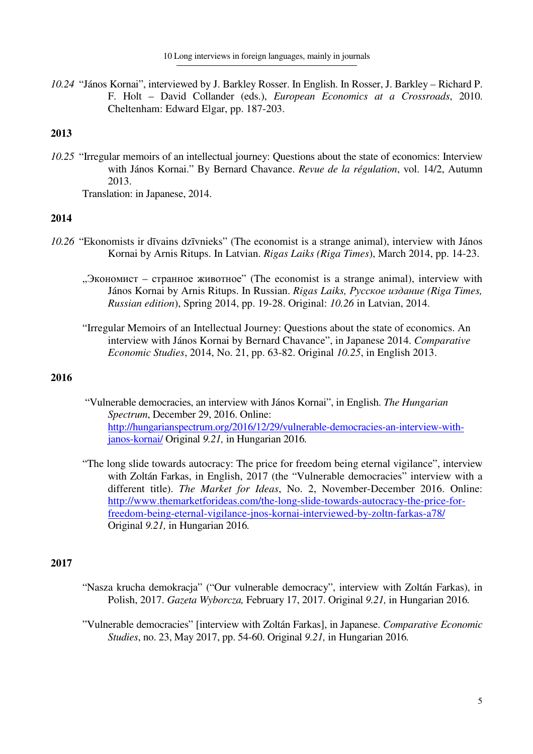*10.24* "János Kornai", interviewed by J. Barkley Rosser. In English. In Rosser, J. Barkley – Richard P. F. Holt – David Collander (eds.), *European Economics at a Crossroads*, 2010. Cheltenham: Edward Elgar, pp. 187-203.

**2013**

*10.25* "Irregular memoirs of an intellectual journey: Questions about the state of economics: Interview with János Kornai." By Bernard Chavance. *Revue de la régulation*, vol. 14/2, Autumn 2013.
Translation: in Japanese, 2014.

**2014**

*10.26* "Ekonomists ir dīvains dzīvnieks" (The economist is a strange animal), interview with János Kornai by Arnis Ritups. In Latvian. *Rigas Laiks (Riga Times)*, March 2014, pp. 14-23.

„Экономист – странное животное" (The economist is a strange animal), interview with János Kornai by Arnis Ritups. In Russian. *Rigas Laiks, Русское издание (Riga Times, Russian edition)*, Spring 2014, pp. 19-28. Original: *10.26* in Latvian, 2014.

"Irregular Memoirs of an Intellectual Journey: Questions about the state of economics. An interview with János Kornai by Bernard Chavance", in Japanese 2014. *Comparative Economic Studies*, 2014, No. 21, pp. 63-82. Original *10.25*, in English 2013.

**2016**

"Vulnerable democracies, an interview with János Kornai", in English. *The Hungarian Spectrum*, December 29, 2016. Online: http://hungarianspectrum.org/2016/12/29/vulnerable-democracies-an-interview-with-janos-kornai/ Original *9.21,* in Hungarian 2016.

"The long slide towards autocracy: The price for freedom being eternal vigilance", interview with Zoltán Farkas, in English, 2017 (the "Vulnerable democracies" interview with a different title). *The Market for Ideas*, No. 2, November-December 2016. Online: http://www.themarketforideas.com/the-long-slide-towards-autocracy-the-price-for-freedom-being-eternal-vigilance-jnos-kornai-interviewed-by-zoltn-farkas-a78/ Original *9.21,* in Hungarian 2016.

**2017**

"Nasza krucha demokracja" ("Our vulnerable democracy", interview with Zoltán Farkas), in Polish, 2017. *Gazeta Wyborcza,* February 17, 2017. Original *9.21,* in Hungarian 2016.

"Vulnerable democracies" [interview with Zoltán Farkas], in Japanese. *Comparative Economic Studies*, no. 23, May 2017, pp. 54-60. Original *9.21,* in Hungarian 2016.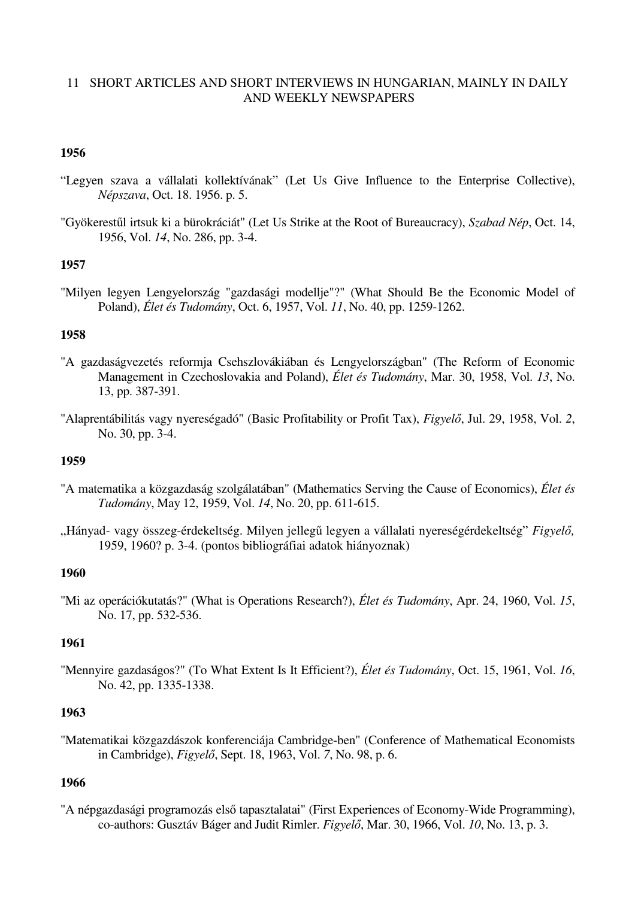## 11 SHORT ARTICLES AND SHORT INTERVIEWS IN HUNGARIAN, MAINLY IN DAILY AND WEEKLY NEWSPAPERS

### 1956

"Legyen szava a vállalati kollektívának" (Let Us Give Influence to the Enterprise Collective), *Népszava*, Oct. 18. 1956. p. 5.

"Gyökerestűl irtsuk ki a bürokráciát" (Let Us Strike at the Root of Bureaucracy), *Szabad Nép*, Oct. 14, 1956, Vol. *14*, No. 286, pp. 3-4.

### 1957

"Milyen legyen Lengyelország "gazdasági modellje"?" (What Should Be the Economic Model of Poland), *Élet és Tudomány*, Oct. 6, 1957, Vol. *11*, No. 40, pp. 1259-1262.

### 1958

"A gazdaságvezetés reformja Csehszlovákiában és Lengyelországban" (The Reform of Economic Management in Czechoslovakia and Poland), *Élet és Tudomány*, Mar. 30, 1958, Vol. *13*, No. 13, pp. 387-391.

"Alaprentábilitás vagy nyereségadó" (Basic Profitability or Profit Tax), *Figyelő*, Jul. 29, 1958, Vol. *2*, No. 30, pp. 3-4.

### 1959

"A matematika a közgazdaság szolgálatában" (Mathematics Serving the Cause of Economics), *Élet és Tudomány*, May 12, 1959, Vol. *14*, No. 20, pp. 611-615.

„Hányad- vagy összeg-érdekeltség. Milyen jellegű legyen a vállalati nyereségérdekeltség" *Figyelő,* 1959, 1960? p. 3-4. (pontos bibliográfiai adatok hiányoznak)

### 1960

"Mi az operációkutatás?" (What is Operations Research?), *Élet és Tudomány*, Apr. 24, 1960, Vol. *15*, No. 17, pp. 532-536.

### 1961

"Mennyire gazdaságos?" (To What Extent Is It Efficient?), *Élet és Tudomány*, Oct. 15, 1961, Vol. *16*, No. 42, pp. 1335-1338.

### 1963

"Matematikai közgazdászok konferenciája Cambridge-ben" (Conference of Mathematical Economists in Cambridge), *Figyelő*, Sept. 18, 1963, Vol. *7*, No. 98, p. 6.

### 1966

"A népgazdasági programozás első tapasztalatai" (First Experiences of Economy-Wide Programming), co-authors: Gusztáv Báger and Judit Rimler. *Figyelő*, Mar. 30, 1966, Vol. *10*, No. 13, p. 3.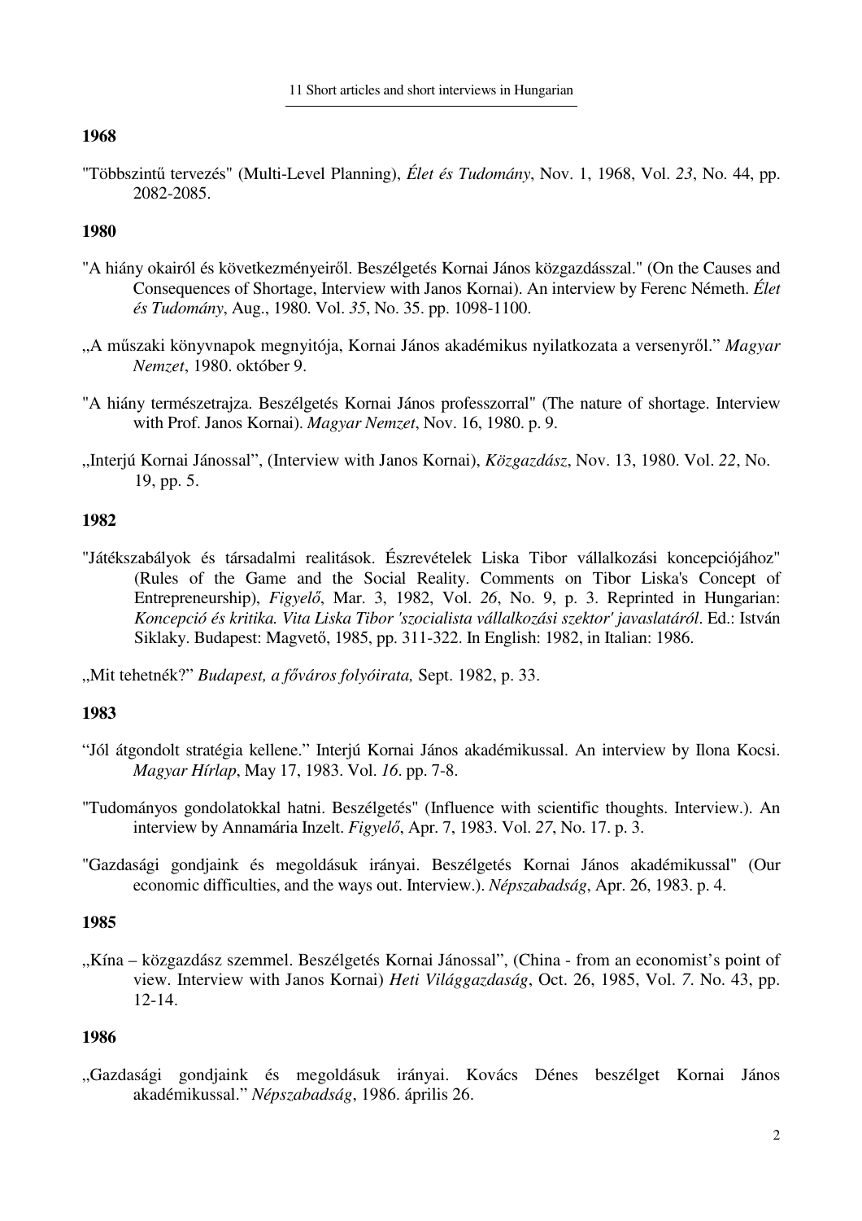**1968**

"Többszintű tervezés" (Multi-Level Planning), *Élet és Tudomány*, Nov. 1, 1968, Vol. *23*, No. 44, pp. 2082-2085.

**1980**

"A hiány okairól és következményeiről. Beszélgetés Kornai János közgazdásszal." (On the Causes and Consequences of Shortage, Interview with Janos Kornai). An interview by Ferenc Németh. *Élet és Tudomány*, Aug., 1980. Vol. *35*, No. 35. pp. 1098-1100.

„A műszaki könyvnapok megnyitója, Kornai János akadémikus nyilatkozata a versenyről." *Magyar Nemzet*, 1980. október 9.

"A hiány természetrajza. Beszélgetés Kornai János professzorral" (The nature of shortage. Interview with Prof. Janos Kornai). *Magyar Nemzet*, Nov. 16, 1980. p. 9.

„Interjú Kornai Jánossal", (Interview with Janos Kornai), *Közgazdász*, Nov. 13, 1980. Vol. *22*, No. 19, pp. 5.

**1982**

"Játékszabályok és társadalmi realitások. Észrevételek Liska Tibor vállalkozási koncepciójához" (Rules of the Game and the Social Reality. Comments on Tibor Liska's Concept of Entrepreneurship), *Figyelő*, Mar. 3, 1982, Vol. *26*, No. 9, p. 3. Reprinted in Hungarian: *Koncepció és kritika. Vita Liska Tibor 'szocialista vállalkozási szektor' javaslatáról*. Ed.: István Siklaky. Budapest: Magvető, 1985, pp. 311-322. In English: 1982, in Italian: 1986.

„Mit tehetnék?" *Budapest, a főváros folyóirata,* Sept. 1982, p. 33.

**1983**

"Jól átgondolt stratégia kellene." Interjú Kornai János akadémikussal. An interview by Ilona Kocsi. *Magyar Hírlap*, May 17, 1983. Vol. *16*. pp. 7-8.

"Tudományos gondolatokkal hatni. Beszélgetés" (Influence with scientific thoughts. Interview.). An interview by Annamária Inzelt. *Figyelő*, Apr. 7, 1983. Vol. *27*, No. 17. p. 3.

"Gazdasági gondjaink és megoldásuk irányai. Beszélgetés Kornai János akadémikussal" (Our economic difficulties, and the ways out. Interview.). *Népszabadság*, Apr. 26, 1983. p. 4.

**1985**

„Kína – közgazdász szemmel. Beszélgetés Kornai Jánossal", (China - from an economist's point of view. Interview with Janos Kornai) *Heti Világgazdaság*, Oct. 26, 1985, Vol. *7*. No. 43, pp. 12-14.

**1986**

„Gazdasági gondjaink és megoldásuk irányai. Kovács Dénes beszélget Kornai János akadémikussal." *Népszabadság*, 1986. április 26.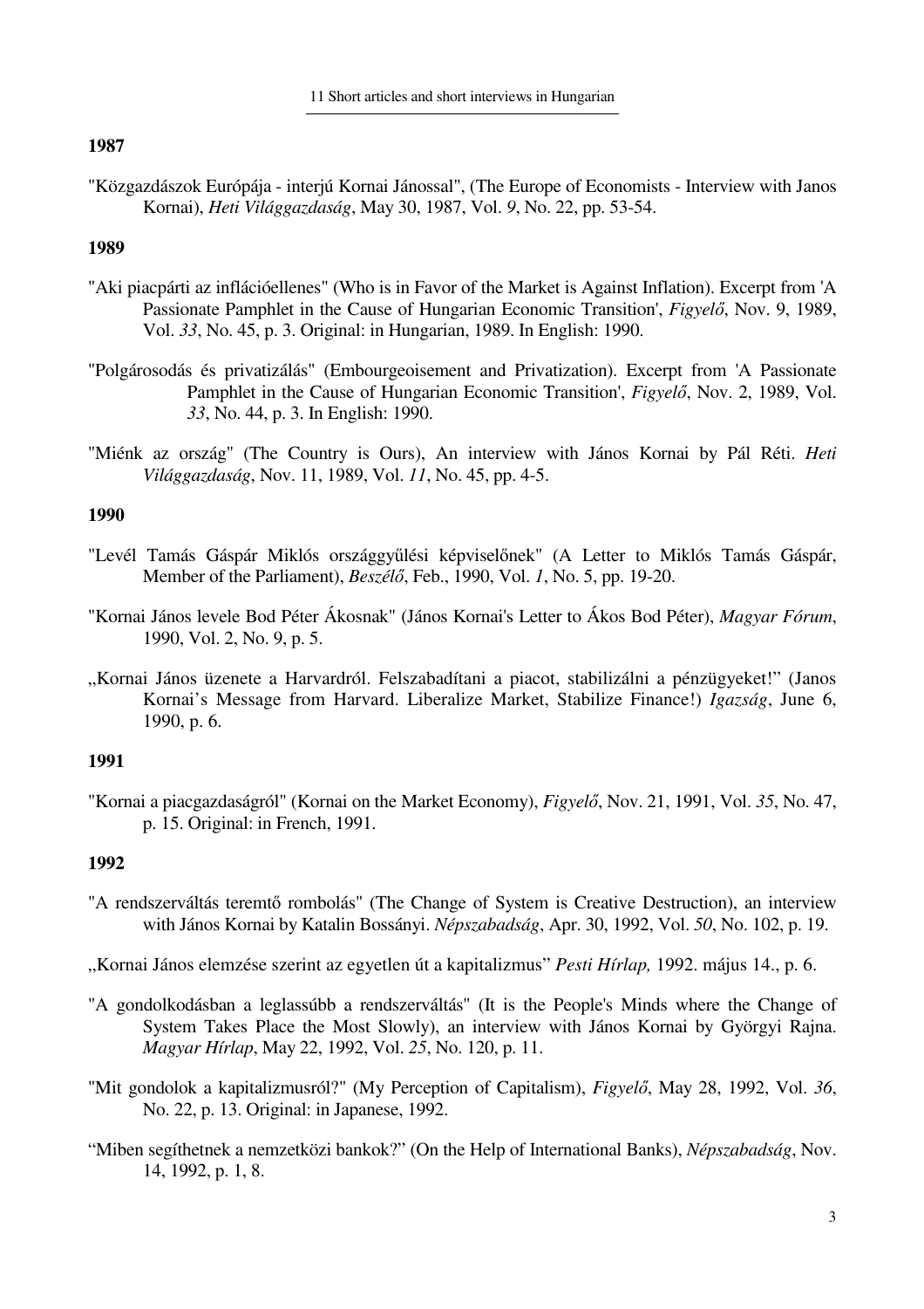**1987**

"Közgazdászok Európája - interjú Kornai Jánossal", (The Europe of Economists - Interview with Janos Kornai), *Heti Világgazdaság*, May 30, 1987, Vol. *9*, No. 22, pp. 53-54.

**1989**

"Aki piacpárti az inflációellenes" (Who is in Favor of the Market is Against Inflation). Excerpt from 'A Passionate Pamphlet in the Cause of Hungarian Economic Transition', *Figyelő*, Nov. 9, 1989, Vol. *33*, No. 45, p. 3. Original: in Hungarian, 1989. In English: 1990.

"Polgárosodás és privatizálás" (Embourgeoisement and Privatization). Excerpt from 'A Passionate Pamphlet in the Cause of Hungarian Economic Transition', *Figyelő*, Nov. 2, 1989, Vol. *33*, No. 44, p. 3. In English: 1990.

"Miénk az ország" (The Country is Ours), An interview with János Kornai by Pál Réti. *Heti Világgazdaság*, Nov. 11, 1989, Vol. *11*, No. 45, pp. 4-5.

**1990**

"Levél Tamás Gáspár Miklós országgyűlési képviselőnek" (A Letter to Miklós Tamás Gáspár, Member of the Parliament), *Beszélő*, Feb., 1990, Vol. *1*, No. 5, pp. 19-20.

"Kornai János levele Bod Péter Ákosnak" (János Kornai's Letter to Ákos Bod Péter), *Magyar Fórum*, 1990, Vol. 2, No. 9, p. 5.

„Kornai János üzenete a Harvardról. Felszabadítani a piacot, stabilizálni a pénzügyeket!" (Janos Kornai's Message from Harvard. Liberalize Market, Stabilize Finance!) *Igazság*, June 6, 1990, p. 6.

**1991**

"Kornai a piacgazdaságról" (Kornai on the Market Economy), *Figyelő*, Nov. 21, 1991, Vol. *35*, No. 47, p. 15. Original: in French, 1991.

**1992**

"A rendszerváltás teremtő rombolás" (The Change of System is Creative Destruction), an interview with János Kornai by Katalin Bossányi. *Népszabadság*, Apr. 30, 1992, Vol. *50*, No. 102, p. 19.

„Kornai János elemzése szerint az egyetlen út a kapitalizmus" *Pesti Hírlap,* 1992. május 14., p. 6.

"A gondolkodásban a leglassúbb a rendszerváltás" (It is the People's Minds where the Change of System Takes Place the Most Slowly), an interview with János Kornai by Györgyi Rajna. *Magyar Hírlap*, May 22, 1992, Vol. *25*, No. 120, p. 11.

"Mit gondolok a kapitalizmusról?" (My Perception of Capitalism), *Figyelő*, May 28, 1992, Vol. *36*, No. 22, p. 13. Original: in Japanese, 1992.

"Miben segíthetnek a nemzetközi bankok?" (On the Help of International Banks), *Népszabadság*, Nov. 14, 1992, p. 1, 8.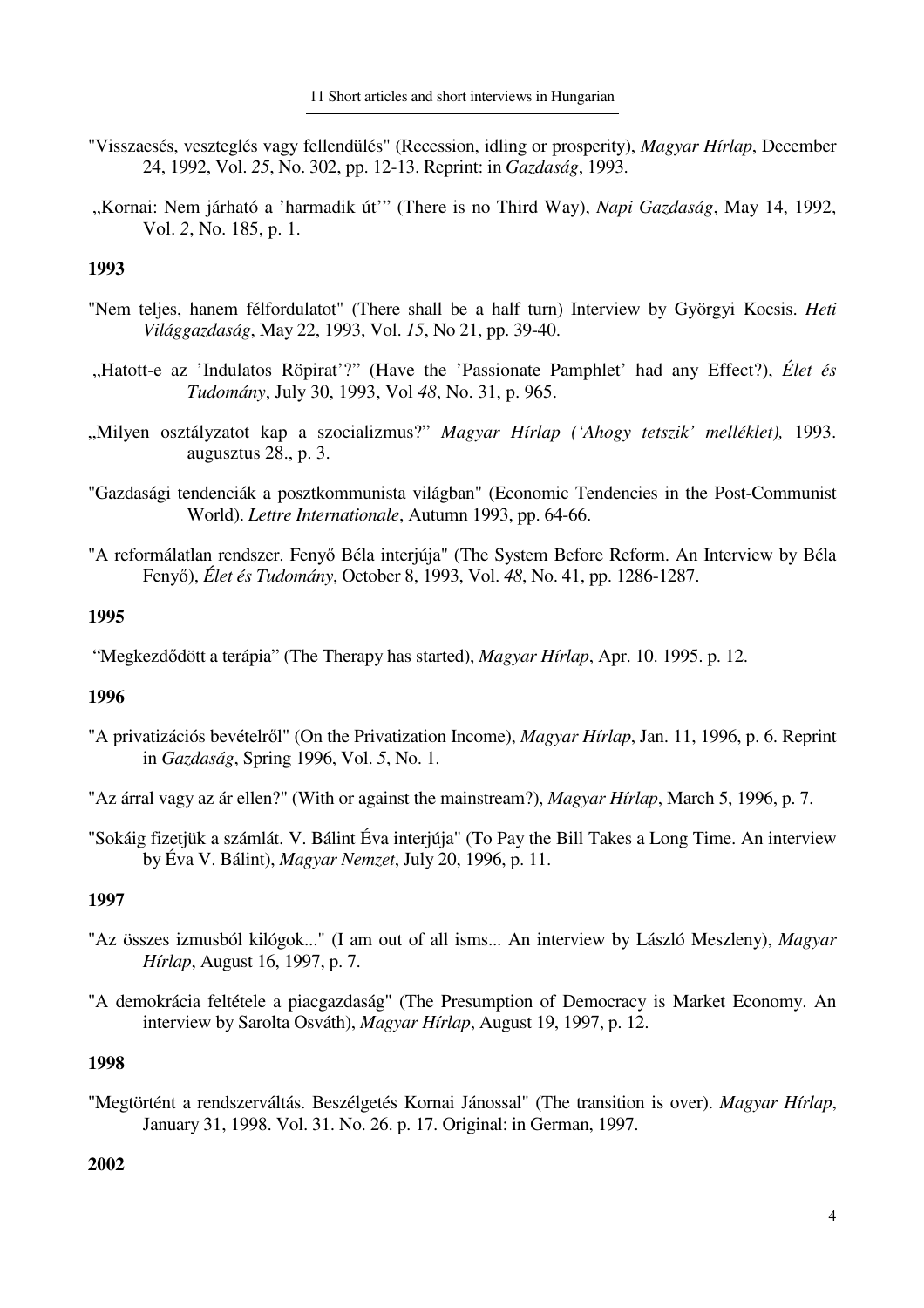"Visszaesés, veszteglés vagy fellendülés" (Recession, idling or prosperity), *Magyar Hírlap*, December 24, 1992, Vol. *25*, No. 302, pp. 12-13. Reprint: in *Gazdaság*, 1993.

„Kornai: Nem járható a 'harmadik út'" (There is no Third Way), *Napi Gazdaság*, May 14, 1992, Vol. *2*, No. 185, p. 1.

**1993**

"Nem teljes, hanem félfordulatot" (There shall be a half turn) Interview by Györgyi Kocsis. *Heti Világgazdaság*, May 22, 1993, Vol. *15*, No 21, pp. 39-40.

„Hatott-e az 'Indulatos Röpirat'?" (Have the 'Passionate Pamphlet' had any Effect?), *Élet és Tudomány*, July 30, 1993, Vol *48*, No. 31, p. 965.

„Milyen osztályzatot kap a szocializmus?" *Magyar Hírlap ('Ahogy tetszik' melléklet),* 1993. augusztus 28., p. 3.

"Gazdasági tendenciák a posztkommunista világban" (Economic Tendencies in the Post-Communist World). *Lettre Internationale*, Autumn 1993, pp. 64-66.

"A reformálatlan rendszer. Fenyő Béla interjúja" (The System Before Reform. An Interview by Béla Fenyő), *Élet és Tudomány*, October 8, 1993, Vol. *48*, No. 41, pp. 1286-1287.

**1995**

"Megkezdődött a terápia" (The Therapy has started), *Magyar Hírlap*, Apr. 10. 1995. p. 12.

**1996**

"A privatizációs bevételről" (On the Privatization Income), *Magyar Hírlap*, Jan. 11, 1996, p. 6. Reprint in *Gazdaság*, Spring 1996, Vol. *5*, No. 1.

"Az árral vagy az ár ellen?" (With or against the mainstream?), *Magyar Hírlap*, March 5, 1996, p. 7.

"Sokáig fizetjük a számlát. V. Bálint Éva interjúja" (To Pay the Bill Takes a Long Time. An interview by Éva V. Bálint), *Magyar Nemzet*, July 20, 1996, p. 11.

**1997**

"Az összes izmusból kilógok..." (I am out of all isms... An interview by László Meszleny), *Magyar Hírlap*, August 16, 1997, p. 7.

"A demokrácia feltétele a piacgazdaság" (The Presumption of Democracy is Market Economy. An interview by Sarolta Osváth), *Magyar Hírlap*, August 19, 1997, p. 12.

**1998**

"Megtörtént a rendszerváltás. Beszélgetés Kornai Jánossal" (The transition is over). *Magyar Hírlap*, January 31, 1998. Vol. 31. No. 26. p. 17. Original: in German, 1997.

**2002**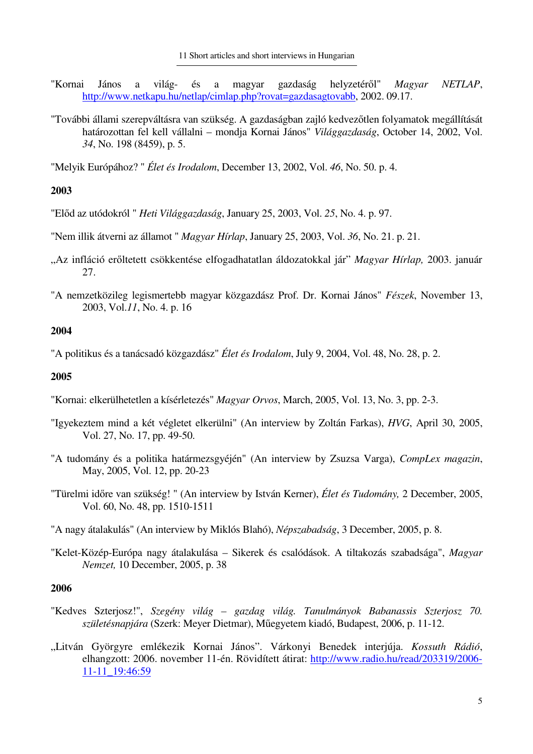"Kornai János a világ- és a magyar gazdaság helyzetéről" *Magyar NETLAP*, http://www.netkapu.hu/netlap/cimlap.php?rovat=gazdasagtovabb, 2002. 09.17.

"További állami szerepváltásra van szükség. A gazdaságban zajló kedvezőtlen folyamatok megállítását határozottan fel kell vállalni – mondja Kornai János" *Világgazdaság*, October 14, 2002, Vol. *34*, No. 198 (8459), p. 5.

"Melyik Európához? " *Élet és Irodalom*, December 13, 2002, Vol. *46*, No. 50. p. 4.

### 2003

"Előd az utódokról " *Heti Világgazdaság*, January 25, 2003, Vol. *25*, No. 4. p. 97.

"Nem illik átverni az államot " *Magyar Hírlap*, January 25, 2003, Vol. *36*, No. 21. p. 21.

„Az infláció erőltetett csökkentése elfogadhatatlan áldozatokkal jár" *Magyar Hírlap,* 2003. január 27.

"A nemzetközileg legismertebb magyar közgazdász Prof. Dr. Kornai János" *Fészek*, November 13, 2003, Vol.*11*, No. 4. p. 16

### 2004

"A politikus és a tanácsadó közgazdász" *Élet és Irodalom*, July 9, 2004, Vol. 48, No. 28, p. 2.

### 2005

"Kornai: elkerülhetetlen a kísérletezés" *Magyar Orvos*, March, 2005, Vol. 13, No. 3, pp. 2-3.

"Igyekeztem mind a két végletet elkerülni" (An interview by Zoltán Farkas), *HVG*, April 30, 2005, Vol. 27, No. 17, pp. 49-50.

"A tudomány és a politika határmezsgyéjén" (An interview by Zsuzsa Varga), *CompLex magazin*, May, 2005, Vol. 12, pp. 20-23

"Türelmi időre van szükség! " (An interview by István Kerner), *Élet és Tudomány,* 2 December, 2005, Vol. 60, No. 48, pp. 1510-1511

"A nagy átalakulás" (An interview by Miklós Blahó), *Népszabadság*, 3 December, 2005, p. 8.

"Kelet-Közép-Európa nagy átalakulása – Sikerek és csalódások. A tiltakozás szabadsága", *Magyar Nemzet,* 10 December, 2005, p. 38

### 2006

"Kedves Szterjosz!", *Szegény világ – gazdag világ. Tanulmányok Babanassis Szterjosz 70. születésnapjára* (Szerk: Meyer Dietmar), Műegyetem kiadó, Budapest, 2006, p. 11-12.

„Litván Györgyre emlékezik Kornai János". Várkonyi Benedek interjúja. *Kossuth Rádió*, elhangzott: 2006. november 11-én. Rövidített átirat: http://www.radio.hu/read/203319/2006-11-11_19:46:59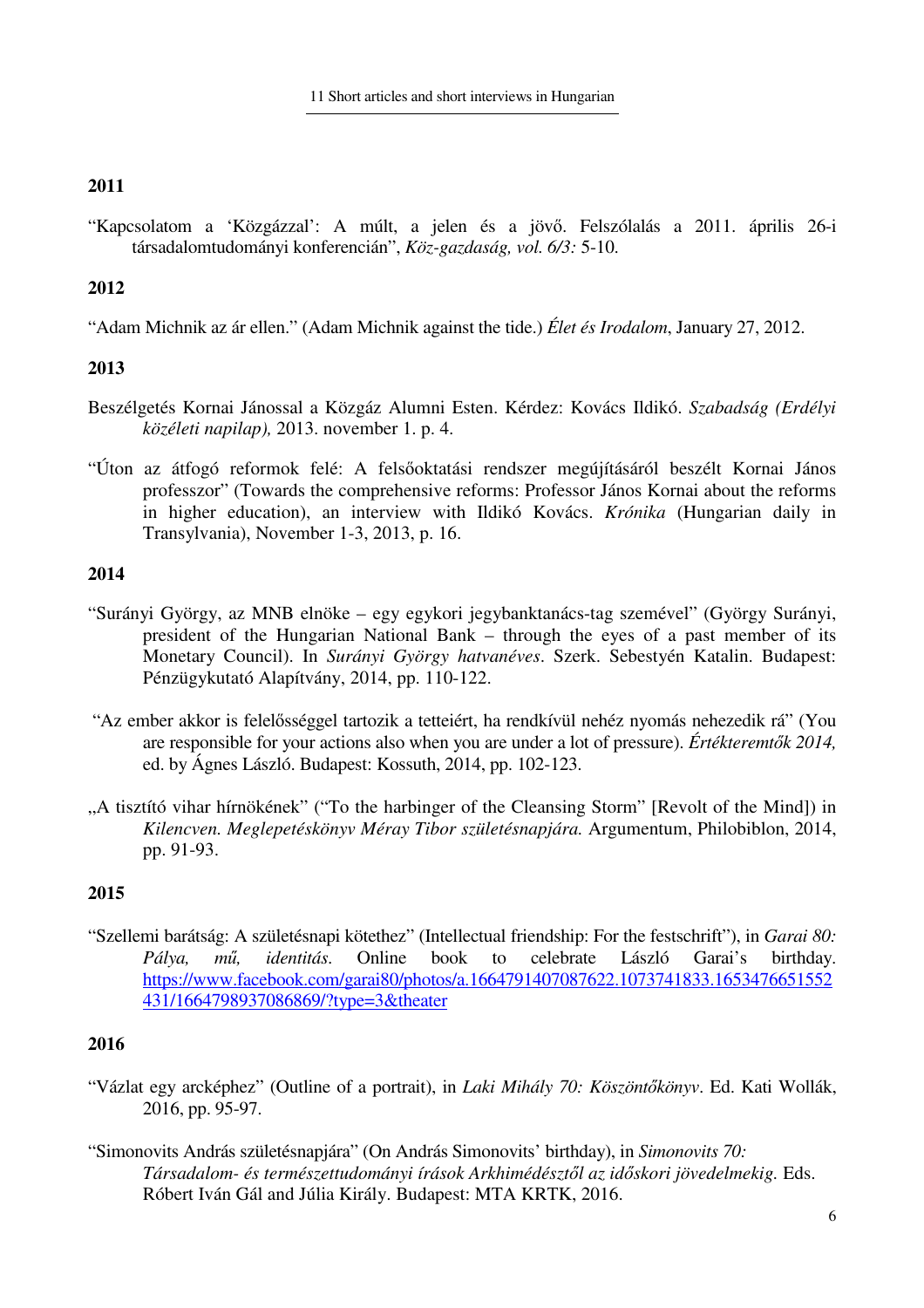## 2011

"Kapcsolatom a 'Közgázzal': A múlt, a jelen és a jövő. Felszólalás a 2011. április 26-i társadalomtudományi konferencián", *Köz-gazdaság, vol. 6/3:* 5-10.

## 2012

"Adam Michnik az ár ellen." (Adam Michnik against the tide.) *Élet és Irodalom*, January 27, 2012.

## 2013

Beszélgetés Kornai Jánossal a Közgáz Alumni Esten. Kérdez: Kovács Ildikó. *Szabadság (Erdélyi közéleti napilap),* 2013. november 1. p. 4.

"Úton az átfogó reformok felé: A felsőoktatási rendszer megújításáról beszélt Kornai János professzor" (Towards the comprehensive reforms: Professor János Kornai about the reforms in higher education), an interview with Ildikó Kovács. *Krónika* (Hungarian daily in Transylvania), November 1-3, 2013, p. 16.

## 2014

"Surányi György, az MNB elnöke – egy egykori jegybanktanács-tag szemével" (György Surányi, president of the Hungarian National Bank – through the eyes of a past member of its Monetary Council). In *Surányi György hatvanéves*. Szerk. Sebestyén Katalin. Budapest: Pénzügykutató Alapítvány, 2014, pp. 110-122.

"Az ember akkor is felelősséggel tartozik a tetteiért, ha rendkívül nehéz nyomás nehezedik rá" (You are responsible for your actions also when you are under a lot of pressure). *Értékteremtők 2014,* ed. by Ágnes László. Budapest: Kossuth, 2014, pp. 102-123.

„A tisztító vihar hírnökének" ("To the harbinger of the Cleansing Storm" [Revolt of the Mind]) in *Kilencven. Meglepetéskönyv Méray Tibor születésnapjára.* Argumentum, Philobiblon, 2014, pp. 91-93.

## 2015

"Szellemi barátság: A születésnapi kötethez" (Intellectual friendship: For the festschrift"), in *Garai 80: Pálya, mű, identitás.* Online book to celebrate László Garai's birthday. https://www.facebook.com/garai80/photos/a.1664791407087622.1073741833.1653476651552431/1664798937086869/?type=3&theater

## 2016

"Vázlat egy arcképhez" (Outline of a portrait), in *Laki Mihály 70: Köszöntőkönyv*. Ed. Kati Wollák, 2016, pp. 95-97.

"Simonovits András születésnapjára" (On András Simonovits' birthday), in *Simonovits 70: Társadalom- és természettudományi írások Arkhimédésztől az időskori jövedelmekig.* Eds. Róbert Iván Gál and Júlia Király. Budapest: MTA KRTK, 2016.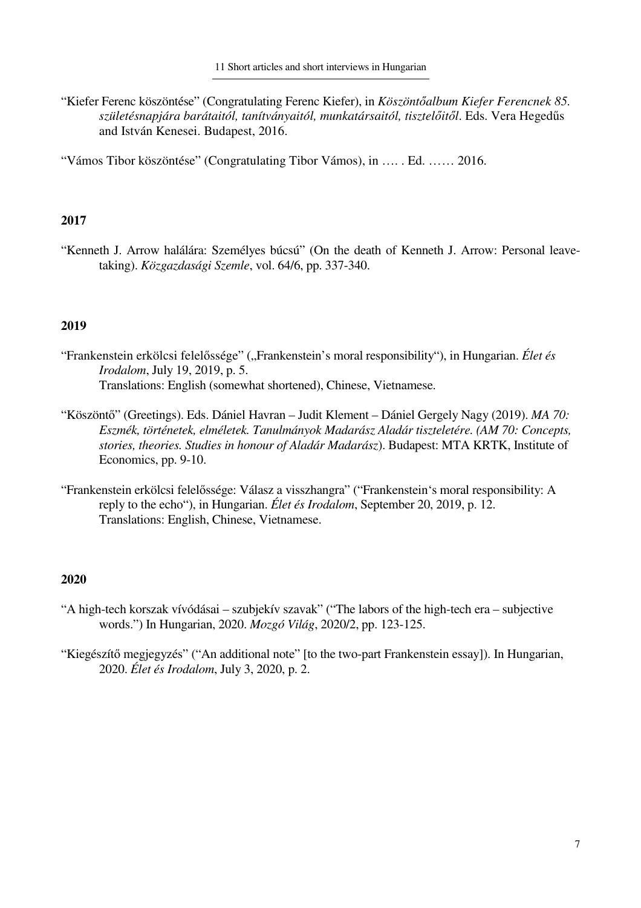"Kiefer Ferenc köszöntése" (Congratulating Ferenc Kiefer), in *Köszöntőalbum Kiefer Ferencnek 85. születésnapjára barátaitól, tanítványaitól, munkatársaitól, tisztelőitől*. Eds. Vera Hegedűs and István Kenesei. Budapest, 2016.

"Vámos Tibor köszöntése" (Congratulating Tibor Vámos), in …. . Ed. …… 2016.

**2017**

"Kenneth J. Arrow halálára: Személyes búcsú" (On the death of Kenneth J. Arrow: Personal leave-taking). *Közgazdasági Szemle*, vol. 64/6, pp. 337-340.

**2019**

"Frankenstein erkölcsi felelőssége" („Frankenstein's moral responsibility"), in Hungarian. *Élet és Irodalom*, July 19, 2019, p. 5.
Translations: English (somewhat shortened), Chinese, Vietnamese.

"Köszöntő" (Greetings). Eds. Dániel Havran – Judit Klement – Dániel Gergely Nagy (2019). *MA 70: Eszmék, történetek, elméletek. Tanulmányok Madarász Aladár tiszteletére. (AM 70: Concepts, stories, theories. Studies in honour of Aladár Madarász*). Budapest: MTA KRTK, Institute of Economics, pp. 9-10.

"Frankenstein erkölcsi felelőssége: Válasz a visszhangra" ("Frankenstein's moral responsibility: A reply to the echo"), in Hungarian. *Élet és Irodalom*, September 20, 2019, p. 12.
Translations: English, Chinese, Vietnamese.

**2020**

"A high-tech korszak vívódásai – szubjekív szavak" ("The labors of the high-tech era – subjective words.") In Hungarian, 2020. *Mozgó Világ*, 2020/2, pp. 123-125.

"Kiegészítő megjegyzés" ("An additional note" [to the two-part Frankenstein essay]). In Hungarian, 2020. *Élet és Irodalom*, July 3, 2020, p. 2.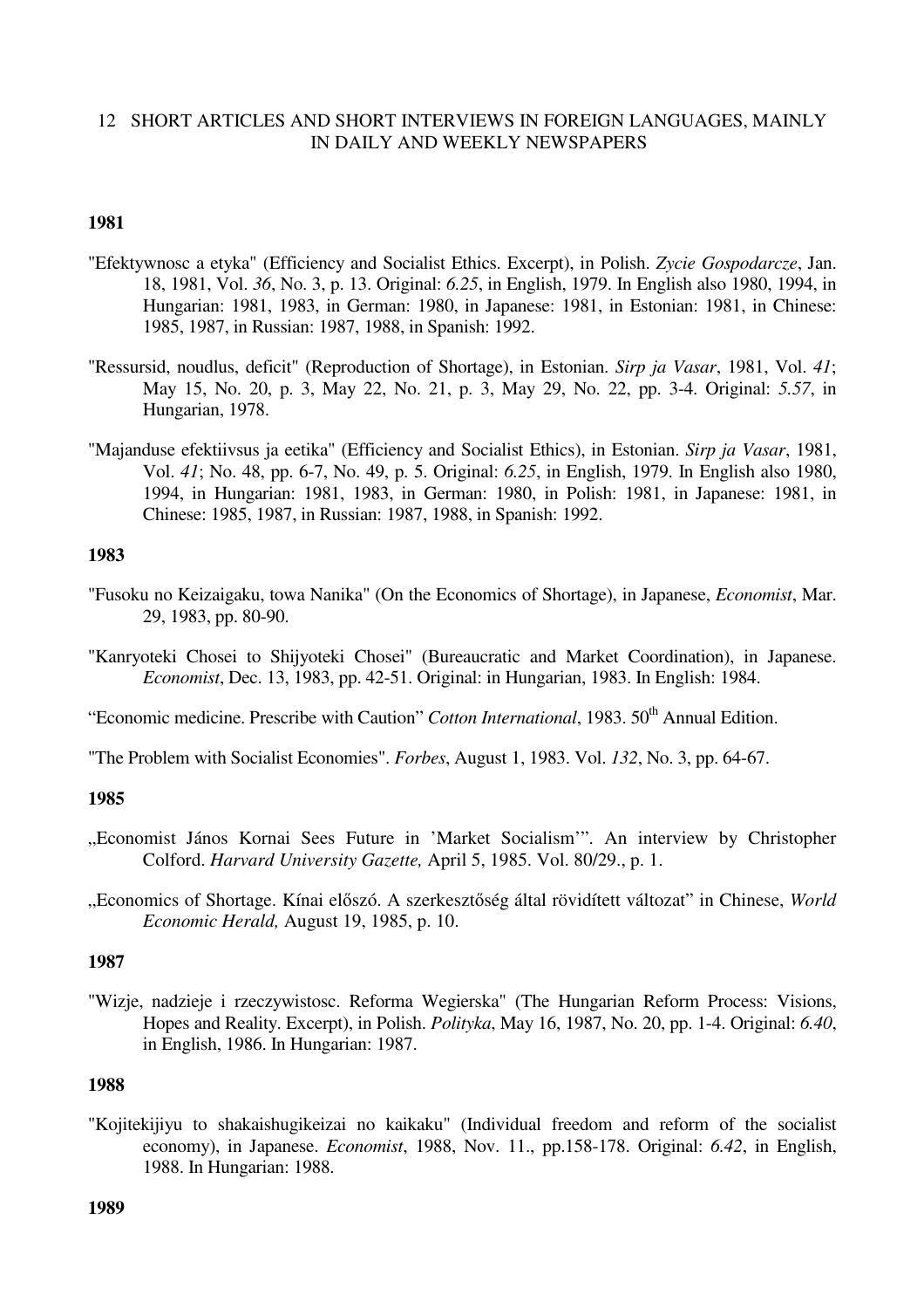## 12 SHORT ARTICLES AND SHORT INTERVIEWS IN FOREIGN LANGUAGES, MAINLY IN DAILY AND WEEKLY NEWSPAPERS

**1981**

"Efektywnosc a etyka" (Efficiency and Socialist Ethics. Excerpt), in Polish. *Zycie Gospodarcze*, Jan. 18, 1981, Vol. *36*, No. 3, p. 13. Original: *6.25*, in English, 1979. In English also 1980, 1994, in Hungarian: 1981, 1983, in German: 1980, in Japanese: 1981, in Estonian: 1981, in Chinese: 1985, 1987, in Russian: 1987, 1988, in Spanish: 1992.

"Ressursid, noudlus, deficit" (Reproduction of Shortage), in Estonian. *Sirp ja Vasar*, 1981, Vol. *41*; May 15, No. 20, p. 3, May 22, No. 21, p. 3, May 29, No. 22, pp. 3-4. Original: *5.57*, in Hungarian, 1978.

"Majanduse efektiivsus ja eetika" (Efficiency and Socialist Ethics), in Estonian. *Sirp ja Vasar*, 1981, Vol. *41*; No. 48, pp. 6-7, No. 49, p. 5. Original: *6.25*, in English, 1979. In English also 1980, 1994, in Hungarian: 1981, 1983, in German: 1980, in Polish: 1981, in Japanese: 1981, in Chinese: 1985, 1987, in Russian: 1987, 1988, in Spanish: 1992.

**1983**

"Fusoku no Keizaigaku, towa Nanika" (On the Economics of Shortage), in Japanese, *Economist*, Mar. 29, 1983, pp. 80-90.

"Kanryoteki Chosei to Shijyoteki Chosei" (Bureaucratic and Market Coordination), in Japanese. *Economist*, Dec. 13, 1983, pp. 42-51. Original: in Hungarian, 1983. In English: 1984.

“Economic medicine. Prescribe with Caution” *Cotton International*, 1983. 50th Annual Edition.

"The Problem with Socialist Economies". *Forbes*, August 1, 1983. Vol. *132*, No. 3, pp. 64-67.

**1985**

„Economist János Kornai Sees Future in ’Market Socialism’”. An interview by Christopher Colford. *Harvard University Gazette,* April 5, 1985. Vol. 80/29., p. 1.

„Economics of Shortage. Kínai előszó. A szerkesztőség által rövidített változat” in Chinese, *World Economic Herald,* August 19, 1985, p. 10.

**1987**

"Wizje, nadzieje i rzeczywistosc. Reforma Wegierska" (The Hungarian Reform Process: Visions, Hopes and Reality. Excerpt), in Polish. *Polityka*, May 16, 1987, No. 20, pp. 1-4. Original: *6.40*, in English, 1986. In Hungarian: 1987.

**1988**

"Kojitekijiyu to shakaishugikeizai no kaikaku" (Individual freedom and reform of the socialist economy), in Japanese. *Economist*, 1988, Nov. 11., pp.158-178. Original: *6.42*, in English, 1988. In Hungarian: 1988.

**1989**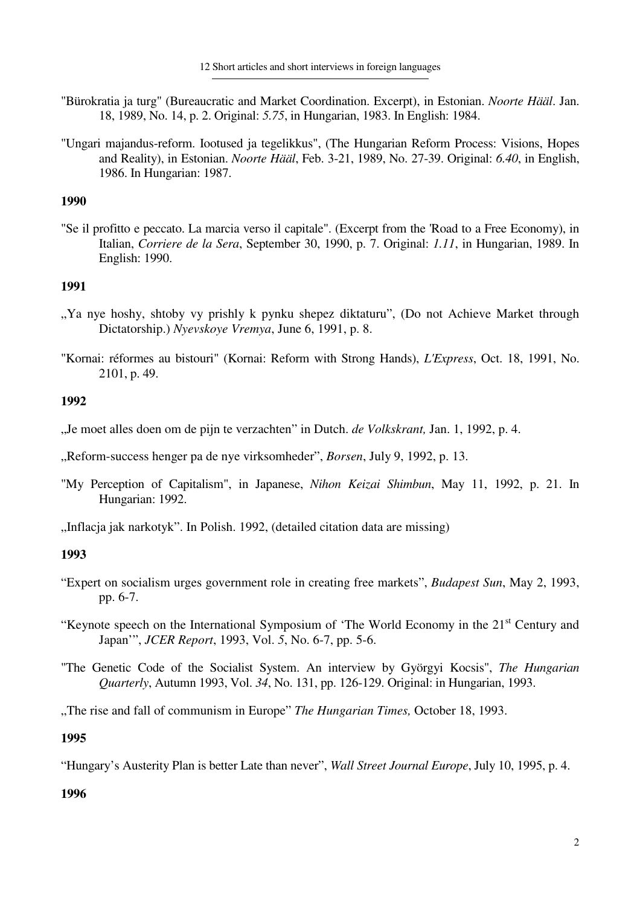"Bürokratia ja turg" (Bureaucratic and Market Coordination. Excerpt), in Estonian. *Noorte Hääl*. Jan. 18, 1989, No. 14, p. 2. Original: *5.75*, in Hungarian, 1983. In English: 1984.

"Ungari majandus-reform. Iootused ja tegelikkus", (The Hungarian Reform Process: Visions, Hopes and Reality), in Estonian. *Noorte Hääl*, Feb. 3-21, 1989, No. 27-39. Original: *6.40*, in English, 1986. In Hungarian: 1987.

**1990**

"Se il profitto e peccato. La marcia verso il capitale". (Excerpt from the 'Road to a Free Economy), in Italian, *Corriere de la Sera*, September 30, 1990, p. 7. Original: *1.11*, in Hungarian, 1989. In English: 1990.

**1991**

„Ya nye hoshy, shtoby vy prishly k pynku shepez diktaturu", (Do not Achieve Market through Dictatorship.) *Nyevskoye Vremya*, June 6, 1991, p. 8.

"Kornai: réformes au bistouri" (Kornai: Reform with Strong Hands), *L'Express*, Oct. 18, 1991, No. 2101, p. 49.

**1992**

„Je moet alles doen om de pijn te verzachten" in Dutch. *de Volkskrant,* Jan. 1, 1992, p. 4.

„Reform-success henger pa de nye virksomheder", *Borsen*, July 9, 1992, p. 13.

"My Perception of Capitalism", in Japanese, *Nihon Keizai Shimbun*, May 11, 1992, p. 21. In Hungarian: 1992.

„Inflacja jak narkotyk". In Polish. 1992, (detailed citation data are missing)

**1993**

"Expert on socialism urges government role in creating free markets", *Budapest Sun*, May 2, 1993, pp. 6-7.

"Keynote speech on the International Symposium of 'The World Economy in the 21st Century and Japan'", *JCER Report*, 1993, Vol. *5*, No. 6-7, pp. 5-6.

"The Genetic Code of the Socialist System. An interview by Györgyi Kocsis", *The Hungarian Quarterly*, Autumn 1993, Vol. *34*, No. 131, pp. 126-129. Original: in Hungarian, 1993.

„The rise and fall of communism in Europe" *The Hungarian Times,* October 18, 1993.

**1995**

"Hungary's Austerity Plan is better Late than never", *Wall Street Journal Europe*, July 10, 1995, p. 4.

**1996**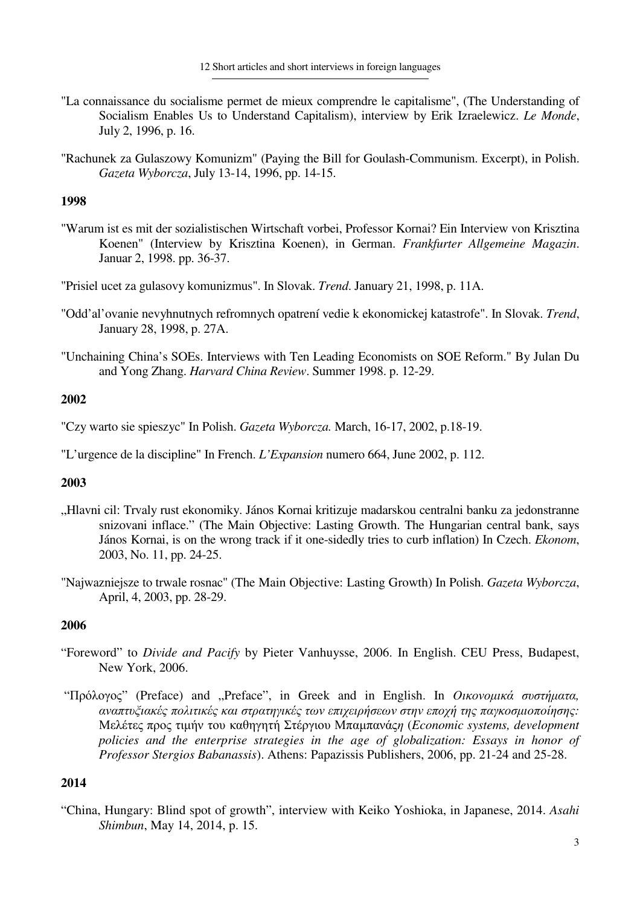"La connaissance du socialisme permet de mieux comprendre le capitalisme", (The Understanding of Socialism Enables Us to Understand Capitalism), interview by Erik Izraelewicz. *Le Monde*, July 2, 1996, p. 16.

"Rachunek za Gulaszowy Komunizm" (Paying the Bill for Goulash-Communism. Excerpt), in Polish. *Gazeta Wyborcza*, July 13-14, 1996, pp. 14-15.

**1998**

"Warum ist es mit der sozialistischen Wirtschaft vorbei, Professor Kornai? Ein Interview von Krisztina Koenen" (Interview by Krisztina Koenen), in German. *Frankfurter Allgemeine Magazin*. Januar 2, 1998. pp. 36-37.

"Prisiel ucet za gulasovy komunizmus". In Slovak. *Trend*. January 21, 1998, p. 11A.

"Odd'al'ovanie nevyhnutnych refromnych opatrení vedie k ekonomickej katastrofe". In Slovak. *Trend*, January 28, 1998, p. 27A.

"Unchaining China's SOEs. Interviews with Ten Leading Economists on SOE Reform." By Julan Du and Yong Zhang. *Harvard China Review*. Summer 1998. p. 12-29.

**2002**

"Czy warto sie spieszyc" In Polish. *Gazeta Wyborcza.* March, 16-17, 2002, p.18-19.

"L'urgence de la discipline" In French. *L'Expansion* numero 664, June 2002, p. 112.

**2003**

„Hlavni cil: Trvaly rust ekonomiky. János Kornai kritizuje madarskou centralni banku za jedonstranne snizovani inflace." (The Main Objective: Lasting Growth. The Hungarian central bank, says János Kornai, is on the wrong track if it one-sidedly tries to curb inflation) In Czech. *Ekonom*, 2003, No. 11, pp. 24-25.

"Najwazniejsze to trwale rosnac" (The Main Objective: Lasting Growth) In Polish. *Gazeta Wyborcza*, April, 4, 2003, pp. 28-29.

**2006**

"Foreword" to *Divide and Pacify* by Pieter Vanhuysse, 2006. In English. CEU Press, Budapest, New York, 2006.

"Πρόλογος" (Preface) and „Preface", in Greek and in English. In *Οικονομικά συστήματα, αναπτυξιακές πολιτικές και στρατηγικές των επιχειρήσεων στην εποχή της παγκοσμιοποίησης:* Μελέτες προς τιμήν του καθηγητή Στέργιου Μπαμπανάςη (*Economic systems, development policies and the enterprise strategies in the age of globalization: Essays in honor of Professor Stergios Babanassis*). Athens: Papazissis Publishers, 2006, pp. 21-24 and 25-28.

**2014**

"China, Hungary: Blind spot of growth", interview with Keiko Yoshioka, in Japanese, 2014. *Asahi Shimbun*, May 14, 2014, p. 15.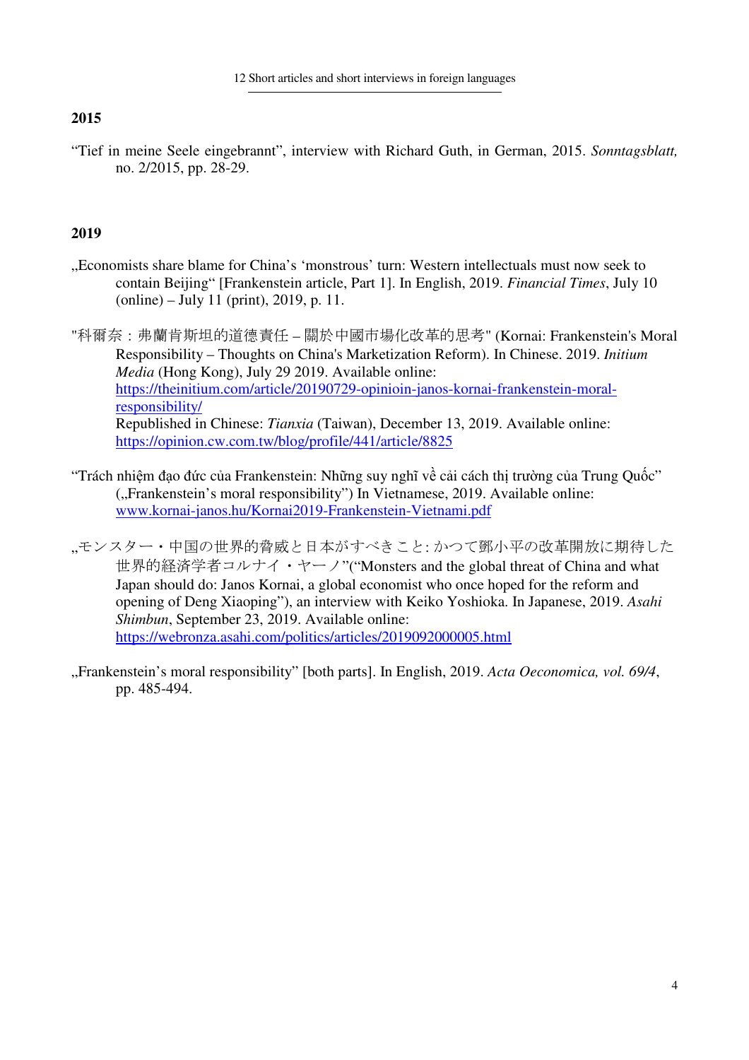## 2015

"Tief in meine Seele eingebrannt", interview with Richard Guth, in German, 2015. *Sonntagsblatt,* no. 2/2015, pp. 28-29.

## 2019

„Economists share blame for China's 'monstrous' turn: Western intellectuals must now seek to contain Beijing" [Frankenstein article, Part 1]. In English, 2019. *Financial Times*, July 10 (online) – July 11 (print), 2019, p. 11.

"科爾奈：弗蘭肯斯坦的道德責任 – 關於中國市場化改革的思考" (Kornai: Frankenstein's Moral Responsibility – Thoughts on China's Marketization Reform). In Chinese. 2019. *Initium Media* (Hong Kong), July 29 2019. Available online: https://theinitium.com/article/20190729-opinioin-janos-kornai-frankenstein-moral-responsibility/
Republished in Chinese: *Tianxia* (Taiwan), December 13, 2019. Available online: https://opinion.cw.com.tw/blog/profile/441/article/8825

"Trách nhiệm đạo đức của Frankenstein: Những suy nghĩ về cải cách thị trường của Trung Quốc" („Frankenstein's moral responsibility") In Vietnamese, 2019. Available online: www.kornai-janos.hu/Kornai2019-Frankenstein-Vietnami.pdf

„モンスター・中国の世界的脅威と日本がすべきこと: かつて鄧小平の改革開放に期待した世界的経済学者コルナイ・ヤーノ"("Monsters and the global threat of China and what Japan should do: Janos Kornai, a global economist who once hoped for the reform and opening of Deng Xiaoping"), an interview with Keiko Yoshioka. In Japanese, 2019. *Asahi Shimbun*, September 23, 2019. Available online: https://webronza.asahi.com/politics/articles/2019092000005.html

„Frankenstein's moral responsibility" [both parts]. In English, 2019. *Acta Oeconomica, vol. 69/4*, pp. 485-494.